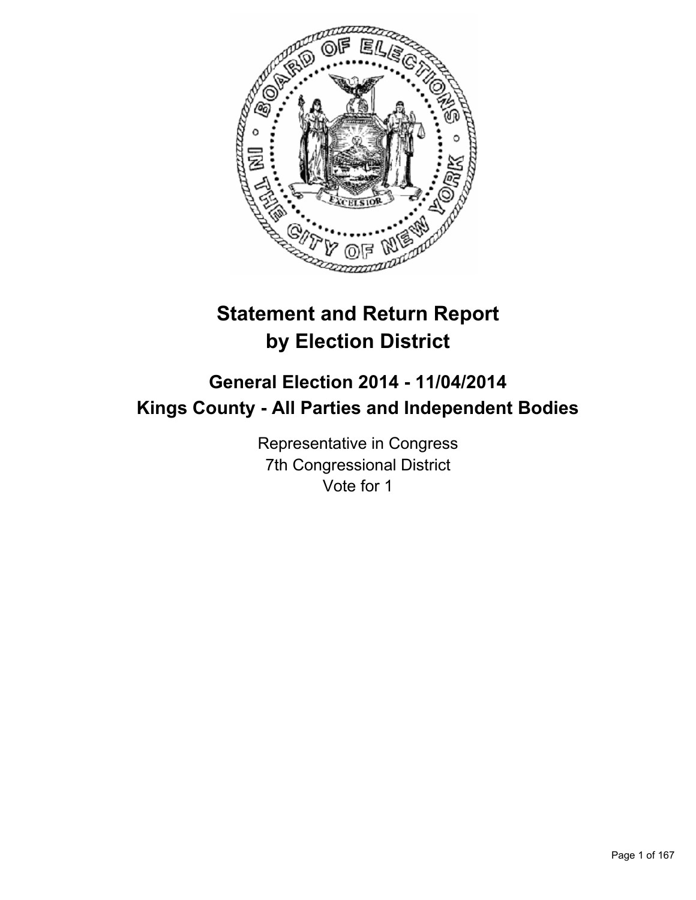# Statement and Return Report by Election District

## General Election 2014 - 11/04/2014
## Kings County - All Parties and Independent Bodies

Representative in Congress
7th Congressional District
Vote for 1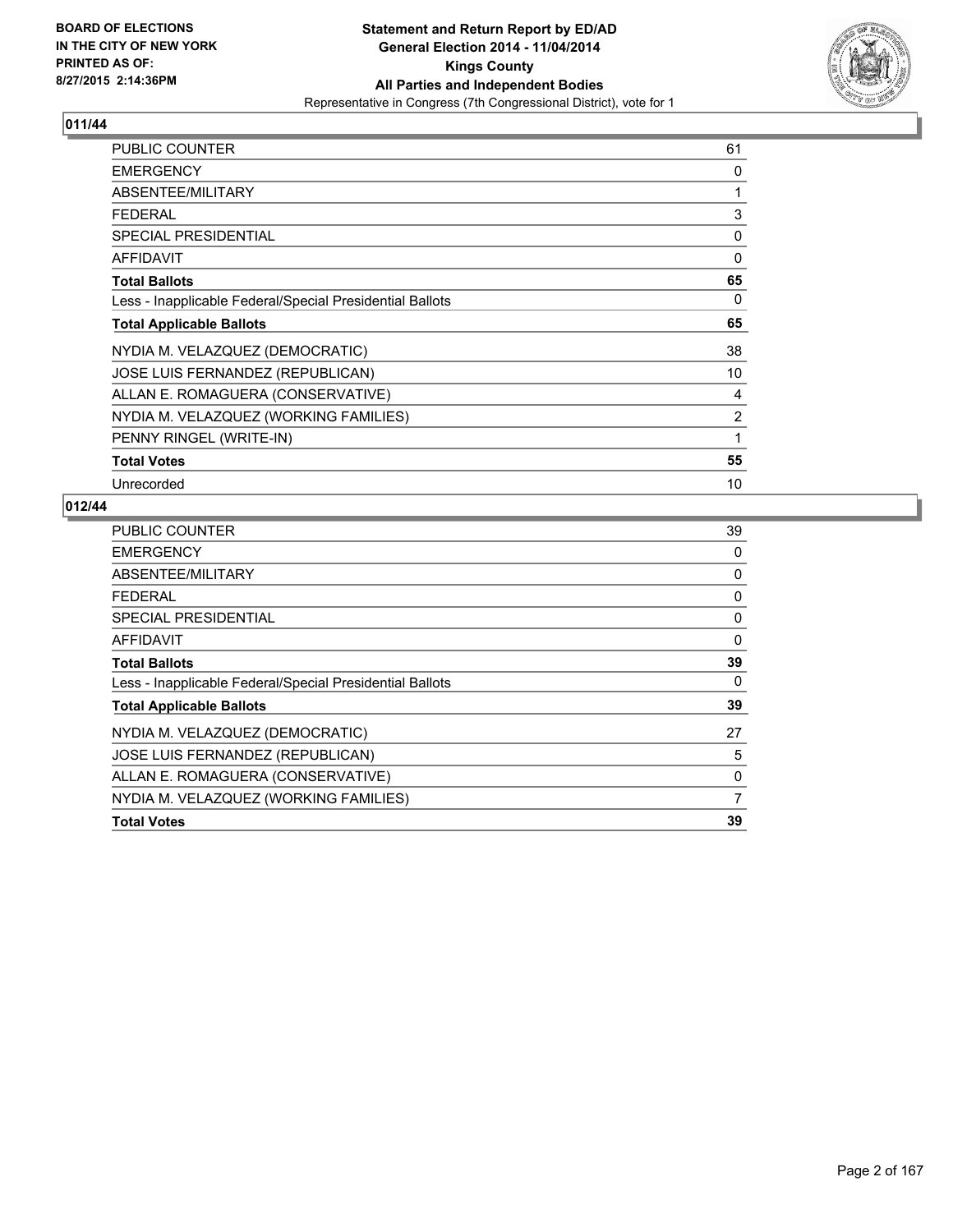**BOARD OF ELECTIONS IN THE CITY OF NEW YORK PRINTED AS OF: 8/27/2015 2:14:36PM**

**Statement and Return Report by ED/AD**
**General Election 2014 - 11/04/2014**
**Kings County**
**All Parties and Independent Bodies**
Representative in Congress (7th Congressional District), vote for 1

## 011/44

| | |
|---|---|
| PUBLIC COUNTER | 61 |
| EMERGENCY | 0 |
| ABSENTEE/MILITARY | 1 |
| FEDERAL | 3 |
| SPECIAL PRESIDENTIAL | 0 |
| AFFIDAVIT | 0 |
| **Total Ballots** | **65** |
| Less - Inapplicable Federal/Special Presidential Ballots | 0 |
| **Total Applicable Ballots** | **65** |
| NYDIA M. VELAZQUEZ (DEMOCRATIC) | 38 |
| JOSE LUIS FERNANDEZ (REPUBLICAN) | 10 |
| ALLAN E. ROMAGUERA (CONSERVATIVE) | 4 |
| NYDIA M. VELAZQUEZ (WORKING FAMILIES) | 2 |
| PENNY RINGEL (WRITE-IN) | 1 |
| **Total Votes** | **55** |
| Unrecorded | 10 |

## 012/44

| | |
|---|---|
| PUBLIC COUNTER | 39 |
| EMERGENCY | 0 |
| ABSENTEE/MILITARY | 0 |
| FEDERAL | 0 |
| SPECIAL PRESIDENTIAL | 0 |
| AFFIDAVIT | 0 |
| **Total Ballots** | **39** |
| Less - Inapplicable Federal/Special Presidential Ballots | 0 |
| **Total Applicable Ballots** | **39** |
| NYDIA M. VELAZQUEZ (DEMOCRATIC) | 27 |
| JOSE LUIS FERNANDEZ (REPUBLICAN) | 5 |
| ALLAN E. ROMAGUERA (CONSERVATIVE) | 0 |
| NYDIA M. VELAZQUEZ (WORKING FAMILIES) | 7 |
| **Total Votes** | **39** |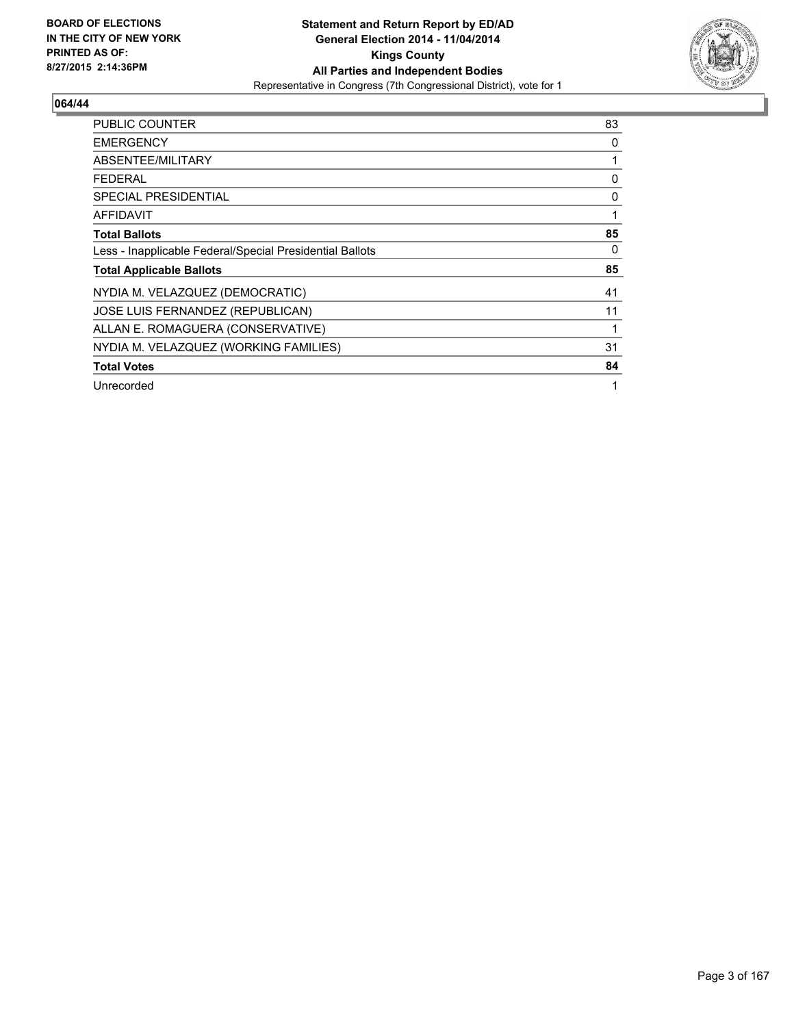**BOARD OF ELECTIONS IN THE CITY OF NEW YORK**
**PRINTED AS OF:**
**8/27/2015 2:14:36PM**

# Statement and Return Report by ED/AD
## General Election 2014 - 11/04/2014
## Kings County
## All Parties and Independent Bodies
Representative in Congress (7th Congressional District), vote for 1

### 064/44

| | |
|---|---|
| PUBLIC COUNTER | 83 |
| EMERGENCY | 0 |
| ABSENTEE/MILITARY | 1 |
| FEDERAL | 0 |
| SPECIAL PRESIDENTIAL | 0 |
| AFFIDAVIT | 1 |
| **Total Ballots** | **85** |
| Less - Inapplicable Federal/Special Presidential Ballots | 0 |
| **Total Applicable Ballots** | **85** |
| NYDIA M. VELAZQUEZ (DEMOCRATIC) | 41 |
| JOSE LUIS FERNANDEZ (REPUBLICAN) | 11 |
| ALLAN E. ROMAGUERA (CONSERVATIVE) | 1 |
| NYDIA M. VELAZQUEZ (WORKING FAMILIES) | 31 |
| **Total Votes** | **84** |
| Unrecorded | 1 |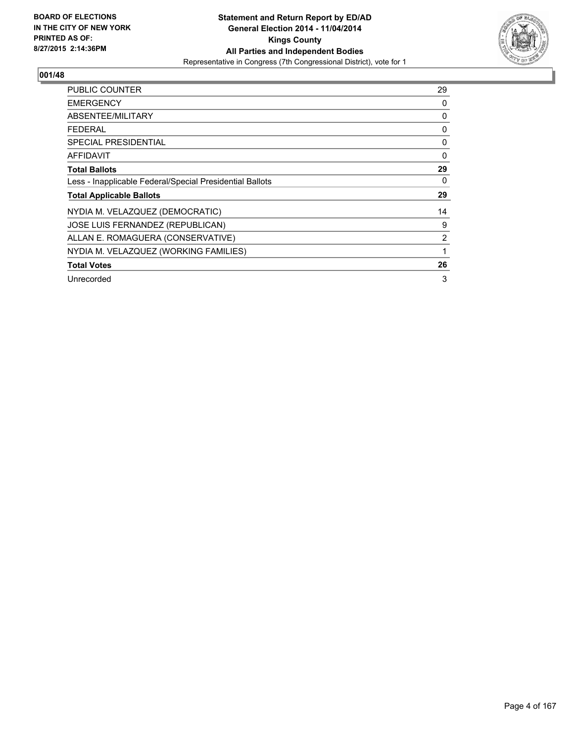BOARD OF ELECTIONS
IN THE CITY OF NEW YORK
PRINTED AS OF:
8/27/2015 2:14:36PM

**Statement and Return Report by ED/AD**
**General Election 2014 - 11/04/2014**
**Kings County**
**All Parties and Independent Bodies**
Representative in Congress (7th Congressional District), vote for 1

## 001/48

| | |
|---|---|
| PUBLIC COUNTER | 29 |
| EMERGENCY | 0 |
| ABSENTEE/MILITARY | 0 |
| FEDERAL | 0 |
| SPECIAL PRESIDENTIAL | 0 |
| AFFIDAVIT | 0 |
| **Total Ballots** | **29** |
| Less - Inapplicable Federal/Special Presidential Ballots | 0 |
| **Total Applicable Ballots** | **29** |
| NYDIA M. VELAZQUEZ (DEMOCRATIC) | 14 |
| JOSE LUIS FERNANDEZ (REPUBLICAN) | 9 |
| ALLAN E. ROMAGUERA (CONSERVATIVE) | 2 |
| NYDIA M. VELAZQUEZ (WORKING FAMILIES) | 1 |
| **Total Votes** | **26** |
| Unrecorded | 3 |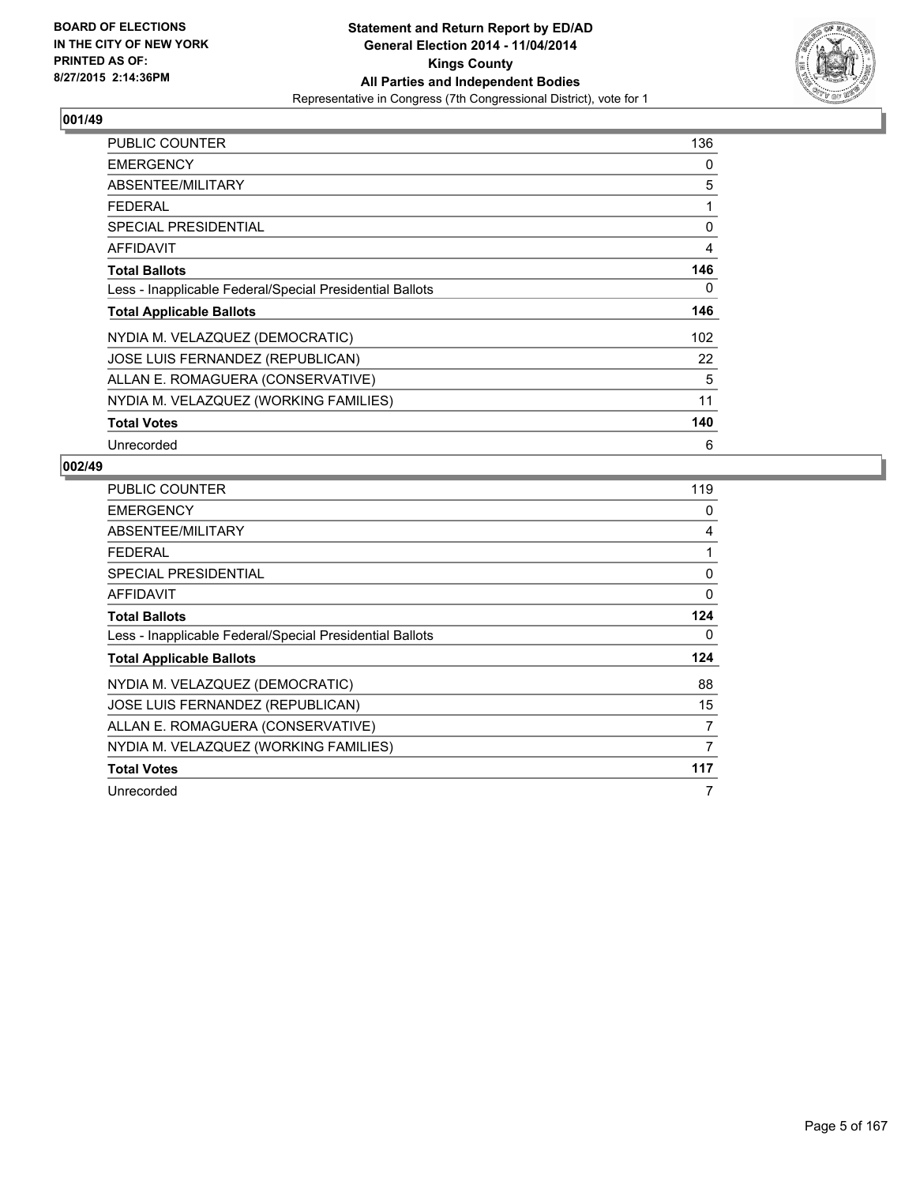BOARD OF ELECTIONS
IN THE CITY OF NEW YORK
PRINTED AS OF:
8/27/2015 2:14:36PM

**Statement and Return Report by ED/AD**
**General Election 2014 - 11/04/2014**
**Kings County**
**All Parties and Independent Bodies**
Representative in Congress (7th Congressional District), vote for 1

## 001/49

| | |
|---|---|
| PUBLIC COUNTER | 136 |
| EMERGENCY | 0 |
| ABSENTEE/MILITARY | 5 |
| FEDERAL | 1 |
| SPECIAL PRESIDENTIAL | 0 |
| AFFIDAVIT | 4 |
| **Total Ballots** | **146** |
| Less - Inapplicable Federal/Special Presidential Ballots | 0 |
| **Total Applicable Ballots** | **146** |
| NYDIA M. VELAZQUEZ (DEMOCRATIC) | 102 |
| JOSE LUIS FERNANDEZ (REPUBLICAN) | 22 |
| ALLAN E. ROMAGUERA (CONSERVATIVE) | 5 |
| NYDIA M. VELAZQUEZ (WORKING FAMILIES) | 11 |
| **Total Votes** | **140** |
| Unrecorded | 6 |

## 002/49

| | |
|---|---|
| PUBLIC COUNTER | 119 |
| EMERGENCY | 0 |
| ABSENTEE/MILITARY | 4 |
| FEDERAL | 1 |
| SPECIAL PRESIDENTIAL | 0 |
| AFFIDAVIT | 0 |
| **Total Ballots** | **124** |
| Less - Inapplicable Federal/Special Presidential Ballots | 0 |
| **Total Applicable Ballots** | **124** |
| NYDIA M. VELAZQUEZ (DEMOCRATIC) | 88 |
| JOSE LUIS FERNANDEZ (REPUBLICAN) | 15 |
| ALLAN E. ROMAGUERA (CONSERVATIVE) | 7 |
| NYDIA M. VELAZQUEZ (WORKING FAMILIES) | 7 |
| **Total Votes** | **117** |
| Unrecorded | 7 |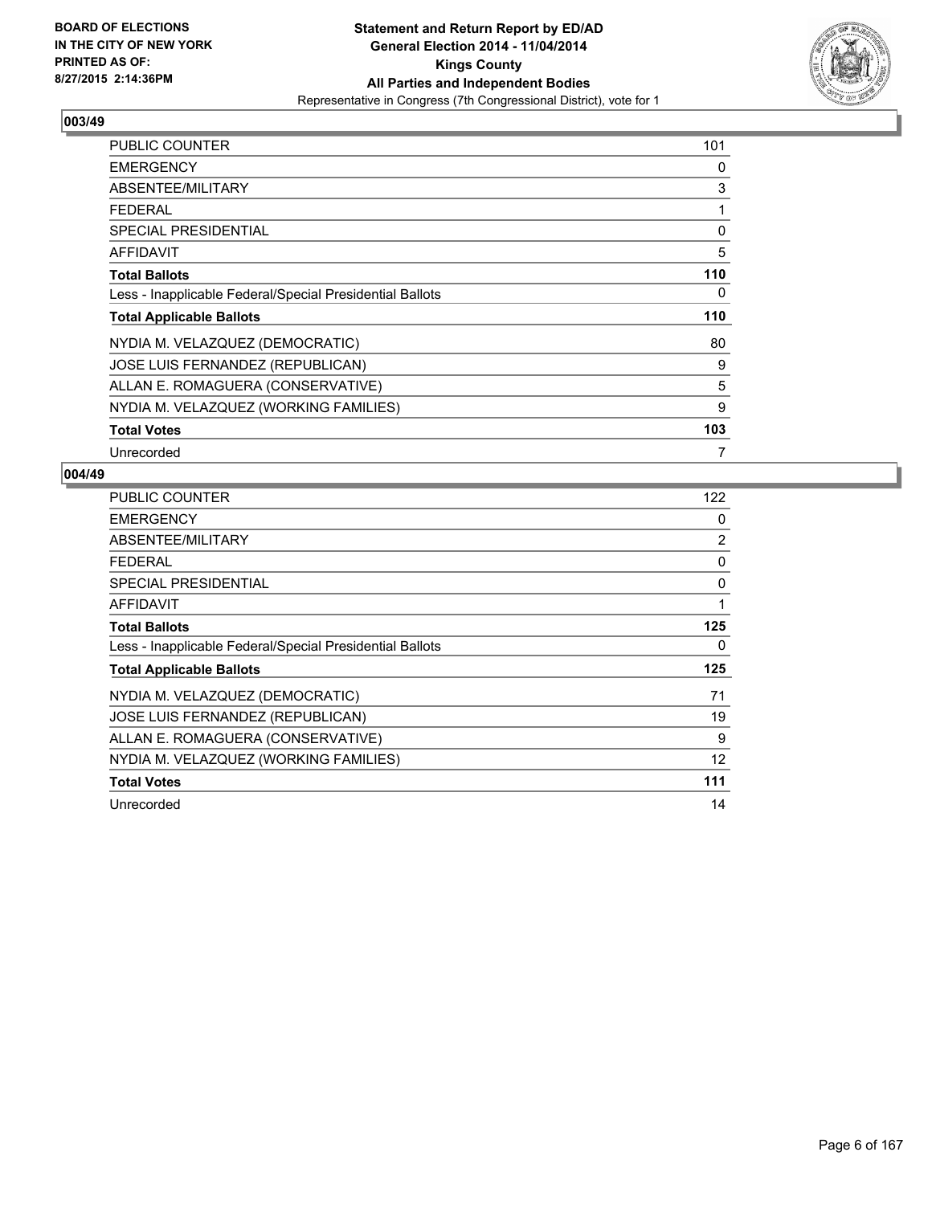BOARD OF ELECTIONS
IN THE CITY OF NEW YORK
PRINTED AS OF:
8/27/2015 2:14:36PM

**Statement and Return Report by ED/AD**
**General Election 2014 - 11/04/2014**
**Kings County**
**All Parties and Independent Bodies**
Representative in Congress (7th Congressional District), vote for 1

### 003/49

| | |
|---|---|
| PUBLIC COUNTER | 101 |
| EMERGENCY | 0 |
| ABSENTEE/MILITARY | 3 |
| FEDERAL | 1 |
| SPECIAL PRESIDENTIAL | 0 |
| AFFIDAVIT | 5 |
| **Total Ballots** | **110** |
| Less - Inapplicable Federal/Special Presidential Ballots | 0 |
| **Total Applicable Ballots** | **110** |
| NYDIA M. VELAZQUEZ (DEMOCRATIC) | 80 |
| JOSE LUIS FERNANDEZ (REPUBLICAN) | 9 |
| ALLAN E. ROMAGUERA (CONSERVATIVE) | 5 |
| NYDIA M. VELAZQUEZ (WORKING FAMILIES) | 9 |
| **Total Votes** | **103** |
| Unrecorded | 7 |

### 004/49

| | |
|---|---|
| PUBLIC COUNTER | 122 |
| EMERGENCY | 0 |
| ABSENTEE/MILITARY | 2 |
| FEDERAL | 0 |
| SPECIAL PRESIDENTIAL | 0 |
| AFFIDAVIT | 1 |
| **Total Ballots** | **125** |
| Less - Inapplicable Federal/Special Presidential Ballots | 0 |
| **Total Applicable Ballots** | **125** |
| NYDIA M. VELAZQUEZ (DEMOCRATIC) | 71 |
| JOSE LUIS FERNANDEZ (REPUBLICAN) | 19 |
| ALLAN E. ROMAGUERA (CONSERVATIVE) | 9 |
| NYDIA M. VELAZQUEZ (WORKING FAMILIES) | 12 |
| **Total Votes** | **111** |
| Unrecorded | 14 |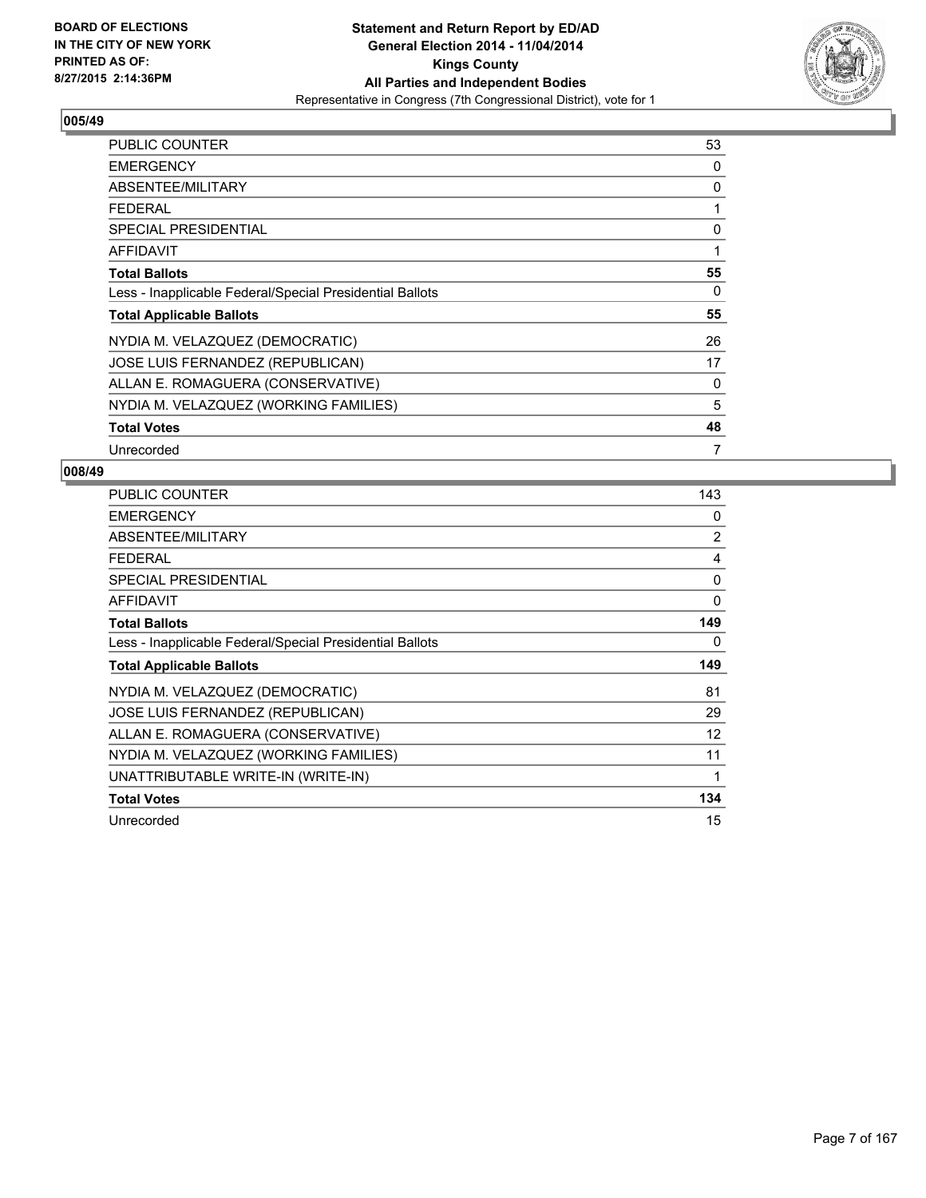**BOARD OF ELECTIONS IN THE CITY OF NEW YORK PRINTED AS OF: 8/27/2015 2:14:36PM**

**Statement and Return Report by ED/AD General Election 2014 - 11/04/2014 Kings County All Parties and Independent Bodies**

Representative in Congress (7th Congressional District), vote for 1

## 005/49

| | |
|---|---|
| PUBLIC COUNTER | 53 |
| EMERGENCY | 0 |
| ABSENTEE/MILITARY | 0 |
| FEDERAL | 1 |
| SPECIAL PRESIDENTIAL | 0 |
| AFFIDAVIT | 1 |
| **Total Ballots** | **55** |
| Less - Inapplicable Federal/Special Presidential Ballots | 0 |
| **Total Applicable Ballots** | **55** |
| NYDIA M. VELAZQUEZ (DEMOCRATIC) | 26 |
| JOSE LUIS FERNANDEZ (REPUBLICAN) | 17 |
| ALLAN E. ROMAGUERA (CONSERVATIVE) | 0 |
| NYDIA M. VELAZQUEZ (WORKING FAMILIES) | 5 |
| **Total Votes** | **48** |
| Unrecorded | 7 |

## 008/49

| | |
|---|---|
| PUBLIC COUNTER | 143 |
| EMERGENCY | 0 |
| ABSENTEE/MILITARY | 2 |
| FEDERAL | 4 |
| SPECIAL PRESIDENTIAL | 0 |
| AFFIDAVIT | 0 |
| **Total Ballots** | **149** |
| Less - Inapplicable Federal/Special Presidential Ballots | 0 |
| **Total Applicable Ballots** | **149** |
| NYDIA M. VELAZQUEZ (DEMOCRATIC) | 81 |
| JOSE LUIS FERNANDEZ (REPUBLICAN) | 29 |
| ALLAN E. ROMAGUERA (CONSERVATIVE) | 12 |
| NYDIA M. VELAZQUEZ (WORKING FAMILIES) | 11 |
| UNATTRIBUTABLE WRITE-IN (WRITE-IN) | 1 |
| **Total Votes** | **134** |
| Unrecorded | 15 |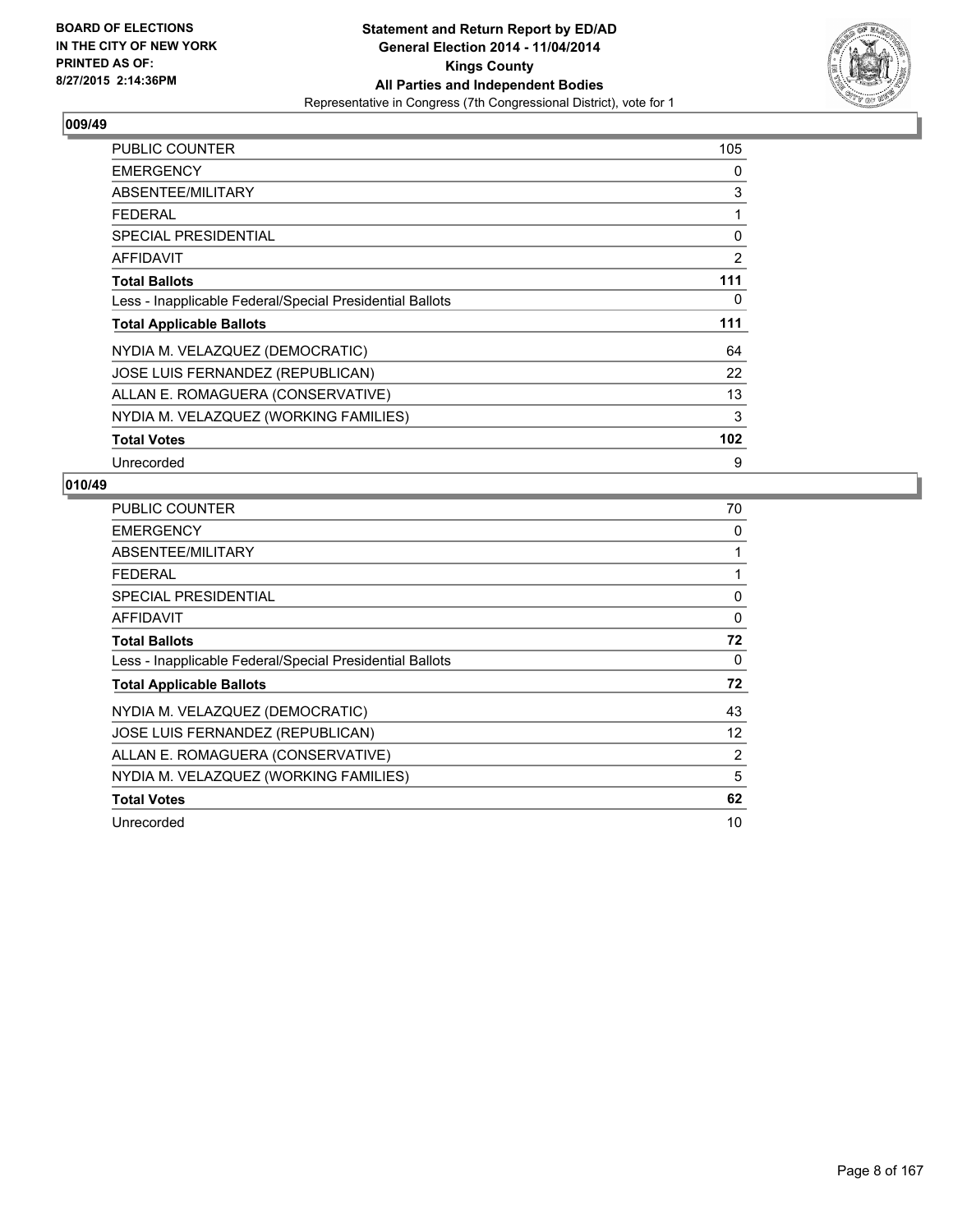BOARD OF ELECTIONS
IN THE CITY OF NEW YORK
PRINTED AS OF:
8/27/2015 2:14:36PM

**Statement and Return Report by ED/AD**
**General Election 2014 - 11/04/2014**
**Kings County**
**All Parties and Independent Bodies**
Representative in Congress (7th Congressional District), vote for 1

## 009/49

| | |
|---|---|
| PUBLIC COUNTER | 105 |
| EMERGENCY | 0 |
| ABSENTEE/MILITARY | 3 |
| FEDERAL | 1 |
| SPECIAL PRESIDENTIAL | 0 |
| AFFIDAVIT | 2 |
| **Total Ballots** | **111** |
| Less - Inapplicable Federal/Special Presidential Ballots | 0 |
| **Total Applicable Ballots** | **111** |
| NYDIA M. VELAZQUEZ (DEMOCRATIC) | 64 |
| JOSE LUIS FERNANDEZ (REPUBLICAN) | 22 |
| ALLAN E. ROMAGUERA (CONSERVATIVE) | 13 |
| NYDIA M. VELAZQUEZ (WORKING FAMILIES) | 3 |
| **Total Votes** | **102** |
| Unrecorded | 9 |

## 010/49

| | |
|---|---|
| PUBLIC COUNTER | 70 |
| EMERGENCY | 0 |
| ABSENTEE/MILITARY | 1 |
| FEDERAL | 1 |
| SPECIAL PRESIDENTIAL | 0 |
| AFFIDAVIT | 0 |
| **Total Ballots** | **72** |
| Less - Inapplicable Federal/Special Presidential Ballots | 0 |
| **Total Applicable Ballots** | **72** |
| NYDIA M. VELAZQUEZ (DEMOCRATIC) | 43 |
| JOSE LUIS FERNANDEZ (REPUBLICAN) | 12 |
| ALLAN E. ROMAGUERA (CONSERVATIVE) | 2 |
| NYDIA M. VELAZQUEZ (WORKING FAMILIES) | 5 |
| **Total Votes** | **62** |
| Unrecorded | 10 |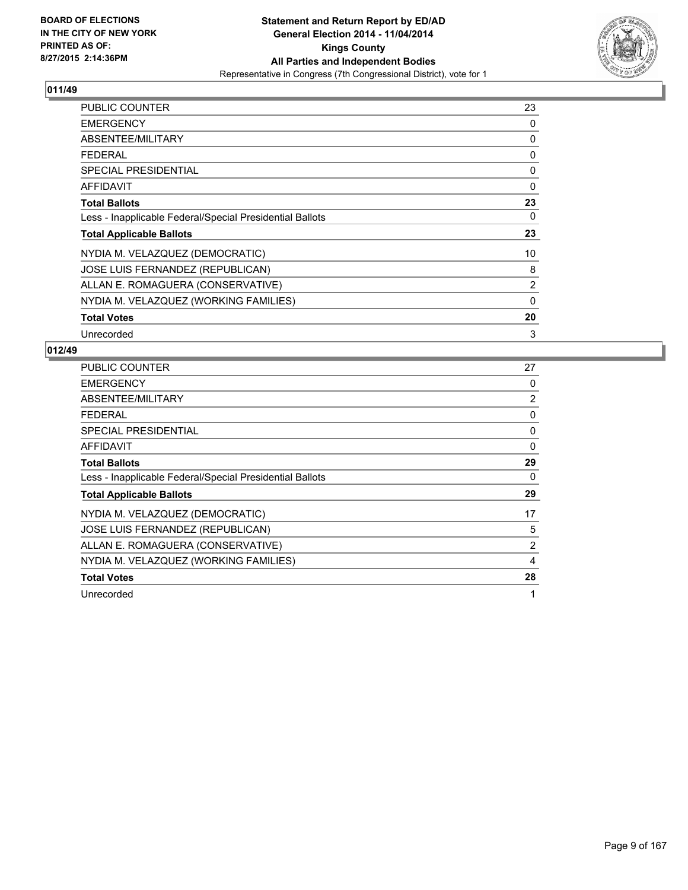**BOARD OF ELECTIONS IN THE CITY OF NEW YORK PRINTED AS OF: 8/27/2015 2:14:36PM**

**Statement and Return Report by ED/AD General Election 2014 - 11/04/2014 Kings County All Parties and Independent Bodies**

Representative in Congress (7th Congressional District), vote for 1

## 011/49

| | |
|---|---|
| PUBLIC COUNTER | 23 |
| EMERGENCY | 0 |
| ABSENTEE/MILITARY | 0 |
| FEDERAL | 0 |
| SPECIAL PRESIDENTIAL | 0 |
| AFFIDAVIT | 0 |
| **Total Ballots** | **23** |
| Less - Inapplicable Federal/Special Presidential Ballots | 0 |
| **Total Applicable Ballots** | **23** |
| NYDIA M. VELAZQUEZ (DEMOCRATIC) | 10 |
| JOSE LUIS FERNANDEZ (REPUBLICAN) | 8 |
| ALLAN E. ROMAGUERA (CONSERVATIVE) | 2 |
| NYDIA M. VELAZQUEZ (WORKING FAMILIES) | 0 |
| **Total Votes** | **20** |
| Unrecorded | 3 |

## 012/49

| | |
|---|---|
| PUBLIC COUNTER | 27 |
| EMERGENCY | 0 |
| ABSENTEE/MILITARY | 2 |
| FEDERAL | 0 |
| SPECIAL PRESIDENTIAL | 0 |
| AFFIDAVIT | 0 |
| **Total Ballots** | **29** |
| Less - Inapplicable Federal/Special Presidential Ballots | 0 |
| **Total Applicable Ballots** | **29** |
| NYDIA M. VELAZQUEZ (DEMOCRATIC) | 17 |
| JOSE LUIS FERNANDEZ (REPUBLICAN) | 5 |
| ALLAN E. ROMAGUERA (CONSERVATIVE) | 2 |
| NYDIA M. VELAZQUEZ (WORKING FAMILIES) | 4 |
| **Total Votes** | **28** |
| Unrecorded | 1 |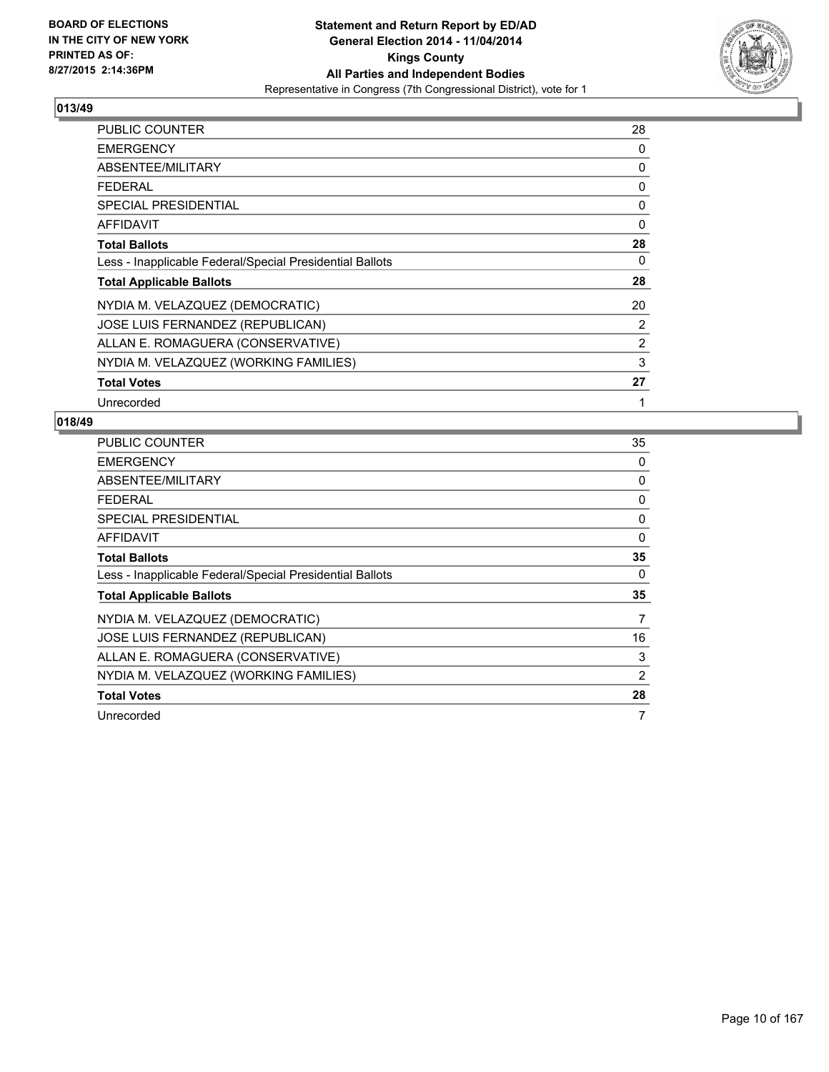BOARD OF ELECTIONS
IN THE CITY OF NEW YORK
PRINTED AS OF:
8/27/2015 2:14:36PM

**Statement and Return Report by ED/AD**
**General Election 2014 - 11/04/2014**
**Kings County**
**All Parties and Independent Bodies**
Representative in Congress (7th Congressional District), vote for 1

## 013/49

| | |
|---|---|
| PUBLIC COUNTER | 28 |
| EMERGENCY | 0 |
| ABSENTEE/MILITARY | 0 |
| FEDERAL | 0 |
| SPECIAL PRESIDENTIAL | 0 |
| AFFIDAVIT | 0 |
| **Total Ballots** | **28** |
| Less - Inapplicable Federal/Special Presidential Ballots | 0 |
| **Total Applicable Ballots** | **28** |
| NYDIA M. VELAZQUEZ (DEMOCRATIC) | 20 |
| JOSE LUIS FERNANDEZ (REPUBLICAN) | 2 |
| ALLAN E. ROMAGUERA (CONSERVATIVE) | 2 |
| NYDIA M. VELAZQUEZ (WORKING FAMILIES) | 3 |
| **Total Votes** | **27** |
| Unrecorded | 1 |

## 018/49

| | |
|---|---|
| PUBLIC COUNTER | 35 |
| EMERGENCY | 0 |
| ABSENTEE/MILITARY | 0 |
| FEDERAL | 0 |
| SPECIAL PRESIDENTIAL | 0 |
| AFFIDAVIT | 0 |
| **Total Ballots** | **35** |
| Less - Inapplicable Federal/Special Presidential Ballots | 0 |
| **Total Applicable Ballots** | **35** |
| NYDIA M. VELAZQUEZ (DEMOCRATIC) | 7 |
| JOSE LUIS FERNANDEZ (REPUBLICAN) | 16 |
| ALLAN E. ROMAGUERA (CONSERVATIVE) | 3 |
| NYDIA M. VELAZQUEZ (WORKING FAMILIES) | 2 |
| **Total Votes** | **28** |
| Unrecorded | 7 |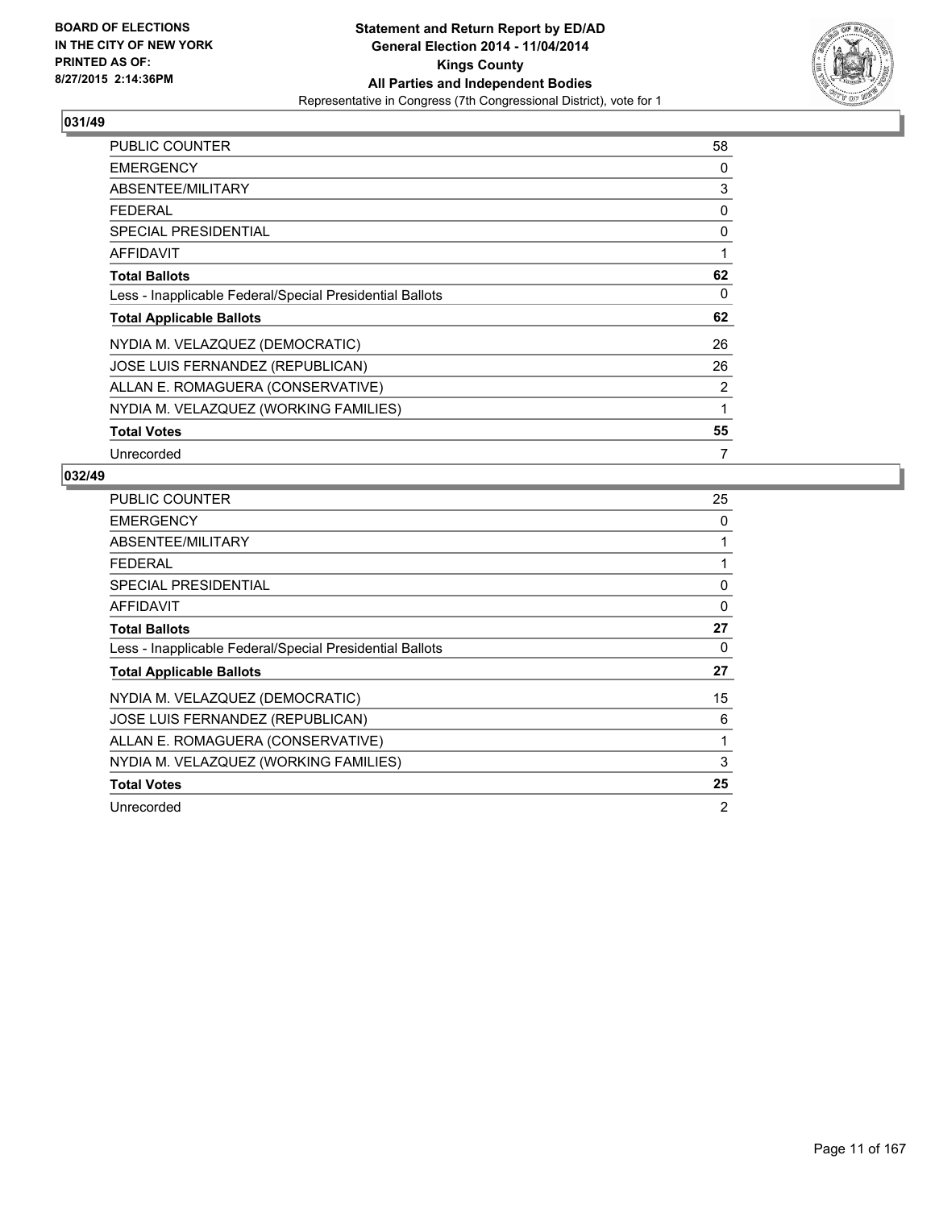BOARD OF ELECTIONS
IN THE CITY OF NEW YORK
PRINTED AS OF:
8/27/2015 2:14:36PM

**Statement and Return Report by ED/AD**
**General Election 2014 - 11/04/2014**
**Kings County**
**All Parties and Independent Bodies**
Representative in Congress (7th Congressional District), vote for 1

### 031/49

| | |
|---|---|
| PUBLIC COUNTER | 58 |
| EMERGENCY | 0 |
| ABSENTEE/MILITARY | 3 |
| FEDERAL | 0 |
| SPECIAL PRESIDENTIAL | 0 |
| AFFIDAVIT | 1 |
| **Total Ballots** | **62** |
| Less - Inapplicable Federal/Special Presidential Ballots | 0 |
| **Total Applicable Ballots** | **62** |
| NYDIA M. VELAZQUEZ (DEMOCRATIC) | 26 |
| JOSE LUIS FERNANDEZ (REPUBLICAN) | 26 |
| ALLAN E. ROMAGUERA (CONSERVATIVE) | 2 |
| NYDIA M. VELAZQUEZ (WORKING FAMILIES) | 1 |
| **Total Votes** | **55** |
| Unrecorded | 7 |

### 032/49

| | |
|---|---|
| PUBLIC COUNTER | 25 |
| EMERGENCY | 0 |
| ABSENTEE/MILITARY | 1 |
| FEDERAL | 1 |
| SPECIAL PRESIDENTIAL | 0 |
| AFFIDAVIT | 0 |
| **Total Ballots** | **27** |
| Less - Inapplicable Federal/Special Presidential Ballots | 0 |
| **Total Applicable Ballots** | **27** |
| NYDIA M. VELAZQUEZ (DEMOCRATIC) | 15 |
| JOSE LUIS FERNANDEZ (REPUBLICAN) | 6 |
| ALLAN E. ROMAGUERA (CONSERVATIVE) | 1 |
| NYDIA M. VELAZQUEZ (WORKING FAMILIES) | 3 |
| **Total Votes** | **25** |
| Unrecorded | 2 |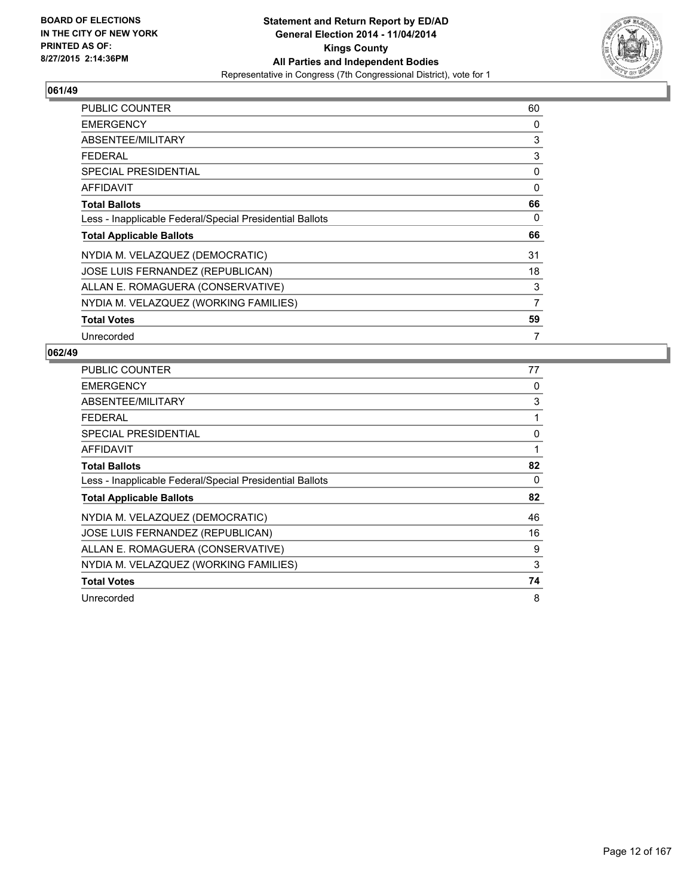BOARD OF ELECTIONS
IN THE CITY OF NEW YORK
PRINTED AS OF:
8/27/2015 2:14:36PM

**Statement and Return Report by ED/AD**
**General Election 2014 - 11/04/2014**
**Kings County**
**All Parties and Independent Bodies**
Representative in Congress (7th Congressional District), vote for 1

## 061/49

| | |
|---|---|
| PUBLIC COUNTER | 60 |
| EMERGENCY | 0 |
| ABSENTEE/MILITARY | 3 |
| FEDERAL | 3 |
| SPECIAL PRESIDENTIAL | 0 |
| AFFIDAVIT | 0 |
| **Total Ballots** | **66** |
| Less - Inapplicable Federal/Special Presidential Ballots | 0 |
| **Total Applicable Ballots** | **66** |
| NYDIA M. VELAZQUEZ (DEMOCRATIC) | 31 |
| JOSE LUIS FERNANDEZ (REPUBLICAN) | 18 |
| ALLAN E. ROMAGUERA (CONSERVATIVE) | 3 |
| NYDIA M. VELAZQUEZ (WORKING FAMILIES) | 7 |
| **Total Votes** | **59** |
| Unrecorded | 7 |

## 062/49

| | |
|---|---|
| PUBLIC COUNTER | 77 |
| EMERGENCY | 0 |
| ABSENTEE/MILITARY | 3 |
| FEDERAL | 1 |
| SPECIAL PRESIDENTIAL | 0 |
| AFFIDAVIT | 1 |
| **Total Ballots** | **82** |
| Less - Inapplicable Federal/Special Presidential Ballots | 0 |
| **Total Applicable Ballots** | **82** |
| NYDIA M. VELAZQUEZ (DEMOCRATIC) | 46 |
| JOSE LUIS FERNANDEZ (REPUBLICAN) | 16 |
| ALLAN E. ROMAGUERA (CONSERVATIVE) | 9 |
| NYDIA M. VELAZQUEZ (WORKING FAMILIES) | 3 |
| **Total Votes** | **74** |
| Unrecorded | 8 |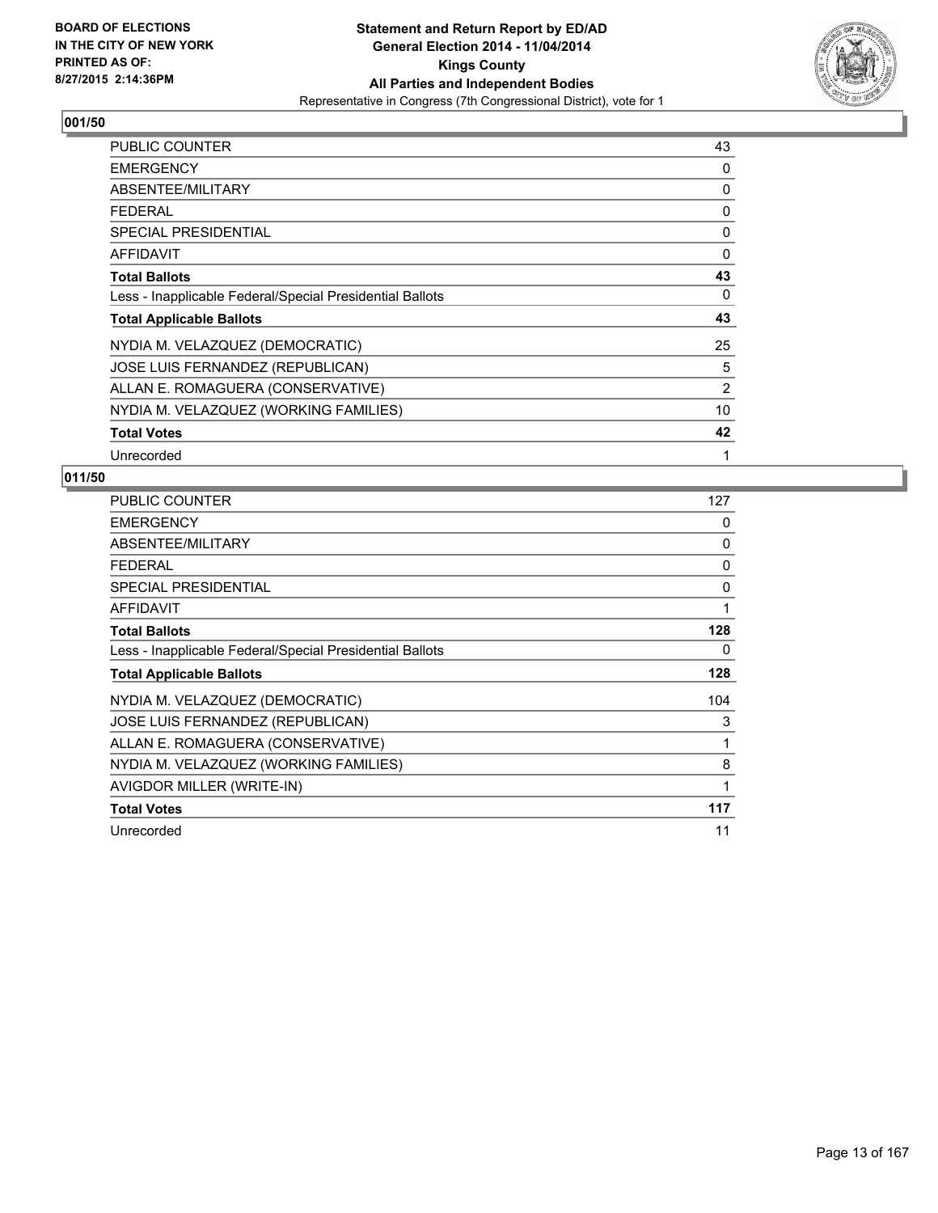BOARD OF ELECTIONS
IN THE CITY OF NEW YORK
PRINTED AS OF:
8/27/2015 2:14:36PM

**Statement and Return Report by ED/AD**
**General Election 2014 - 11/04/2014**
**Kings County**
**All Parties and Independent Bodies**
Representative in Congress (7th Congressional District), vote for 1

## 001/50

| | |
|---|---|
| PUBLIC COUNTER | 43 |
| EMERGENCY | 0 |
| ABSENTEE/MILITARY | 0 |
| FEDERAL | 0 |
| SPECIAL PRESIDENTIAL | 0 |
| AFFIDAVIT | 0 |
| **Total Ballots** | **43** |
| Less - Inapplicable Federal/Special Presidential Ballots | 0 |
| **Total Applicable Ballots** | **43** |
| NYDIA M. VELAZQUEZ (DEMOCRATIC) | 25 |
| JOSE LUIS FERNANDEZ (REPUBLICAN) | 5 |
| ALLAN E. ROMAGUERA (CONSERVATIVE) | 2 |
| NYDIA M. VELAZQUEZ (WORKING FAMILIES) | 10 |
| **Total Votes** | **42** |
| Unrecorded | 1 |

## 011/50

| | |
|---|---|
| PUBLIC COUNTER | 127 |
| EMERGENCY | 0 |
| ABSENTEE/MILITARY | 0 |
| FEDERAL | 0 |
| SPECIAL PRESIDENTIAL | 0 |
| AFFIDAVIT | 1 |
| **Total Ballots** | **128** |
| Less - Inapplicable Federal/Special Presidential Ballots | 0 |
| **Total Applicable Ballots** | **128** |
| NYDIA M. VELAZQUEZ (DEMOCRATIC) | 104 |
| JOSE LUIS FERNANDEZ (REPUBLICAN) | 3 |
| ALLAN E. ROMAGUERA (CONSERVATIVE) | 1 |
| NYDIA M. VELAZQUEZ (WORKING FAMILIES) | 8 |
| AVIGDOR MILLER (WRITE-IN) | 1 |
| **Total Votes** | **117** |
| Unrecorded | 11 |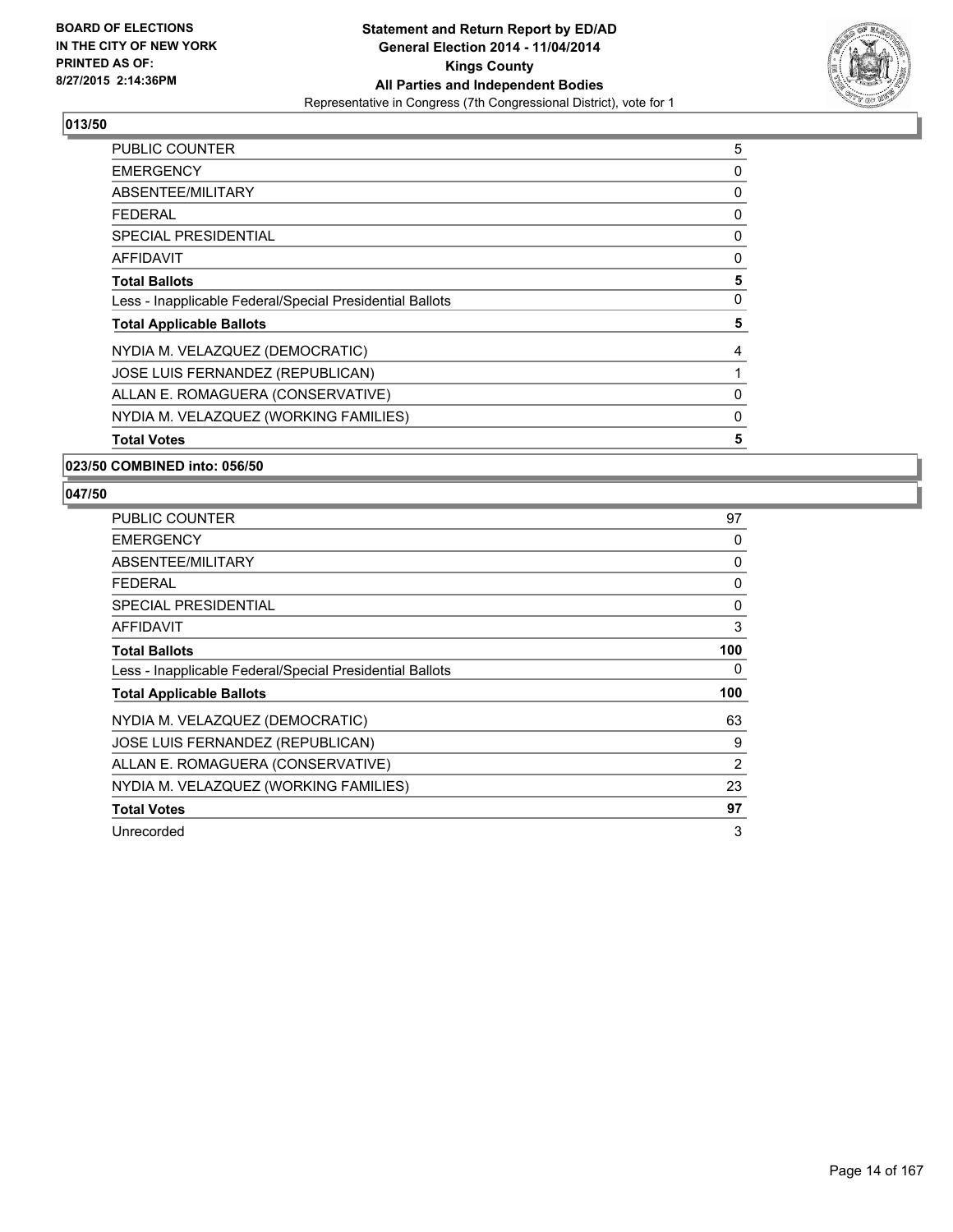## 013/50

| | |
|---|---|
| PUBLIC COUNTER | 5 |
| EMERGENCY | 0 |
| ABSENTEE/MILITARY | 0 |
| FEDERAL | 0 |
| SPECIAL PRESIDENTIAL | 0 |
| AFFIDAVIT | 0 |
| **Total Ballots** | **5** |
| Less - Inapplicable Federal/Special Presidential Ballots | 0 |
| **Total Applicable Ballots** | **5** |
| NYDIA M. VELAZQUEZ (DEMOCRATIC) | 4 |
| JOSE LUIS FERNANDEZ (REPUBLICAN) | 1 |
| ALLAN E. ROMAGUERA (CONSERVATIVE) | 0 |
| NYDIA M. VELAZQUEZ (WORKING FAMILIES) | 0 |
| **Total Votes** | **5** |

## 023/50 COMBINED into: 056/50

## 047/50

| | |
|---|---|
| PUBLIC COUNTER | 97 |
| EMERGENCY | 0 |
| ABSENTEE/MILITARY | 0 |
| FEDERAL | 0 |
| SPECIAL PRESIDENTIAL | 0 |
| AFFIDAVIT | 3 |
| **Total Ballots** | **100** |
| Less - Inapplicable Federal/Special Presidential Ballots | 0 |
| **Total Applicable Ballots** | **100** |
| NYDIA M. VELAZQUEZ (DEMOCRATIC) | 63 |
| JOSE LUIS FERNANDEZ (REPUBLICAN) | 9 |
| ALLAN E. ROMAGUERA (CONSERVATIVE) | 2 |
| NYDIA M. VELAZQUEZ (WORKING FAMILIES) | 23 |
| **Total Votes** | **97** |
| Unrecorded | 3 |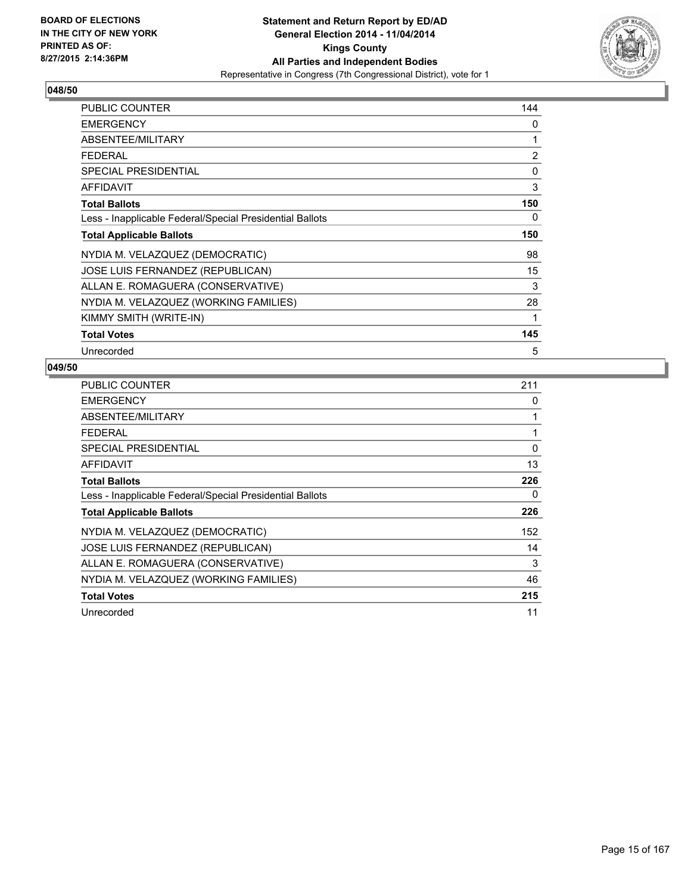BOARD OF ELECTIONS
IN THE CITY OF NEW YORK
PRINTED AS OF:
8/27/2015 2:14:36PM

**Statement and Return Report by ED/AD**
**General Election 2014 - 11/04/2014**
**Kings County**
**All Parties and Independent Bodies**
Representative in Congress (7th Congressional District), vote for 1

## 048/50

| | |
|---|---|
| PUBLIC COUNTER | 144 |
| EMERGENCY | 0 |
| ABSENTEE/MILITARY | 1 |
| FEDERAL | 2 |
| SPECIAL PRESIDENTIAL | 0 |
| AFFIDAVIT | 3 |
| **Total Ballots** | **150** |
| Less - Inapplicable Federal/Special Presidential Ballots | 0 |
| **Total Applicable Ballots** | **150** |
| NYDIA M. VELAZQUEZ (DEMOCRATIC) | 98 |
| JOSE LUIS FERNANDEZ (REPUBLICAN) | 15 |
| ALLAN E. ROMAGUERA (CONSERVATIVE) | 3 |
| NYDIA M. VELAZQUEZ (WORKING FAMILIES) | 28 |
| KIMMY SMITH (WRITE-IN) | 1 |
| **Total Votes** | **145** |
| Unrecorded | 5 |

## 049/50

| | |
|---|---|
| PUBLIC COUNTER | 211 |
| EMERGENCY | 0 |
| ABSENTEE/MILITARY | 1 |
| FEDERAL | 1 |
| SPECIAL PRESIDENTIAL | 0 |
| AFFIDAVIT | 13 |
| **Total Ballots** | **226** |
| Less - Inapplicable Federal/Special Presidential Ballots | 0 |
| **Total Applicable Ballots** | **226** |
| NYDIA M. VELAZQUEZ (DEMOCRATIC) | 152 |
| JOSE LUIS FERNANDEZ (REPUBLICAN) | 14 |
| ALLAN E. ROMAGUERA (CONSERVATIVE) | 3 |
| NYDIA M. VELAZQUEZ (WORKING FAMILIES) | 46 |
| **Total Votes** | **215** |
| Unrecorded | 11 |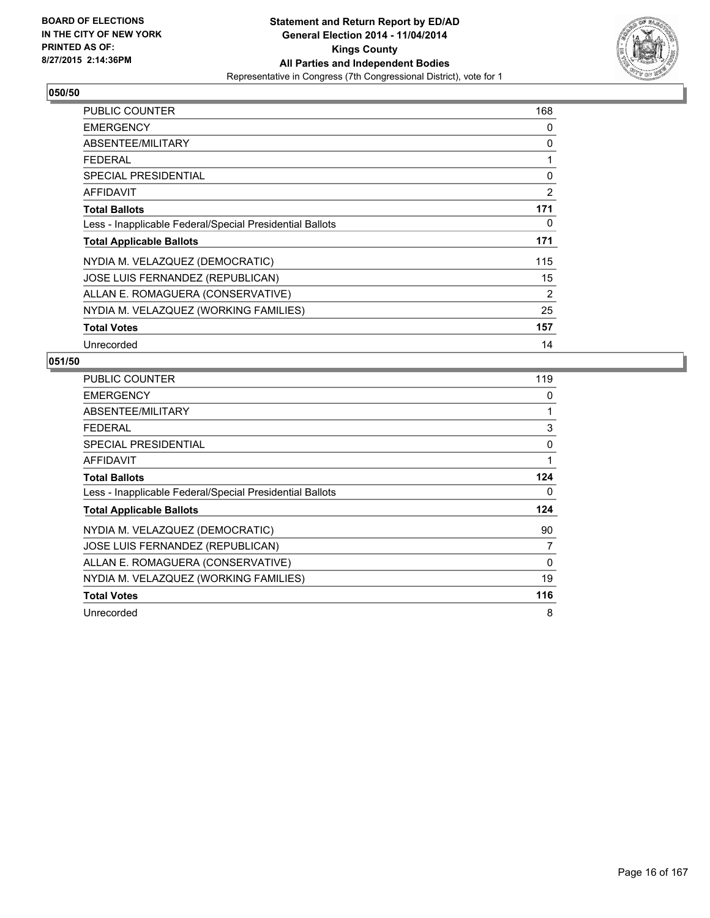BOARD OF ELECTIONS
IN THE CITY OF NEW YORK
PRINTED AS OF:
8/27/2015 2:14:36PM

**Statement and Return Report by ED/AD**
**General Election 2014 - 11/04/2014**
**Kings County**
**All Parties and Independent Bodies**
Representative in Congress (7th Congressional District), vote for 1

## 050/50

| | |
|---|---|
| PUBLIC COUNTER | 168 |
| EMERGENCY | 0 |
| ABSENTEE/MILITARY | 0 |
| FEDERAL | 1 |
| SPECIAL PRESIDENTIAL | 0 |
| AFFIDAVIT | 2 |
| **Total Ballots** | **171** |
| Less - Inapplicable Federal/Special Presidential Ballots | 0 |
| **Total Applicable Ballots** | **171** |
| NYDIA M. VELAZQUEZ (DEMOCRATIC) | 115 |
| JOSE LUIS FERNANDEZ (REPUBLICAN) | 15 |
| ALLAN E. ROMAGUERA (CONSERVATIVE) | 2 |
| NYDIA M. VELAZQUEZ (WORKING FAMILIES) | 25 |
| **Total Votes** | **157** |
| Unrecorded | 14 |

## 051/50

| | |
|---|---|
| PUBLIC COUNTER | 119 |
| EMERGENCY | 0 |
| ABSENTEE/MILITARY | 1 |
| FEDERAL | 3 |
| SPECIAL PRESIDENTIAL | 0 |
| AFFIDAVIT | 1 |
| **Total Ballots** | **124** |
| Less - Inapplicable Federal/Special Presidential Ballots | 0 |
| **Total Applicable Ballots** | **124** |
| NYDIA M. VELAZQUEZ (DEMOCRATIC) | 90 |
| JOSE LUIS FERNANDEZ (REPUBLICAN) | 7 |
| ALLAN E. ROMAGUERA (CONSERVATIVE) | 0 |
| NYDIA M. VELAZQUEZ (WORKING FAMILIES) | 19 |
| **Total Votes** | **116** |
| Unrecorded | 8 |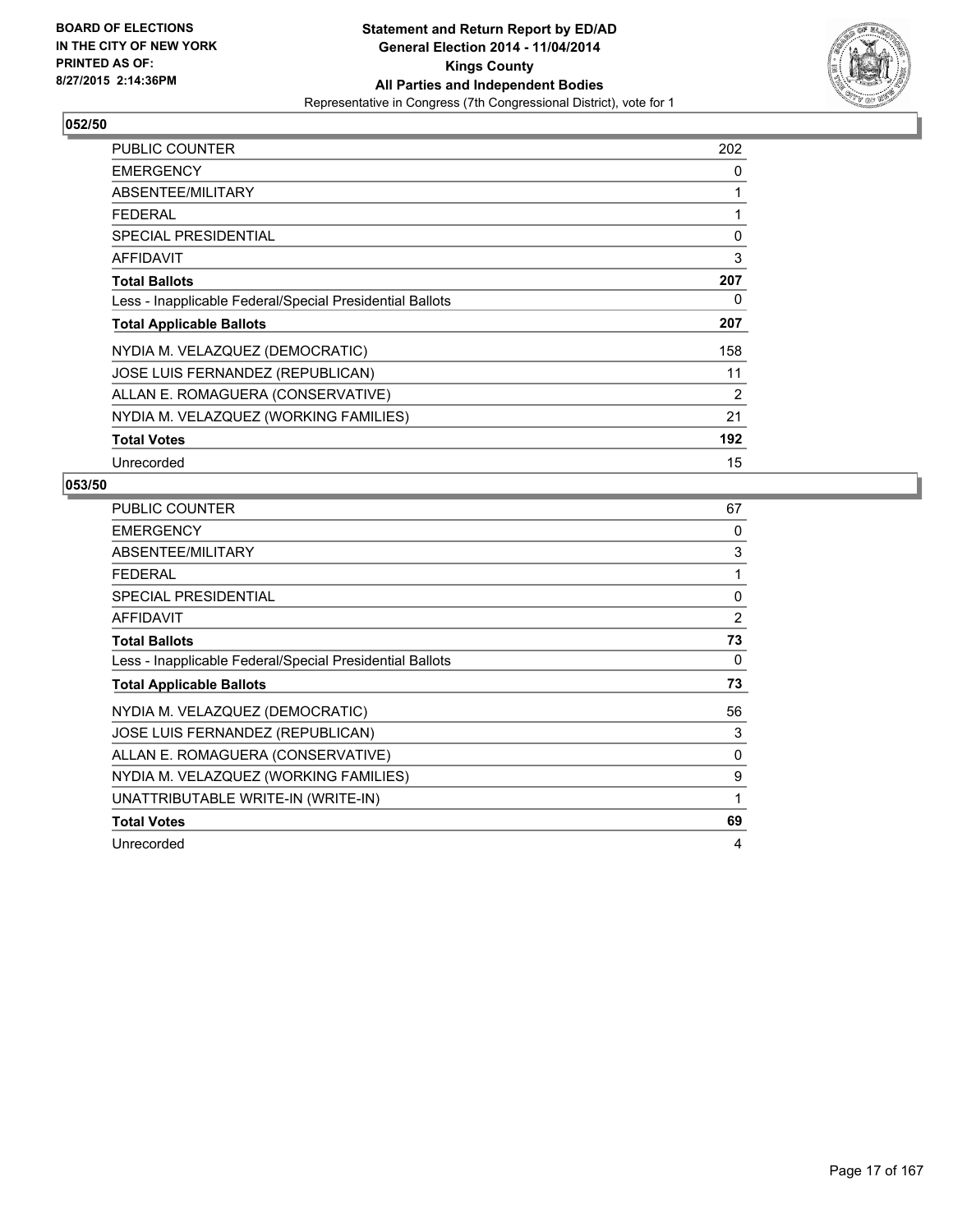BOARD OF ELECTIONS
IN THE CITY OF NEW YORK
PRINTED AS OF:
8/27/2015 2:14:36PM

**Statement and Return Report by ED/AD**
**General Election 2014 - 11/04/2014**
**Kings County**
**All Parties and Independent Bodies**
Representative in Congress (7th Congressional District), vote for 1

## 052/50

| | |
|---|---|
| PUBLIC COUNTER | 202 |
| EMERGENCY | 0 |
| ABSENTEE/MILITARY | 1 |
| FEDERAL | 1 |
| SPECIAL PRESIDENTIAL | 0 |
| AFFIDAVIT | 3 |
| **Total Ballots** | **207** |
| Less - Inapplicable Federal/Special Presidential Ballots | 0 |
| **Total Applicable Ballots** | **207** |
| NYDIA M. VELAZQUEZ (DEMOCRATIC) | 158 |
| JOSE LUIS FERNANDEZ (REPUBLICAN) | 11 |
| ALLAN E. ROMAGUERA (CONSERVATIVE) | 2 |
| NYDIA M. VELAZQUEZ (WORKING FAMILIES) | 21 |
| **Total Votes** | **192** |
| Unrecorded | 15 |

## 053/50

| | |
|---|---|
| PUBLIC COUNTER | 67 |
| EMERGENCY | 0 |
| ABSENTEE/MILITARY | 3 |
| FEDERAL | 1 |
| SPECIAL PRESIDENTIAL | 0 |
| AFFIDAVIT | 2 |
| **Total Ballots** | **73** |
| Less - Inapplicable Federal/Special Presidential Ballots | 0 |
| **Total Applicable Ballots** | **73** |
| NYDIA M. VELAZQUEZ (DEMOCRATIC) | 56 |
| JOSE LUIS FERNANDEZ (REPUBLICAN) | 3 |
| ALLAN E. ROMAGUERA (CONSERVATIVE) | 0 |
| NYDIA M. VELAZQUEZ (WORKING FAMILIES) | 9 |
| UNATTRIBUTABLE WRITE-IN (WRITE-IN) | 1 |
| **Total Votes** | **69** |
| Unrecorded | 4 |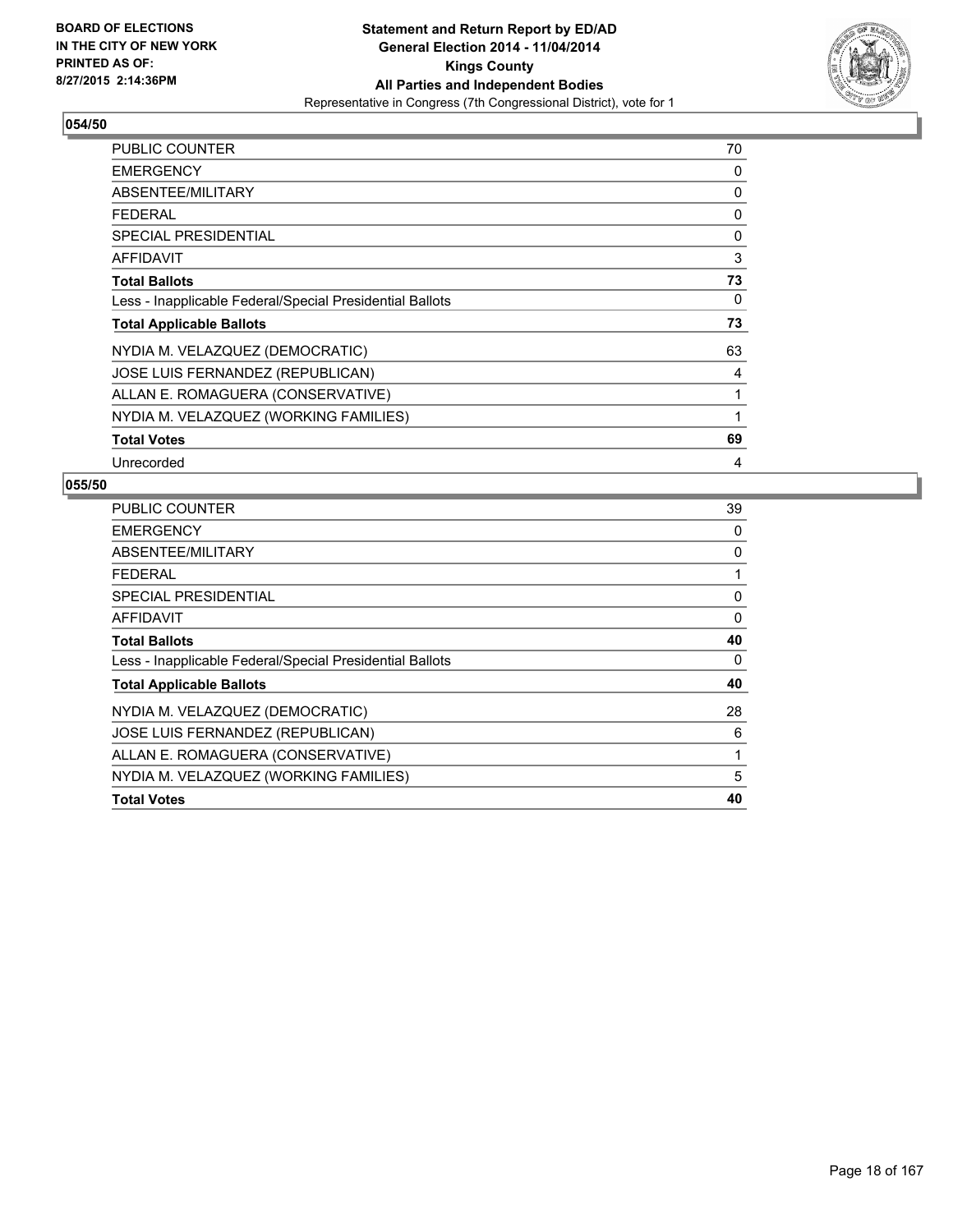### 054/50

| | |
|---|---|
| PUBLIC COUNTER | 70 |
| EMERGENCY | 0 |
| ABSENTEE/MILITARY | 0 |
| FEDERAL | 0 |
| SPECIAL PRESIDENTIAL | 0 |
| AFFIDAVIT | 3 |
| **Total Ballots** | **73** |
| Less - Inapplicable Federal/Special Presidential Ballots | 0 |
| **Total Applicable Ballots** | **73** |
| NYDIA M. VELAZQUEZ (DEMOCRATIC) | 63 |
| JOSE LUIS FERNANDEZ (REPUBLICAN) | 4 |
| ALLAN E. ROMAGUERA (CONSERVATIVE) | 1 |
| NYDIA M. VELAZQUEZ (WORKING FAMILIES) | 1 |
| **Total Votes** | **69** |
| Unrecorded | 4 |

### 055/50

| | |
|---|---|
| PUBLIC COUNTER | 39 |
| EMERGENCY | 0 |
| ABSENTEE/MILITARY | 0 |
| FEDERAL | 1 |
| SPECIAL PRESIDENTIAL | 0 |
| AFFIDAVIT | 0 |
| **Total Ballots** | **40** |
| Less - Inapplicable Federal/Special Presidential Ballots | 0 |
| **Total Applicable Ballots** | **40** |
| NYDIA M. VELAZQUEZ (DEMOCRATIC) | 28 |
| JOSE LUIS FERNANDEZ (REPUBLICAN) | 6 |
| ALLAN E. ROMAGUERA (CONSERVATIVE) | 1 |
| NYDIA M. VELAZQUEZ (WORKING FAMILIES) | 5 |
| **Total Votes** | **40** |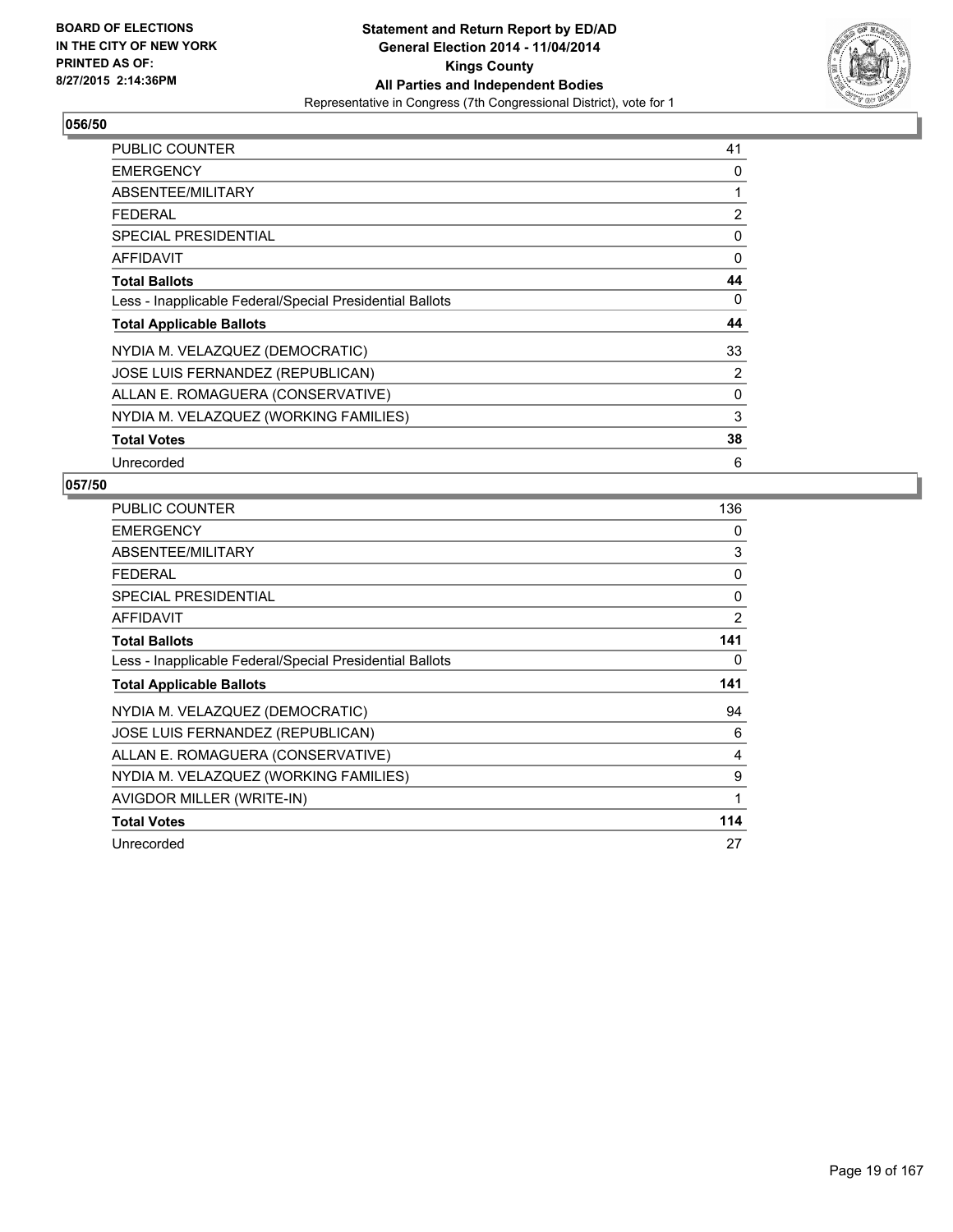BOARD OF ELECTIONS
IN THE CITY OF NEW YORK
PRINTED AS OF:
8/27/2015 2:14:36PM

**Statement and Return Report by ED/AD**
**General Election 2014 - 11/04/2014**
**Kings County**
**All Parties and Independent Bodies**
Representative in Congress (7th Congressional District), vote for 1

## 056/50

| | |
|---|---|
| PUBLIC COUNTER | 41 |
| EMERGENCY | 0 |
| ABSENTEE/MILITARY | 1 |
| FEDERAL | 2 |
| SPECIAL PRESIDENTIAL | 0 |
| AFFIDAVIT | 0 |
| **Total Ballots** | **44** |
| Less - Inapplicable Federal/Special Presidential Ballots | 0 |
| **Total Applicable Ballots** | **44** |
| NYDIA M. VELAZQUEZ (DEMOCRATIC) | 33 |
| JOSE LUIS FERNANDEZ (REPUBLICAN) | 2 |
| ALLAN E. ROMAGUERA (CONSERVATIVE) | 0 |
| NYDIA M. VELAZQUEZ (WORKING FAMILIES) | 3 |
| **Total Votes** | **38** |
| Unrecorded | 6 |

## 057/50

| | |
|---|---|
| PUBLIC COUNTER | 136 |
| EMERGENCY | 0 |
| ABSENTEE/MILITARY | 3 |
| FEDERAL | 0 |
| SPECIAL PRESIDENTIAL | 0 |
| AFFIDAVIT | 2 |
| **Total Ballots** | **141** |
| Less - Inapplicable Federal/Special Presidential Ballots | 0 |
| **Total Applicable Ballots** | **141** |
| NYDIA M. VELAZQUEZ (DEMOCRATIC) | 94 |
| JOSE LUIS FERNANDEZ (REPUBLICAN) | 6 |
| ALLAN E. ROMAGUERA (CONSERVATIVE) | 4 |
| NYDIA M. VELAZQUEZ (WORKING FAMILIES) | 9 |
| AVIGDOR MILLER (WRITE-IN) | 1 |
| **Total Votes** | **114** |
| Unrecorded | 27 |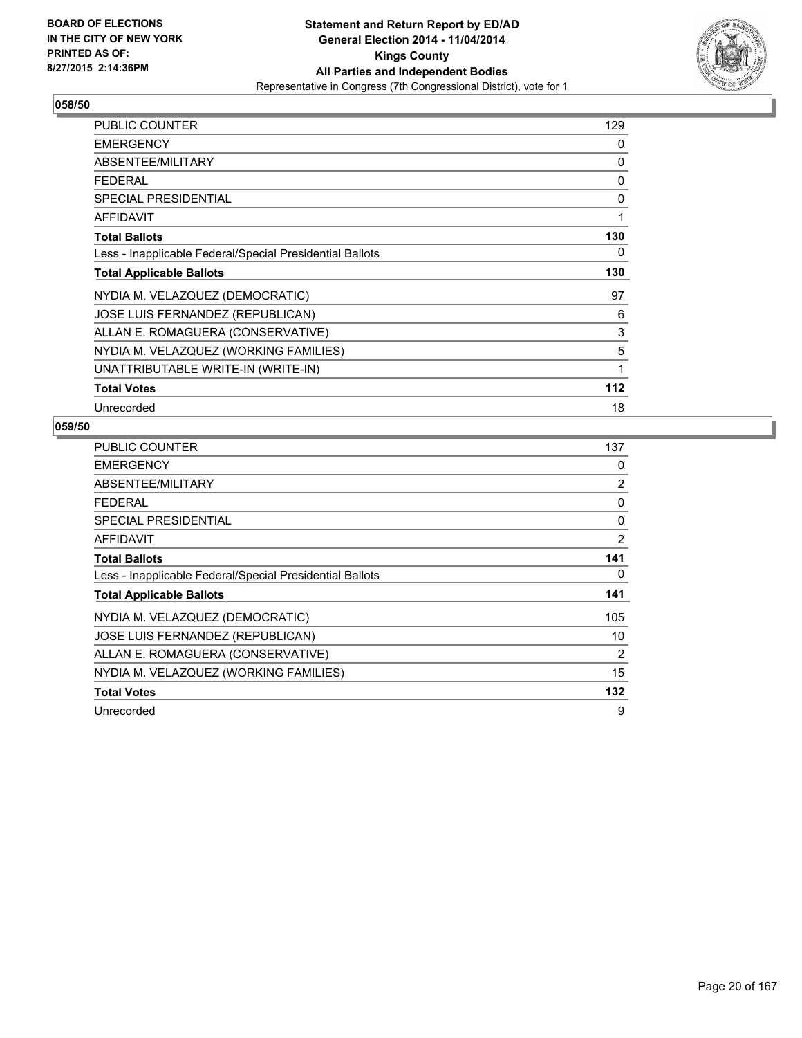BOARD OF ELECTIONS
IN THE CITY OF NEW YORK
PRINTED AS OF:
8/27/2015 2:14:36PM

**Statement and Return Report by ED/AD**
**General Election 2014 - 11/04/2014**
**Kings County**
**All Parties and Independent Bodies**
Representative in Congress (7th Congressional District), vote for 1

## 058/50

| | |
|---|---|
| PUBLIC COUNTER | 129 |
| EMERGENCY | 0 |
| ABSENTEE/MILITARY | 0 |
| FEDERAL | 0 |
| SPECIAL PRESIDENTIAL | 0 |
| AFFIDAVIT | 1 |
| **Total Ballots** | **130** |
| Less - Inapplicable Federal/Special Presidential Ballots | 0 |
| **Total Applicable Ballots** | **130** |
| NYDIA M. VELAZQUEZ (DEMOCRATIC) | 97 |
| JOSE LUIS FERNANDEZ (REPUBLICAN) | 6 |
| ALLAN E. ROMAGUERA (CONSERVATIVE) | 3 |
| NYDIA M. VELAZQUEZ (WORKING FAMILIES) | 5 |
| UNATTRIBUTABLE WRITE-IN (WRITE-IN) | 1 |
| **Total Votes** | **112** |
| Unrecorded | 18 |

## 059/50

| | |
|---|---|
| PUBLIC COUNTER | 137 |
| EMERGENCY | 0 |
| ABSENTEE/MILITARY | 2 |
| FEDERAL | 0 |
| SPECIAL PRESIDENTIAL | 0 |
| AFFIDAVIT | 2 |
| **Total Ballots** | **141** |
| Less - Inapplicable Federal/Special Presidential Ballots | 0 |
| **Total Applicable Ballots** | **141** |
| NYDIA M. VELAZQUEZ (DEMOCRATIC) | 105 |
| JOSE LUIS FERNANDEZ (REPUBLICAN) | 10 |
| ALLAN E. ROMAGUERA (CONSERVATIVE) | 2 |
| NYDIA M. VELAZQUEZ (WORKING FAMILIES) | 15 |
| **Total Votes** | **132** |
| Unrecorded | 9 |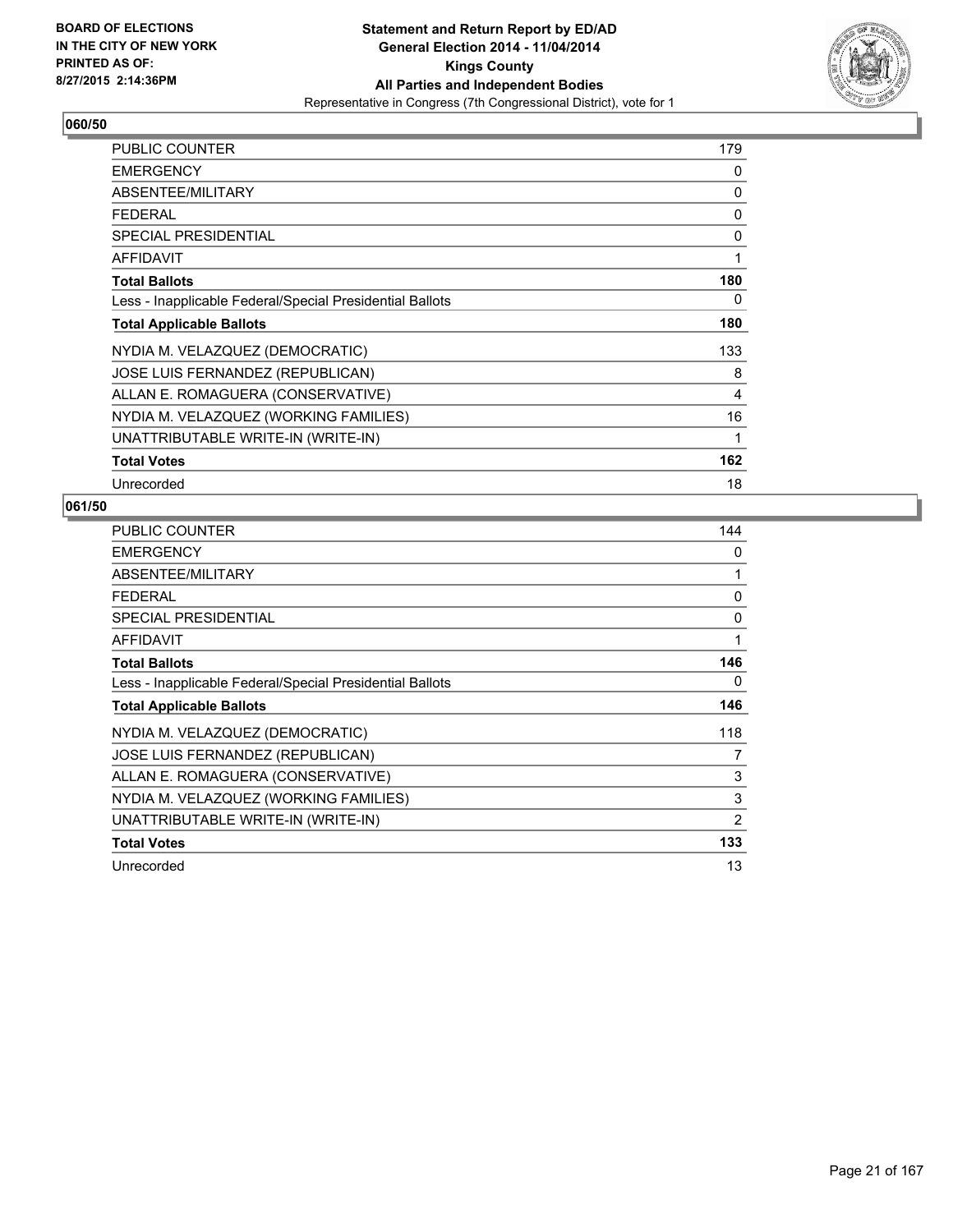## 060/50

| | |
|---|---|
| PUBLIC COUNTER | 179 |
| EMERGENCY | 0 |
| ABSENTEE/MILITARY | 0 |
| FEDERAL | 0 |
| SPECIAL PRESIDENTIAL | 0 |
| AFFIDAVIT | 1 |
| **Total Ballots** | **180** |
| Less - Inapplicable Federal/Special Presidential Ballots | 0 |
| **Total Applicable Ballots** | **180** |
| NYDIA M. VELAZQUEZ (DEMOCRATIC) | 133 |
| JOSE LUIS FERNANDEZ (REPUBLICAN) | 8 |
| ALLAN E. ROMAGUERA (CONSERVATIVE) | 4 |
| NYDIA M. VELAZQUEZ (WORKING FAMILIES) | 16 |
| UNATTRIBUTABLE WRITE-IN (WRITE-IN) | 1 |
| **Total Votes** | **162** |
| Unrecorded | 18 |

## 061/50

| | |
|---|---|
| PUBLIC COUNTER | 144 |
| EMERGENCY | 0 |
| ABSENTEE/MILITARY | 1 |
| FEDERAL | 0 |
| SPECIAL PRESIDENTIAL | 0 |
| AFFIDAVIT | 1 |
| **Total Ballots** | **146** |
| Less - Inapplicable Federal/Special Presidential Ballots | 0 |
| **Total Applicable Ballots** | **146** |
| NYDIA M. VELAZQUEZ (DEMOCRATIC) | 118 |
| JOSE LUIS FERNANDEZ (REPUBLICAN) | 7 |
| ALLAN E. ROMAGUERA (CONSERVATIVE) | 3 |
| NYDIA M. VELAZQUEZ (WORKING FAMILIES) | 3 |
| UNATTRIBUTABLE WRITE-IN (WRITE-IN) | 2 |
| **Total Votes** | **133** |
| Unrecorded | 13 |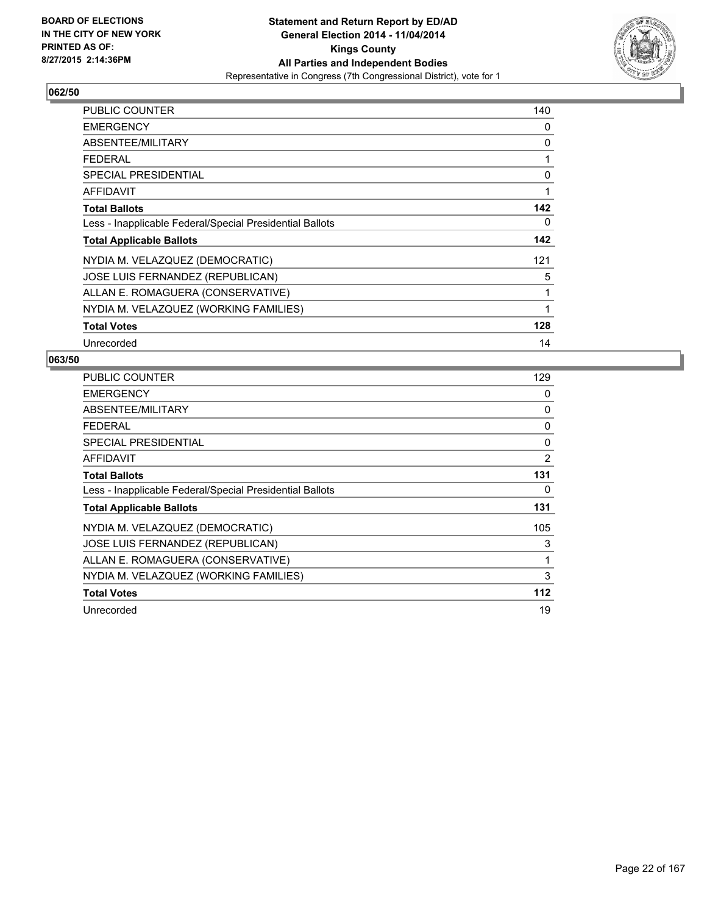**BOARD OF ELECTIONS IN THE CITY OF NEW YORK PRINTED AS OF: 8/27/2015 2:14:36PM**

**Statement and Return Report by ED/AD**
**General Election 2014 - 11/04/2014**
**Kings County**
**All Parties and Independent Bodies**
Representative in Congress (7th Congressional District), vote for 1

## 062/50

| | |
|---|---|
| PUBLIC COUNTER | 140 |
| EMERGENCY | 0 |
| ABSENTEE/MILITARY | 0 |
| FEDERAL | 1 |
| SPECIAL PRESIDENTIAL | 0 |
| AFFIDAVIT | 1 |
| **Total Ballots** | **142** |
| Less - Inapplicable Federal/Special Presidential Ballots | 0 |
| **Total Applicable Ballots** | **142** |
| NYDIA M. VELAZQUEZ (DEMOCRATIC) | 121 |
| JOSE LUIS FERNANDEZ (REPUBLICAN) | 5 |
| ALLAN E. ROMAGUERA (CONSERVATIVE) | 1 |
| NYDIA M. VELAZQUEZ (WORKING FAMILIES) | 1 |
| **Total Votes** | **128** |
| Unrecorded | 14 |

## 063/50

| | |
|---|---|
| PUBLIC COUNTER | 129 |
| EMERGENCY | 0 |
| ABSENTEE/MILITARY | 0 |
| FEDERAL | 0 |
| SPECIAL PRESIDENTIAL | 0 |
| AFFIDAVIT | 2 |
| **Total Ballots** | **131** |
| Less - Inapplicable Federal/Special Presidential Ballots | 0 |
| **Total Applicable Ballots** | **131** |
| NYDIA M. VELAZQUEZ (DEMOCRATIC) | 105 |
| JOSE LUIS FERNANDEZ (REPUBLICAN) | 3 |
| ALLAN E. ROMAGUERA (CONSERVATIVE) | 1 |
| NYDIA M. VELAZQUEZ (WORKING FAMILIES) | 3 |
| **Total Votes** | **112** |
| Unrecorded | 19 |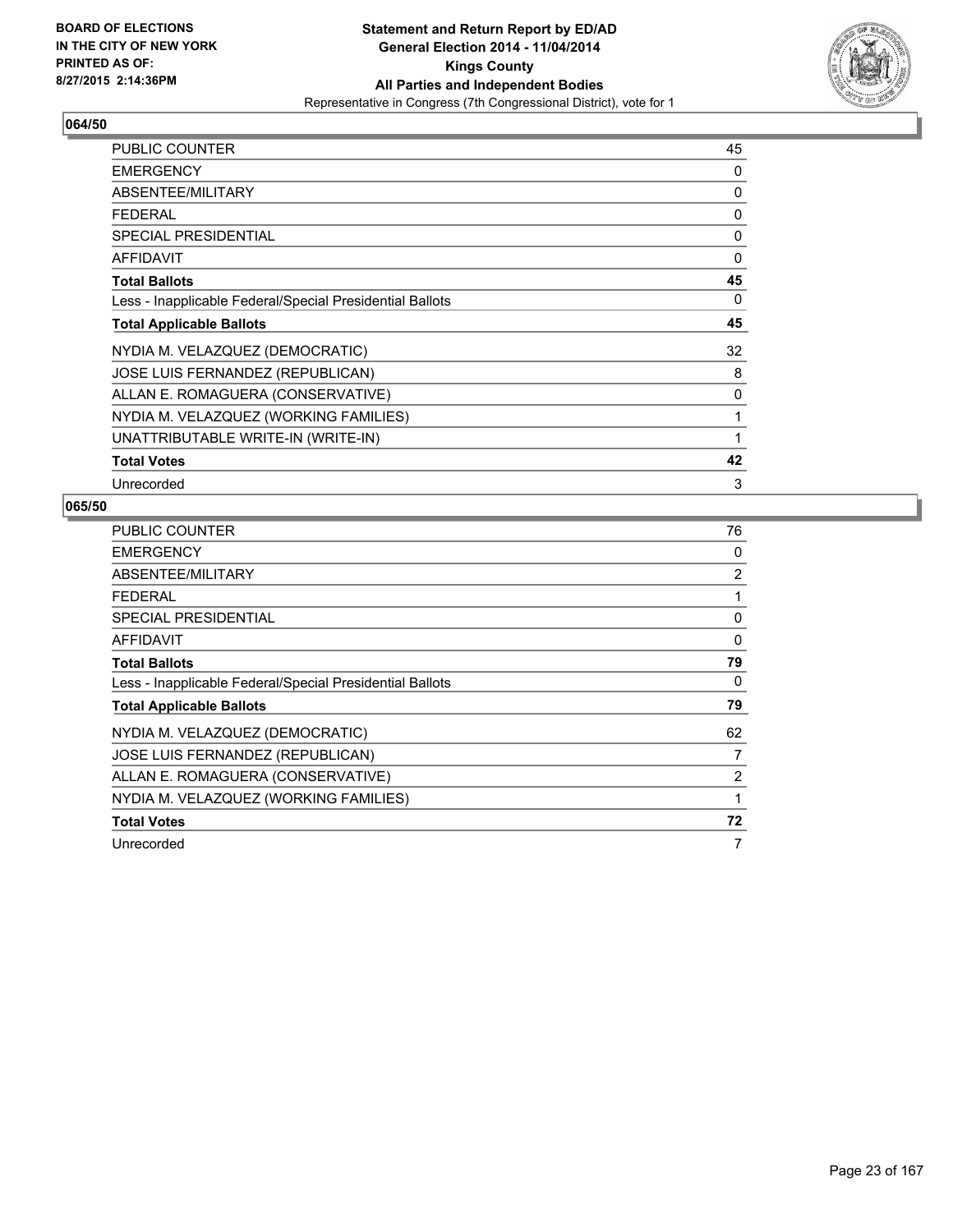**BOARD OF ELECTIONS IN THE CITY OF NEW YORK PRINTED AS OF: 8/27/2015 2:14:36PM**

**Statement and Return Report by ED/AD General Election 2014 - 11/04/2014 Kings County All Parties and Independent Bodies**
Representative in Congress (7th Congressional District), vote for 1

## 064/50

| | |
|---|---|
| PUBLIC COUNTER | 45 |
| EMERGENCY | 0 |
| ABSENTEE/MILITARY | 0 |
| FEDERAL | 0 |
| SPECIAL PRESIDENTIAL | 0 |
| AFFIDAVIT | 0 |
| **Total Ballots** | **45** |
| Less - Inapplicable Federal/Special Presidential Ballots | 0 |
| **Total Applicable Ballots** | **45** |
| NYDIA M. VELAZQUEZ (DEMOCRATIC) | 32 |
| JOSE LUIS FERNANDEZ (REPUBLICAN) | 8 |
| ALLAN E. ROMAGUERA (CONSERVATIVE) | 0 |
| NYDIA M. VELAZQUEZ (WORKING FAMILIES) | 1 |
| UNATTRIBUTABLE WRITE-IN (WRITE-IN) | 1 |
| **Total Votes** | **42** |
| Unrecorded | 3 |

## 065/50

| | |
|---|---|
| PUBLIC COUNTER | 76 |
| EMERGENCY | 0 |
| ABSENTEE/MILITARY | 2 |
| FEDERAL | 1 |
| SPECIAL PRESIDENTIAL | 0 |
| AFFIDAVIT | 0 |
| **Total Ballots** | **79** |
| Less - Inapplicable Federal/Special Presidential Ballots | 0 |
| **Total Applicable Ballots** | **79** |
| NYDIA M. VELAZQUEZ (DEMOCRATIC) | 62 |
| JOSE LUIS FERNANDEZ (REPUBLICAN) | 7 |
| ALLAN E. ROMAGUERA (CONSERVATIVE) | 2 |
| NYDIA M. VELAZQUEZ (WORKING FAMILIES) | 1 |
| **Total Votes** | **72** |
| Unrecorded | 7 |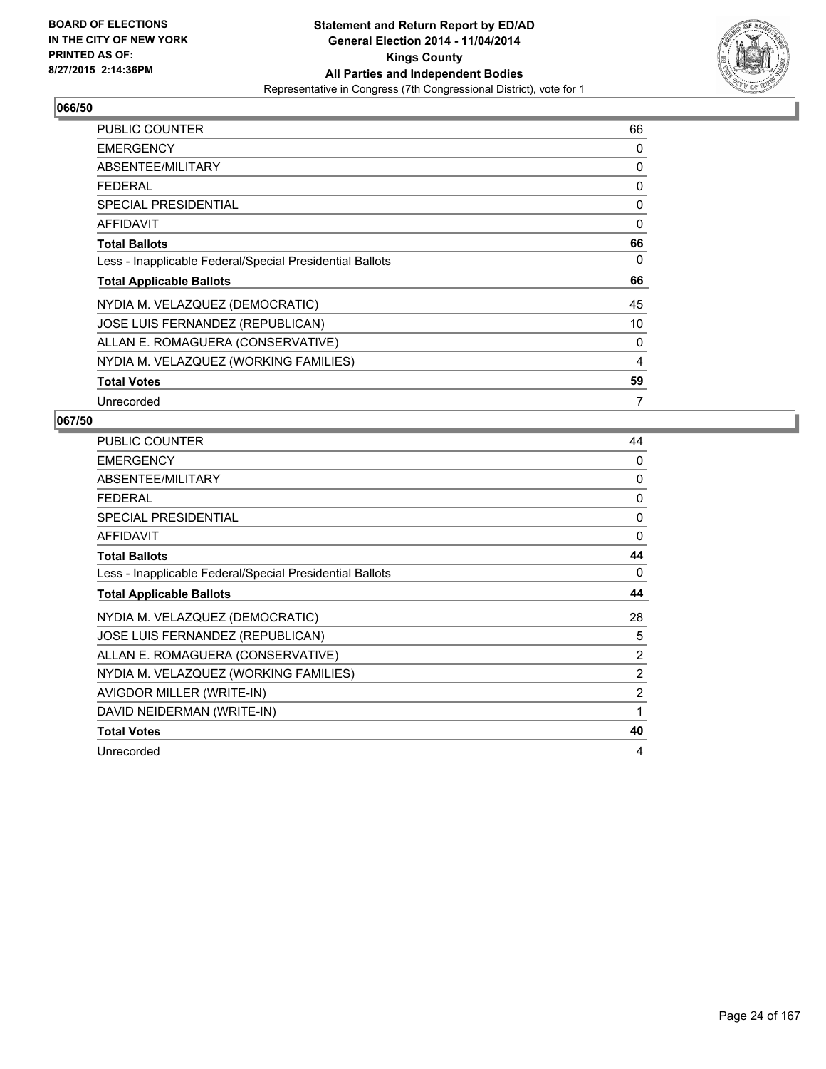**BOARD OF ELECTIONS IN THE CITY OF NEW YORK PRINTED AS OF: 8/27/2015 2:14:36PM**

**Statement and Return Report by ED/AD General Election 2014 - 11/04/2014 Kings County All Parties and Independent Bodies**
Representative in Congress (7th Congressional District), vote for 1

## 066/50

| | |
|---|---|
| PUBLIC COUNTER | 66 |
| EMERGENCY | 0 |
| ABSENTEE/MILITARY | 0 |
| FEDERAL | 0 |
| SPECIAL PRESIDENTIAL | 0 |
| AFFIDAVIT | 0 |
| **Total Ballots** | **66** |
| Less - Inapplicable Federal/Special Presidential Ballots | 0 |
| **Total Applicable Ballots** | **66** |
| NYDIA M. VELAZQUEZ (DEMOCRATIC) | 45 |
| JOSE LUIS FERNANDEZ (REPUBLICAN) | 10 |
| ALLAN E. ROMAGUERA (CONSERVATIVE) | 0 |
| NYDIA M. VELAZQUEZ (WORKING FAMILIES) | 4 |
| **Total Votes** | **59** |
| Unrecorded | 7 |

## 067/50

| | |
|---|---|
| PUBLIC COUNTER | 44 |
| EMERGENCY | 0 |
| ABSENTEE/MILITARY | 0 |
| FEDERAL | 0 |
| SPECIAL PRESIDENTIAL | 0 |
| AFFIDAVIT | 0 |
| **Total Ballots** | **44** |
| Less - Inapplicable Federal/Special Presidential Ballots | 0 |
| **Total Applicable Ballots** | **44** |
| NYDIA M. VELAZQUEZ (DEMOCRATIC) | 28 |
| JOSE LUIS FERNANDEZ (REPUBLICAN) | 5 |
| ALLAN E. ROMAGUERA (CONSERVATIVE) | 2 |
| NYDIA M. VELAZQUEZ (WORKING FAMILIES) | 2 |
| AVIGDOR MILLER (WRITE-IN) | 2 |
| DAVID NEIDERMAN (WRITE-IN) | 1 |
| **Total Votes** | **40** |
| Unrecorded | 4 |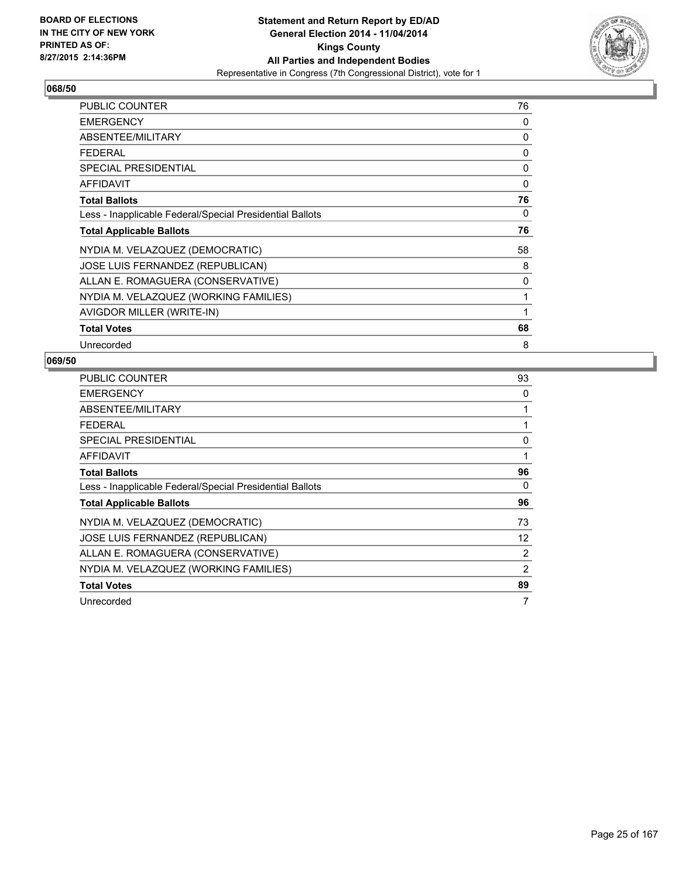BOARD OF ELECTIONS
IN THE CITY OF NEW YORK
PRINTED AS OF:
8/27/2015 2:14:36PM

**Statement and Return Report by ED/AD**
**General Election 2014 - 11/04/2014**
**Kings County**
**All Parties and Independent Bodies**
Representative in Congress (7th Congressional District), vote for 1

## 068/50

| | |
|---|---|
| PUBLIC COUNTER | 76 |
| EMERGENCY | 0 |
| ABSENTEE/MILITARY | 0 |
| FEDERAL | 0 |
| SPECIAL PRESIDENTIAL | 0 |
| AFFIDAVIT | 0 |
| **Total Ballots** | **76** |
| Less - Inapplicable Federal/Special Presidential Ballots | 0 |
| **Total Applicable Ballots** | **76** |
| NYDIA M. VELAZQUEZ (DEMOCRATIC) | 58 |
| JOSE LUIS FERNANDEZ (REPUBLICAN) | 8 |
| ALLAN E. ROMAGUERA (CONSERVATIVE) | 0 |
| NYDIA M. VELAZQUEZ (WORKING FAMILIES) | 1 |
| AVIGDOR MILLER (WRITE-IN) | 1 |
| **Total Votes** | **68** |
| Unrecorded | 8 |

## 069/50

| | |
|---|---|
| PUBLIC COUNTER | 93 |
| EMERGENCY | 0 |
| ABSENTEE/MILITARY | 1 |
| FEDERAL | 1 |
| SPECIAL PRESIDENTIAL | 0 |
| AFFIDAVIT | 1 |
| **Total Ballots** | **96** |
| Less - Inapplicable Federal/Special Presidential Ballots | 0 |
| **Total Applicable Ballots** | **96** |
| NYDIA M. VELAZQUEZ (DEMOCRATIC) | 73 |
| JOSE LUIS FERNANDEZ (REPUBLICAN) | 12 |
| ALLAN E. ROMAGUERA (CONSERVATIVE) | 2 |
| NYDIA M. VELAZQUEZ (WORKING FAMILIES) | 2 |
| **Total Votes** | **89** |
| Unrecorded | 7 |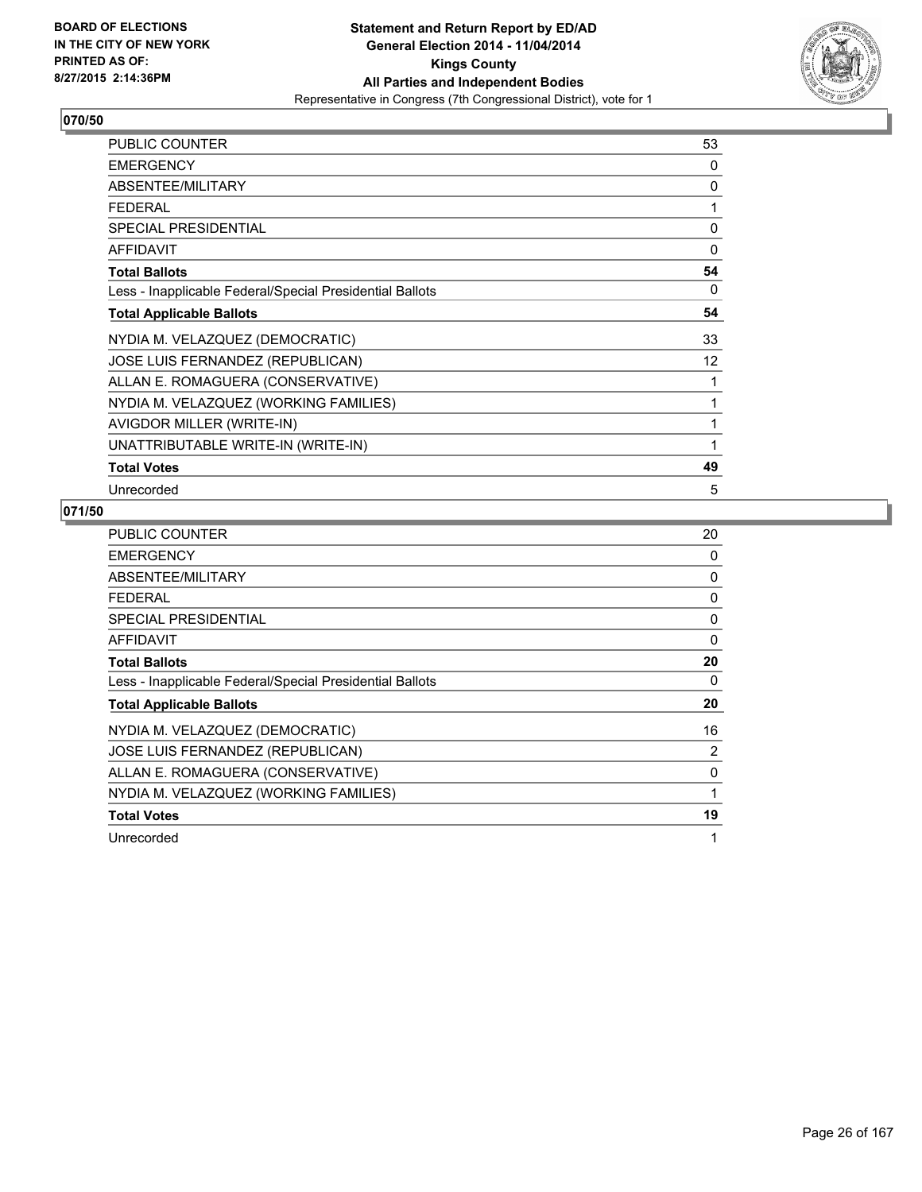**BOARD OF ELECTIONS IN THE CITY OF NEW YORK PRINTED AS OF: 8/27/2015 2:14:36PM**

# Statement and Return Report by ED/AD
## General Election 2014 - 11/04/2014
## Kings County
## All Parties and Independent Bodies
### Representative in Congress (7th Congressional District), vote for 1

**070/50**

| | |
|---|---|
| PUBLIC COUNTER | 53 |
| EMERGENCY | 0 |
| ABSENTEE/MILITARY | 0 |
| FEDERAL | 1 |
| SPECIAL PRESIDENTIAL | 0 |
| AFFIDAVIT | 0 |
| **Total Ballots** | **54** |
| Less - Inapplicable Federal/Special Presidential Ballots | 0 |
| **Total Applicable Ballots** | **54** |
| NYDIA M. VELAZQUEZ (DEMOCRATIC) | 33 |
| JOSE LUIS FERNANDEZ (REPUBLICAN) | 12 |
| ALLAN E. ROMAGUERA (CONSERVATIVE) | 1 |
| NYDIA M. VELAZQUEZ (WORKING FAMILIES) | 1 |
| AVIGDOR MILLER (WRITE-IN) | 1 |
| UNATTRIBUTABLE WRITE-IN (WRITE-IN) | 1 |
| **Total Votes** | **49** |
| Unrecorded | 5 |

**071/50**

| | |
|---|---|
| PUBLIC COUNTER | 20 |
| EMERGENCY | 0 |
| ABSENTEE/MILITARY | 0 |
| FEDERAL | 0 |
| SPECIAL PRESIDENTIAL | 0 |
| AFFIDAVIT | 0 |
| **Total Ballots** | **20** |
| Less - Inapplicable Federal/Special Presidential Ballots | 0 |
| **Total Applicable Ballots** | **20** |
| NYDIA M. VELAZQUEZ (DEMOCRATIC) | 16 |
| JOSE LUIS FERNANDEZ (REPUBLICAN) | 2 |
| ALLAN E. ROMAGUERA (CONSERVATIVE) | 0 |
| NYDIA M. VELAZQUEZ (WORKING FAMILIES) | 1 |
| **Total Votes** | **19** |
| Unrecorded | 1 |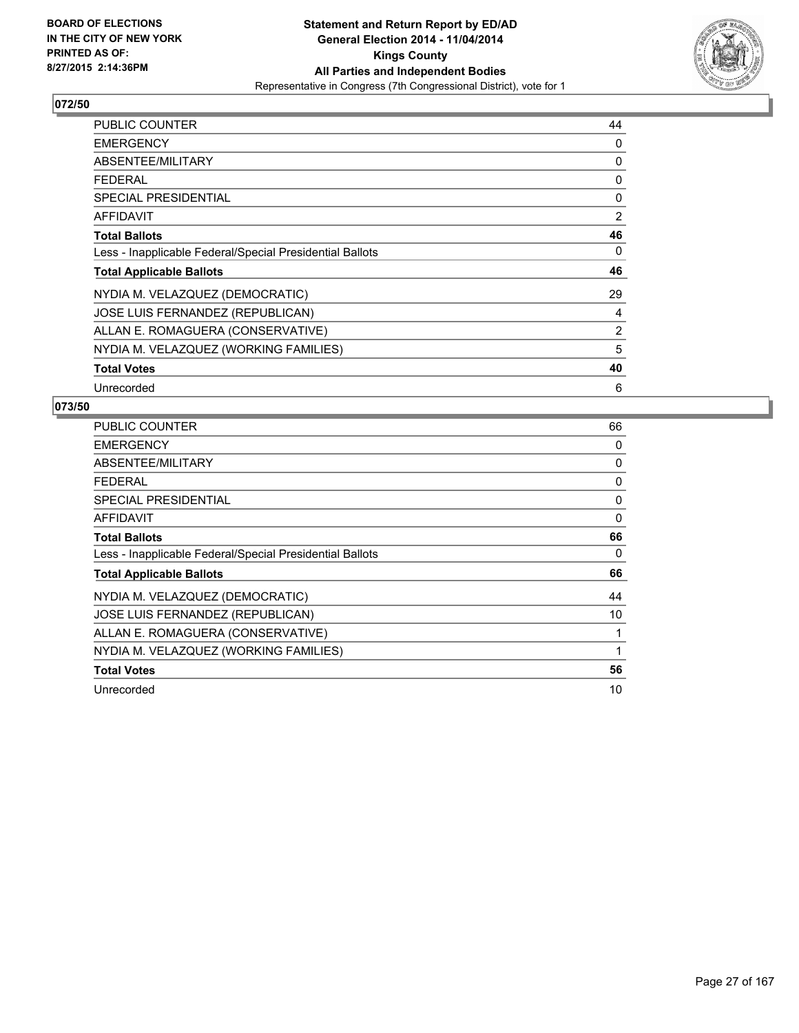BOARD OF ELECTIONS
IN THE CITY OF NEW YORK
PRINTED AS OF:
8/27/2015 2:14:36PM

**Statement and Return Report by ED/AD**
**General Election 2014 - 11/04/2014**
**Kings County**
**All Parties and Independent Bodies**
Representative in Congress (7th Congressional District), vote for 1

## 072/50

| | |
|---|---|
| PUBLIC COUNTER | 44 |
| EMERGENCY | 0 |
| ABSENTEE/MILITARY | 0 |
| FEDERAL | 0 |
| SPECIAL PRESIDENTIAL | 0 |
| AFFIDAVIT | 2 |
| **Total Ballots** | **46** |
| Less - Inapplicable Federal/Special Presidential Ballots | 0 |
| **Total Applicable Ballots** | **46** |
| NYDIA M. VELAZQUEZ (DEMOCRATIC) | 29 |
| JOSE LUIS FERNANDEZ (REPUBLICAN) | 4 |
| ALLAN E. ROMAGUERA (CONSERVATIVE) | 2 |
| NYDIA M. VELAZQUEZ (WORKING FAMILIES) | 5 |
| **Total Votes** | **40** |
| Unrecorded | 6 |

## 073/50

| | |
|---|---|
| PUBLIC COUNTER | 66 |
| EMERGENCY | 0 |
| ABSENTEE/MILITARY | 0 |
| FEDERAL | 0 |
| SPECIAL PRESIDENTIAL | 0 |
| AFFIDAVIT | 0 |
| **Total Ballots** | **66** |
| Less - Inapplicable Federal/Special Presidential Ballots | 0 |
| **Total Applicable Ballots** | **66** |
| NYDIA M. VELAZQUEZ (DEMOCRATIC) | 44 |
| JOSE LUIS FERNANDEZ (REPUBLICAN) | 10 |
| ALLAN E. ROMAGUERA (CONSERVATIVE) | 1 |
| NYDIA M. VELAZQUEZ (WORKING FAMILIES) | 1 |
| **Total Votes** | **56** |
| Unrecorded | 10 |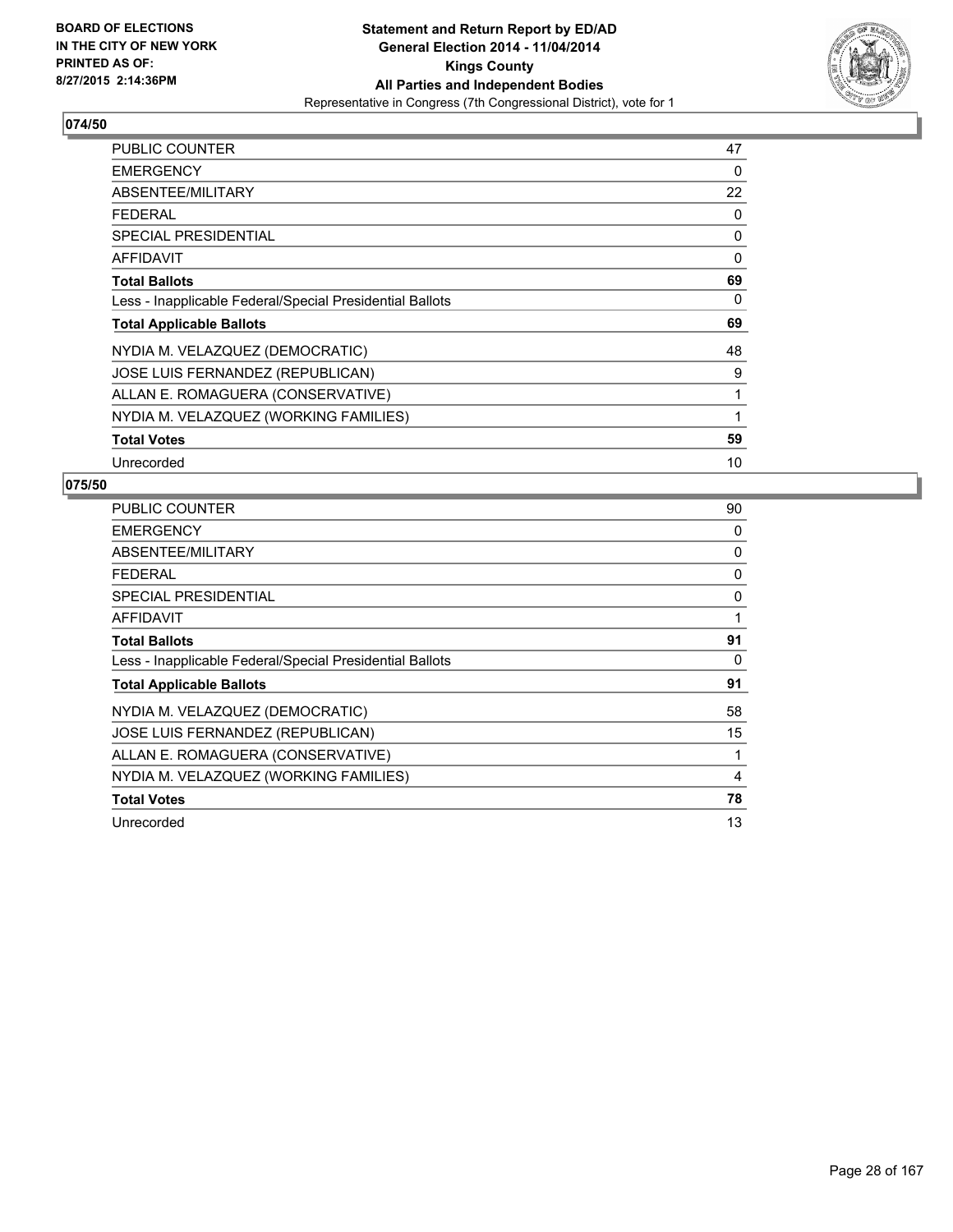**BOARD OF ELECTIONS IN THE CITY OF NEW YORK PRINTED AS OF: 8/27/2015 2:14:36PM**

**Statement and Return Report by ED/AD General Election 2014 - 11/04/2014 Kings County All Parties and Independent Bodies**

Representative in Congress (7th Congressional District), vote for 1

## 074/50

| | |
|---|---|
| PUBLIC COUNTER | 47 |
| EMERGENCY | 0 |
| ABSENTEE/MILITARY | 22 |
| FEDERAL | 0 |
| SPECIAL PRESIDENTIAL | 0 |
| AFFIDAVIT | 0 |
| **Total Ballots** | **69** |
| Less - Inapplicable Federal/Special Presidential Ballots | 0 |
| **Total Applicable Ballots** | **69** |
| NYDIA M. VELAZQUEZ (DEMOCRATIC) | 48 |
| JOSE LUIS FERNANDEZ (REPUBLICAN) | 9 |
| ALLAN E. ROMAGUERA (CONSERVATIVE) | 1 |
| NYDIA M. VELAZQUEZ (WORKING FAMILIES) | 1 |
| **Total Votes** | **59** |
| Unrecorded | 10 |

## 075/50

| | |
|---|---|
| PUBLIC COUNTER | 90 |
| EMERGENCY | 0 |
| ABSENTEE/MILITARY | 0 |
| FEDERAL | 0 |
| SPECIAL PRESIDENTIAL | 0 |
| AFFIDAVIT | 1 |
| **Total Ballots** | **91** |
| Less - Inapplicable Federal/Special Presidential Ballots | 0 |
| **Total Applicable Ballots** | **91** |
| NYDIA M. VELAZQUEZ (DEMOCRATIC) | 58 |
| JOSE LUIS FERNANDEZ (REPUBLICAN) | 15 |
| ALLAN E. ROMAGUERA (CONSERVATIVE) | 1 |
| NYDIA M. VELAZQUEZ (WORKING FAMILIES) | 4 |
| **Total Votes** | **78** |
| Unrecorded | 13 |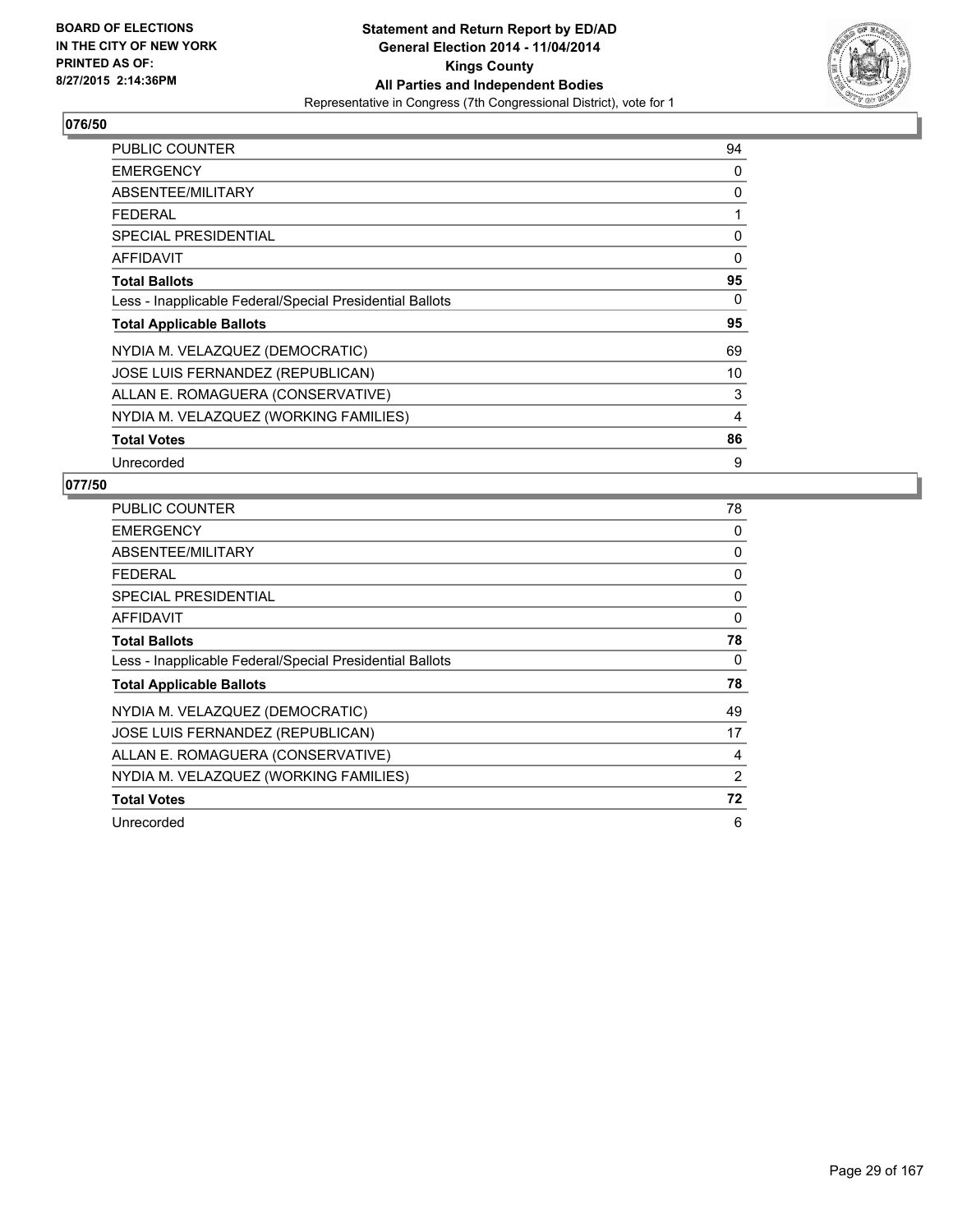BOARD OF ELECTIONS
IN THE CITY OF NEW YORK
PRINTED AS OF:
8/27/2015 2:14:36PM

**Statement and Return Report by ED/AD**
**General Election 2014 - 11/04/2014**
**Kings County**
**All Parties and Independent Bodies**
Representative in Congress (7th Congressional District), vote for 1

## 076/50

| | |
|---|---|
| PUBLIC COUNTER | 94 |
| EMERGENCY | 0 |
| ABSENTEE/MILITARY | 0 |
| FEDERAL | 1 |
| SPECIAL PRESIDENTIAL | 0 |
| AFFIDAVIT | 0 |
| **Total Ballots** | **95** |
| Less - Inapplicable Federal/Special Presidential Ballots | 0 |
| **Total Applicable Ballots** | **95** |
| NYDIA M. VELAZQUEZ (DEMOCRATIC) | 69 |
| JOSE LUIS FERNANDEZ (REPUBLICAN) | 10 |
| ALLAN E. ROMAGUERA (CONSERVATIVE) | 3 |
| NYDIA M. VELAZQUEZ (WORKING FAMILIES) | 4 |
| **Total Votes** | **86** |
| Unrecorded | 9 |

## 077/50

| | |
|---|---|
| PUBLIC COUNTER | 78 |
| EMERGENCY | 0 |
| ABSENTEE/MILITARY | 0 |
| FEDERAL | 0 |
| SPECIAL PRESIDENTIAL | 0 |
| AFFIDAVIT | 0 |
| **Total Ballots** | **78** |
| Less - Inapplicable Federal/Special Presidential Ballots | 0 |
| **Total Applicable Ballots** | **78** |
| NYDIA M. VELAZQUEZ (DEMOCRATIC) | 49 |
| JOSE LUIS FERNANDEZ (REPUBLICAN) | 17 |
| ALLAN E. ROMAGUERA (CONSERVATIVE) | 4 |
| NYDIA M. VELAZQUEZ (WORKING FAMILIES) | 2 |
| **Total Votes** | **72** |
| Unrecorded | 6 |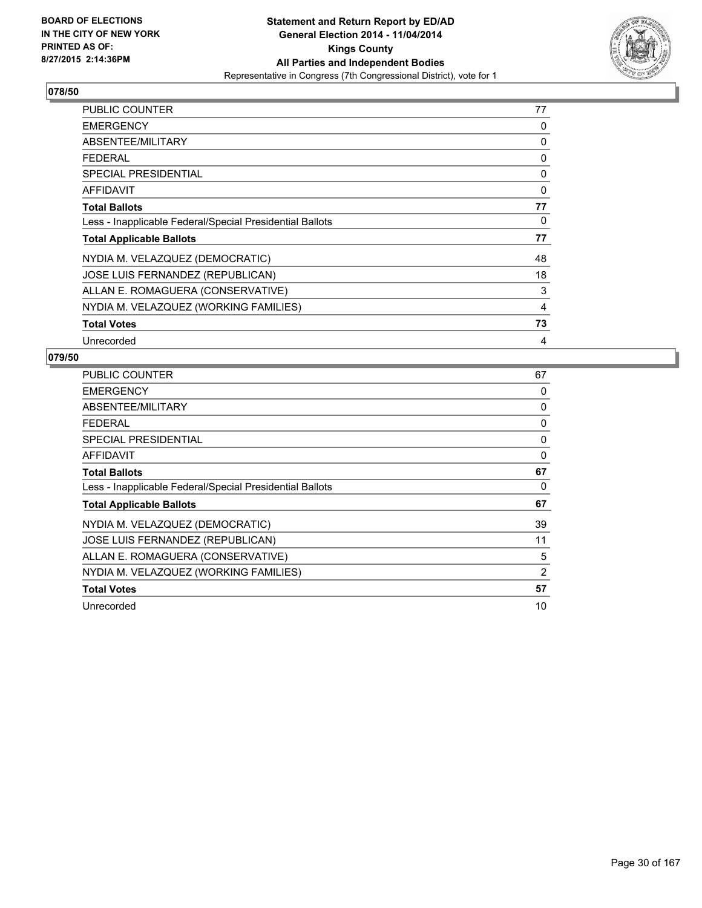BOARD OF ELECTIONS
IN THE CITY OF NEW YORK
PRINTED AS OF:
8/27/2015 2:14:36PM

**Statement and Return Report by ED/AD**
**General Election 2014 - 11/04/2014**
**Kings County**
**All Parties and Independent Bodies**
Representative in Congress (7th Congressional District), vote for 1

## 078/50

| | |
|---|---|
| PUBLIC COUNTER | 77 |
| EMERGENCY | 0 |
| ABSENTEE/MILITARY | 0 |
| FEDERAL | 0 |
| SPECIAL PRESIDENTIAL | 0 |
| AFFIDAVIT | 0 |
| **Total Ballots** | **77** |
| Less - Inapplicable Federal/Special Presidential Ballots | 0 |
| **Total Applicable Ballots** | **77** |
| NYDIA M. VELAZQUEZ (DEMOCRATIC) | 48 |
| JOSE LUIS FERNANDEZ (REPUBLICAN) | 18 |
| ALLAN E. ROMAGUERA (CONSERVATIVE) | 3 |
| NYDIA M. VELAZQUEZ (WORKING FAMILIES) | 4 |
| **Total Votes** | **73** |
| Unrecorded | 4 |

## 079/50

| | |
|---|---|
| PUBLIC COUNTER | 67 |
| EMERGENCY | 0 |
| ABSENTEE/MILITARY | 0 |
| FEDERAL | 0 |
| SPECIAL PRESIDENTIAL | 0 |
| AFFIDAVIT | 0 |
| **Total Ballots** | **67** |
| Less - Inapplicable Federal/Special Presidential Ballots | 0 |
| **Total Applicable Ballots** | **67** |
| NYDIA M. VELAZQUEZ (DEMOCRATIC) | 39 |
| JOSE LUIS FERNANDEZ (REPUBLICAN) | 11 |
| ALLAN E. ROMAGUERA (CONSERVATIVE) | 5 |
| NYDIA M. VELAZQUEZ (WORKING FAMILIES) | 2 |
| **Total Votes** | **57** |
| Unrecorded | 10 |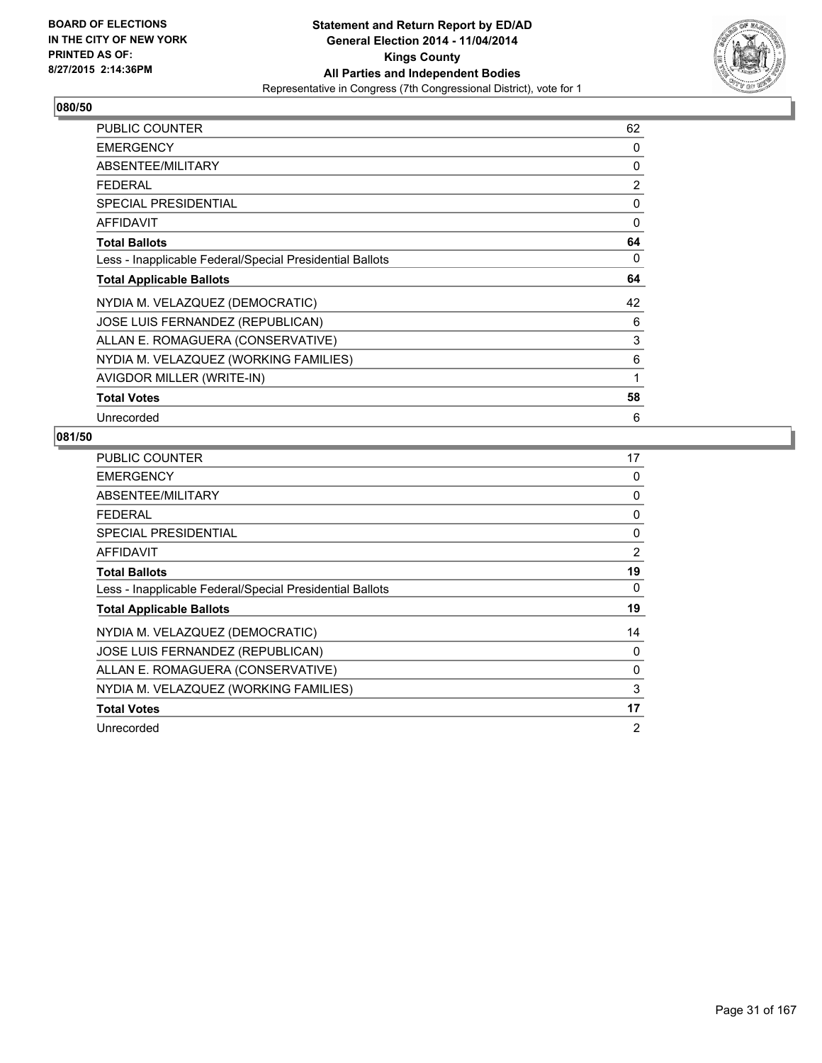**BOARD OF ELECTIONS IN THE CITY OF NEW YORK PRINTED AS OF: 8/27/2015 2:14:36PM**

**Statement and Return Report by ED/AD**
**General Election 2014 - 11/04/2014**
**Kings County**
**All Parties and Independent Bodies**
Representative in Congress (7th Congressional District), vote for 1

## 080/50

| | |
|---|---|
| PUBLIC COUNTER | 62 |
| EMERGENCY | 0 |
| ABSENTEE/MILITARY | 0 |
| FEDERAL | 2 |
| SPECIAL PRESIDENTIAL | 0 |
| AFFIDAVIT | 0 |
| **Total Ballots** | **64** |
| Less - Inapplicable Federal/Special Presidential Ballots | 0 |
| **Total Applicable Ballots** | **64** |
| NYDIA M. VELAZQUEZ (DEMOCRATIC) | 42 |
| JOSE LUIS FERNANDEZ (REPUBLICAN) | 6 |
| ALLAN E. ROMAGUERA (CONSERVATIVE) | 3 |
| NYDIA M. VELAZQUEZ (WORKING FAMILIES) | 6 |
| AVIGDOR MILLER (WRITE-IN) | 1 |
| **Total Votes** | **58** |
| Unrecorded | 6 |

## 081/50

| | |
|---|---|
| PUBLIC COUNTER | 17 |
| EMERGENCY | 0 |
| ABSENTEE/MILITARY | 0 |
| FEDERAL | 0 |
| SPECIAL PRESIDENTIAL | 0 |
| AFFIDAVIT | 2 |
| **Total Ballots** | **19** |
| Less - Inapplicable Federal/Special Presidential Ballots | 0 |
| **Total Applicable Ballots** | **19** |
| NYDIA M. VELAZQUEZ (DEMOCRATIC) | 14 |
| JOSE LUIS FERNANDEZ (REPUBLICAN) | 0 |
| ALLAN E. ROMAGUERA (CONSERVATIVE) | 0 |
| NYDIA M. VELAZQUEZ (WORKING FAMILIES) | 3 |
| **Total Votes** | **17** |
| Unrecorded | 2 |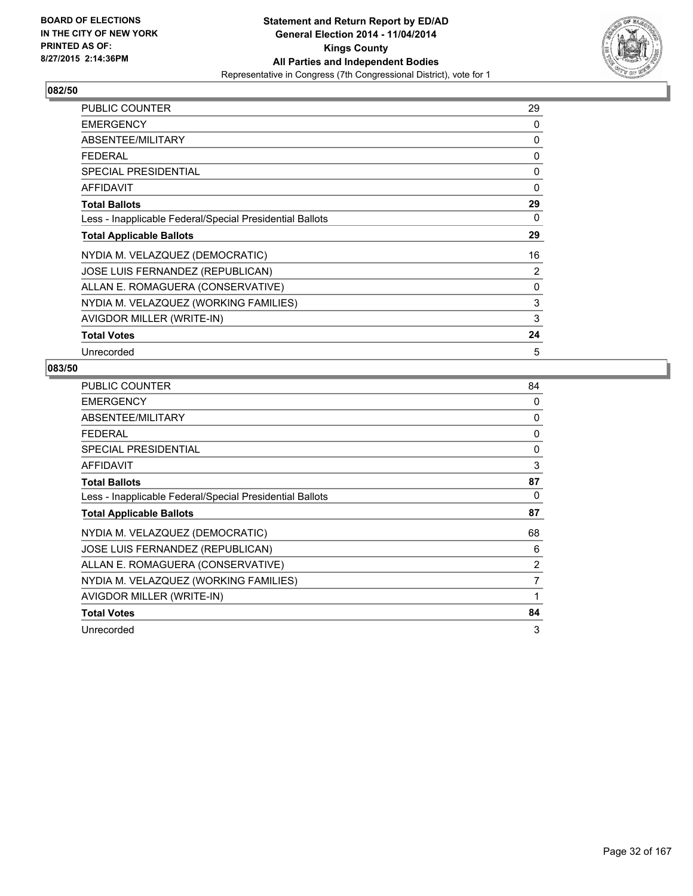BOARD OF ELECTIONS
IN THE CITY OF NEW YORK
PRINTED AS OF:
8/27/2015 2:14:36PM

**Statement and Return Report by ED/AD**
**General Election 2014 - 11/04/2014**
**Kings County**
**All Parties and Independent Bodies**
Representative in Congress (7th Congressional District), vote for 1

## 082/50

| | |
|---|---|
| PUBLIC COUNTER | 29 |
| EMERGENCY | 0 |
| ABSENTEE/MILITARY | 0 |
| FEDERAL | 0 |
| SPECIAL PRESIDENTIAL | 0 |
| AFFIDAVIT | 0 |
| **Total Ballots** | **29** |
| Less - Inapplicable Federal/Special Presidential Ballots | 0 |
| **Total Applicable Ballots** | **29** |
| NYDIA M. VELAZQUEZ (DEMOCRATIC) | 16 |
| JOSE LUIS FERNANDEZ (REPUBLICAN) | 2 |
| ALLAN E. ROMAGUERA (CONSERVATIVE) | 0 |
| NYDIA M. VELAZQUEZ (WORKING FAMILIES) | 3 |
| AVIGDOR MILLER (WRITE-IN) | 3 |
| **Total Votes** | **24** |
| Unrecorded | 5 |

## 083/50

| | |
|---|---|
| PUBLIC COUNTER | 84 |
| EMERGENCY | 0 |
| ABSENTEE/MILITARY | 0 |
| FEDERAL | 0 |
| SPECIAL PRESIDENTIAL | 0 |
| AFFIDAVIT | 3 |
| **Total Ballots** | **87** |
| Less - Inapplicable Federal/Special Presidential Ballots | 0 |
| **Total Applicable Ballots** | **87** |
| NYDIA M. VELAZQUEZ (DEMOCRATIC) | 68 |
| JOSE LUIS FERNANDEZ (REPUBLICAN) | 6 |
| ALLAN E. ROMAGUERA (CONSERVATIVE) | 2 |
| NYDIA M. VELAZQUEZ (WORKING FAMILIES) | 7 |
| AVIGDOR MILLER (WRITE-IN) | 1 |
| **Total Votes** | **84** |
| Unrecorded | 3 |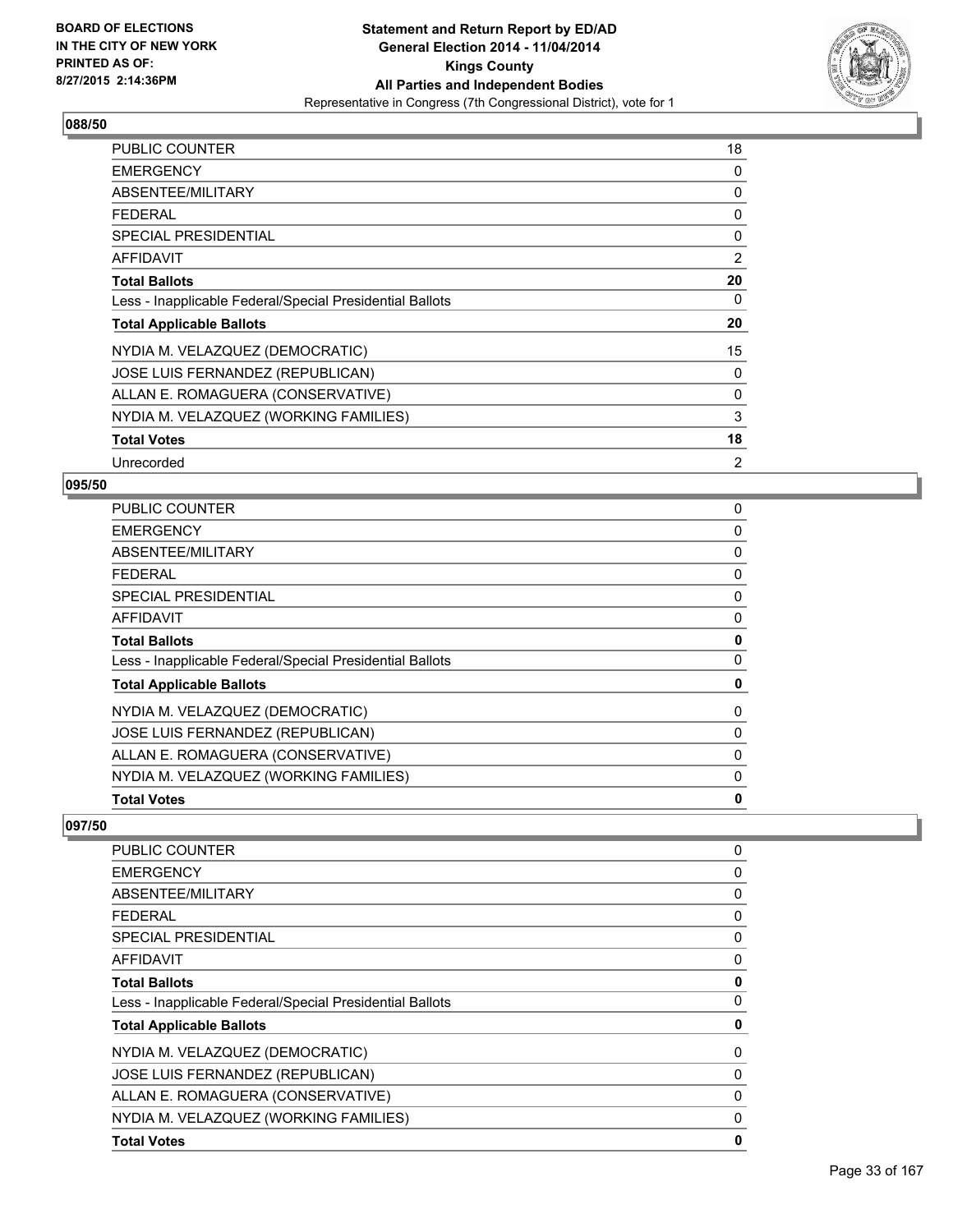### 088/50

| | |
|---|---|
| PUBLIC COUNTER | 18 |
| EMERGENCY | 0 |
| ABSENTEE/MILITARY | 0 |
| FEDERAL | 0 |
| SPECIAL PRESIDENTIAL | 0 |
| AFFIDAVIT | 2 |
| **Total Ballots** | **20** |
| Less - Inapplicable Federal/Special Presidential Ballots | 0 |
| **Total Applicable Ballots** | **20** |
| NYDIA M. VELAZQUEZ (DEMOCRATIC) | 15 |
| JOSE LUIS FERNANDEZ (REPUBLICAN) | 0 |
| ALLAN E. ROMAGUERA (CONSERVATIVE) | 0 |
| NYDIA M. VELAZQUEZ (WORKING FAMILIES) | 3 |
| **Total Votes** | **18** |
| Unrecorded | 2 |

### 095/50

| | |
|---|---|
| PUBLIC COUNTER | 0 |
| EMERGENCY | 0 |
| ABSENTEE/MILITARY | 0 |
| FEDERAL | 0 |
| SPECIAL PRESIDENTIAL | 0 |
| AFFIDAVIT | 0 |
| **Total Ballots** | **0** |
| Less - Inapplicable Federal/Special Presidential Ballots | 0 |
| **Total Applicable Ballots** | **0** |
| NYDIA M. VELAZQUEZ (DEMOCRATIC) | 0 |
| JOSE LUIS FERNANDEZ (REPUBLICAN) | 0 |
| ALLAN E. ROMAGUERA (CONSERVATIVE) | 0 |
| NYDIA M. VELAZQUEZ (WORKING FAMILIES) | 0 |
| **Total Votes** | **0** |

### 097/50

| | |
|---|---|
| PUBLIC COUNTER | 0 |
| EMERGENCY | 0 |
| ABSENTEE/MILITARY | 0 |
| FEDERAL | 0 |
| SPECIAL PRESIDENTIAL | 0 |
| AFFIDAVIT | 0 |
| **Total Ballots** | **0** |
| Less - Inapplicable Federal/Special Presidential Ballots | 0 |
| **Total Applicable Ballots** | **0** |
| NYDIA M. VELAZQUEZ (DEMOCRATIC) | 0 |
| JOSE LUIS FERNANDEZ (REPUBLICAN) | 0 |
| ALLAN E. ROMAGUERA (CONSERVATIVE) | 0 |
| NYDIA M. VELAZQUEZ (WORKING FAMILIES) | 0 |
| **Total Votes** | **0** |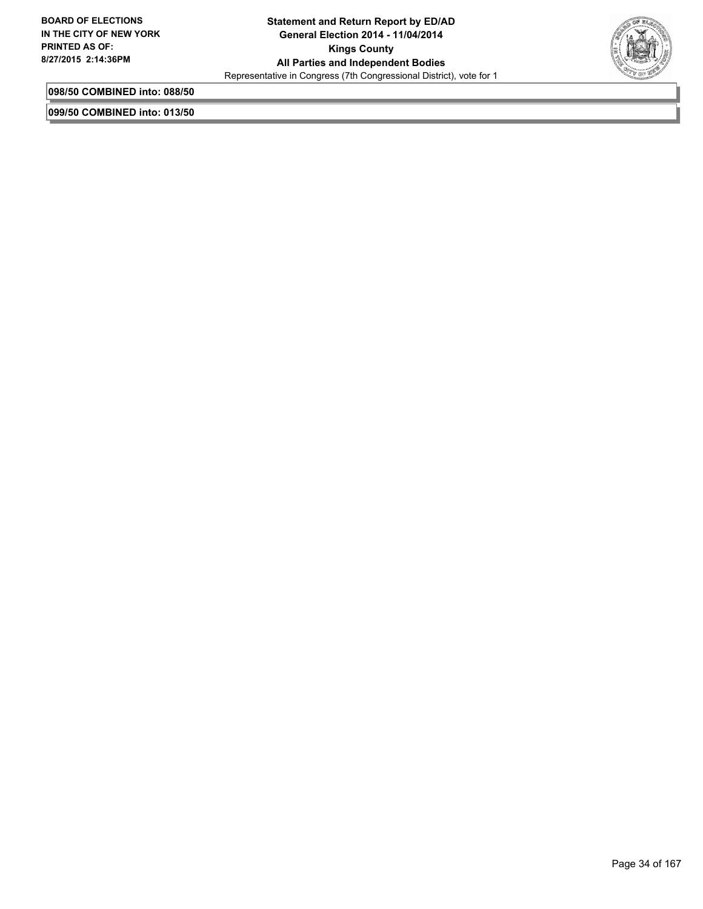**098/50 COMBINED into: 088/50**

**099/50 COMBINED into: 013/50**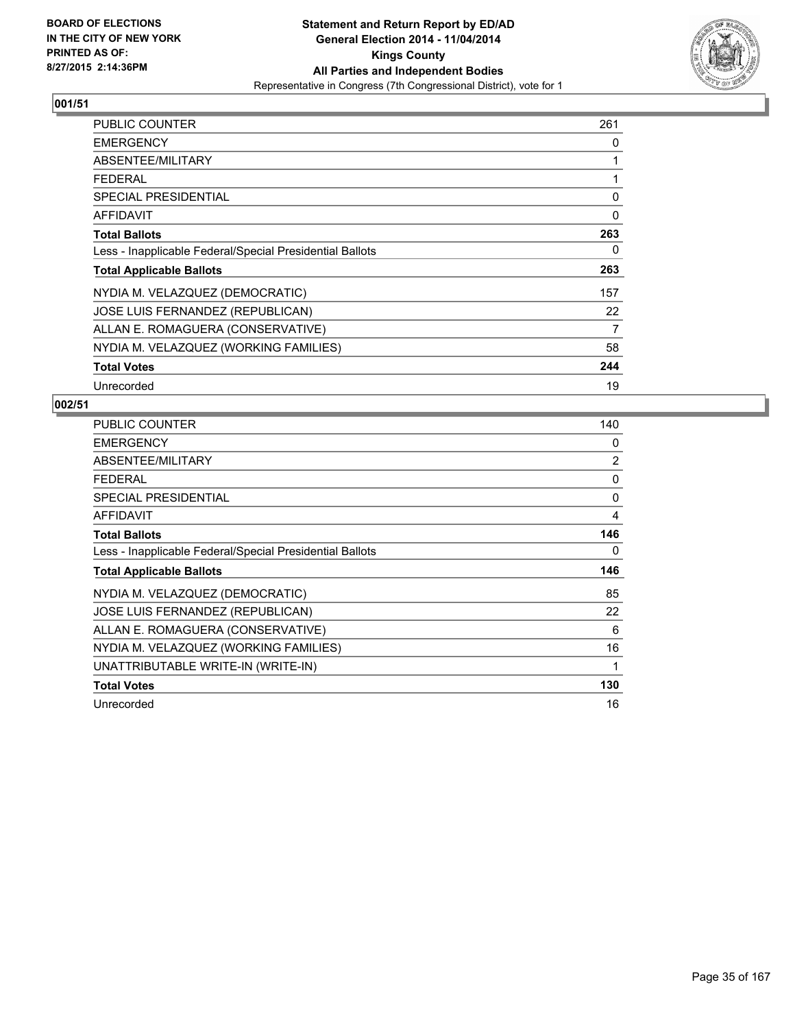**BOARD OF ELECTIONS IN THE CITY OF NEW YORK PRINTED AS OF: 8/27/2015 2:14:36PM**

# Statement and Return Report by ED/AD
## General Election 2014 - 11/04/2014
## Kings County
## All Parties and Independent Bodies
Representative in Congress (7th Congressional District), vote for 1

### 001/51

| | |
|---|---|
| PUBLIC COUNTER | 261 |
| EMERGENCY | 0 |
| ABSENTEE/MILITARY | 1 |
| FEDERAL | 1 |
| SPECIAL PRESIDENTIAL | 0 |
| AFFIDAVIT | 0 |
| **Total Ballots** | **263** |
| Less - Inapplicable Federal/Special Presidential Ballots | 0 |
| **Total Applicable Ballots** | **263** |
| NYDIA M. VELAZQUEZ (DEMOCRATIC) | 157 |
| JOSE LUIS FERNANDEZ (REPUBLICAN) | 22 |
| ALLAN E. ROMAGUERA (CONSERVATIVE) | 7 |
| NYDIA M. VELAZQUEZ (WORKING FAMILIES) | 58 |
| **Total Votes** | **244** |
| Unrecorded | 19 |

### 002/51

| | |
|---|---|
| PUBLIC COUNTER | 140 |
| EMERGENCY | 0 |
| ABSENTEE/MILITARY | 2 |
| FEDERAL | 0 |
| SPECIAL PRESIDENTIAL | 0 |
| AFFIDAVIT | 4 |
| **Total Ballots** | **146** |
| Less - Inapplicable Federal/Special Presidential Ballots | 0 |
| **Total Applicable Ballots** | **146** |
| NYDIA M. VELAZQUEZ (DEMOCRATIC) | 85 |
| JOSE LUIS FERNANDEZ (REPUBLICAN) | 22 |
| ALLAN E. ROMAGUERA (CONSERVATIVE) | 6 |
| NYDIA M. VELAZQUEZ (WORKING FAMILIES) | 16 |
| UNATTRIBUTABLE WRITE-IN (WRITE-IN) | 1 |
| **Total Votes** | **130** |
| Unrecorded | 16 |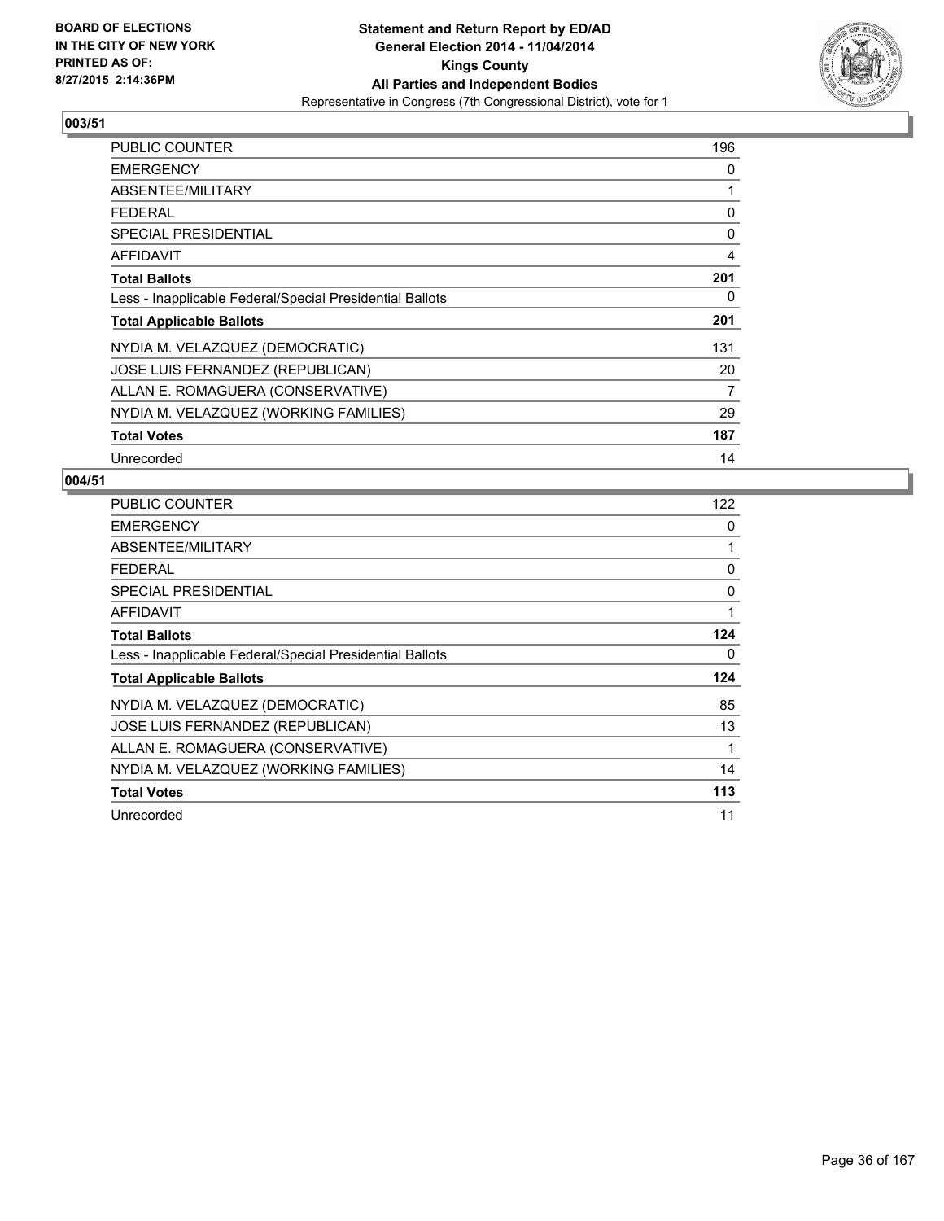BOARD OF ELECTIONS
IN THE CITY OF NEW YORK
PRINTED AS OF:
8/27/2015 2:14:36PM

**Statement and Return Report by ED/AD**
**General Election 2014 - 11/04/2014**
**Kings County**
**All Parties and Independent Bodies**
Representative in Congress (7th Congressional District), vote for 1

## 003/51

| | |
|---|---|
| PUBLIC COUNTER | 196 |
| EMERGENCY | 0 |
| ABSENTEE/MILITARY | 1 |
| FEDERAL | 0 |
| SPECIAL PRESIDENTIAL | 0 |
| AFFIDAVIT | 4 |
| **Total Ballots** | **201** |
| Less - Inapplicable Federal/Special Presidential Ballots | 0 |
| **Total Applicable Ballots** | **201** |
| NYDIA M. VELAZQUEZ (DEMOCRATIC) | 131 |
| JOSE LUIS FERNANDEZ (REPUBLICAN) | 20 |
| ALLAN E. ROMAGUERA (CONSERVATIVE) | 7 |
| NYDIA M. VELAZQUEZ (WORKING FAMILIES) | 29 |
| **Total Votes** | **187** |
| Unrecorded | 14 |

## 004/51

| | |
|---|---|
| PUBLIC COUNTER | 122 |
| EMERGENCY | 0 |
| ABSENTEE/MILITARY | 1 |
| FEDERAL | 0 |
| SPECIAL PRESIDENTIAL | 0 |
| AFFIDAVIT | 1 |
| **Total Ballots** | **124** |
| Less - Inapplicable Federal/Special Presidential Ballots | 0 |
| **Total Applicable Ballots** | **124** |
| NYDIA M. VELAZQUEZ (DEMOCRATIC) | 85 |
| JOSE LUIS FERNANDEZ (REPUBLICAN) | 13 |
| ALLAN E. ROMAGUERA (CONSERVATIVE) | 1 |
| NYDIA M. VELAZQUEZ (WORKING FAMILIES) | 14 |
| **Total Votes** | **113** |
| Unrecorded | 11 |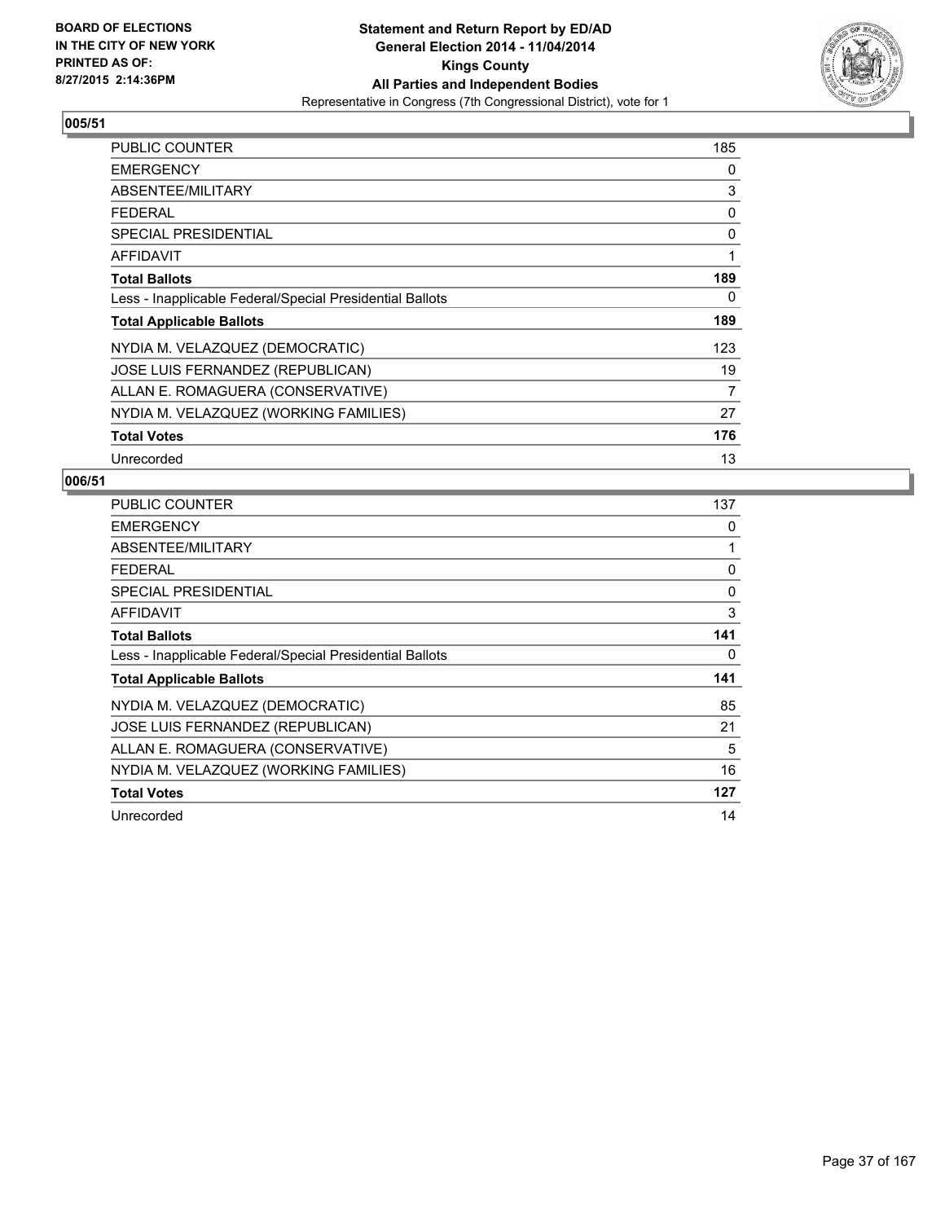BOARD OF ELECTIONS
IN THE CITY OF NEW YORK
PRINTED AS OF:
8/27/2015 2:14:36PM

**Statement and Return Report by ED/AD**
**General Election 2014 - 11/04/2014**
**Kings County**
**All Parties and Independent Bodies**
Representative in Congress (7th Congressional District), vote for 1

## 005/51

| | |
|---|---|
| PUBLIC COUNTER | 185 |
| EMERGENCY | 0 |
| ABSENTEE/MILITARY | 3 |
| FEDERAL | 0 |
| SPECIAL PRESIDENTIAL | 0 |
| AFFIDAVIT | 1 |
| **Total Ballots** | **189** |
| Less - Inapplicable Federal/Special Presidential Ballots | 0 |
| **Total Applicable Ballots** | **189** |
| NYDIA M. VELAZQUEZ (DEMOCRATIC) | 123 |
| JOSE LUIS FERNANDEZ (REPUBLICAN) | 19 |
| ALLAN E. ROMAGUERA (CONSERVATIVE) | 7 |
| NYDIA M. VELAZQUEZ (WORKING FAMILIES) | 27 |
| **Total Votes** | **176** |
| Unrecorded | 13 |

## 006/51

| | |
|---|---|
| PUBLIC COUNTER | 137 |
| EMERGENCY | 0 |
| ABSENTEE/MILITARY | 1 |
| FEDERAL | 0 |
| SPECIAL PRESIDENTIAL | 0 |
| AFFIDAVIT | 3 |
| **Total Ballots** | **141** |
| Less - Inapplicable Federal/Special Presidential Ballots | 0 |
| **Total Applicable Ballots** | **141** |
| NYDIA M. VELAZQUEZ (DEMOCRATIC) | 85 |
| JOSE LUIS FERNANDEZ (REPUBLICAN) | 21 |
| ALLAN E. ROMAGUERA (CONSERVATIVE) | 5 |
| NYDIA M. VELAZQUEZ (WORKING FAMILIES) | 16 |
| **Total Votes** | **127** |
| Unrecorded | 14 |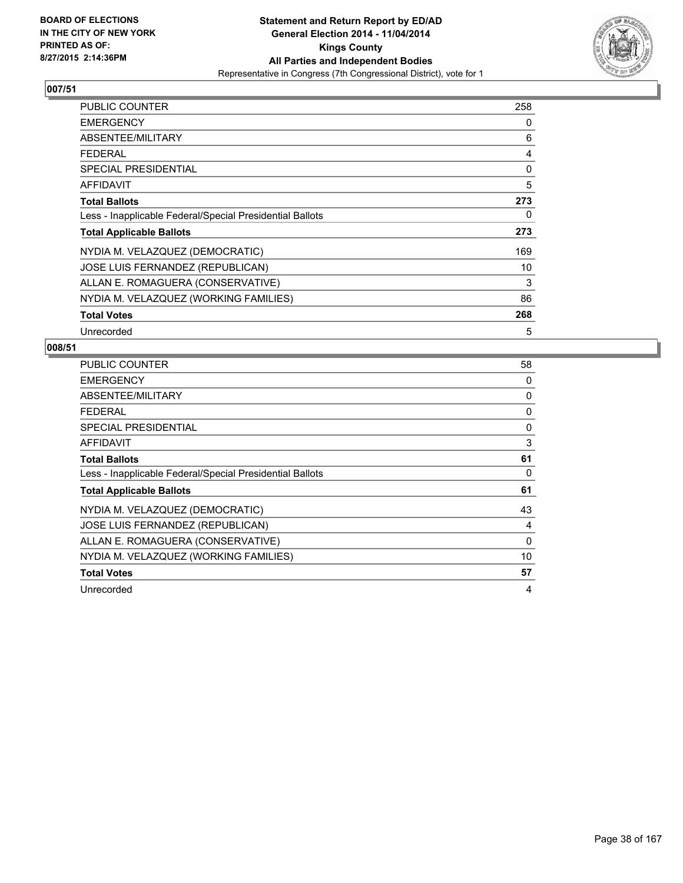**BOARD OF ELECTIONS IN THE CITY OF NEW YORK PRINTED AS OF: 8/27/2015 2:14:36PM**

**Statement and Return Report by ED/AD General Election 2014 - 11/04/2014 Kings County All Parties and Independent Bodies**
Representative in Congress (7th Congressional District), vote for 1

## 007/51

| | |
|---|---|
| PUBLIC COUNTER | 258 |
| EMERGENCY | 0 |
| ABSENTEE/MILITARY | 6 |
| FEDERAL | 4 |
| SPECIAL PRESIDENTIAL | 0 |
| AFFIDAVIT | 5 |
| **Total Ballots** | **273** |
| Less - Inapplicable Federal/Special Presidential Ballots | 0 |
| **Total Applicable Ballots** | **273** |
| NYDIA M. VELAZQUEZ (DEMOCRATIC) | 169 |
| JOSE LUIS FERNANDEZ (REPUBLICAN) | 10 |
| ALLAN E. ROMAGUERA (CONSERVATIVE) | 3 |
| NYDIA M. VELAZQUEZ (WORKING FAMILIES) | 86 |
| **Total Votes** | **268** |
| Unrecorded | 5 |

## 008/51

| | |
|---|---|
| PUBLIC COUNTER | 58 |
| EMERGENCY | 0 |
| ABSENTEE/MILITARY | 0 |
| FEDERAL | 0 |
| SPECIAL PRESIDENTIAL | 0 |
| AFFIDAVIT | 3 |
| **Total Ballots** | **61** |
| Less - Inapplicable Federal/Special Presidential Ballots | 0 |
| **Total Applicable Ballots** | **61** |
| NYDIA M. VELAZQUEZ (DEMOCRATIC) | 43 |
| JOSE LUIS FERNANDEZ (REPUBLICAN) | 4 |
| ALLAN E. ROMAGUERA (CONSERVATIVE) | 0 |
| NYDIA M. VELAZQUEZ (WORKING FAMILIES) | 10 |
| **Total Votes** | **57** |
| Unrecorded | 4 |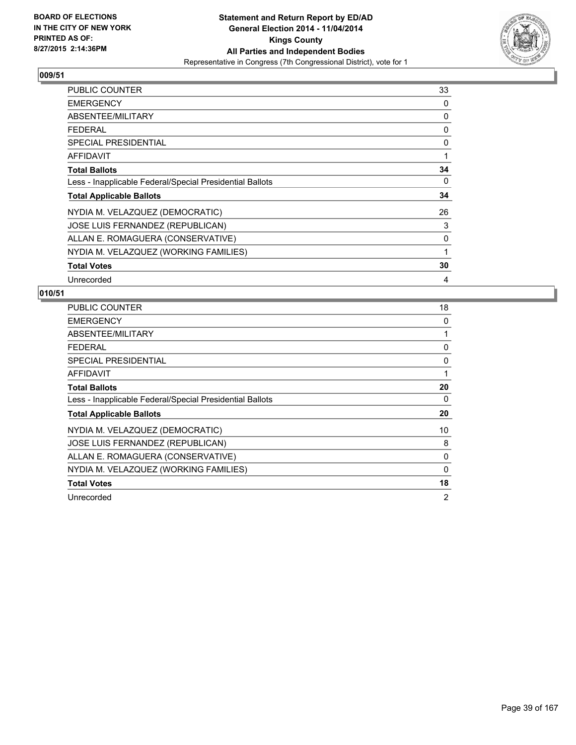BOARD OF ELECTIONS
IN THE CITY OF NEW YORK
PRINTED AS OF:
8/27/2015 2:14:36PM

**Statement and Return Report by ED/AD**
**General Election 2014 - 11/04/2014**
**Kings County**
**All Parties and Independent Bodies**
Representative in Congress (7th Congressional District), vote for 1

## 009/51

| | |
|---|---|
| PUBLIC COUNTER | 33 |
| EMERGENCY | 0 |
| ABSENTEE/MILITARY | 0 |
| FEDERAL | 0 |
| SPECIAL PRESIDENTIAL | 0 |
| AFFIDAVIT | 1 |
| **Total Ballots** | **34** |
| Less - Inapplicable Federal/Special Presidential Ballots | 0 |
| **Total Applicable Ballots** | **34** |
| NYDIA M. VELAZQUEZ (DEMOCRATIC) | 26 |
| JOSE LUIS FERNANDEZ (REPUBLICAN) | 3 |
| ALLAN E. ROMAGUERA (CONSERVATIVE) | 0 |
| NYDIA M. VELAZQUEZ (WORKING FAMILIES) | 1 |
| **Total Votes** | **30** |
| Unrecorded | 4 |

## 010/51

| | |
|---|---|
| PUBLIC COUNTER | 18 |
| EMERGENCY | 0 |
| ABSENTEE/MILITARY | 1 |
| FEDERAL | 0 |
| SPECIAL PRESIDENTIAL | 0 |
| AFFIDAVIT | 1 |
| **Total Ballots** | **20** |
| Less - Inapplicable Federal/Special Presidential Ballots | 0 |
| **Total Applicable Ballots** | **20** |
| NYDIA M. VELAZQUEZ (DEMOCRATIC) | 10 |
| JOSE LUIS FERNANDEZ (REPUBLICAN) | 8 |
| ALLAN E. ROMAGUERA (CONSERVATIVE) | 0 |
| NYDIA M. VELAZQUEZ (WORKING FAMILIES) | 0 |
| **Total Votes** | **18** |
| Unrecorded | 2 |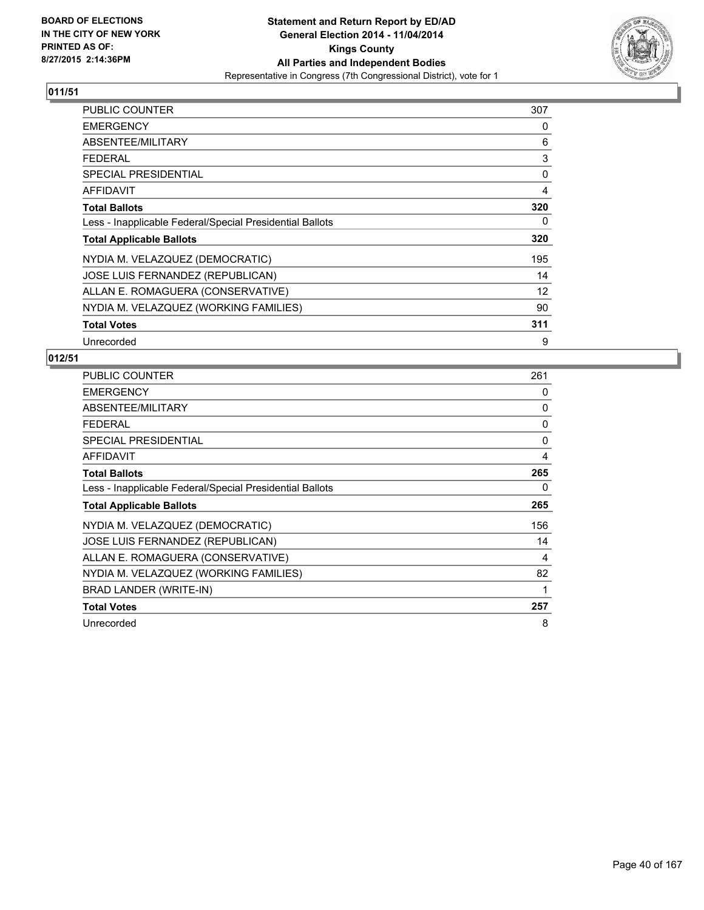BOARD OF ELECTIONS
IN THE CITY OF NEW YORK
PRINTED AS OF:
8/27/2015 2:14:36PM

**Statement and Return Report by ED/AD**
**General Election 2014 - 11/04/2014**
**Kings County**
**All Parties and Independent Bodies**
Representative in Congress (7th Congressional District), vote for 1

## 011/51

| | |
|---|---|
| PUBLIC COUNTER | 307 |
| EMERGENCY | 0 |
| ABSENTEE/MILITARY | 6 |
| FEDERAL | 3 |
| SPECIAL PRESIDENTIAL | 0 |
| AFFIDAVIT | 4 |
| **Total Ballots** | **320** |
| Less - Inapplicable Federal/Special Presidential Ballots | 0 |
| **Total Applicable Ballots** | **320** |
| NYDIA M. VELAZQUEZ (DEMOCRATIC) | 195 |
| JOSE LUIS FERNANDEZ (REPUBLICAN) | 14 |
| ALLAN E. ROMAGUERA (CONSERVATIVE) | 12 |
| NYDIA M. VELAZQUEZ (WORKING FAMILIES) | 90 |
| **Total Votes** | **311** |
| Unrecorded | 9 |

## 012/51

| | |
|---|---|
| PUBLIC COUNTER | 261 |
| EMERGENCY | 0 |
| ABSENTEE/MILITARY | 0 |
| FEDERAL | 0 |
| SPECIAL PRESIDENTIAL | 0 |
| AFFIDAVIT | 4 |
| **Total Ballots** | **265** |
| Less - Inapplicable Federal/Special Presidential Ballots | 0 |
| **Total Applicable Ballots** | **265** |
| NYDIA M. VELAZQUEZ (DEMOCRATIC) | 156 |
| JOSE LUIS FERNANDEZ (REPUBLICAN) | 14 |
| ALLAN E. ROMAGUERA (CONSERVATIVE) | 4 |
| NYDIA M. VELAZQUEZ (WORKING FAMILIES) | 82 |
| BRAD LANDER (WRITE-IN) | 1 |
| **Total Votes** | **257** |
| Unrecorded | 8 |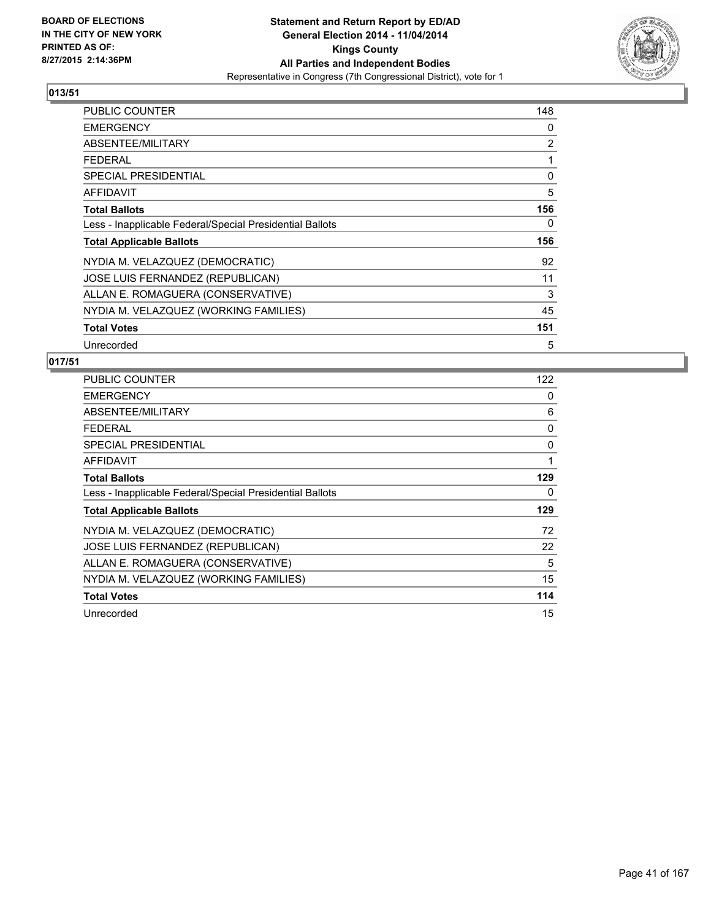**BOARD OF ELECTIONS IN THE CITY OF NEW YORK PRINTED AS OF: 8/27/2015 2:14:36PM**

**Statement and Return Report by ED/AD**
**General Election 2014 - 11/04/2014**
**Kings County**
**All Parties and Independent Bodies**
Representative in Congress (7th Congressional District), vote for 1

## 013/51

| | |
|---|---|
| PUBLIC COUNTER | 148 |
| EMERGENCY | 0 |
| ABSENTEE/MILITARY | 2 |
| FEDERAL | 1 |
| SPECIAL PRESIDENTIAL | 0 |
| AFFIDAVIT | 5 |
| **Total Ballots** | **156** |
| Less - Inapplicable Federal/Special Presidential Ballots | 0 |
| **Total Applicable Ballots** | **156** |
| NYDIA M. VELAZQUEZ (DEMOCRATIC) | 92 |
| JOSE LUIS FERNANDEZ (REPUBLICAN) | 11 |
| ALLAN E. ROMAGUERA (CONSERVATIVE) | 3 |
| NYDIA M. VELAZQUEZ (WORKING FAMILIES) | 45 |
| **Total Votes** | **151** |
| Unrecorded | 5 |

## 017/51

| | |
|---|---|
| PUBLIC COUNTER | 122 |
| EMERGENCY | 0 |
| ABSENTEE/MILITARY | 6 |
| FEDERAL | 0 |
| SPECIAL PRESIDENTIAL | 0 |
| AFFIDAVIT | 1 |
| **Total Ballots** | **129** |
| Less - Inapplicable Federal/Special Presidential Ballots | 0 |
| **Total Applicable Ballots** | **129** |
| NYDIA M. VELAZQUEZ (DEMOCRATIC) | 72 |
| JOSE LUIS FERNANDEZ (REPUBLICAN) | 22 |
| ALLAN E. ROMAGUERA (CONSERVATIVE) | 5 |
| NYDIA M. VELAZQUEZ (WORKING FAMILIES) | 15 |
| **Total Votes** | **114** |
| Unrecorded | 15 |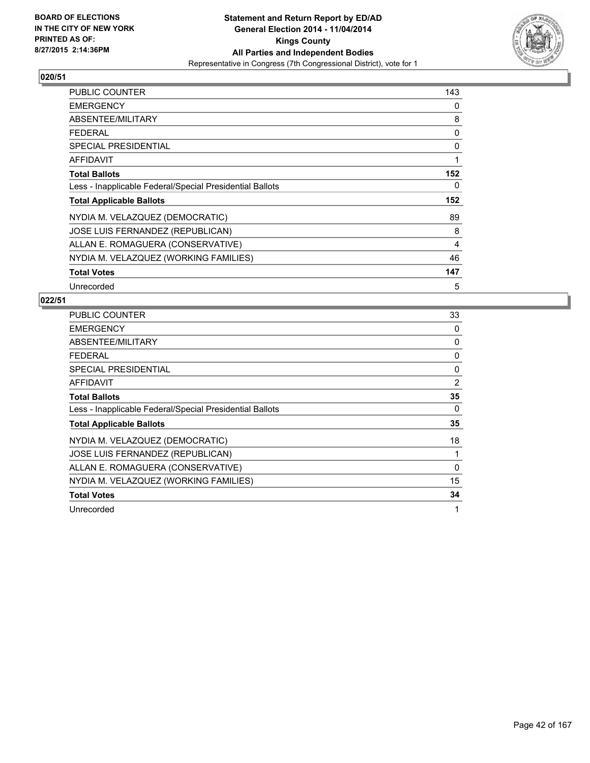**BOARD OF ELECTIONS IN THE CITY OF NEW YORK PRINTED AS OF: 8/27/2015 2:14:36PM**

**Statement and Return Report by ED/AD**
**General Election 2014 - 11/04/2014**
**Kings County**
**All Parties and Independent Bodies**
Representative in Congress (7th Congressional District), vote for 1

## 020/51

| | |
|---|---|
| PUBLIC COUNTER | 143 |
| EMERGENCY | 0 |
| ABSENTEE/MILITARY | 8 |
| FEDERAL | 0 |
| SPECIAL PRESIDENTIAL | 0 |
| AFFIDAVIT | 1 |
| **Total Ballots** | **152** |
| Less - Inapplicable Federal/Special Presidential Ballots | 0 |
| **Total Applicable Ballots** | **152** |
| NYDIA M. VELAZQUEZ (DEMOCRATIC) | 89 |
| JOSE LUIS FERNANDEZ (REPUBLICAN) | 8 |
| ALLAN E. ROMAGUERA (CONSERVATIVE) | 4 |
| NYDIA M. VELAZQUEZ (WORKING FAMILIES) | 46 |
| **Total Votes** | **147** |
| Unrecorded | 5 |

## 022/51

| | |
|---|---|
| PUBLIC COUNTER | 33 |
| EMERGENCY | 0 |
| ABSENTEE/MILITARY | 0 |
| FEDERAL | 0 |
| SPECIAL PRESIDENTIAL | 0 |
| AFFIDAVIT | 2 |
| **Total Ballots** | **35** |
| Less - Inapplicable Federal/Special Presidential Ballots | 0 |
| **Total Applicable Ballots** | **35** |
| NYDIA M. VELAZQUEZ (DEMOCRATIC) | 18 |
| JOSE LUIS FERNANDEZ (REPUBLICAN) | 1 |
| ALLAN E. ROMAGUERA (CONSERVATIVE) | 0 |
| NYDIA M. VELAZQUEZ (WORKING FAMILIES) | 15 |
| **Total Votes** | **34** |
| Unrecorded | 1 |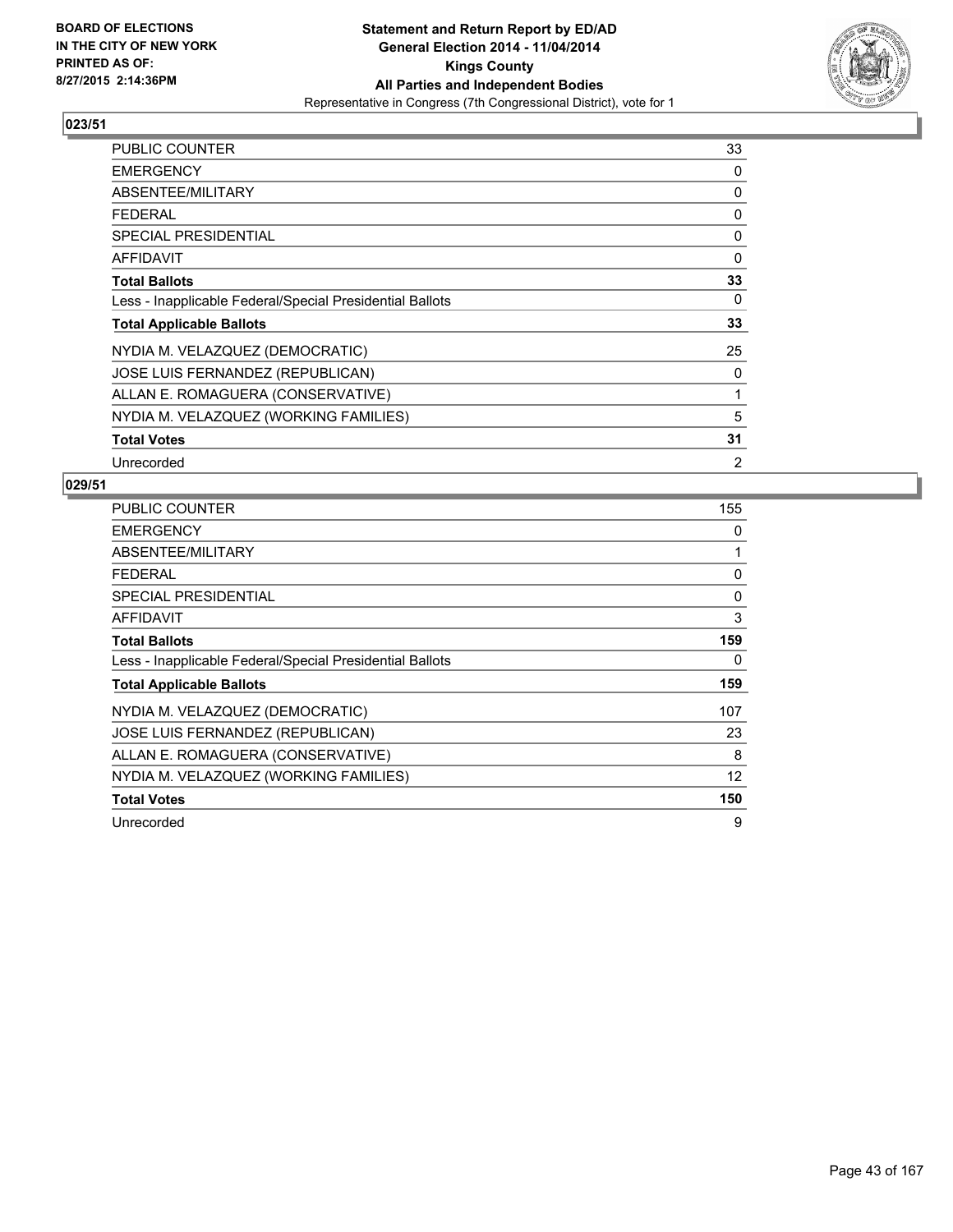BOARD OF ELECTIONS
IN THE CITY OF NEW YORK
PRINTED AS OF:
8/27/2015 2:14:36PM

**Statement and Return Report by ED/AD**
**General Election 2014 - 11/04/2014**
**Kings County**
**All Parties and Independent Bodies**
Representative in Congress (7th Congressional District), vote for 1

## 023/51

| | |
|---|---|
| PUBLIC COUNTER | 33 |
| EMERGENCY | 0 |
| ABSENTEE/MILITARY | 0 |
| FEDERAL | 0 |
| SPECIAL PRESIDENTIAL | 0 |
| AFFIDAVIT | 0 |
| **Total Ballots** | **33** |
| Less - Inapplicable Federal/Special Presidential Ballots | 0 |
| **Total Applicable Ballots** | **33** |
| NYDIA M. VELAZQUEZ (DEMOCRATIC) | 25 |
| JOSE LUIS FERNANDEZ (REPUBLICAN) | 0 |
| ALLAN E. ROMAGUERA (CONSERVATIVE) | 1 |
| NYDIA M. VELAZQUEZ (WORKING FAMILIES) | 5 |
| **Total Votes** | **31** |
| Unrecorded | 2 |

## 029/51

| | |
|---|---|
| PUBLIC COUNTER | 155 |
| EMERGENCY | 0 |
| ABSENTEE/MILITARY | 1 |
| FEDERAL | 0 |
| SPECIAL PRESIDENTIAL | 0 |
| AFFIDAVIT | 3 |
| **Total Ballots** | **159** |
| Less - Inapplicable Federal/Special Presidential Ballots | 0 |
| **Total Applicable Ballots** | **159** |
| NYDIA M. VELAZQUEZ (DEMOCRATIC) | 107 |
| JOSE LUIS FERNANDEZ (REPUBLICAN) | 23 |
| ALLAN E. ROMAGUERA (CONSERVATIVE) | 8 |
| NYDIA M. VELAZQUEZ (WORKING FAMILIES) | 12 |
| **Total Votes** | **150** |
| Unrecorded | 9 |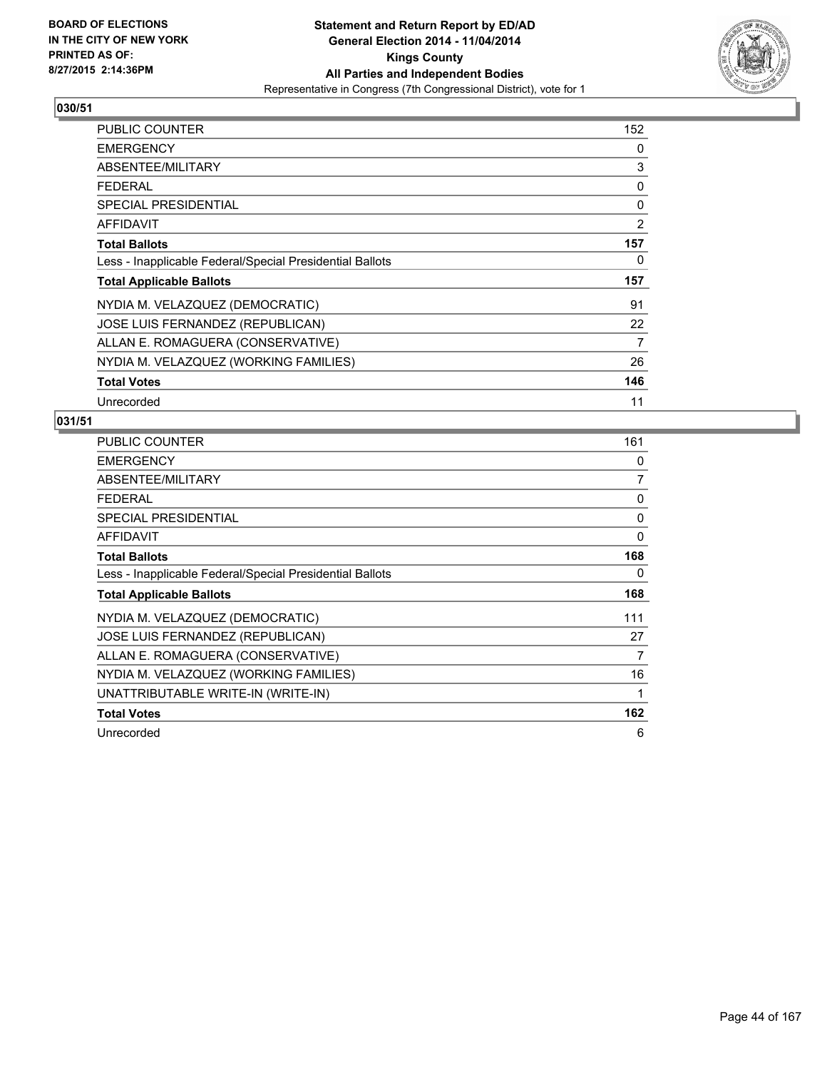BOARD OF ELECTIONS
IN THE CITY OF NEW YORK
PRINTED AS OF:
8/27/2015 2:14:36PM

**Statement and Return Report by ED/AD**
**General Election 2014 - 11/04/2014**
**Kings County**
**All Parties and Independent Bodies**
Representative in Congress (7th Congressional District), vote for 1

## 030/51

| | |
|---|---|
| PUBLIC COUNTER | 152 |
| EMERGENCY | 0 |
| ABSENTEE/MILITARY | 3 |
| FEDERAL | 0 |
| SPECIAL PRESIDENTIAL | 0 |
| AFFIDAVIT | 2 |
| **Total Ballots** | **157** |
| Less - Inapplicable Federal/Special Presidential Ballots | 0 |
| **Total Applicable Ballots** | **157** |
| NYDIA M. VELAZQUEZ (DEMOCRATIC) | 91 |
| JOSE LUIS FERNANDEZ (REPUBLICAN) | 22 |
| ALLAN E. ROMAGUERA (CONSERVATIVE) | 7 |
| NYDIA M. VELAZQUEZ (WORKING FAMILIES) | 26 |
| **Total Votes** | **146** |
| Unrecorded | 11 |

## 031/51

| | |
|---|---|
| PUBLIC COUNTER | 161 |
| EMERGENCY | 0 |
| ABSENTEE/MILITARY | 7 |
| FEDERAL | 0 |
| SPECIAL PRESIDENTIAL | 0 |
| AFFIDAVIT | 0 |
| **Total Ballots** | **168** |
| Less - Inapplicable Federal/Special Presidential Ballots | 0 |
| **Total Applicable Ballots** | **168** |
| NYDIA M. VELAZQUEZ (DEMOCRATIC) | 111 |
| JOSE LUIS FERNANDEZ (REPUBLICAN) | 27 |
| ALLAN E. ROMAGUERA (CONSERVATIVE) | 7 |
| NYDIA M. VELAZQUEZ (WORKING FAMILIES) | 16 |
| UNATTRIBUTABLE WRITE-IN (WRITE-IN) | 1 |
| **Total Votes** | **162** |
| Unrecorded | 6 |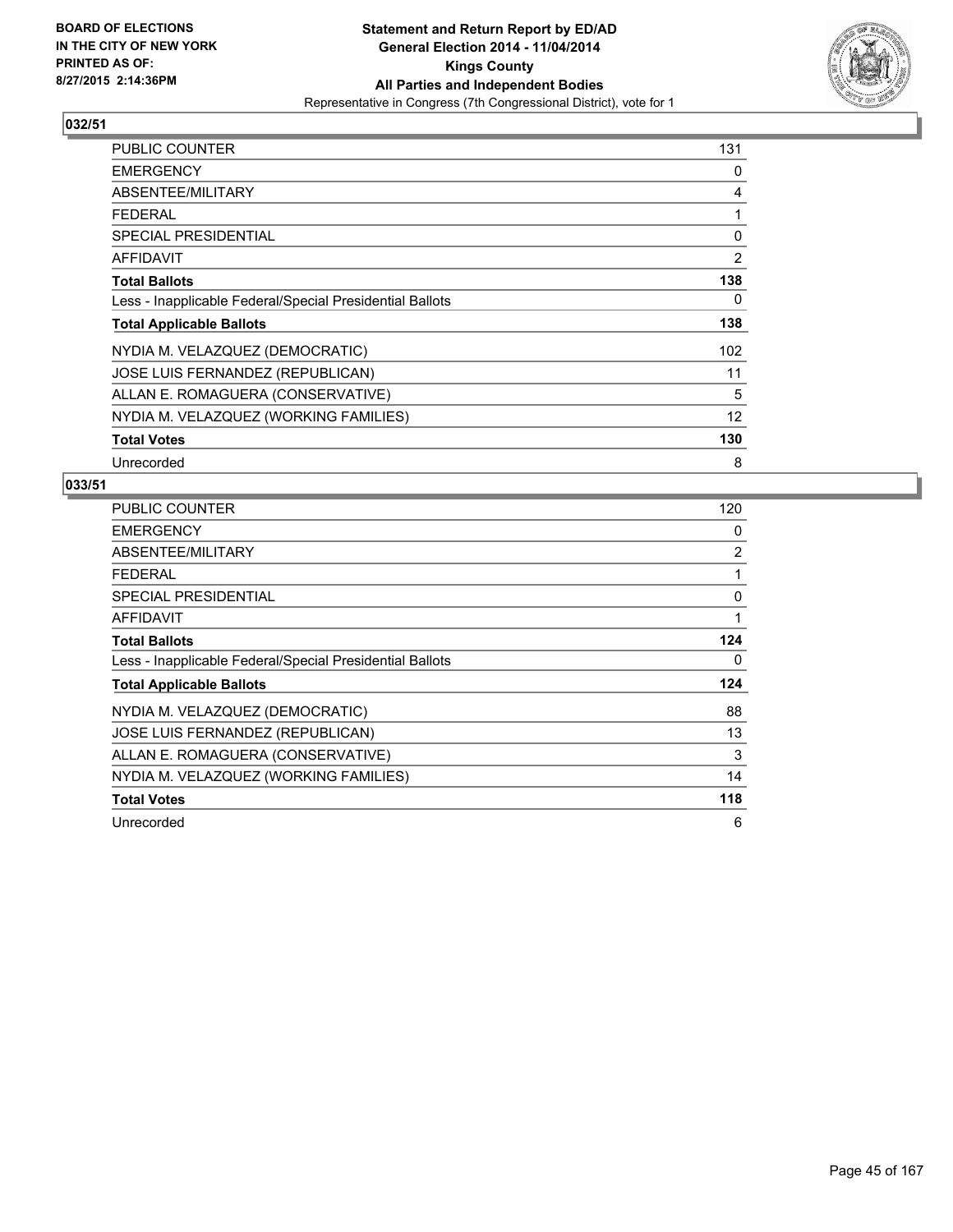**BOARD OF ELECTIONS IN THE CITY OF NEW YORK PRINTED AS OF: 8/27/2015 2:14:36PM**

**Statement and Return Report by ED/AD General Election 2014 - 11/04/2014 Kings County All Parties and Independent Bodies**

Representative in Congress (7th Congressional District), vote for 1

## 032/51

| | |
|---|---|
| PUBLIC COUNTER | 131 |
| EMERGENCY | 0 |
| ABSENTEE/MILITARY | 4 |
| FEDERAL | 1 |
| SPECIAL PRESIDENTIAL | 0 |
| AFFIDAVIT | 2 |
| **Total Ballots** | **138** |
| Less - Inapplicable Federal/Special Presidential Ballots | 0 |
| **Total Applicable Ballots** | **138** |
| NYDIA M. VELAZQUEZ (DEMOCRATIC) | 102 |
| JOSE LUIS FERNANDEZ (REPUBLICAN) | 11 |
| ALLAN E. ROMAGUERA (CONSERVATIVE) | 5 |
| NYDIA M. VELAZQUEZ (WORKING FAMILIES) | 12 |
| **Total Votes** | **130** |
| Unrecorded | 8 |

## 033/51

| | |
|---|---|
| PUBLIC COUNTER | 120 |
| EMERGENCY | 0 |
| ABSENTEE/MILITARY | 2 |
| FEDERAL | 1 |
| SPECIAL PRESIDENTIAL | 0 |
| AFFIDAVIT | 1 |
| **Total Ballots** | **124** |
| Less - Inapplicable Federal/Special Presidential Ballots | 0 |
| **Total Applicable Ballots** | **124** |
| NYDIA M. VELAZQUEZ (DEMOCRATIC) | 88 |
| JOSE LUIS FERNANDEZ (REPUBLICAN) | 13 |
| ALLAN E. ROMAGUERA (CONSERVATIVE) | 3 |
| NYDIA M. VELAZQUEZ (WORKING FAMILIES) | 14 |
| **Total Votes** | **118** |
| Unrecorded | 6 |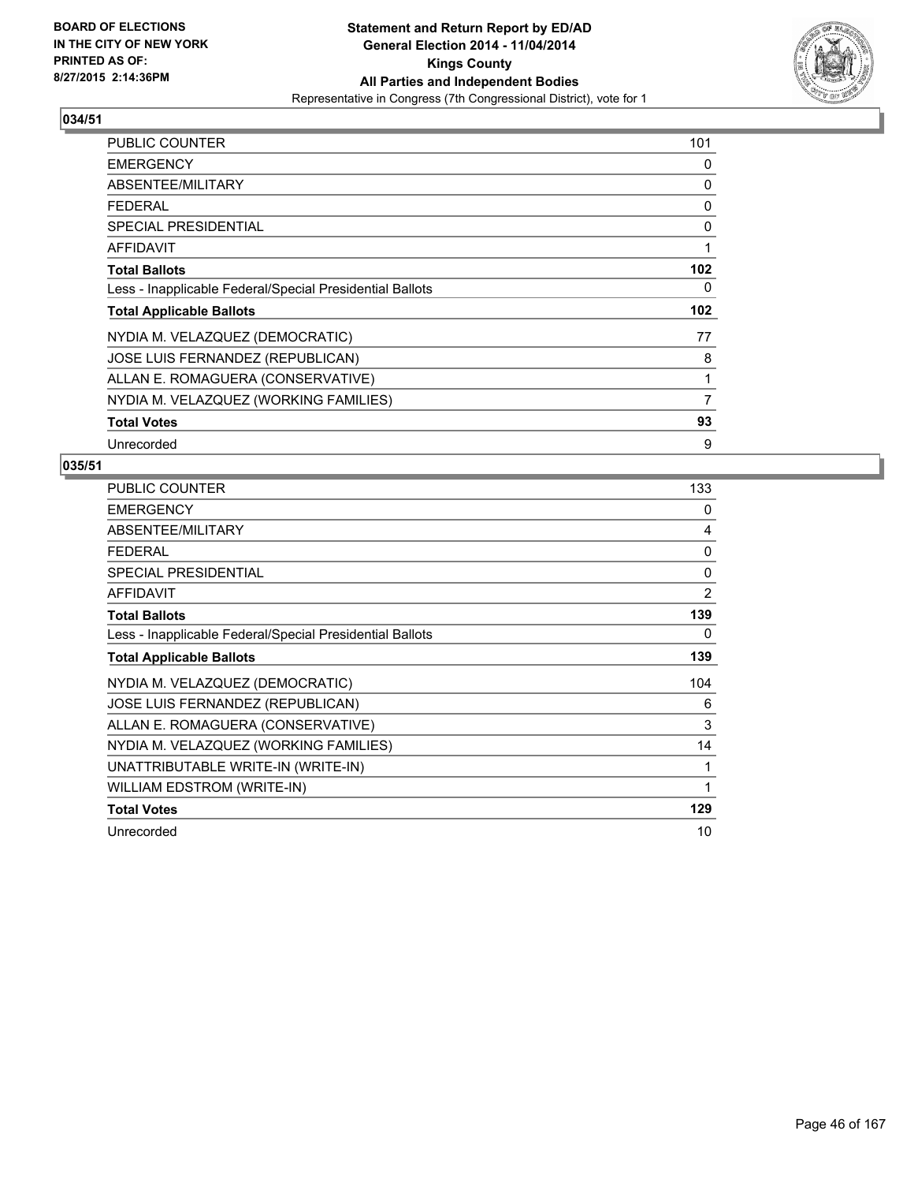**BOARD OF ELECTIONS IN THE CITY OF NEW YORK PRINTED AS OF: 8/27/2015 2:14:36PM**

**Statement and Return Report by ED/AD General Election 2014 - 11/04/2014 Kings County All Parties and Independent Bodies**

Representative in Congress (7th Congressional District), vote for 1

## 034/51

| | |
|---|---|
| PUBLIC COUNTER | 101 |
| EMERGENCY | 0 |
| ABSENTEE/MILITARY | 0 |
| FEDERAL | 0 |
| SPECIAL PRESIDENTIAL | 0 |
| AFFIDAVIT | 1 |
| **Total Ballots** | **102** |
| Less - Inapplicable Federal/Special Presidential Ballots | 0 |
| **Total Applicable Ballots** | **102** |
| NYDIA M. VELAZQUEZ (DEMOCRATIC) | 77 |
| JOSE LUIS FERNANDEZ (REPUBLICAN) | 8 |
| ALLAN E. ROMAGUERA (CONSERVATIVE) | 1 |
| NYDIA M. VELAZQUEZ (WORKING FAMILIES) | 7 |
| **Total Votes** | **93** |
| Unrecorded | 9 |

## 035/51

| | |
|---|---|
| PUBLIC COUNTER | 133 |
| EMERGENCY | 0 |
| ABSENTEE/MILITARY | 4 |
| FEDERAL | 0 |
| SPECIAL PRESIDENTIAL | 0 |
| AFFIDAVIT | 2 |
| **Total Ballots** | **139** |
| Less - Inapplicable Federal/Special Presidential Ballots | 0 |
| **Total Applicable Ballots** | **139** |
| NYDIA M. VELAZQUEZ (DEMOCRATIC) | 104 |
| JOSE LUIS FERNANDEZ (REPUBLICAN) | 6 |
| ALLAN E. ROMAGUERA (CONSERVATIVE) | 3 |
| NYDIA M. VELAZQUEZ (WORKING FAMILIES) | 14 |
| UNATTRIBUTABLE WRITE-IN (WRITE-IN) | 1 |
| WILLIAM EDSTROM (WRITE-IN) | 1 |
| **Total Votes** | **129** |
| Unrecorded | 10 |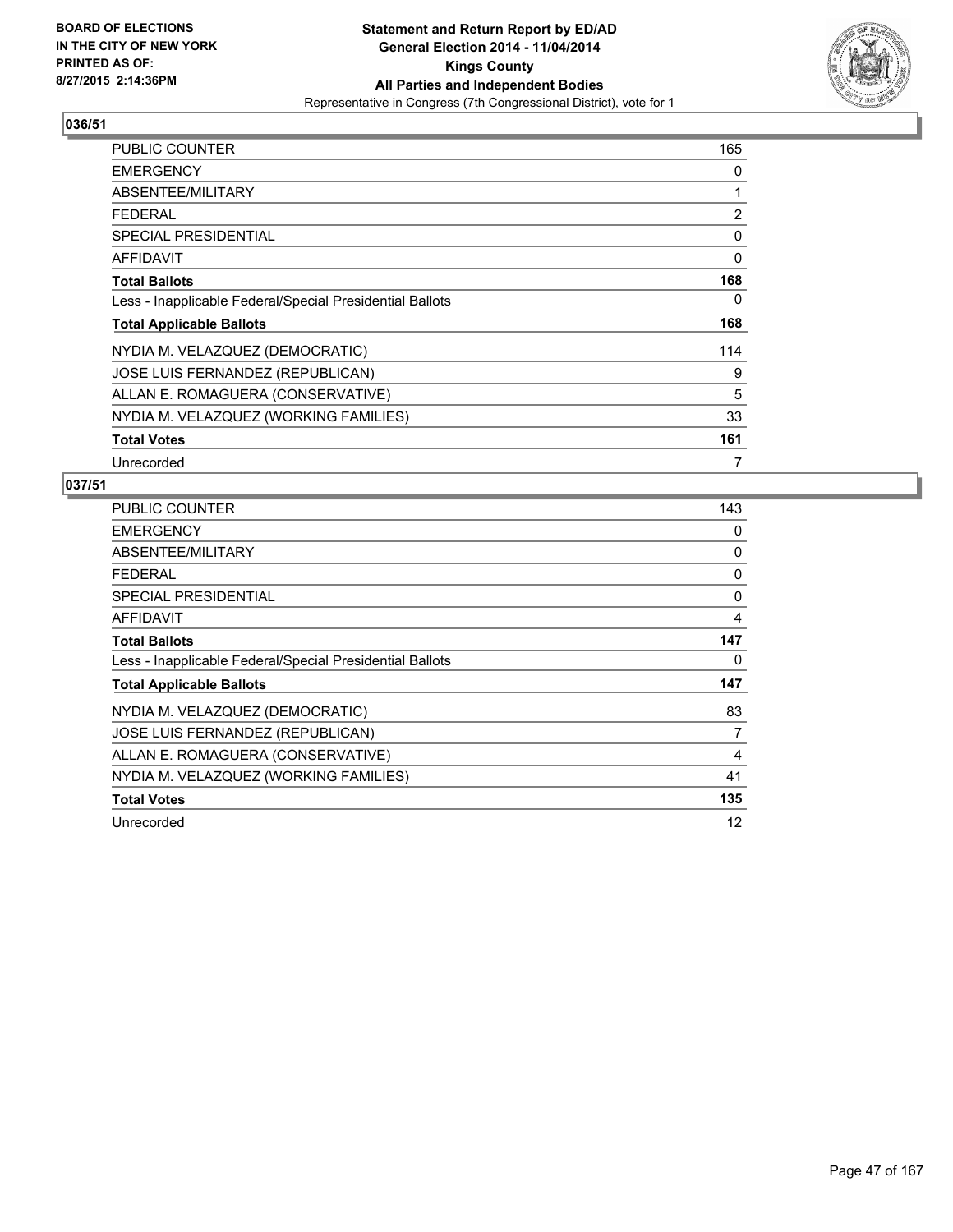BOARD OF ELECTIONS
IN THE CITY OF NEW YORK
PRINTED AS OF:
8/27/2015 2:14:36PM

**Statement and Return Report by ED/AD**
**General Election 2014 - 11/04/2014**
**Kings County**
**All Parties and Independent Bodies**
Representative in Congress (7th Congressional District), vote for 1

## 036/51

| | |
|---|---|
| PUBLIC COUNTER | 165 |
| EMERGENCY | 0 |
| ABSENTEE/MILITARY | 1 |
| FEDERAL | 2 |
| SPECIAL PRESIDENTIAL | 0 |
| AFFIDAVIT | 0 |
| **Total Ballots** | **168** |
| Less - Inapplicable Federal/Special Presidential Ballots | 0 |
| **Total Applicable Ballots** | **168** |
| NYDIA M. VELAZQUEZ (DEMOCRATIC) | 114 |
| JOSE LUIS FERNANDEZ (REPUBLICAN) | 9 |
| ALLAN E. ROMAGUERA (CONSERVATIVE) | 5 |
| NYDIA M. VELAZQUEZ (WORKING FAMILIES) | 33 |
| **Total Votes** | **161** |
| Unrecorded | 7 |

## 037/51

| | |
|---|---|
| PUBLIC COUNTER | 143 |
| EMERGENCY | 0 |
| ABSENTEE/MILITARY | 0 |
| FEDERAL | 0 |
| SPECIAL PRESIDENTIAL | 0 |
| AFFIDAVIT | 4 |
| **Total Ballots** | **147** |
| Less - Inapplicable Federal/Special Presidential Ballots | 0 |
| **Total Applicable Ballots** | **147** |
| NYDIA M. VELAZQUEZ (DEMOCRATIC) | 83 |
| JOSE LUIS FERNANDEZ (REPUBLICAN) | 7 |
| ALLAN E. ROMAGUERA (CONSERVATIVE) | 4 |
| NYDIA M. VELAZQUEZ (WORKING FAMILIES) | 41 |
| **Total Votes** | **135** |
| Unrecorded | 12 |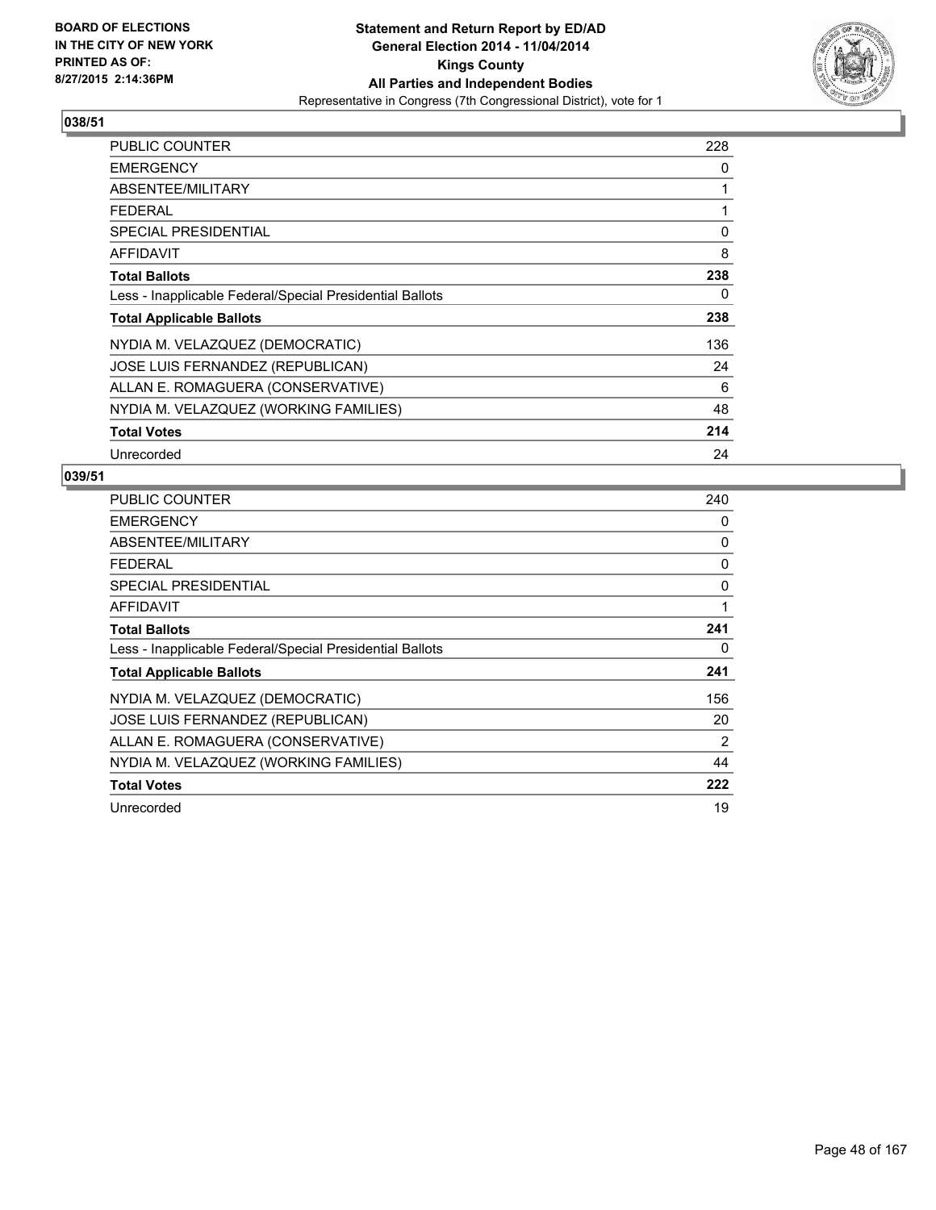**BOARD OF ELECTIONS IN THE CITY OF NEW YORK PRINTED AS OF: 8/27/2015 2:14:36PM**

**Statement and Return Report by ED/AD General Election 2014 - 11/04/2014 Kings County All Parties and Independent Bodies**

Representative in Congress (7th Congressional District), vote for 1

## 038/51

| | |
|---|---|
| PUBLIC COUNTER | 228 |
| EMERGENCY | 0 |
| ABSENTEE/MILITARY | 1 |
| FEDERAL | 1 |
| SPECIAL PRESIDENTIAL | 0 |
| AFFIDAVIT | 8 |
| **Total Ballots** | **238** |
| Less - Inapplicable Federal/Special Presidential Ballots | 0 |
| **Total Applicable Ballots** | **238** |
| NYDIA M. VELAZQUEZ (DEMOCRATIC) | 136 |
| JOSE LUIS FERNANDEZ (REPUBLICAN) | 24 |
| ALLAN E. ROMAGUERA (CONSERVATIVE) | 6 |
| NYDIA M. VELAZQUEZ (WORKING FAMILIES) | 48 |
| **Total Votes** | **214** |
| Unrecorded | 24 |

## 039/51

| | |
|---|---|
| PUBLIC COUNTER | 240 |
| EMERGENCY | 0 |
| ABSENTEE/MILITARY | 0 |
| FEDERAL | 0 |
| SPECIAL PRESIDENTIAL | 0 |
| AFFIDAVIT | 1 |
| **Total Ballots** | **241** |
| Less - Inapplicable Federal/Special Presidential Ballots | 0 |
| **Total Applicable Ballots** | **241** |
| NYDIA M. VELAZQUEZ (DEMOCRATIC) | 156 |
| JOSE LUIS FERNANDEZ (REPUBLICAN) | 20 |
| ALLAN E. ROMAGUERA (CONSERVATIVE) | 2 |
| NYDIA M. VELAZQUEZ (WORKING FAMILIES) | 44 |
| **Total Votes** | **222** |
| Unrecorded | 19 |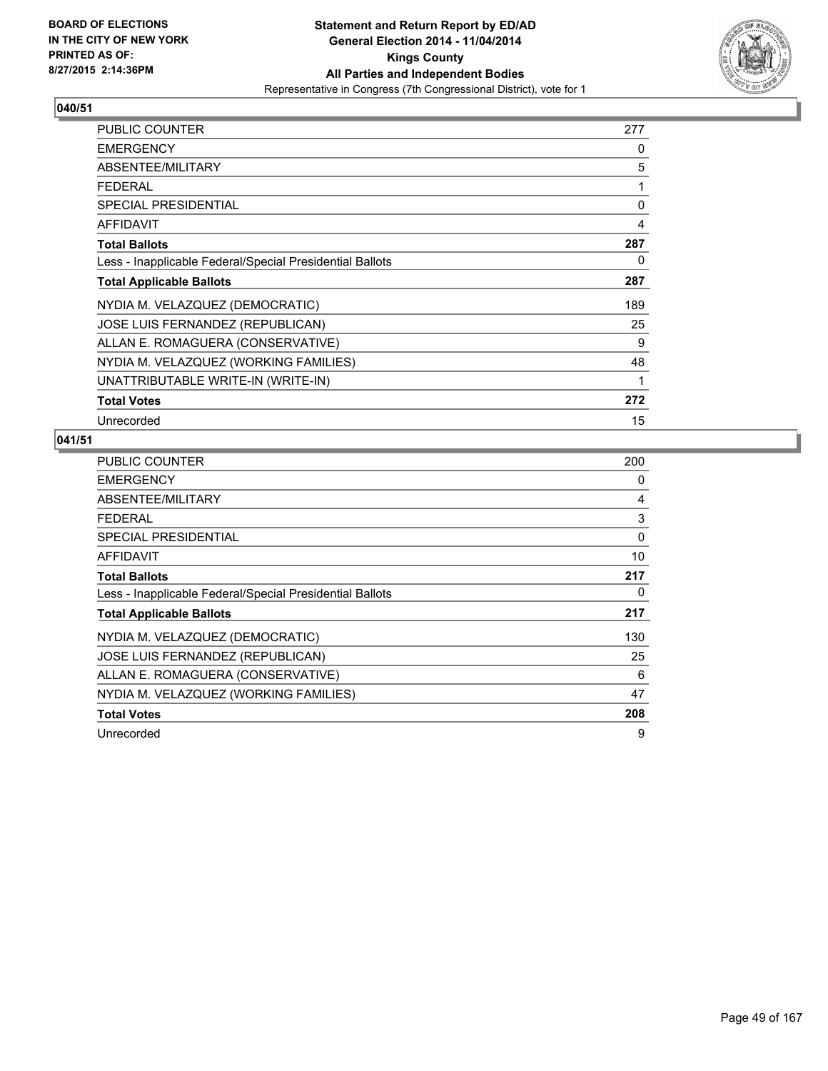**BOARD OF ELECTIONS IN THE CITY OF NEW YORK PRINTED AS OF: 8/27/2015 2:14:36PM**

**Statement and Return Report by ED/AD General Election 2014 - 11/04/2014 Kings County All Parties and Independent Bodies**

Representative in Congress (7th Congressional District), vote for 1

## 040/51

| | |
|---|---|
| PUBLIC COUNTER | 277 |
| EMERGENCY | 0 |
| ABSENTEE/MILITARY | 5 |
| FEDERAL | 1 |
| SPECIAL PRESIDENTIAL | 0 |
| AFFIDAVIT | 4 |
| **Total Ballots** | **287** |
| Less - Inapplicable Federal/Special Presidential Ballots | 0 |
| **Total Applicable Ballots** | **287** |
| NYDIA M. VELAZQUEZ (DEMOCRATIC) | 189 |
| JOSE LUIS FERNANDEZ (REPUBLICAN) | 25 |
| ALLAN E. ROMAGUERA (CONSERVATIVE) | 9 |
| NYDIA M. VELAZQUEZ (WORKING FAMILIES) | 48 |
| UNATTRIBUTABLE WRITE-IN (WRITE-IN) | 1 |
| **Total Votes** | **272** |
| Unrecorded | 15 |

## 041/51

| | |
|---|---|
| PUBLIC COUNTER | 200 |
| EMERGENCY | 0 |
| ABSENTEE/MILITARY | 4 |
| FEDERAL | 3 |
| SPECIAL PRESIDENTIAL | 0 |
| AFFIDAVIT | 10 |
| **Total Ballots** | **217** |
| Less - Inapplicable Federal/Special Presidential Ballots | 0 |
| **Total Applicable Ballots** | **217** |
| NYDIA M. VELAZQUEZ (DEMOCRATIC) | 130 |
| JOSE LUIS FERNANDEZ (REPUBLICAN) | 25 |
| ALLAN E. ROMAGUERA (CONSERVATIVE) | 6 |
| NYDIA M. VELAZQUEZ (WORKING FAMILIES) | 47 |
| **Total Votes** | **208** |
| Unrecorded | 9 |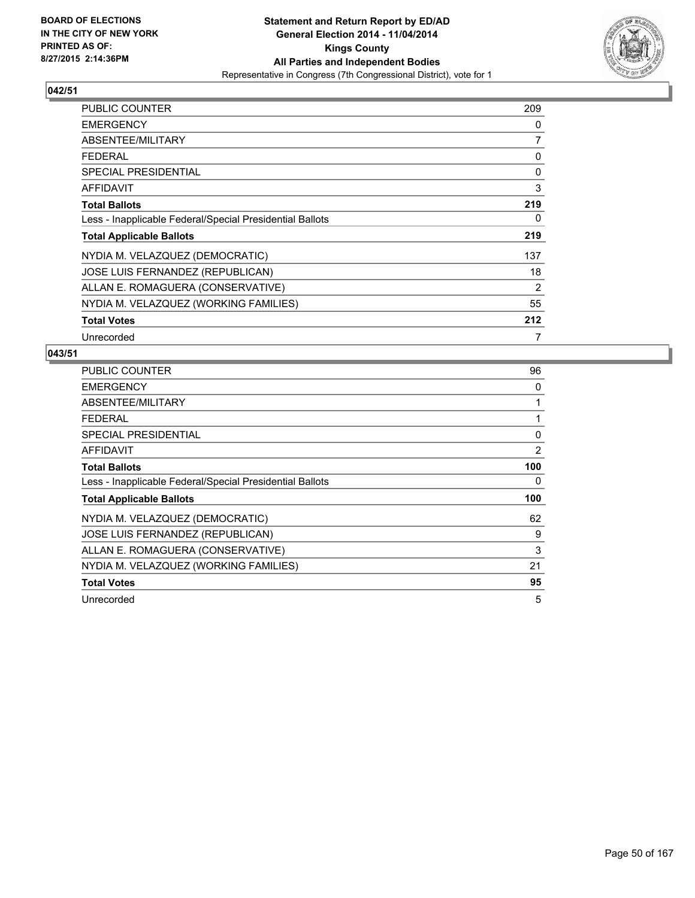**BOARD OF ELECTIONS IN THE CITY OF NEW YORK PRINTED AS OF: 8/27/2015 2:14:36PM**

**Statement and Return Report by ED/AD General Election 2014 - 11/04/2014 Kings County All Parties and Independent Bodies**

Representative in Congress (7th Congressional District), vote for 1

## 042/51

| | |
|---|---|
| PUBLIC COUNTER | 209 |
| EMERGENCY | 0 |
| ABSENTEE/MILITARY | 7 |
| FEDERAL | 0 |
| SPECIAL PRESIDENTIAL | 0 |
| AFFIDAVIT | 3 |
| **Total Ballots** | **219** |
| Less - Inapplicable Federal/Special Presidential Ballots | 0 |
| **Total Applicable Ballots** | **219** |
| NYDIA M. VELAZQUEZ (DEMOCRATIC) | 137 |
| JOSE LUIS FERNANDEZ (REPUBLICAN) | 18 |
| ALLAN E. ROMAGUERA (CONSERVATIVE) | 2 |
| NYDIA M. VELAZQUEZ (WORKING FAMILIES) | 55 |
| **Total Votes** | **212** |
| Unrecorded | 7 |

## 043/51

| | |
|---|---|
| PUBLIC COUNTER | 96 |
| EMERGENCY | 0 |
| ABSENTEE/MILITARY | 1 |
| FEDERAL | 1 |
| SPECIAL PRESIDENTIAL | 0 |
| AFFIDAVIT | 2 |
| **Total Ballots** | **100** |
| Less - Inapplicable Federal/Special Presidential Ballots | 0 |
| **Total Applicable Ballots** | **100** |
| NYDIA M. VELAZQUEZ (DEMOCRATIC) | 62 |
| JOSE LUIS FERNANDEZ (REPUBLICAN) | 9 |
| ALLAN E. ROMAGUERA (CONSERVATIVE) | 3 |
| NYDIA M. VELAZQUEZ (WORKING FAMILIES) | 21 |
| **Total Votes** | **95** |
| Unrecorded | 5 |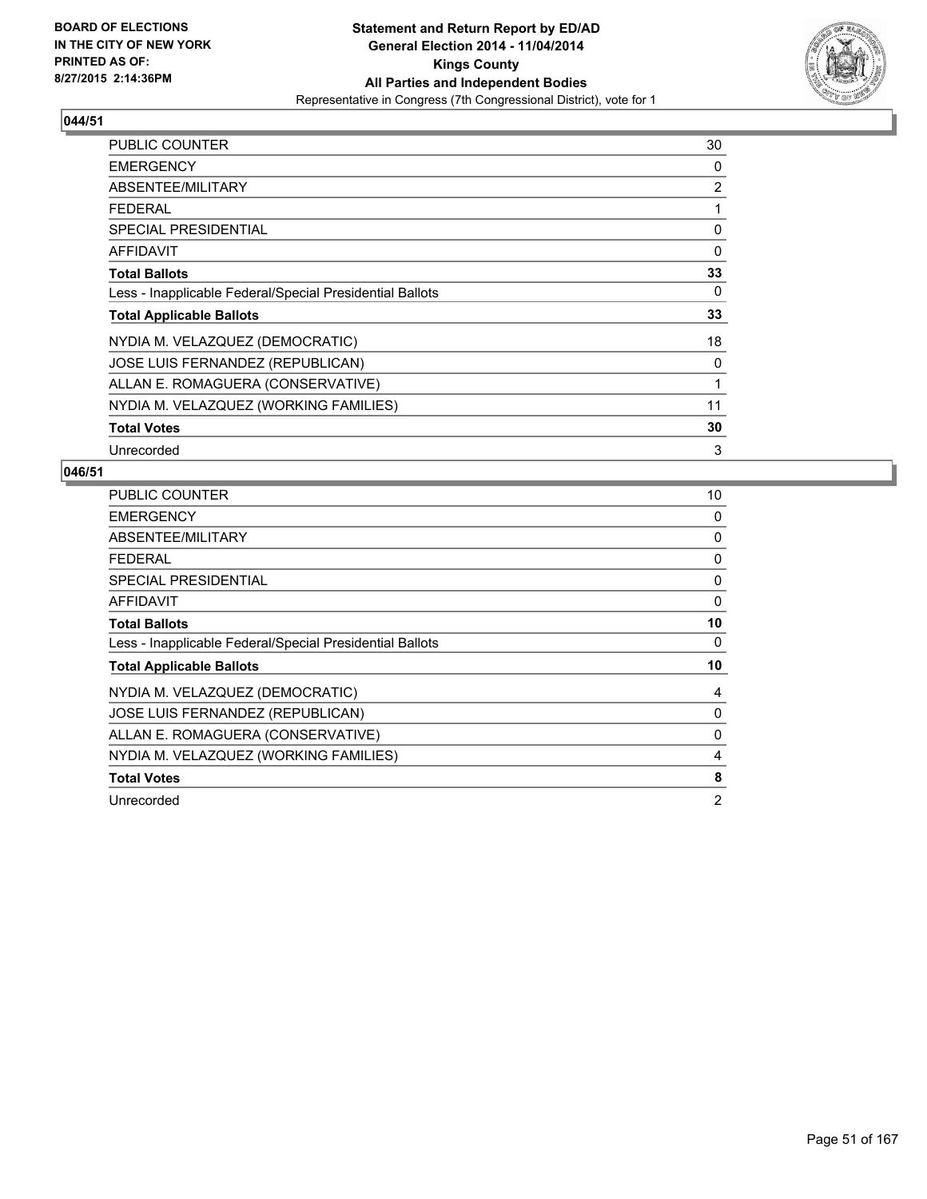**BOARD OF ELECTIONS IN THE CITY OF NEW YORK PRINTED AS OF: 8/27/2015 2:14:36PM**

**Statement and Return Report by ED/AD**
**General Election 2014 - 11/04/2014**
**Kings County**
**All Parties and Independent Bodies**
Representative in Congress (7th Congressional District), vote for 1

### 044/51

| | |
|---|---|
| PUBLIC COUNTER | 30 |
| EMERGENCY | 0 |
| ABSENTEE/MILITARY | 2 |
| FEDERAL | 1 |
| SPECIAL PRESIDENTIAL | 0 |
| AFFIDAVIT | 0 |
| **Total Ballots** | **33** |
| Less - Inapplicable Federal/Special Presidential Ballots | 0 |
| **Total Applicable Ballots** | **33** |
| NYDIA M. VELAZQUEZ (DEMOCRATIC) | 18 |
| JOSE LUIS FERNANDEZ (REPUBLICAN) | 0 |
| ALLAN E. ROMAGUERA (CONSERVATIVE) | 1 |
| NYDIA M. VELAZQUEZ (WORKING FAMILIES) | 11 |
| **Total Votes** | **30** |
| Unrecorded | 3 |

### 046/51

| | |
|---|---|
| PUBLIC COUNTER | 10 |
| EMERGENCY | 0 |
| ABSENTEE/MILITARY | 0 |
| FEDERAL | 0 |
| SPECIAL PRESIDENTIAL | 0 |
| AFFIDAVIT | 0 |
| **Total Ballots** | **10** |
| Less - Inapplicable Federal/Special Presidential Ballots | 0 |
| **Total Applicable Ballots** | **10** |
| NYDIA M. VELAZQUEZ (DEMOCRATIC) | 4 |
| JOSE LUIS FERNANDEZ (REPUBLICAN) | 0 |
| ALLAN E. ROMAGUERA (CONSERVATIVE) | 0 |
| NYDIA M. VELAZQUEZ (WORKING FAMILIES) | 4 |
| **Total Votes** | **8** |
| Unrecorded | 2 |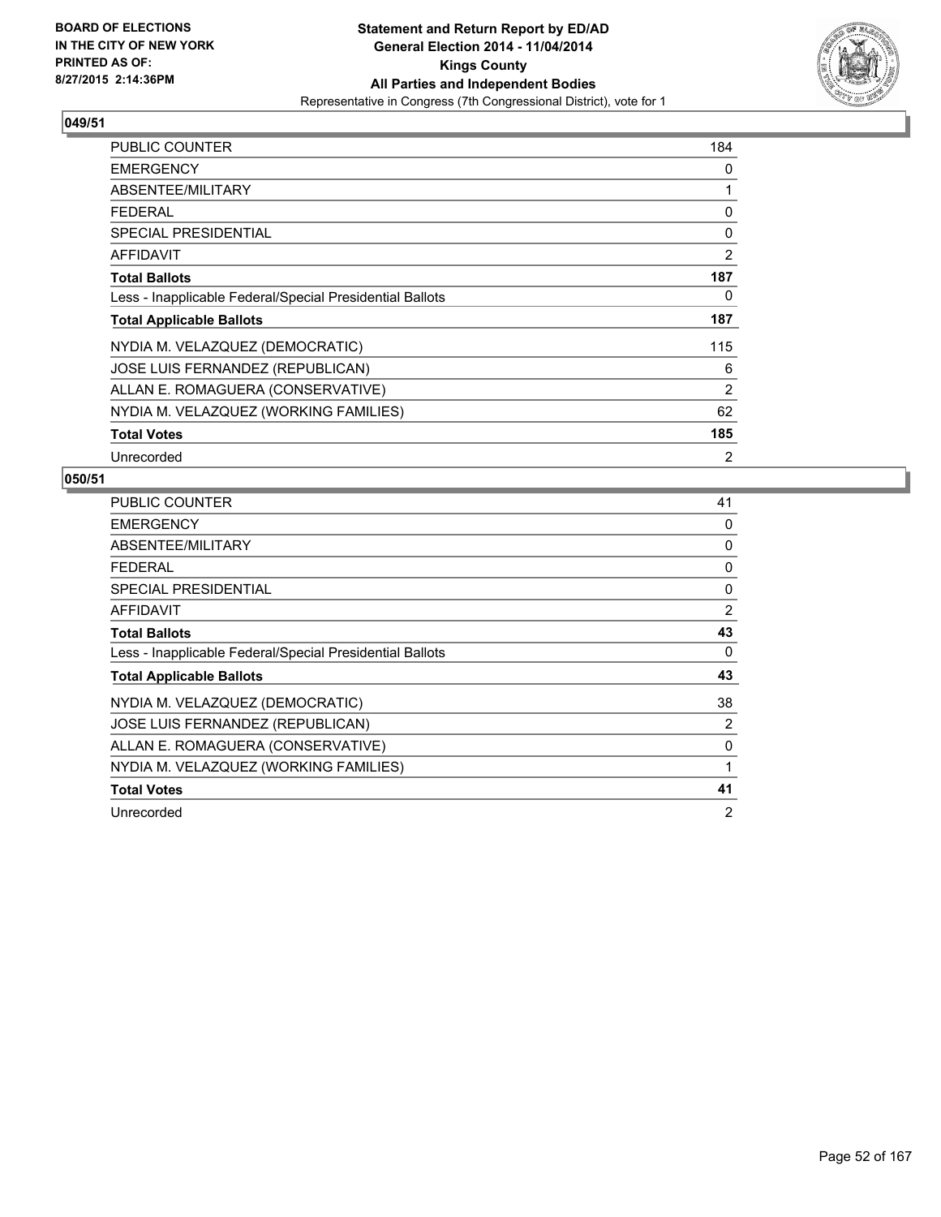BOARD OF ELECTIONS
IN THE CITY OF NEW YORK
PRINTED AS OF:
8/27/2015 2:14:36PM

**Statement and Return Report by ED/AD**
**General Election 2014 - 11/04/2014**
**Kings County**
**All Parties and Independent Bodies**
Representative in Congress (7th Congressional District), vote for 1

## 049/51

| | |
|---|---|
| PUBLIC COUNTER | 184 |
| EMERGENCY | 0 |
| ABSENTEE/MILITARY | 1 |
| FEDERAL | 0 |
| SPECIAL PRESIDENTIAL | 0 |
| AFFIDAVIT | 2 |
| **Total Ballots** | **187** |
| Less - Inapplicable Federal/Special Presidential Ballots | 0 |
| **Total Applicable Ballots** | **187** |
| NYDIA M. VELAZQUEZ (DEMOCRATIC) | 115 |
| JOSE LUIS FERNANDEZ (REPUBLICAN) | 6 |
| ALLAN E. ROMAGUERA (CONSERVATIVE) | 2 |
| NYDIA M. VELAZQUEZ (WORKING FAMILIES) | 62 |
| **Total Votes** | **185** |
| Unrecorded | 2 |

## 050/51

| | |
|---|---|
| PUBLIC COUNTER | 41 |
| EMERGENCY | 0 |
| ABSENTEE/MILITARY | 0 |
| FEDERAL | 0 |
| SPECIAL PRESIDENTIAL | 0 |
| AFFIDAVIT | 2 |
| **Total Ballots** | **43** |
| Less - Inapplicable Federal/Special Presidential Ballots | 0 |
| **Total Applicable Ballots** | **43** |
| NYDIA M. VELAZQUEZ (DEMOCRATIC) | 38 |
| JOSE LUIS FERNANDEZ (REPUBLICAN) | 2 |
| ALLAN E. ROMAGUERA (CONSERVATIVE) | 0 |
| NYDIA M. VELAZQUEZ (WORKING FAMILIES) | 1 |
| **Total Votes** | **41** |
| Unrecorded | 2 |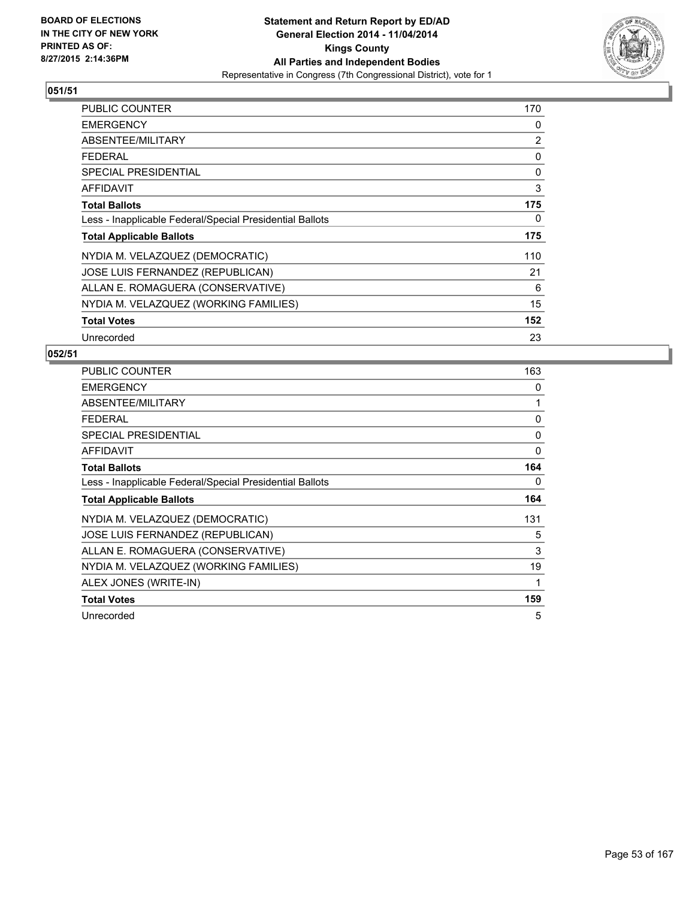**BOARD OF ELECTIONS IN THE CITY OF NEW YORK PRINTED AS OF: 8/27/2015 2:14:36PM**

**Statement and Return Report by ED/AD General Election 2014 - 11/04/2014 Kings County All Parties and Independent Bodies**

Representative in Congress (7th Congressional District), vote for 1

### 051/51

| | |
|---|---|
| PUBLIC COUNTER | 170 |
| EMERGENCY | 0 |
| ABSENTEE/MILITARY | 2 |
| FEDERAL | 0 |
| SPECIAL PRESIDENTIAL | 0 |
| AFFIDAVIT | 3 |
| **Total Ballots** | **175** |
| Less - Inapplicable Federal/Special Presidential Ballots | 0 |
| **Total Applicable Ballots** | **175** |
| NYDIA M. VELAZQUEZ (DEMOCRATIC) | 110 |
| JOSE LUIS FERNANDEZ (REPUBLICAN) | 21 |
| ALLAN E. ROMAGUERA (CONSERVATIVE) | 6 |
| NYDIA M. VELAZQUEZ (WORKING FAMILIES) | 15 |
| **Total Votes** | **152** |
| Unrecorded | 23 |

### 052/51

| | |
|---|---|
| PUBLIC COUNTER | 163 |
| EMERGENCY | 0 |
| ABSENTEE/MILITARY | 1 |
| FEDERAL | 0 |
| SPECIAL PRESIDENTIAL | 0 |
| AFFIDAVIT | 0 |
| **Total Ballots** | **164** |
| Less - Inapplicable Federal/Special Presidential Ballots | 0 |
| **Total Applicable Ballots** | **164** |
| NYDIA M. VELAZQUEZ (DEMOCRATIC) | 131 |
| JOSE LUIS FERNANDEZ (REPUBLICAN) | 5 |
| ALLAN E. ROMAGUERA (CONSERVATIVE) | 3 |
| NYDIA M. VELAZQUEZ (WORKING FAMILIES) | 19 |
| ALEX JONES (WRITE-IN) | 1 |
| **Total Votes** | **159** |
| Unrecorded | 5 |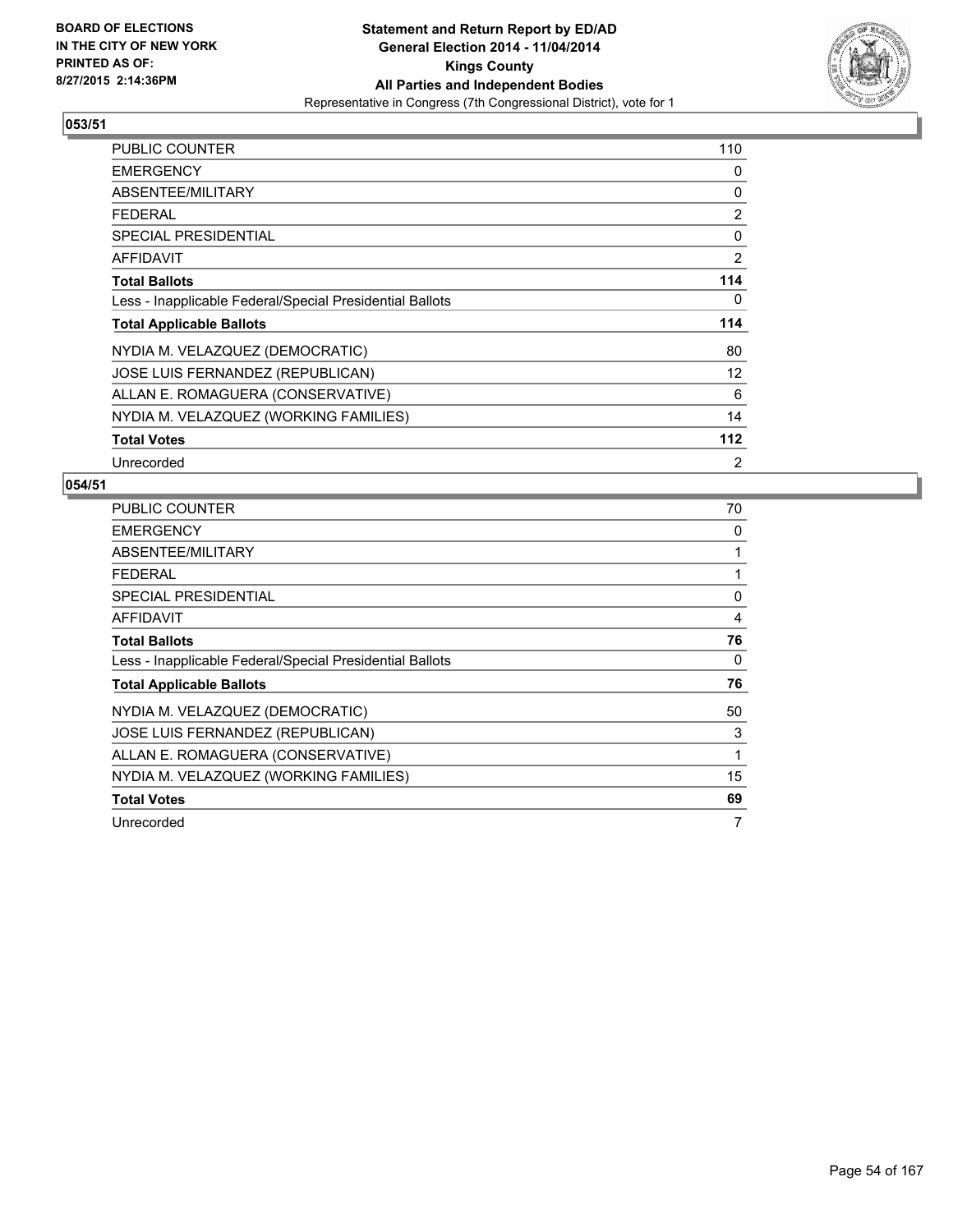BOARD OF ELECTIONS
IN THE CITY OF NEW YORK
PRINTED AS OF:
8/27/2015 2:14:36PM

**Statement and Return Report by ED/AD**
**General Election 2014 - 11/04/2014**
**Kings County**
**All Parties and Independent Bodies**
Representative in Congress (7th Congressional District), vote for 1

## 053/51

| | |
|---|---|
| PUBLIC COUNTER | 110 |
| EMERGENCY | 0 |
| ABSENTEE/MILITARY | 0 |
| FEDERAL | 2 |
| SPECIAL PRESIDENTIAL | 0 |
| AFFIDAVIT | 2 |
| **Total Ballots** | **114** |
| Less - Inapplicable Federal/Special Presidential Ballots | 0 |
| **Total Applicable Ballots** | **114** |
| NYDIA M. VELAZQUEZ (DEMOCRATIC) | 80 |
| JOSE LUIS FERNANDEZ (REPUBLICAN) | 12 |
| ALLAN E. ROMAGUERA (CONSERVATIVE) | 6 |
| NYDIA M. VELAZQUEZ (WORKING FAMILIES) | 14 |
| **Total Votes** | **112** |
| Unrecorded | 2 |

## 054/51

| | |
|---|---|
| PUBLIC COUNTER | 70 |
| EMERGENCY | 0 |
| ABSENTEE/MILITARY | 1 |
| FEDERAL | 1 |
| SPECIAL PRESIDENTIAL | 0 |
| AFFIDAVIT | 4 |
| **Total Ballots** | **76** |
| Less - Inapplicable Federal/Special Presidential Ballots | 0 |
| **Total Applicable Ballots** | **76** |
| NYDIA M. VELAZQUEZ (DEMOCRATIC) | 50 |
| JOSE LUIS FERNANDEZ (REPUBLICAN) | 3 |
| ALLAN E. ROMAGUERA (CONSERVATIVE) | 1 |
| NYDIA M. VELAZQUEZ (WORKING FAMILIES) | 15 |
| **Total Votes** | **69** |
| Unrecorded | 7 |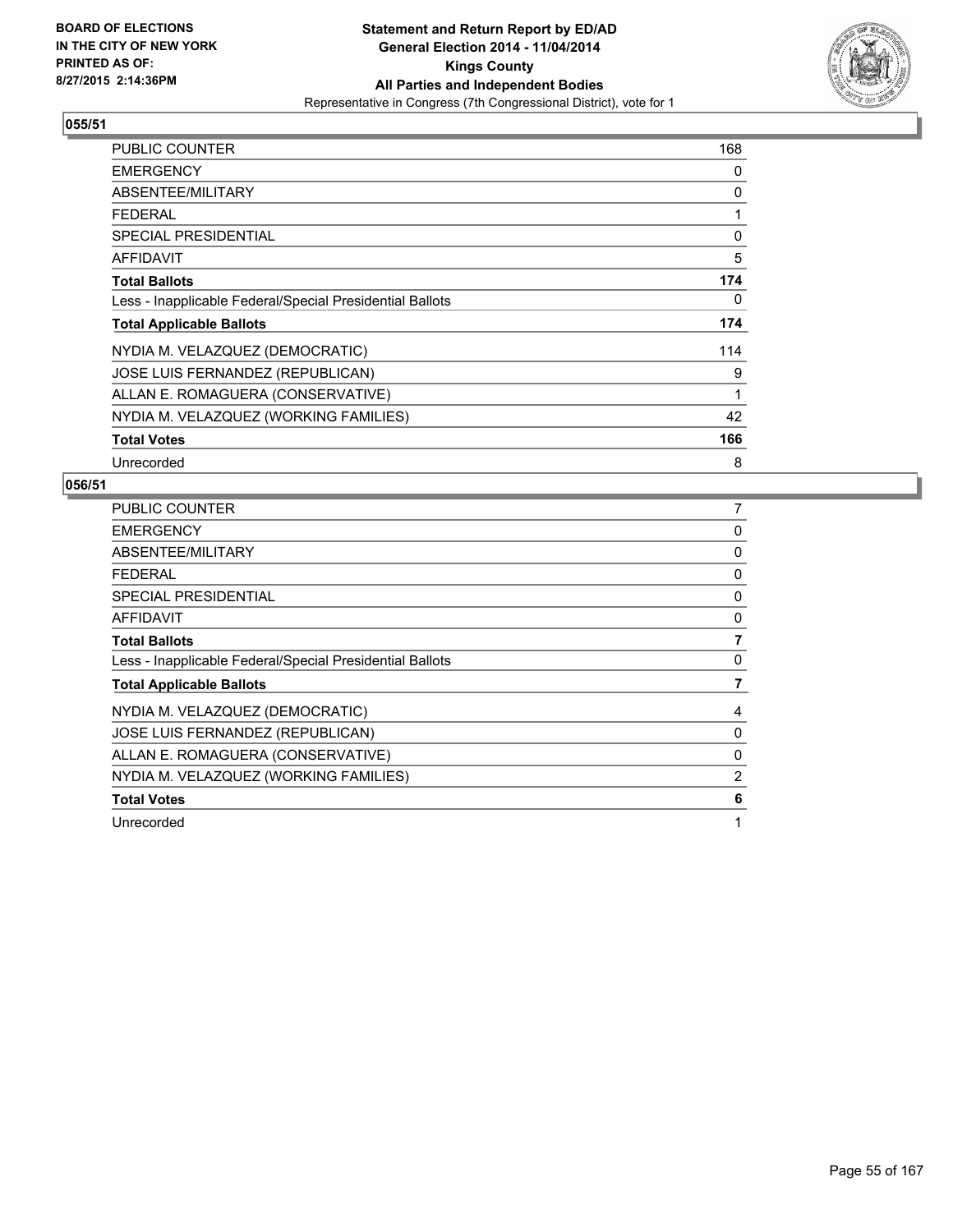**BOARD OF ELECTIONS IN THE CITY OF NEW YORK PRINTED AS OF: 8/27/2015 2:14:36PM**

**Statement and Return Report by ED/AD**
**General Election 2014 - 11/04/2014**
**Kings County**
**All Parties and Independent Bodies**
Representative in Congress (7th Congressional District), vote for 1

## 055/51

| | |
|---|---|
| PUBLIC COUNTER | 168 |
| EMERGENCY | 0 |
| ABSENTEE/MILITARY | 0 |
| FEDERAL | 1 |
| SPECIAL PRESIDENTIAL | 0 |
| AFFIDAVIT | 5 |
| **Total Ballots** | **174** |
| Less - Inapplicable Federal/Special Presidential Ballots | 0 |
| **Total Applicable Ballots** | **174** |
| NYDIA M. VELAZQUEZ (DEMOCRATIC) | 114 |
| JOSE LUIS FERNANDEZ (REPUBLICAN) | 9 |
| ALLAN E. ROMAGUERA (CONSERVATIVE) | 1 |
| NYDIA M. VELAZQUEZ (WORKING FAMILIES) | 42 |
| **Total Votes** | **166** |
| Unrecorded | 8 |

## 056/51

| | |
|---|---|
| PUBLIC COUNTER | 7 |
| EMERGENCY | 0 |
| ABSENTEE/MILITARY | 0 |
| FEDERAL | 0 |
| SPECIAL PRESIDENTIAL | 0 |
| AFFIDAVIT | 0 |
| **Total Ballots** | **7** |
| Less - Inapplicable Federal/Special Presidential Ballots | 0 |
| **Total Applicable Ballots** | **7** |
| NYDIA M. VELAZQUEZ (DEMOCRATIC) | 4 |
| JOSE LUIS FERNANDEZ (REPUBLICAN) | 0 |
| ALLAN E. ROMAGUERA (CONSERVATIVE) | 0 |
| NYDIA M. VELAZQUEZ (WORKING FAMILIES) | 2 |
| **Total Votes** | **6** |
| Unrecorded | 1 |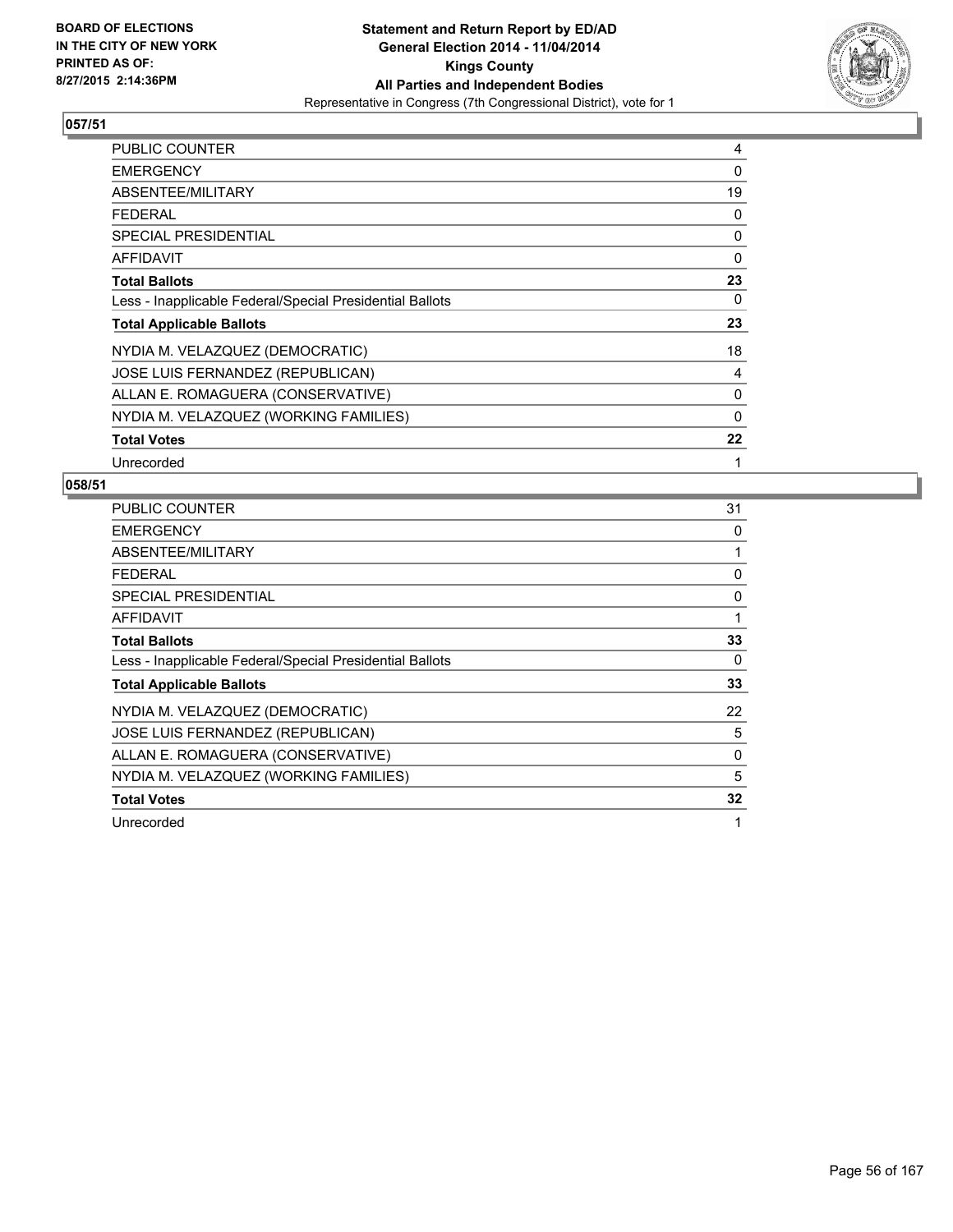BOARD OF ELECTIONS
IN THE CITY OF NEW YORK
PRINTED AS OF:
8/27/2015 2:14:36PM

**Statement and Return Report by ED/AD**
**General Election 2014 - 11/04/2014**
**Kings County**
**All Parties and Independent Bodies**
Representative in Congress (7th Congressional District), vote for 1

## 057/51

| | |
|---|---|
| PUBLIC COUNTER | 4 |
| EMERGENCY | 0 |
| ABSENTEE/MILITARY | 19 |
| FEDERAL | 0 |
| SPECIAL PRESIDENTIAL | 0 |
| AFFIDAVIT | 0 |
| **Total Ballots** | **23** |
| Less - Inapplicable Federal/Special Presidential Ballots | 0 |
| **Total Applicable Ballots** | **23** |
| NYDIA M. VELAZQUEZ (DEMOCRATIC) | 18 |
| JOSE LUIS FERNANDEZ (REPUBLICAN) | 4 |
| ALLAN E. ROMAGUERA (CONSERVATIVE) | 0 |
| NYDIA M. VELAZQUEZ (WORKING FAMILIES) | 0 |
| **Total Votes** | **22** |
| Unrecorded | 1 |

## 058/51

| | |
|---|---|
| PUBLIC COUNTER | 31 |
| EMERGENCY | 0 |
| ABSENTEE/MILITARY | 1 |
| FEDERAL | 0 |
| SPECIAL PRESIDENTIAL | 0 |
| AFFIDAVIT | 1 |
| **Total Ballots** | **33** |
| Less - Inapplicable Federal/Special Presidential Ballots | 0 |
| **Total Applicable Ballots** | **33** |
| NYDIA M. VELAZQUEZ (DEMOCRATIC) | 22 |
| JOSE LUIS FERNANDEZ (REPUBLICAN) | 5 |
| ALLAN E. ROMAGUERA (CONSERVATIVE) | 0 |
| NYDIA M. VELAZQUEZ (WORKING FAMILIES) | 5 |
| **Total Votes** | **32** |
| Unrecorded | 1 |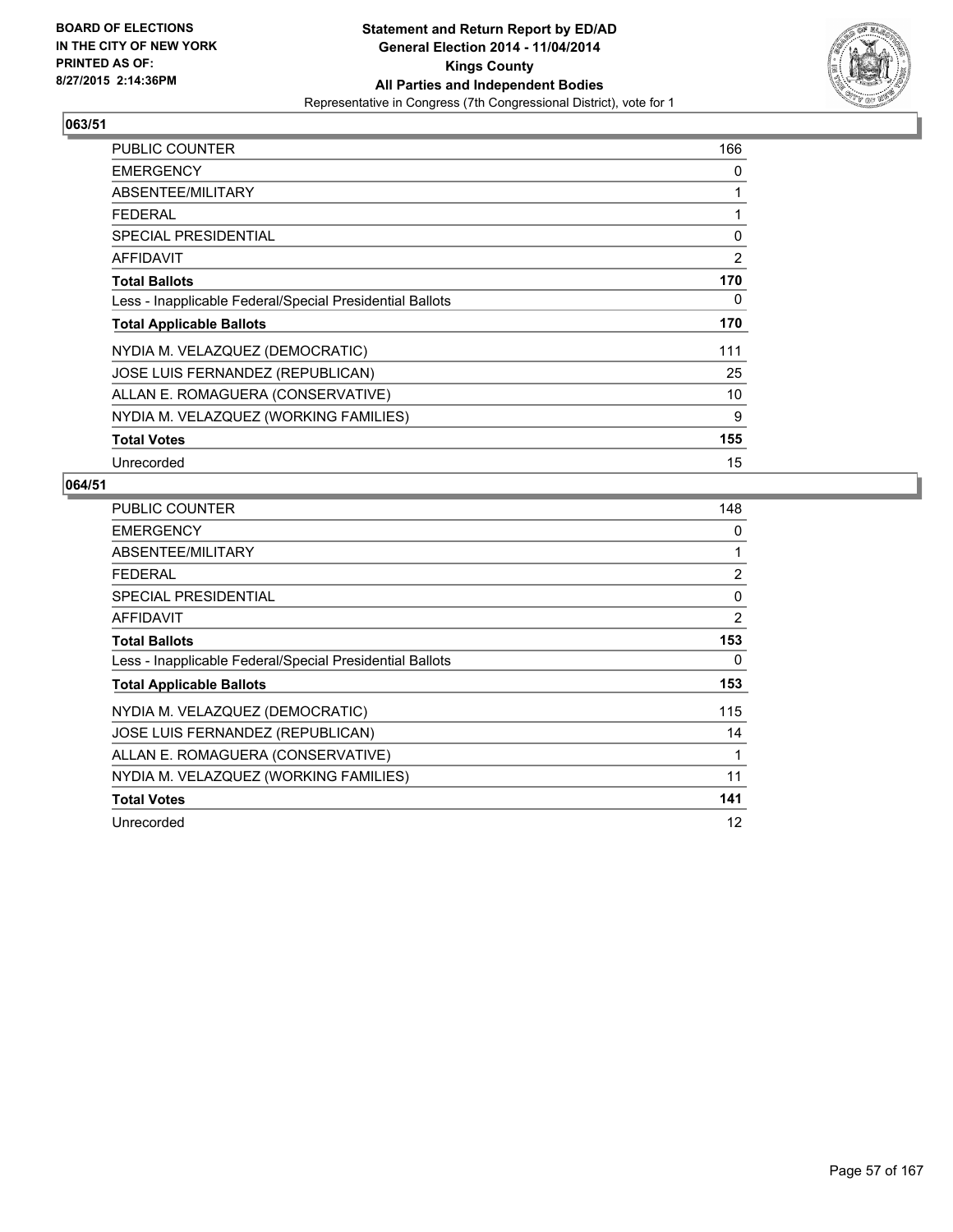BOARD OF ELECTIONS
IN THE CITY OF NEW YORK
PRINTED AS OF:
8/27/2015 2:14:36PM

**Statement and Return Report by ED/AD**
**General Election 2014 - 11/04/2014**
**Kings County**
**All Parties and Independent Bodies**
Representative in Congress (7th Congressional District), vote for 1

## 063/51

| | |
|---|---|
| PUBLIC COUNTER | 166 |
| EMERGENCY | 0 |
| ABSENTEE/MILITARY | 1 |
| FEDERAL | 1 |
| SPECIAL PRESIDENTIAL | 0 |
| AFFIDAVIT | 2 |
| **Total Ballots** | **170** |
| Less - Inapplicable Federal/Special Presidential Ballots | 0 |
| **Total Applicable Ballots** | **170** |
| NYDIA M. VELAZQUEZ (DEMOCRATIC) | 111 |
| JOSE LUIS FERNANDEZ (REPUBLICAN) | 25 |
| ALLAN E. ROMAGUERA (CONSERVATIVE) | 10 |
| NYDIA M. VELAZQUEZ (WORKING FAMILIES) | 9 |
| **Total Votes** | **155** |
| Unrecorded | 15 |

## 064/51

| | |
|---|---|
| PUBLIC COUNTER | 148 |
| EMERGENCY | 0 |
| ABSENTEE/MILITARY | 1 |
| FEDERAL | 2 |
| SPECIAL PRESIDENTIAL | 0 |
| AFFIDAVIT | 2 |
| **Total Ballots** | **153** |
| Less - Inapplicable Federal/Special Presidential Ballots | 0 |
| **Total Applicable Ballots** | **153** |
| NYDIA M. VELAZQUEZ (DEMOCRATIC) | 115 |
| JOSE LUIS FERNANDEZ (REPUBLICAN) | 14 |
| ALLAN E. ROMAGUERA (CONSERVATIVE) | 1 |
| NYDIA M. VELAZQUEZ (WORKING FAMILIES) | 11 |
| **Total Votes** | **141** |
| Unrecorded | 12 |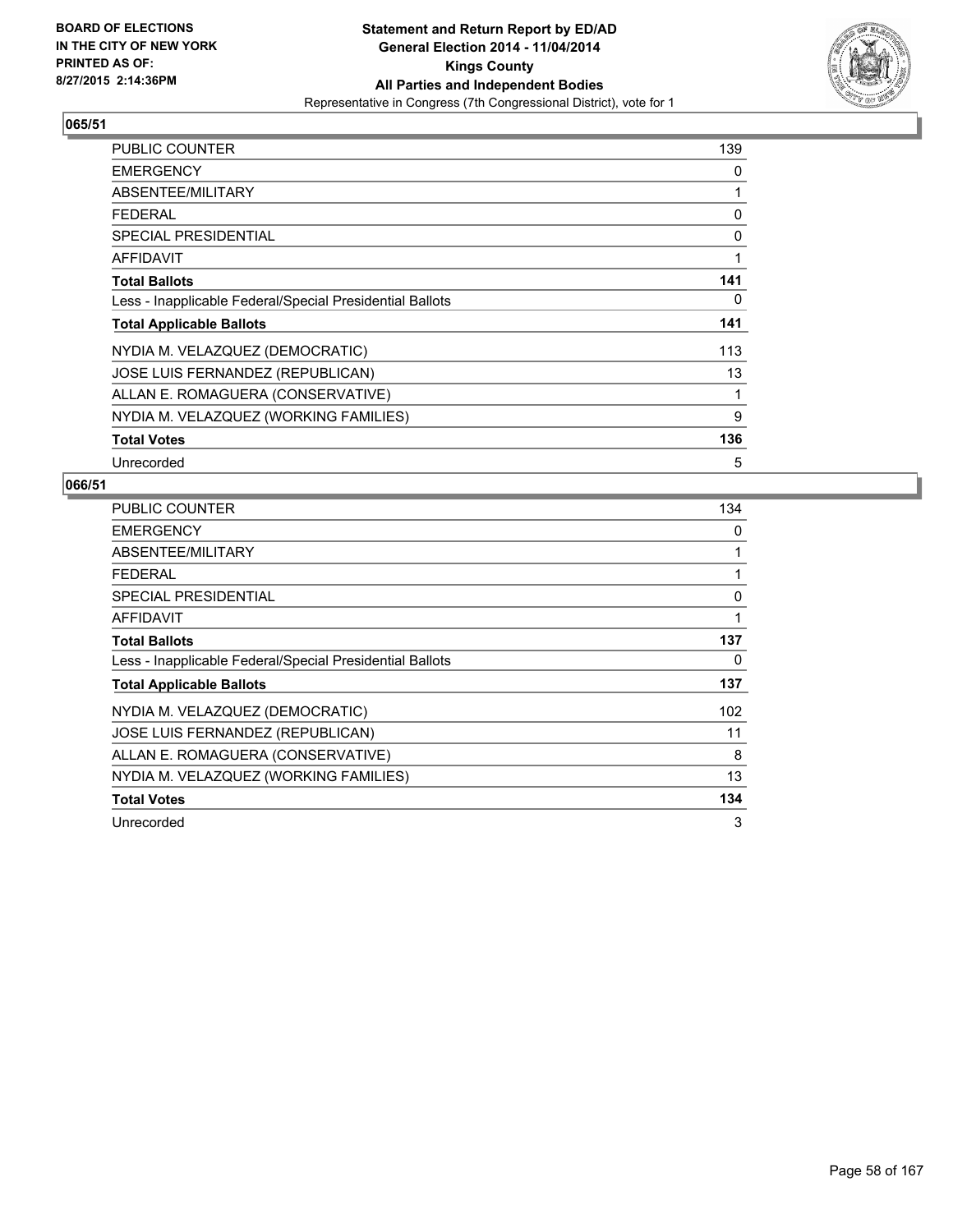BOARD OF ELECTIONS
IN THE CITY OF NEW YORK
PRINTED AS OF:
8/27/2015 2:14:36PM

**Statement and Return Report by ED/AD**
**General Election 2014 - 11/04/2014**
**Kings County**
**All Parties and Independent Bodies**
Representative in Congress (7th Congressional District), vote for 1

### 065/51

| | |
|---|---|
| PUBLIC COUNTER | 139 |
| EMERGENCY | 0 |
| ABSENTEE/MILITARY | 1 |
| FEDERAL | 0 |
| SPECIAL PRESIDENTIAL | 0 |
| AFFIDAVIT | 1 |
| **Total Ballots** | **141** |
| Less - Inapplicable Federal/Special Presidential Ballots | 0 |
| **Total Applicable Ballots** | **141** |
| NYDIA M. VELAZQUEZ (DEMOCRATIC) | 113 |
| JOSE LUIS FERNANDEZ (REPUBLICAN) | 13 |
| ALLAN E. ROMAGUERA (CONSERVATIVE) | 1 |
| NYDIA M. VELAZQUEZ (WORKING FAMILIES) | 9 |
| **Total Votes** | **136** |
| Unrecorded | 5 |

### 066/51

| | |
|---|---|
| PUBLIC COUNTER | 134 |
| EMERGENCY | 0 |
| ABSENTEE/MILITARY | 1 |
| FEDERAL | 1 |
| SPECIAL PRESIDENTIAL | 0 |
| AFFIDAVIT | 1 |
| **Total Ballots** | **137** |
| Less - Inapplicable Federal/Special Presidential Ballots | 0 |
| **Total Applicable Ballots** | **137** |
| NYDIA M. VELAZQUEZ (DEMOCRATIC) | 102 |
| JOSE LUIS FERNANDEZ (REPUBLICAN) | 11 |
| ALLAN E. ROMAGUERA (CONSERVATIVE) | 8 |
| NYDIA M. VELAZQUEZ (WORKING FAMILIES) | 13 |
| **Total Votes** | **134** |
| Unrecorded | 3 |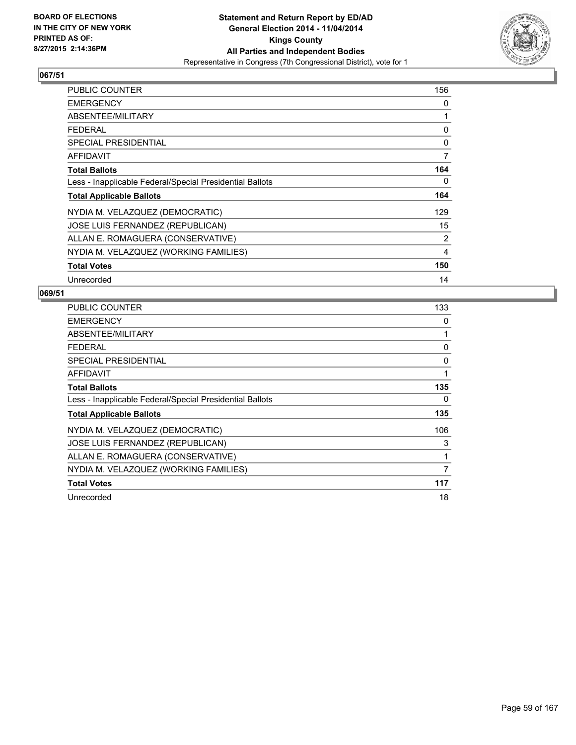BOARD OF ELECTIONS
IN THE CITY OF NEW YORK
PRINTED AS OF:
8/27/2015 2:14:36PM

**Statement and Return Report by ED/AD**
**General Election 2014 - 11/04/2014**
**Kings County**
**All Parties and Independent Bodies**
Representative in Congress (7th Congressional District), vote for 1

### 067/51

| | |
|---|---|
| PUBLIC COUNTER | 156 |
| EMERGENCY | 0 |
| ABSENTEE/MILITARY | 1 |
| FEDERAL | 0 |
| SPECIAL PRESIDENTIAL | 0 |
| AFFIDAVIT | 7 |
| **Total Ballots** | **164** |
| Less - Inapplicable Federal/Special Presidential Ballots | 0 |
| **Total Applicable Ballots** | **164** |
| NYDIA M. VELAZQUEZ (DEMOCRATIC) | 129 |
| JOSE LUIS FERNANDEZ (REPUBLICAN) | 15 |
| ALLAN E. ROMAGUERA (CONSERVATIVE) | 2 |
| NYDIA M. VELAZQUEZ (WORKING FAMILIES) | 4 |
| **Total Votes** | **150** |
| Unrecorded | 14 |

### 069/51

| | |
|---|---|
| PUBLIC COUNTER | 133 |
| EMERGENCY | 0 |
| ABSENTEE/MILITARY | 1 |
| FEDERAL | 0 |
| SPECIAL PRESIDENTIAL | 0 |
| AFFIDAVIT | 1 |
| **Total Ballots** | **135** |
| Less - Inapplicable Federal/Special Presidential Ballots | 0 |
| **Total Applicable Ballots** | **135** |
| NYDIA M. VELAZQUEZ (DEMOCRATIC) | 106 |
| JOSE LUIS FERNANDEZ (REPUBLICAN) | 3 |
| ALLAN E. ROMAGUERA (CONSERVATIVE) | 1 |
| NYDIA M. VELAZQUEZ (WORKING FAMILIES) | 7 |
| **Total Votes** | **117** |
| Unrecorded | 18 |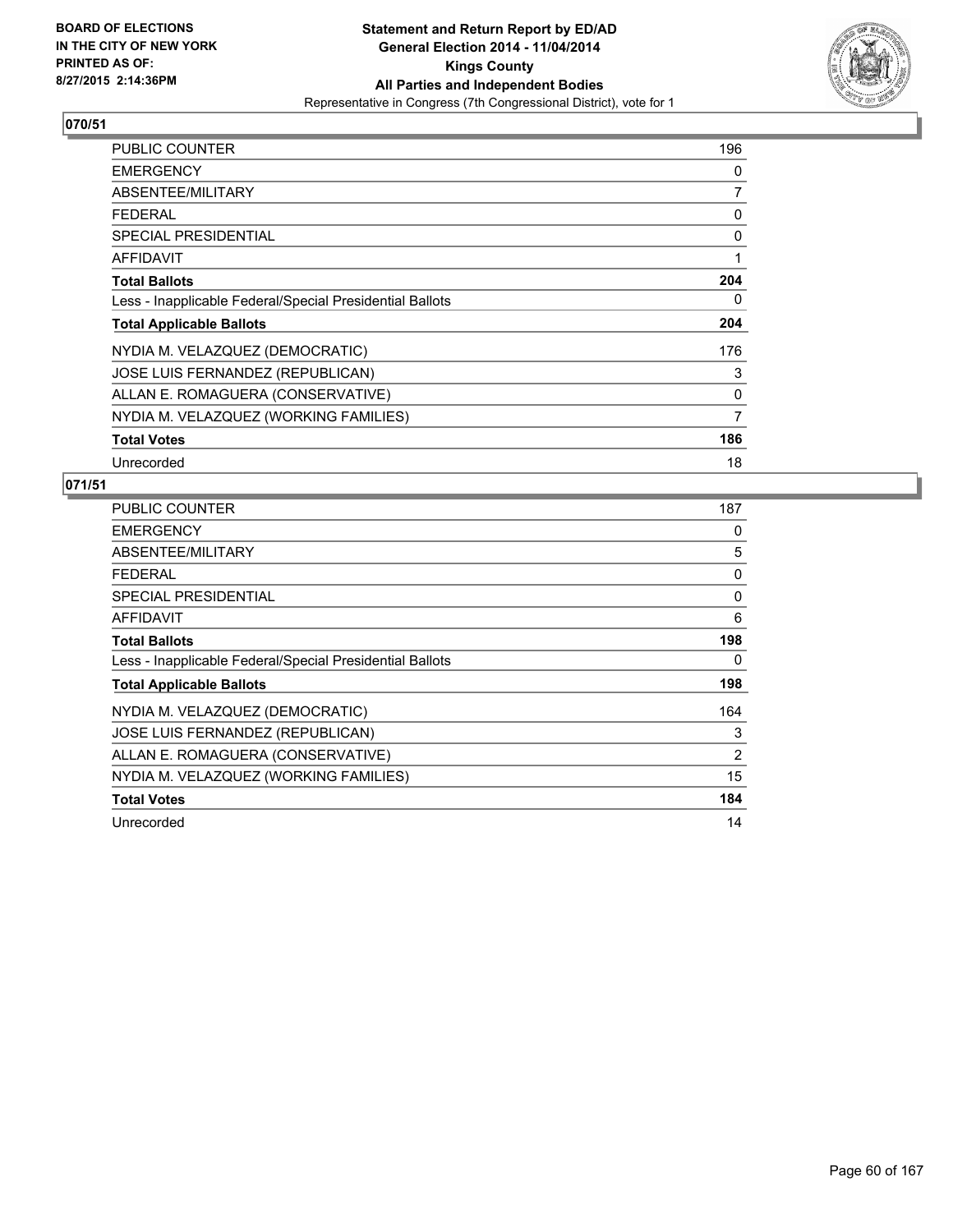BOARD OF ELECTIONS
IN THE CITY OF NEW YORK
PRINTED AS OF:
8/27/2015 2:14:36PM

**Statement and Return Report by ED/AD**
**General Election 2014 - 11/04/2014**
**Kings County**
**All Parties and Independent Bodies**
Representative in Congress (7th Congressional District), vote for 1

## 070/51

| | |
|---|---|
| PUBLIC COUNTER | 196 |
| EMERGENCY | 0 |
| ABSENTEE/MILITARY | 7 |
| FEDERAL | 0 |
| SPECIAL PRESIDENTIAL | 0 |
| AFFIDAVIT | 1 |
| **Total Ballots** | **204** |
| Less - Inapplicable Federal/Special Presidential Ballots | 0 |
| **Total Applicable Ballots** | **204** |
| NYDIA M. VELAZQUEZ (DEMOCRATIC) | 176 |
| JOSE LUIS FERNANDEZ (REPUBLICAN) | 3 |
| ALLAN E. ROMAGUERA (CONSERVATIVE) | 0 |
| NYDIA M. VELAZQUEZ (WORKING FAMILIES) | 7 |
| **Total Votes** | **186** |
| Unrecorded | 18 |

## 071/51

| | |
|---|---|
| PUBLIC COUNTER | 187 |
| EMERGENCY | 0 |
| ABSENTEE/MILITARY | 5 |
| FEDERAL | 0 |
| SPECIAL PRESIDENTIAL | 0 |
| AFFIDAVIT | 6 |
| **Total Ballots** | **198** |
| Less - Inapplicable Federal/Special Presidential Ballots | 0 |
| **Total Applicable Ballots** | **198** |
| NYDIA M. VELAZQUEZ (DEMOCRATIC) | 164 |
| JOSE LUIS FERNANDEZ (REPUBLICAN) | 3 |
| ALLAN E. ROMAGUERA (CONSERVATIVE) | 2 |
| NYDIA M. VELAZQUEZ (WORKING FAMILIES) | 15 |
| **Total Votes** | **184** |
| Unrecorded | 14 |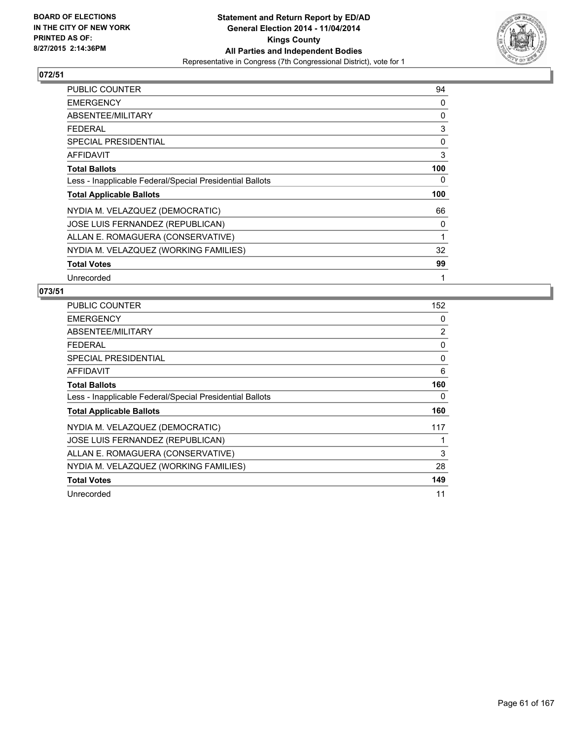**Statement and Return Report by ED/AD**
**General Election 2014 - 11/04/2014**
**Kings County**
**All Parties and Independent Bodies**
Representative in Congress (7th Congressional District), vote for 1

BOARD OF ELECTIONS IN THE CITY OF NEW YORK PRINTED AS OF: 8/27/2015 2:14:36PM

**072/51**

| | |
|---|---|
| PUBLIC COUNTER | 94 |
| EMERGENCY | 0 |
| ABSENTEE/MILITARY | 0 |
| FEDERAL | 3 |
| SPECIAL PRESIDENTIAL | 0 |
| AFFIDAVIT | 3 |
| **Total Ballots** | **100** |
| Less - Inapplicable Federal/Special Presidential Ballots | 0 |
| **Total Applicable Ballots** | **100** |
| NYDIA M. VELAZQUEZ (DEMOCRATIC) | 66 |
| JOSE LUIS FERNANDEZ (REPUBLICAN) | 0 |
| ALLAN E. ROMAGUERA (CONSERVATIVE) | 1 |
| NYDIA M. VELAZQUEZ (WORKING FAMILIES) | 32 |
| **Total Votes** | **99** |
| Unrecorded | 1 |

**073/51**

| | |
|---|---|
| PUBLIC COUNTER | 152 |
| EMERGENCY | 0 |
| ABSENTEE/MILITARY | 2 |
| FEDERAL | 0 |
| SPECIAL PRESIDENTIAL | 0 |
| AFFIDAVIT | 6 |
| **Total Ballots** | **160** |
| Less - Inapplicable Federal/Special Presidential Ballots | 0 |
| **Total Applicable Ballots** | **160** |
| NYDIA M. VELAZQUEZ (DEMOCRATIC) | 117 |
| JOSE LUIS FERNANDEZ (REPUBLICAN) | 1 |
| ALLAN E. ROMAGUERA (CONSERVATIVE) | 3 |
| NYDIA M. VELAZQUEZ (WORKING FAMILIES) | 28 |
| **Total Votes** | **149** |
| Unrecorded | 11 |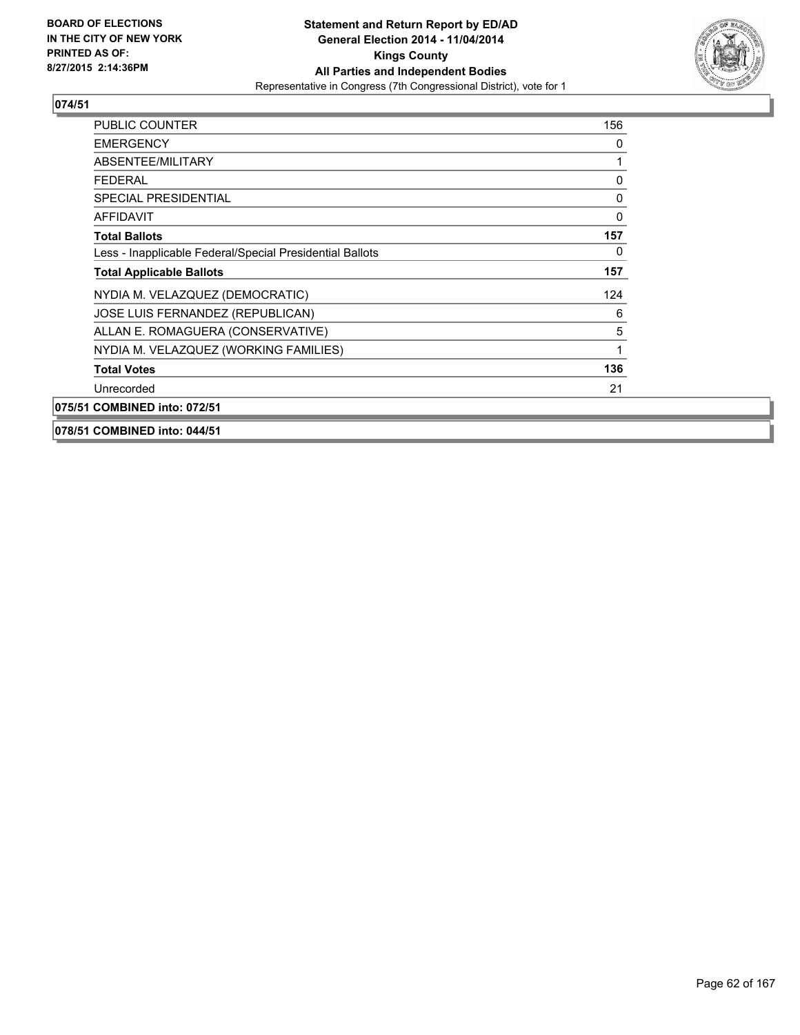BOARD OF ELECTIONS
IN THE CITY OF NEW YORK
PRINTED AS OF:
8/27/2015 2:14:36PM

**Statement and Return Report by ED/AD**
**General Election 2014 - 11/04/2014**
**Kings County**
**All Parties and Independent Bodies**
Representative in Congress (7th Congressional District), vote for 1

## 074/51

| | |
|---|---|
| PUBLIC COUNTER | 156 |
| EMERGENCY | 0 |
| ABSENTEE/MILITARY | 1 |
| FEDERAL | 0 |
| SPECIAL PRESIDENTIAL | 0 |
| AFFIDAVIT | 0 |
| **Total Ballots** | **157** |
| Less - Inapplicable Federal/Special Presidential Ballots | 0 |
| **Total Applicable Ballots** | **157** |
| NYDIA M. VELAZQUEZ (DEMOCRATIC) | 124 |
| JOSE LUIS FERNANDEZ (REPUBLICAN) | 6 |
| ALLAN E. ROMAGUERA (CONSERVATIVE) | 5 |
| NYDIA M. VELAZQUEZ (WORKING FAMILIES) | 1 |
| **Total Votes** | **136** |
| Unrecorded | 21 |

## 075/51 COMBINED into: 072/51

## 078/51 COMBINED into: 044/51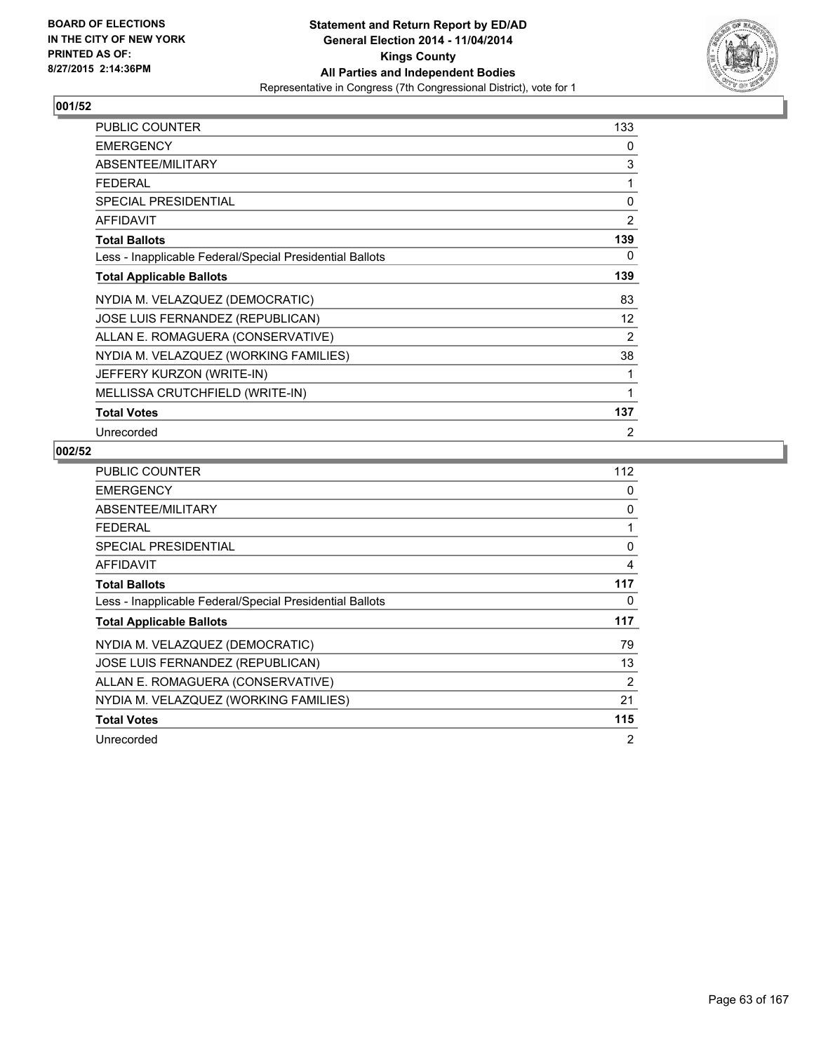BOARD OF ELECTIONS
IN THE CITY OF NEW YORK
PRINTED AS OF:
8/27/2015 2:14:36PM

**Statement and Return Report by ED/AD**
**General Election 2014 - 11/04/2014**
**Kings County**
**All Parties and Independent Bodies**
Representative in Congress (7th Congressional District), vote for 1

### 001/52

| | |
|---|---|
| PUBLIC COUNTER | 133 |
| EMERGENCY | 0 |
| ABSENTEE/MILITARY | 3 |
| FEDERAL | 1 |
| SPECIAL PRESIDENTIAL | 0 |
| AFFIDAVIT | 2 |
| **Total Ballots** | **139** |
| Less - Inapplicable Federal/Special Presidential Ballots | 0 |
| **Total Applicable Ballots** | **139** |
| NYDIA M. VELAZQUEZ (DEMOCRATIC) | 83 |
| JOSE LUIS FERNANDEZ (REPUBLICAN) | 12 |
| ALLAN E. ROMAGUERA (CONSERVATIVE) | 2 |
| NYDIA M. VELAZQUEZ (WORKING FAMILIES) | 38 |
| JEFFERY KURZON (WRITE-IN) | 1 |
| MELLISSA CRUTCHFIELD (WRITE-IN) | 1 |
| **Total Votes** | **137** |
| Unrecorded | 2 |

### 002/52

| | |
|---|---|
| PUBLIC COUNTER | 112 |
| EMERGENCY | 0 |
| ABSENTEE/MILITARY | 0 |
| FEDERAL | 1 |
| SPECIAL PRESIDENTIAL | 0 |
| AFFIDAVIT | 4 |
| **Total Ballots** | **117** |
| Less - Inapplicable Federal/Special Presidential Ballots | 0 |
| **Total Applicable Ballots** | **117** |
| NYDIA M. VELAZQUEZ (DEMOCRATIC) | 79 |
| JOSE LUIS FERNANDEZ (REPUBLICAN) | 13 |
| ALLAN E. ROMAGUERA (CONSERVATIVE) | 2 |
| NYDIA M. VELAZQUEZ (WORKING FAMILIES) | 21 |
| **Total Votes** | **115** |
| Unrecorded | 2 |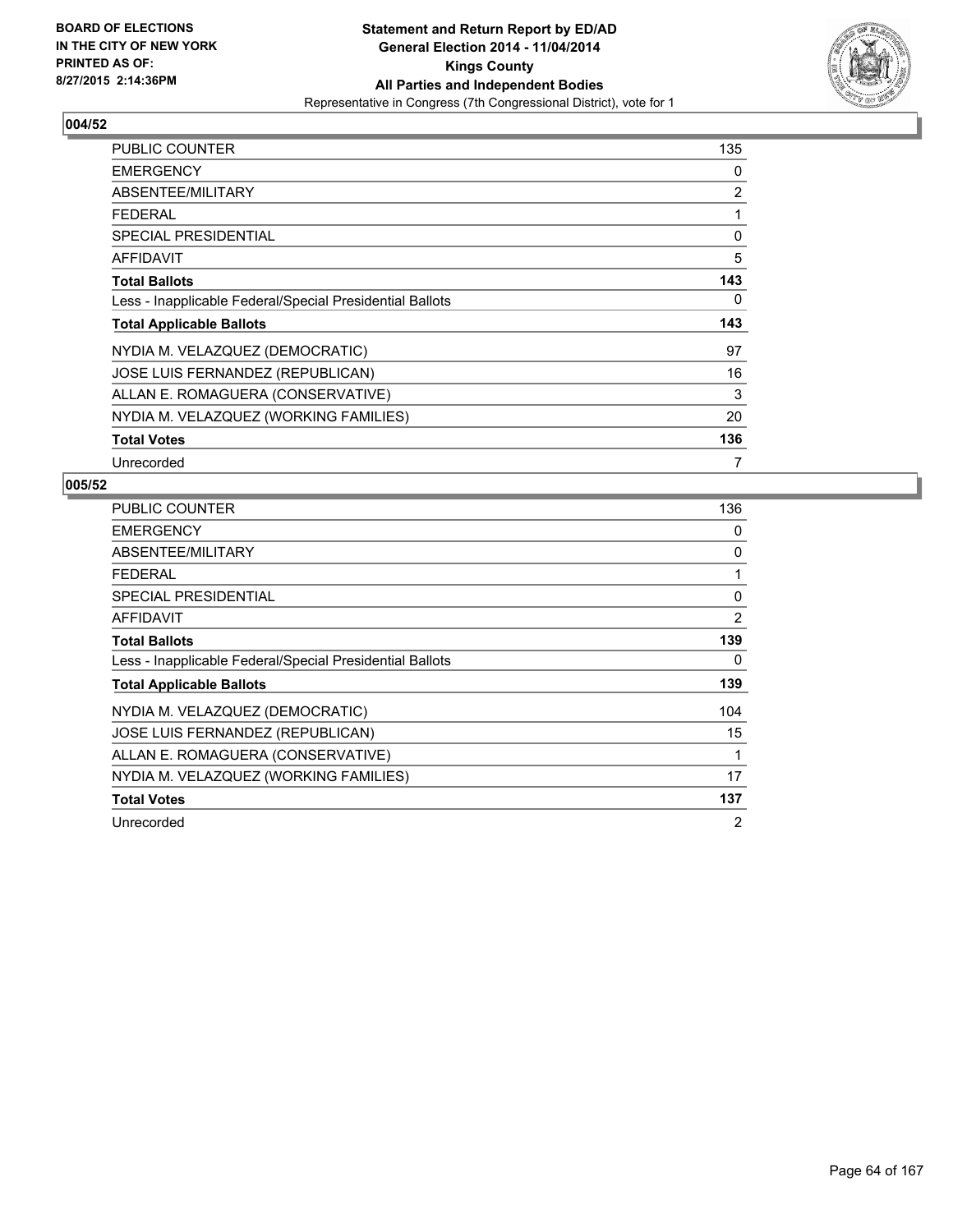**Statement and Return Report by ED/AD**
**General Election 2014 - 11/04/2014**
**Kings County**
**All Parties and Independent Bodies**
Representative in Congress (7th Congressional District), vote for 1

BOARD OF ELECTIONS
IN THE CITY OF NEW YORK
PRINTED AS OF:
8/27/2015 2:14:36PM

## 004/52

| | |
|---|---|
| PUBLIC COUNTER | 135 |
| EMERGENCY | 0 |
| ABSENTEE/MILITARY | 2 |
| FEDERAL | 1 |
| SPECIAL PRESIDENTIAL | 0 |
| AFFIDAVIT | 5 |
| **Total Ballots** | **143** |
| Less - Inapplicable Federal/Special Presidential Ballots | 0 |
| **Total Applicable Ballots** | **143** |
| NYDIA M. VELAZQUEZ (DEMOCRATIC) | 97 |
| JOSE LUIS FERNANDEZ (REPUBLICAN) | 16 |
| ALLAN E. ROMAGUERA (CONSERVATIVE) | 3 |
| NYDIA M. VELAZQUEZ (WORKING FAMILIES) | 20 |
| **Total Votes** | **136** |
| Unrecorded | 7 |

## 005/52

| | |
|---|---|
| PUBLIC COUNTER | 136 |
| EMERGENCY | 0 |
| ABSENTEE/MILITARY | 0 |
| FEDERAL | 1 |
| SPECIAL PRESIDENTIAL | 0 |
| AFFIDAVIT | 2 |
| **Total Ballots** | **139** |
| Less - Inapplicable Federal/Special Presidential Ballots | 0 |
| **Total Applicable Ballots** | **139** |
| NYDIA M. VELAZQUEZ (DEMOCRATIC) | 104 |
| JOSE LUIS FERNANDEZ (REPUBLICAN) | 15 |
| ALLAN E. ROMAGUERA (CONSERVATIVE) | 1 |
| NYDIA M. VELAZQUEZ (WORKING FAMILIES) | 17 |
| **Total Votes** | **137** |
| Unrecorded | 2 |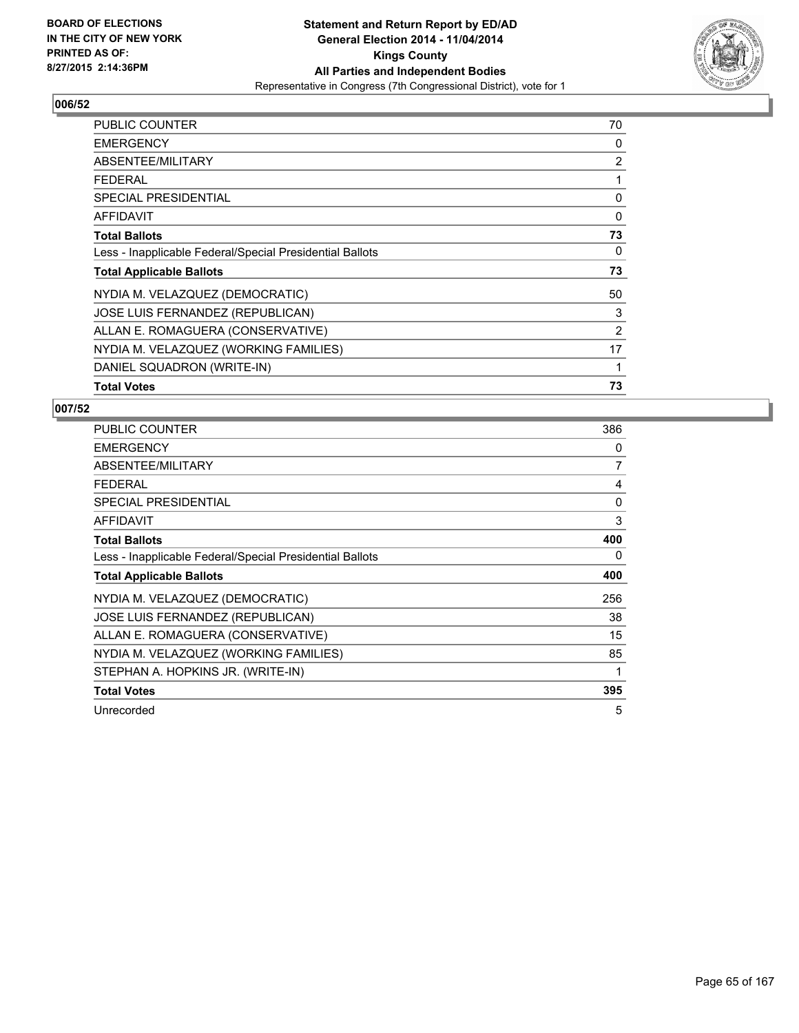**Statement and Return Report by ED/AD**
**General Election 2014 - 11/04/2014**
**Kings County**
**All Parties and Independent Bodies**
Representative in Congress (7th Congressional District), vote for 1

BOARD OF ELECTIONS
IN THE CITY OF NEW YORK
PRINTED AS OF:
8/27/2015 2:14:36PM

### 006/52

| | |
|---|---|
| PUBLIC COUNTER | 70 |
| EMERGENCY | 0 |
| ABSENTEE/MILITARY | 2 |
| FEDERAL | 1 |
| SPECIAL PRESIDENTIAL | 0 |
| AFFIDAVIT | 0 |
| **Total Ballots** | **73** |
| Less - Inapplicable Federal/Special Presidential Ballots | 0 |
| **Total Applicable Ballots** | **73** |
| NYDIA M. VELAZQUEZ (DEMOCRATIC) | 50 |
| JOSE LUIS FERNANDEZ (REPUBLICAN) | 3 |
| ALLAN E. ROMAGUERA (CONSERVATIVE) | 2 |
| NYDIA M. VELAZQUEZ (WORKING FAMILIES) | 17 |
| DANIEL SQUADRON (WRITE-IN) | 1 |
| **Total Votes** | **73** |

### 007/52

| | |
|---|---|
| PUBLIC COUNTER | 386 |
| EMERGENCY | 0 |
| ABSENTEE/MILITARY | 7 |
| FEDERAL | 4 |
| SPECIAL PRESIDENTIAL | 0 |
| AFFIDAVIT | 3 |
| **Total Ballots** | **400** |
| Less - Inapplicable Federal/Special Presidential Ballots | 0 |
| **Total Applicable Ballots** | **400** |
| NYDIA M. VELAZQUEZ (DEMOCRATIC) | 256 |
| JOSE LUIS FERNANDEZ (REPUBLICAN) | 38 |
| ALLAN E. ROMAGUERA (CONSERVATIVE) | 15 |
| NYDIA M. VELAZQUEZ (WORKING FAMILIES) | 85 |
| STEPHAN A. HOPKINS JR. (WRITE-IN) | 1 |
| **Total Votes** | **395** |
| Unrecorded | 5 |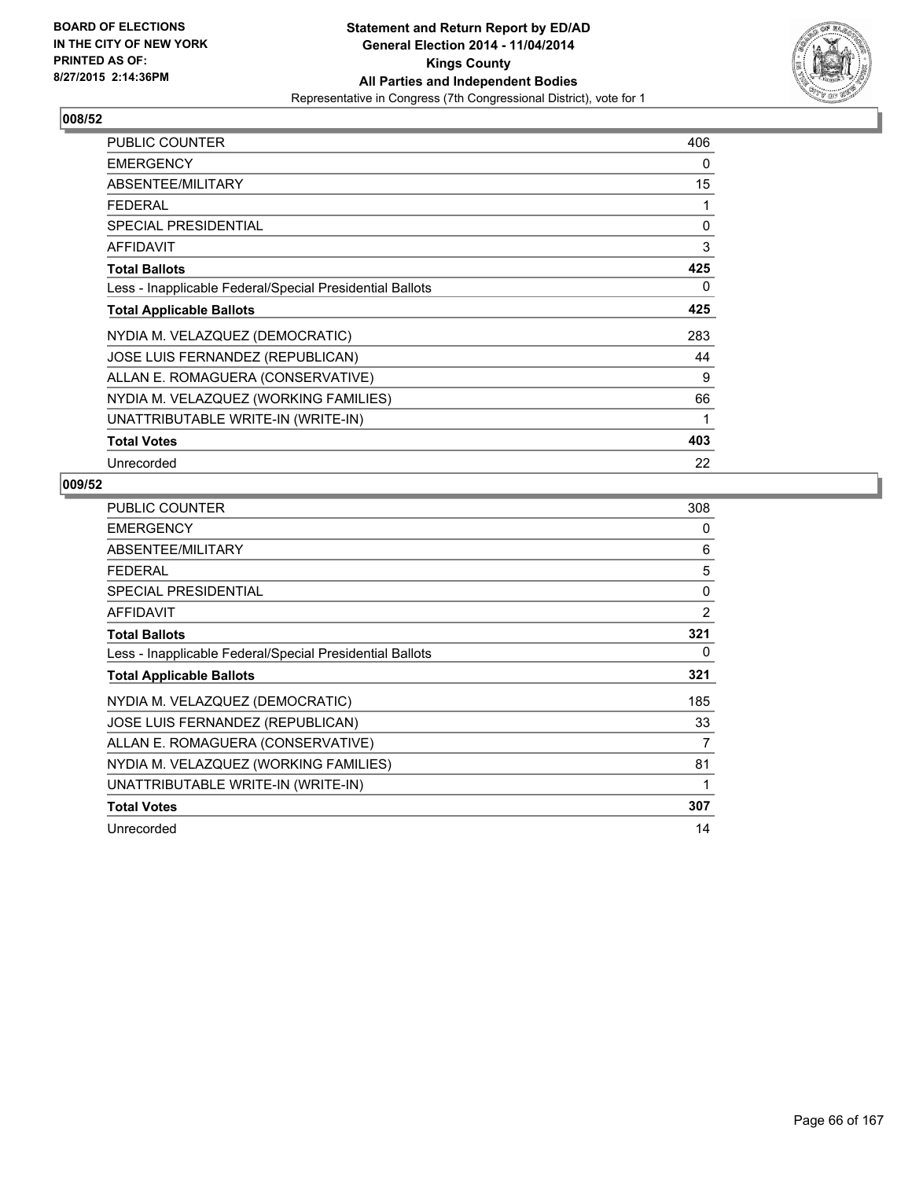**BOARD OF ELECTIONS IN THE CITY OF NEW YORK PRINTED AS OF: 8/27/2015 2:14:36PM**

**Statement and Return Report by ED/AD General Election 2014 - 11/04/2014 Kings County All Parties and Independent Bodies**

Representative in Congress (7th Congressional District), vote for 1

## 008/52

| | |
|---|---|
| PUBLIC COUNTER | 406 |
| EMERGENCY | 0 |
| ABSENTEE/MILITARY | 15 |
| FEDERAL | 1 |
| SPECIAL PRESIDENTIAL | 0 |
| AFFIDAVIT | 3 |
| **Total Ballots** | **425** |
| Less - Inapplicable Federal/Special Presidential Ballots | 0 |
| **Total Applicable Ballots** | **425** |
| NYDIA M. VELAZQUEZ (DEMOCRATIC) | 283 |
| JOSE LUIS FERNANDEZ (REPUBLICAN) | 44 |
| ALLAN E. ROMAGUERA (CONSERVATIVE) | 9 |
| NYDIA M. VELAZQUEZ (WORKING FAMILIES) | 66 |
| UNATTRIBUTABLE WRITE-IN (WRITE-IN) | 1 |
| **Total Votes** | **403** |
| Unrecorded | 22 |

## 009/52

| | |
|---|---|
| PUBLIC COUNTER | 308 |
| EMERGENCY | 0 |
| ABSENTEE/MILITARY | 6 |
| FEDERAL | 5 |
| SPECIAL PRESIDENTIAL | 0 |
| AFFIDAVIT | 2 |
| **Total Ballots** | **321** |
| Less - Inapplicable Federal/Special Presidential Ballots | 0 |
| **Total Applicable Ballots** | **321** |
| NYDIA M. VELAZQUEZ (DEMOCRATIC) | 185 |
| JOSE LUIS FERNANDEZ (REPUBLICAN) | 33 |
| ALLAN E. ROMAGUERA (CONSERVATIVE) | 7 |
| NYDIA M. VELAZQUEZ (WORKING FAMILIES) | 81 |
| UNATTRIBUTABLE WRITE-IN (WRITE-IN) | 1 |
| **Total Votes** | **307** |
| Unrecorded | 14 |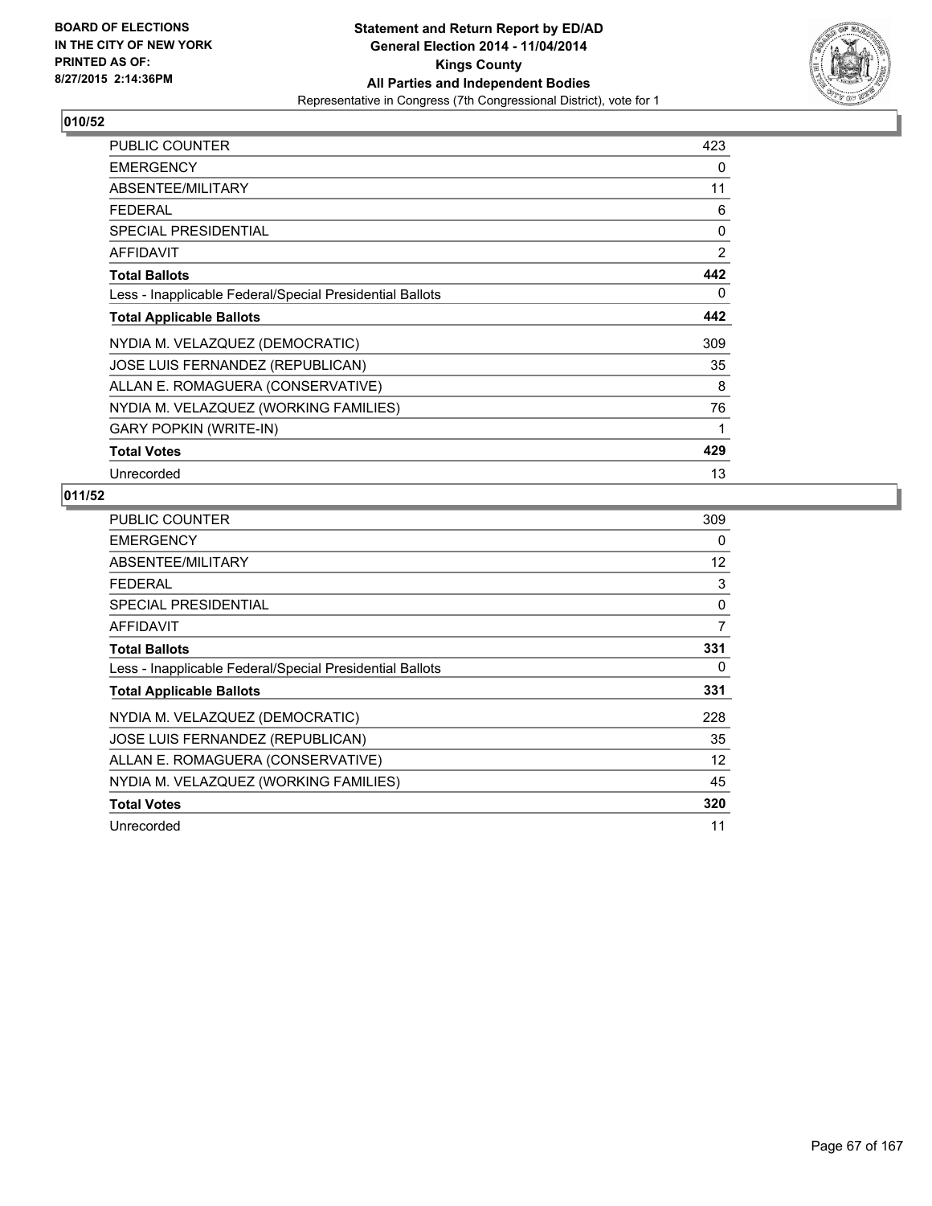**BOARD OF ELECTIONS IN THE CITY OF NEW YORK PRINTED AS OF: 8/27/2015 2:14:36PM**

**Statement and Return Report by ED/AD General Election 2014 - 11/04/2014 Kings County All Parties and Independent Bodies**
Representative in Congress (7th Congressional District), vote for 1

### 010/52

| | |
|---|---|
| PUBLIC COUNTER | 423 |
| EMERGENCY | 0 |
| ABSENTEE/MILITARY | 11 |
| FEDERAL | 6 |
| SPECIAL PRESIDENTIAL | 0 |
| AFFIDAVIT | 2 |
| **Total Ballots** | **442** |
| Less - Inapplicable Federal/Special Presidential Ballots | 0 |
| **Total Applicable Ballots** | **442** |
| NYDIA M. VELAZQUEZ (DEMOCRATIC) | 309 |
| JOSE LUIS FERNANDEZ (REPUBLICAN) | 35 |
| ALLAN E. ROMAGUERA (CONSERVATIVE) | 8 |
| NYDIA M. VELAZQUEZ (WORKING FAMILIES) | 76 |
| GARY POPKIN (WRITE-IN) | 1 |
| **Total Votes** | **429** |
| Unrecorded | 13 |

### 011/52

| | |
|---|---|
| PUBLIC COUNTER | 309 |
| EMERGENCY | 0 |
| ABSENTEE/MILITARY | 12 |
| FEDERAL | 3 |
| SPECIAL PRESIDENTIAL | 0 |
| AFFIDAVIT | 7 |
| **Total Ballots** | **331** |
| Less - Inapplicable Federal/Special Presidential Ballots | 0 |
| **Total Applicable Ballots** | **331** |
| NYDIA M. VELAZQUEZ (DEMOCRATIC) | 228 |
| JOSE LUIS FERNANDEZ (REPUBLICAN) | 35 |
| ALLAN E. ROMAGUERA (CONSERVATIVE) | 12 |
| NYDIA M. VELAZQUEZ (WORKING FAMILIES) | 45 |
| **Total Votes** | **320** |
| Unrecorded | 11 |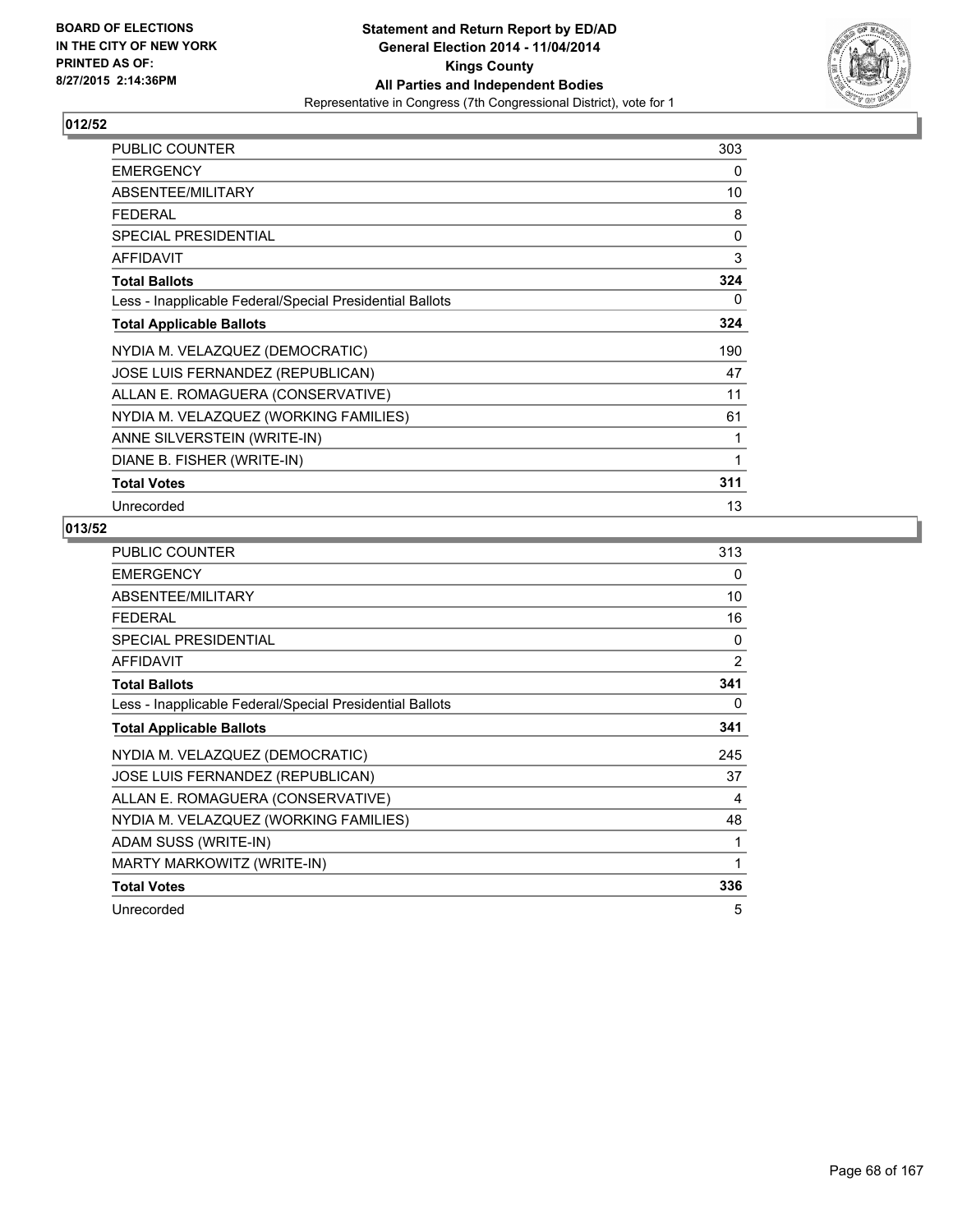BOARD OF ELECTIONS
IN THE CITY OF NEW YORK
PRINTED AS OF:
8/27/2015 2:14:36PM

**Statement and Return Report by ED/AD**
**General Election 2014 - 11/04/2014**
**Kings County**
**All Parties and Independent Bodies**
Representative in Congress (7th Congressional District), vote for 1

## 012/52

| | |
|---|---|
| PUBLIC COUNTER | 303 |
| EMERGENCY | 0 |
| ABSENTEE/MILITARY | 10 |
| FEDERAL | 8 |
| SPECIAL PRESIDENTIAL | 0 |
| AFFIDAVIT | 3 |
| **Total Ballots** | **324** |
| Less - Inapplicable Federal/Special Presidential Ballots | 0 |
| **Total Applicable Ballots** | **324** |
| NYDIA M. VELAZQUEZ (DEMOCRATIC) | 190 |
| JOSE LUIS FERNANDEZ (REPUBLICAN) | 47 |
| ALLAN E. ROMAGUERA (CONSERVATIVE) | 11 |
| NYDIA M. VELAZQUEZ (WORKING FAMILIES) | 61 |
| ANNE SILVERSTEIN (WRITE-IN) | 1 |
| DIANE B. FISHER (WRITE-IN) | 1 |
| **Total Votes** | **311** |
| Unrecorded | 13 |

## 013/52

| | |
|---|---|
| PUBLIC COUNTER | 313 |
| EMERGENCY | 0 |
| ABSENTEE/MILITARY | 10 |
| FEDERAL | 16 |
| SPECIAL PRESIDENTIAL | 0 |
| AFFIDAVIT | 2 |
| **Total Ballots** | **341** |
| Less - Inapplicable Federal/Special Presidential Ballots | 0 |
| **Total Applicable Ballots** | **341** |
| NYDIA M. VELAZQUEZ (DEMOCRATIC) | 245 |
| JOSE LUIS FERNANDEZ (REPUBLICAN) | 37 |
| ALLAN E. ROMAGUERA (CONSERVATIVE) | 4 |
| NYDIA M. VELAZQUEZ (WORKING FAMILIES) | 48 |
| ADAM SUSS (WRITE-IN) | 1 |
| MARTY MARKOWITZ (WRITE-IN) | 1 |
| **Total Votes** | **336** |
| Unrecorded | 5 |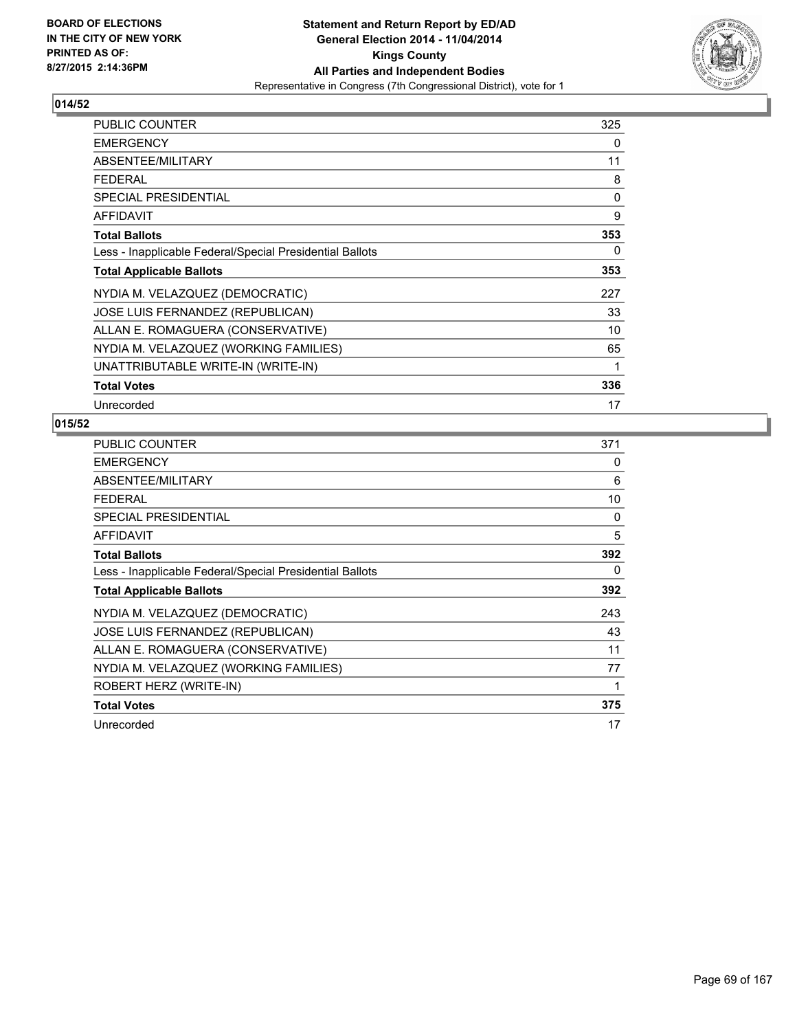BOARD OF ELECTIONS
IN THE CITY OF NEW YORK
PRINTED AS OF:
8/27/2015 2:14:36PM

**Statement and Return Report by ED/AD**
**General Election 2014 - 11/04/2014**
**Kings County**
**All Parties and Independent Bodies**
Representative in Congress (7th Congressional District), vote for 1

## 014/52

| | |
|---|---|
| PUBLIC COUNTER | 325 |
| EMERGENCY | 0 |
| ABSENTEE/MILITARY | 11 |
| FEDERAL | 8 |
| SPECIAL PRESIDENTIAL | 0 |
| AFFIDAVIT | 9 |
| **Total Ballots** | **353** |
| Less - Inapplicable Federal/Special Presidential Ballots | 0 |
| **Total Applicable Ballots** | **353** |
| NYDIA M. VELAZQUEZ (DEMOCRATIC) | 227 |
| JOSE LUIS FERNANDEZ (REPUBLICAN) | 33 |
| ALLAN E. ROMAGUERA (CONSERVATIVE) | 10 |
| NYDIA M. VELAZQUEZ (WORKING FAMILIES) | 65 |
| UNATTRIBUTABLE WRITE-IN (WRITE-IN) | 1 |
| **Total Votes** | **336** |
| Unrecorded | 17 |

## 015/52

| | |
|---|---|
| PUBLIC COUNTER | 371 |
| EMERGENCY | 0 |
| ABSENTEE/MILITARY | 6 |
| FEDERAL | 10 |
| SPECIAL PRESIDENTIAL | 0 |
| AFFIDAVIT | 5 |
| **Total Ballots** | **392** |
| Less - Inapplicable Federal/Special Presidential Ballots | 0 |
| **Total Applicable Ballots** | **392** |
| NYDIA M. VELAZQUEZ (DEMOCRATIC) | 243 |
| JOSE LUIS FERNANDEZ (REPUBLICAN) | 43 |
| ALLAN E. ROMAGUERA (CONSERVATIVE) | 11 |
| NYDIA M. VELAZQUEZ (WORKING FAMILIES) | 77 |
| ROBERT HERZ (WRITE-IN) | 1 |
| **Total Votes** | **375** |
| Unrecorded | 17 |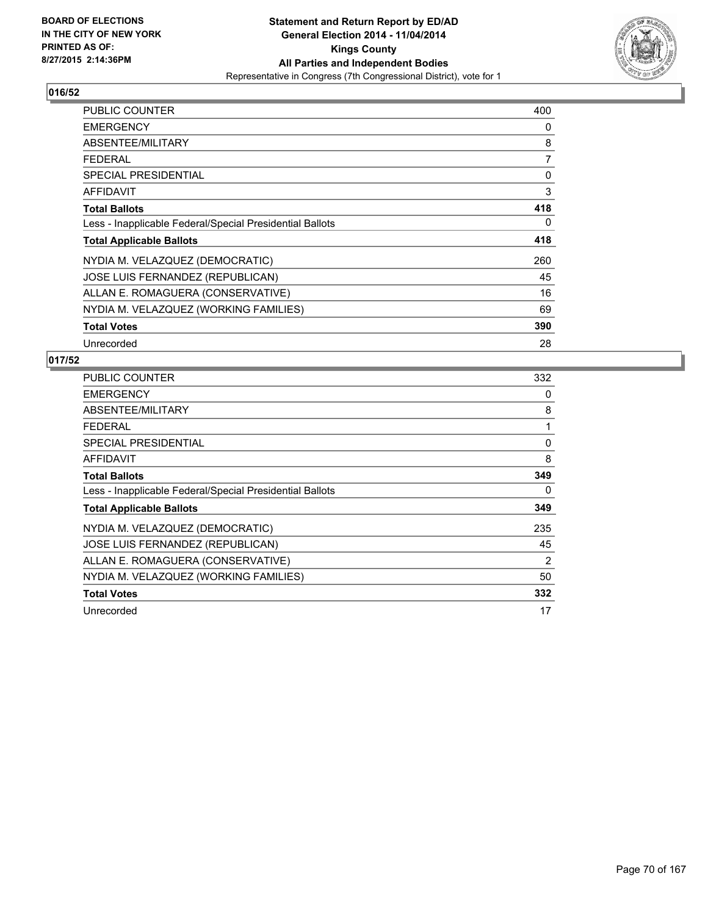BOARD OF ELECTIONS
IN THE CITY OF NEW YORK
PRINTED AS OF:
8/27/2015 2:14:36PM

**Statement and Return Report by ED/AD**
**General Election 2014 - 11/04/2014**
**Kings County**
**All Parties and Independent Bodies**
Representative in Congress (7th Congressional District), vote for 1

## 016/52

| | |
|---|---|
| PUBLIC COUNTER | 400 |
| EMERGENCY | 0 |
| ABSENTEE/MILITARY | 8 |
| FEDERAL | 7 |
| SPECIAL PRESIDENTIAL | 0 |
| AFFIDAVIT | 3 |
| **Total Ballots** | **418** |
| Less - Inapplicable Federal/Special Presidential Ballots | 0 |
| **Total Applicable Ballots** | **418** |
| NYDIA M. VELAZQUEZ (DEMOCRATIC) | 260 |
| JOSE LUIS FERNANDEZ (REPUBLICAN) | 45 |
| ALLAN E. ROMAGUERA (CONSERVATIVE) | 16 |
| NYDIA M. VELAZQUEZ (WORKING FAMILIES) | 69 |
| **Total Votes** | **390** |
| Unrecorded | 28 |

## 017/52

| | |
|---|---|
| PUBLIC COUNTER | 332 |
| EMERGENCY | 0 |
| ABSENTEE/MILITARY | 8 |
| FEDERAL | 1 |
| SPECIAL PRESIDENTIAL | 0 |
| AFFIDAVIT | 8 |
| **Total Ballots** | **349** |
| Less - Inapplicable Federal/Special Presidential Ballots | 0 |
| **Total Applicable Ballots** | **349** |
| NYDIA M. VELAZQUEZ (DEMOCRATIC) | 235 |
| JOSE LUIS FERNANDEZ (REPUBLICAN) | 45 |
| ALLAN E. ROMAGUERA (CONSERVATIVE) | 2 |
| NYDIA M. VELAZQUEZ (WORKING FAMILIES) | 50 |
| **Total Votes** | **332** |
| Unrecorded | 17 |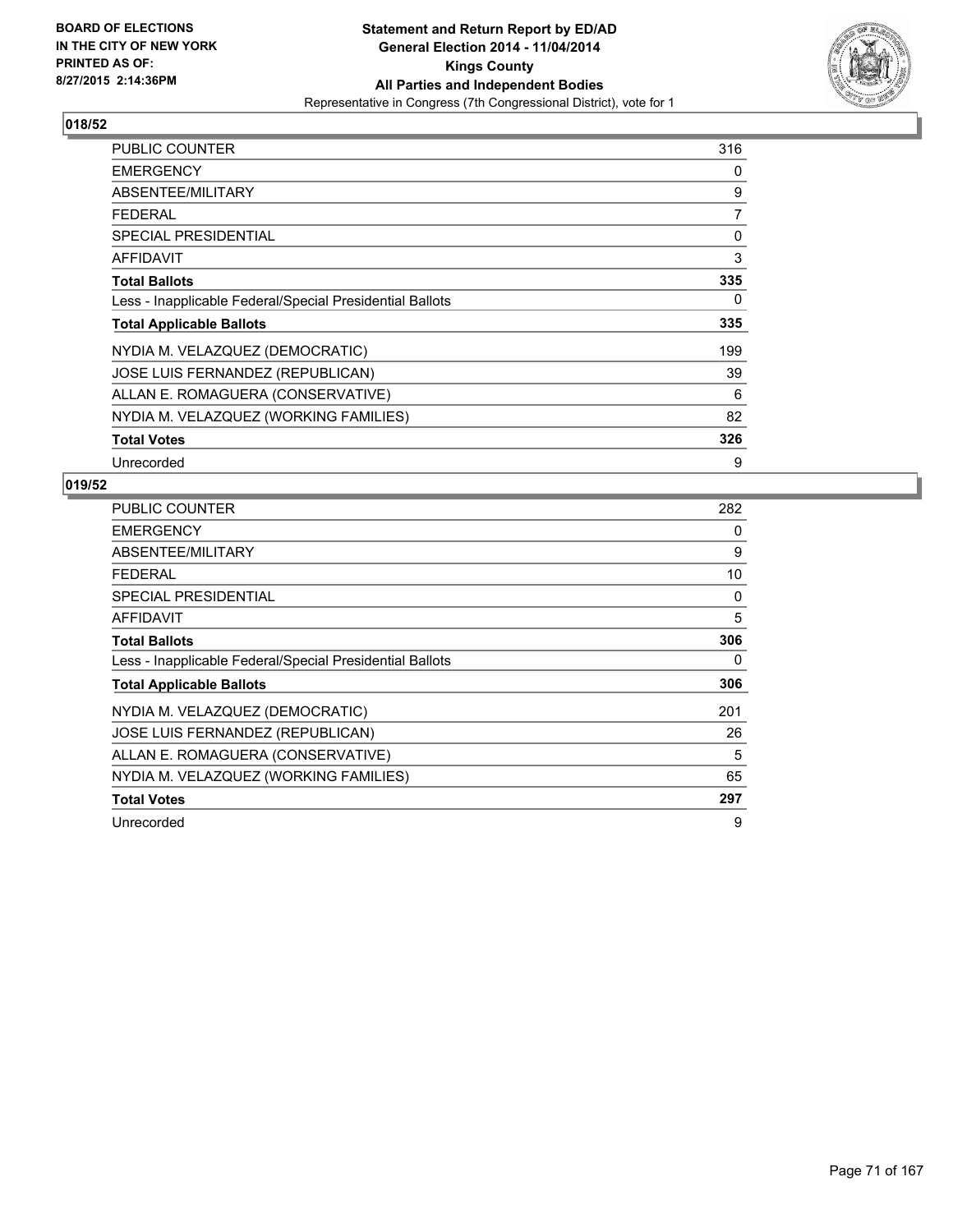BOARD OF ELECTIONS
IN THE CITY OF NEW YORK
PRINTED AS OF:
8/27/2015 2:14:36PM

**Statement and Return Report by ED/AD**
**General Election 2014 - 11/04/2014**
**Kings County**
**All Parties and Independent Bodies**
Representative in Congress (7th Congressional District), vote for 1

## 018/52

| | |
|---|---|
| PUBLIC COUNTER | 316 |
| EMERGENCY | 0 |
| ABSENTEE/MILITARY | 9 |
| FEDERAL | 7 |
| SPECIAL PRESIDENTIAL | 0 |
| AFFIDAVIT | 3 |
| **Total Ballots** | **335** |
| Less - Inapplicable Federal/Special Presidential Ballots | 0 |
| **Total Applicable Ballots** | **335** |
| NYDIA M. VELAZQUEZ (DEMOCRATIC) | 199 |
| JOSE LUIS FERNANDEZ (REPUBLICAN) | 39 |
| ALLAN E. ROMAGUERA (CONSERVATIVE) | 6 |
| NYDIA M. VELAZQUEZ (WORKING FAMILIES) | 82 |
| **Total Votes** | **326** |
| Unrecorded | 9 |

## 019/52

| | |
|---|---|
| PUBLIC COUNTER | 282 |
| EMERGENCY | 0 |
| ABSENTEE/MILITARY | 9 |
| FEDERAL | 10 |
| SPECIAL PRESIDENTIAL | 0 |
| AFFIDAVIT | 5 |
| **Total Ballots** | **306** |
| Less - Inapplicable Federal/Special Presidential Ballots | 0 |
| **Total Applicable Ballots** | **306** |
| NYDIA M. VELAZQUEZ (DEMOCRATIC) | 201 |
| JOSE LUIS FERNANDEZ (REPUBLICAN) | 26 |
| ALLAN E. ROMAGUERA (CONSERVATIVE) | 5 |
| NYDIA M. VELAZQUEZ (WORKING FAMILIES) | 65 |
| **Total Votes** | **297** |
| Unrecorded | 9 |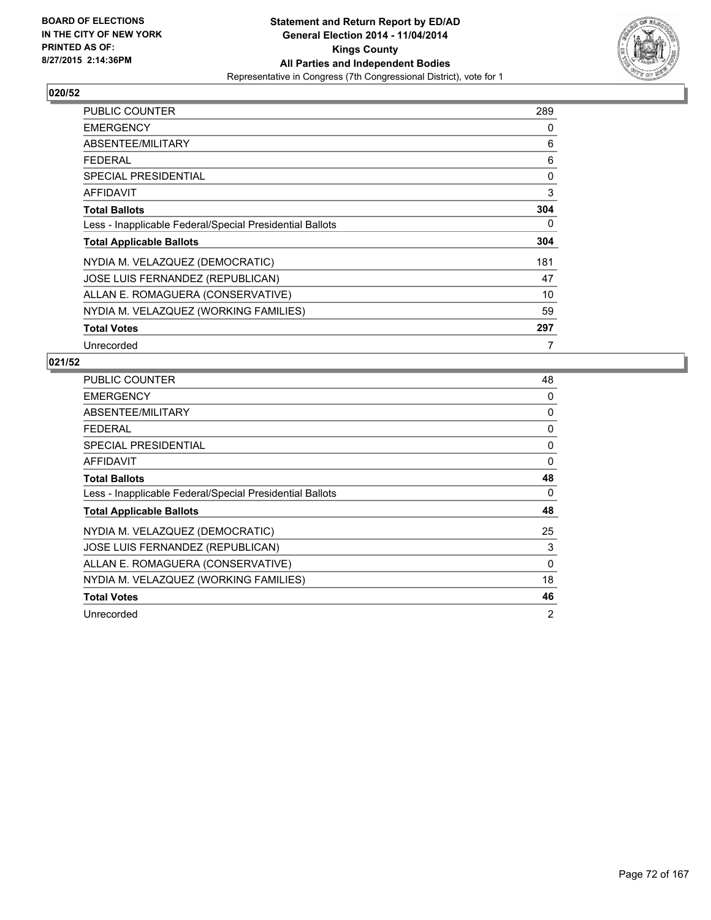BOARD OF ELECTIONS
IN THE CITY OF NEW YORK
PRINTED AS OF:
8/27/2015 2:14:36PM

**Statement and Return Report by ED/AD**
**General Election 2014 - 11/04/2014**
**Kings County**
**All Parties and Independent Bodies**
Representative in Congress (7th Congressional District), vote for 1

## 020/52

| | |
|---|---|
| PUBLIC COUNTER | 289 |
| EMERGENCY | 0 |
| ABSENTEE/MILITARY | 6 |
| FEDERAL | 6 |
| SPECIAL PRESIDENTIAL | 0 |
| AFFIDAVIT | 3 |
| **Total Ballots** | **304** |
| Less - Inapplicable Federal/Special Presidential Ballots | 0 |
| **Total Applicable Ballots** | **304** |
| NYDIA M. VELAZQUEZ (DEMOCRATIC) | 181 |
| JOSE LUIS FERNANDEZ (REPUBLICAN) | 47 |
| ALLAN E. ROMAGUERA (CONSERVATIVE) | 10 |
| NYDIA M. VELAZQUEZ (WORKING FAMILIES) | 59 |
| **Total Votes** | **297** |
| Unrecorded | 7 |

## 021/52

| | |
|---|---|
| PUBLIC COUNTER | 48 |
| EMERGENCY | 0 |
| ABSENTEE/MILITARY | 0 |
| FEDERAL | 0 |
| SPECIAL PRESIDENTIAL | 0 |
| AFFIDAVIT | 0 |
| **Total Ballots** | **48** |
| Less - Inapplicable Federal/Special Presidential Ballots | 0 |
| **Total Applicable Ballots** | **48** |
| NYDIA M. VELAZQUEZ (DEMOCRATIC) | 25 |
| JOSE LUIS FERNANDEZ (REPUBLICAN) | 3 |
| ALLAN E. ROMAGUERA (CONSERVATIVE) | 0 |
| NYDIA M. VELAZQUEZ (WORKING FAMILIES) | 18 |
| **Total Votes** | **46** |
| Unrecorded | 2 |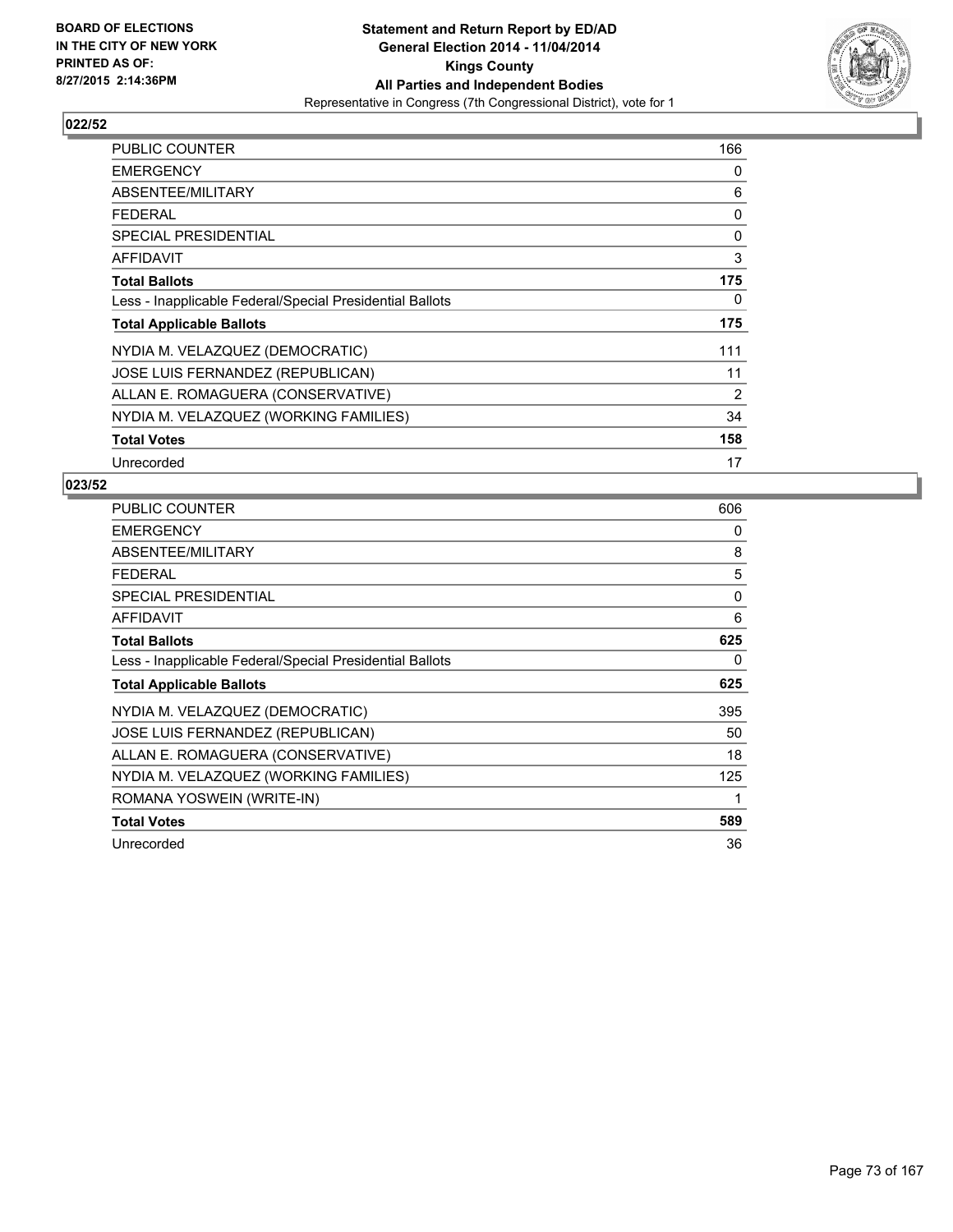BOARD OF ELECTIONS
IN THE CITY OF NEW YORK
PRINTED AS OF:
8/27/2015 2:14:36PM

**Statement and Return Report by ED/AD**
**General Election 2014 - 11/04/2014**
**Kings County**
**All Parties and Independent Bodies**
Representative in Congress (7th Congressional District), vote for 1

## 022/52

| | |
|---|---|
| PUBLIC COUNTER | 166 |
| EMERGENCY | 0 |
| ABSENTEE/MILITARY | 6 |
| FEDERAL | 0 |
| SPECIAL PRESIDENTIAL | 0 |
| AFFIDAVIT | 3 |
| **Total Ballots** | **175** |
| Less - Inapplicable Federal/Special Presidential Ballots | 0 |
| **Total Applicable Ballots** | **175** |
| NYDIA M. VELAZQUEZ (DEMOCRATIC) | 111 |
| JOSE LUIS FERNANDEZ (REPUBLICAN) | 11 |
| ALLAN E. ROMAGUERA (CONSERVATIVE) | 2 |
| NYDIA M. VELAZQUEZ (WORKING FAMILIES) | 34 |
| **Total Votes** | **158** |
| Unrecorded | 17 |

## 023/52

| | |
|---|---|
| PUBLIC COUNTER | 606 |
| EMERGENCY | 0 |
| ABSENTEE/MILITARY | 8 |
| FEDERAL | 5 |
| SPECIAL PRESIDENTIAL | 0 |
| AFFIDAVIT | 6 |
| **Total Ballots** | **625** |
| Less - Inapplicable Federal/Special Presidential Ballots | 0 |
| **Total Applicable Ballots** | **625** |
| NYDIA M. VELAZQUEZ (DEMOCRATIC) | 395 |
| JOSE LUIS FERNANDEZ (REPUBLICAN) | 50 |
| ALLAN E. ROMAGUERA (CONSERVATIVE) | 18 |
| NYDIA M. VELAZQUEZ (WORKING FAMILIES) | 125 |
| ROMANA YOSWEIN (WRITE-IN) | 1 |
| **Total Votes** | **589** |
| Unrecorded | 36 |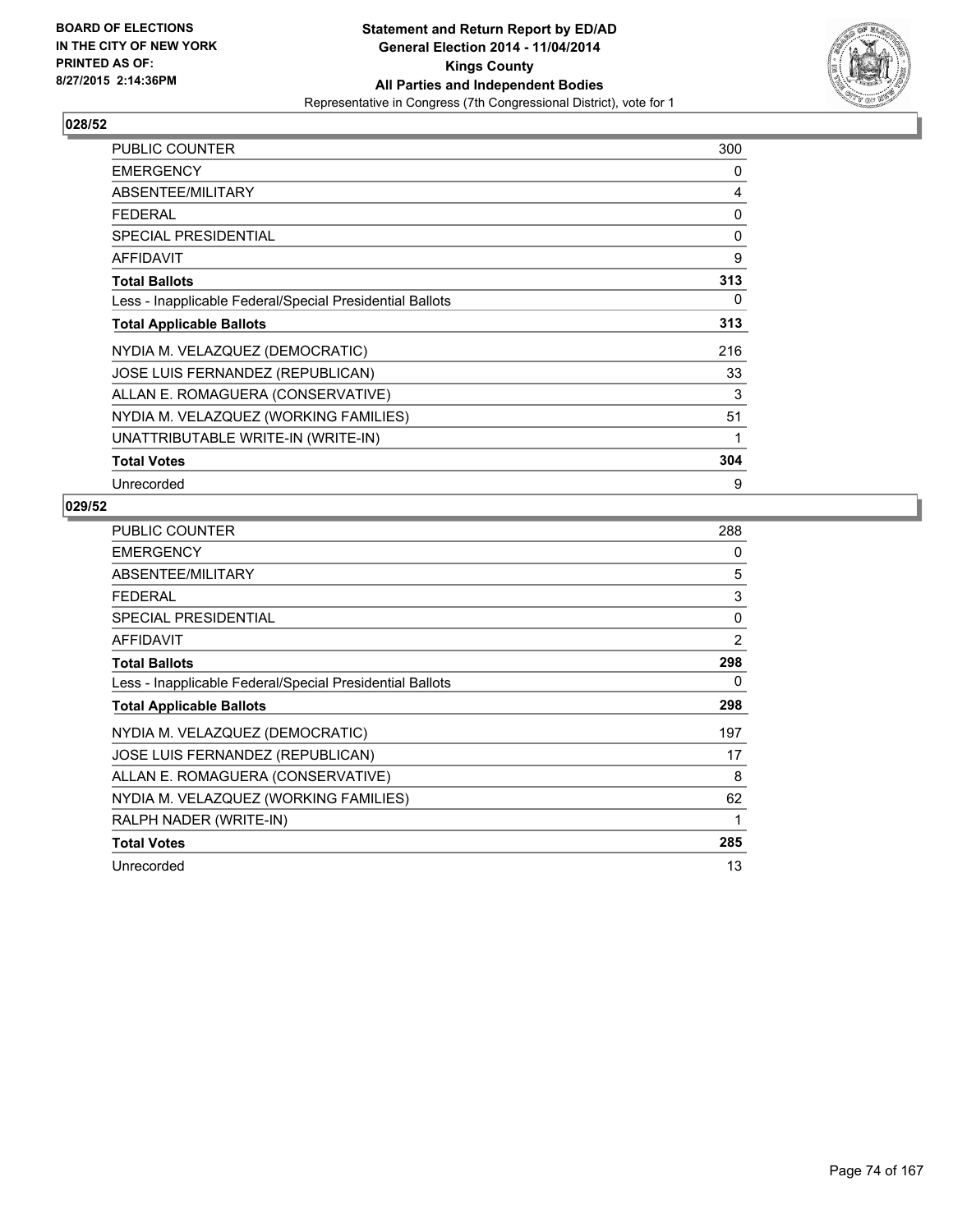BOARD OF ELECTIONS
IN THE CITY OF NEW YORK
PRINTED AS OF:
8/27/2015 2:14:36PM

**Statement and Return Report by ED/AD**
**General Election 2014 - 11/04/2014**
**Kings County**
**All Parties and Independent Bodies**
Representative in Congress (7th Congressional District), vote for 1

## 028/52

| | |
|---|---|
| PUBLIC COUNTER | 300 |
| EMERGENCY | 0 |
| ABSENTEE/MILITARY | 4 |
| FEDERAL | 0 |
| SPECIAL PRESIDENTIAL | 0 |
| AFFIDAVIT | 9 |
| **Total Ballots** | **313** |
| Less - Inapplicable Federal/Special Presidential Ballots | 0 |
| **Total Applicable Ballots** | **313** |
| NYDIA M. VELAZQUEZ (DEMOCRATIC) | 216 |
| JOSE LUIS FERNANDEZ (REPUBLICAN) | 33 |
| ALLAN E. ROMAGUERA (CONSERVATIVE) | 3 |
| NYDIA M. VELAZQUEZ (WORKING FAMILIES) | 51 |
| UNATTRIBUTABLE WRITE-IN (WRITE-IN) | 1 |
| **Total Votes** | **304** |
| Unrecorded | 9 |

## 029/52

| | |
|---|---|
| PUBLIC COUNTER | 288 |
| EMERGENCY | 0 |
| ABSENTEE/MILITARY | 5 |
| FEDERAL | 3 |
| SPECIAL PRESIDENTIAL | 0 |
| AFFIDAVIT | 2 |
| **Total Ballots** | **298** |
| Less - Inapplicable Federal/Special Presidential Ballots | 0 |
| **Total Applicable Ballots** | **298** |
| NYDIA M. VELAZQUEZ (DEMOCRATIC) | 197 |
| JOSE LUIS FERNANDEZ (REPUBLICAN) | 17 |
| ALLAN E. ROMAGUERA (CONSERVATIVE) | 8 |
| NYDIA M. VELAZQUEZ (WORKING FAMILIES) | 62 |
| RALPH NADER (WRITE-IN) | 1 |
| **Total Votes** | **285** |
| Unrecorded | 13 |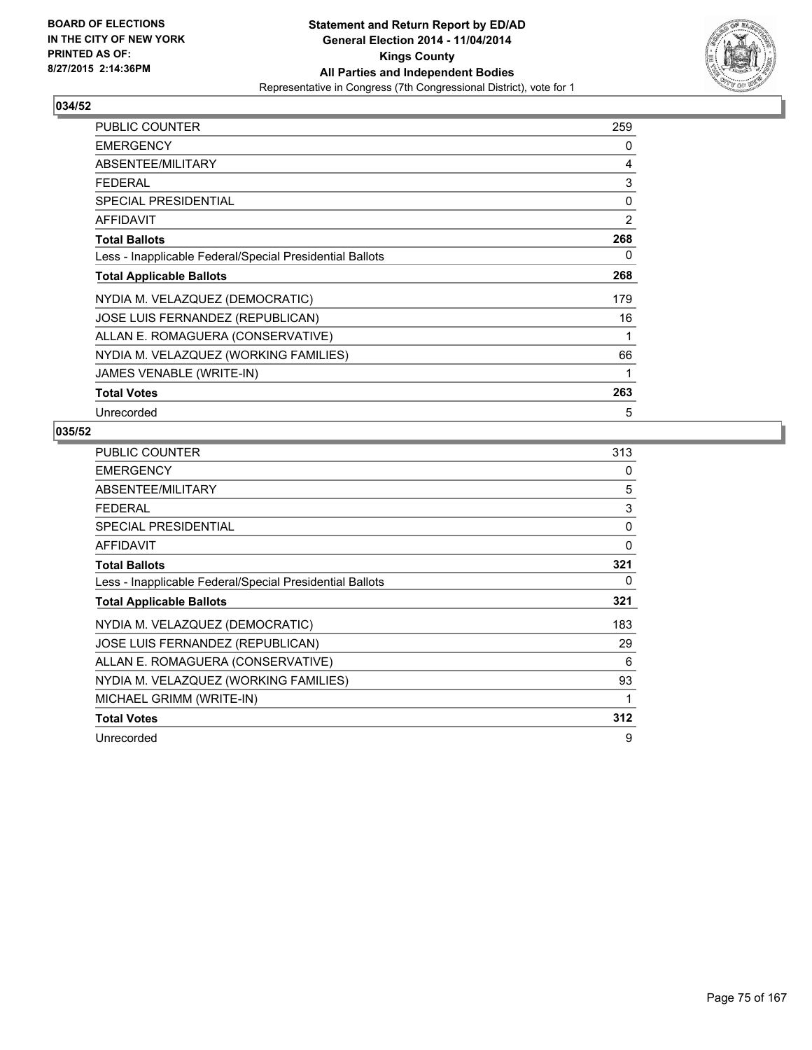BOARD OF ELECTIONS
IN THE CITY OF NEW YORK
PRINTED AS OF:
8/27/2015 2:14:36PM

**Statement and Return Report by ED/AD**
**General Election 2014 - 11/04/2014**
**Kings County**
**All Parties and Independent Bodies**
Representative in Congress (7th Congressional District), vote for 1

## 034/52

| | |
|---|---|
| PUBLIC COUNTER | 259 |
| EMERGENCY | 0 |
| ABSENTEE/MILITARY | 4 |
| FEDERAL | 3 |
| SPECIAL PRESIDENTIAL | 0 |
| AFFIDAVIT | 2 |
| **Total Ballots** | **268** |
| Less - Inapplicable Federal/Special Presidential Ballots | 0 |
| **Total Applicable Ballots** | **268** |
| NYDIA M. VELAZQUEZ (DEMOCRATIC) | 179 |
| JOSE LUIS FERNANDEZ (REPUBLICAN) | 16 |
| ALLAN E. ROMAGUERA (CONSERVATIVE) | 1 |
| NYDIA M. VELAZQUEZ (WORKING FAMILIES) | 66 |
| JAMES VENABLE (WRITE-IN) | 1 |
| **Total Votes** | **263** |
| Unrecorded | 5 |

## 035/52

| | |
|---|---|
| PUBLIC COUNTER | 313 |
| EMERGENCY | 0 |
| ABSENTEE/MILITARY | 5 |
| FEDERAL | 3 |
| SPECIAL PRESIDENTIAL | 0 |
| AFFIDAVIT | 0 |
| **Total Ballots** | **321** |
| Less - Inapplicable Federal/Special Presidential Ballots | 0 |
| **Total Applicable Ballots** | **321** |
| NYDIA M. VELAZQUEZ (DEMOCRATIC) | 183 |
| JOSE LUIS FERNANDEZ (REPUBLICAN) | 29 |
| ALLAN E. ROMAGUERA (CONSERVATIVE) | 6 |
| NYDIA M. VELAZQUEZ (WORKING FAMILIES) | 93 |
| MICHAEL GRIMM (WRITE-IN) | 1 |
| **Total Votes** | **312** |
| Unrecorded | 9 |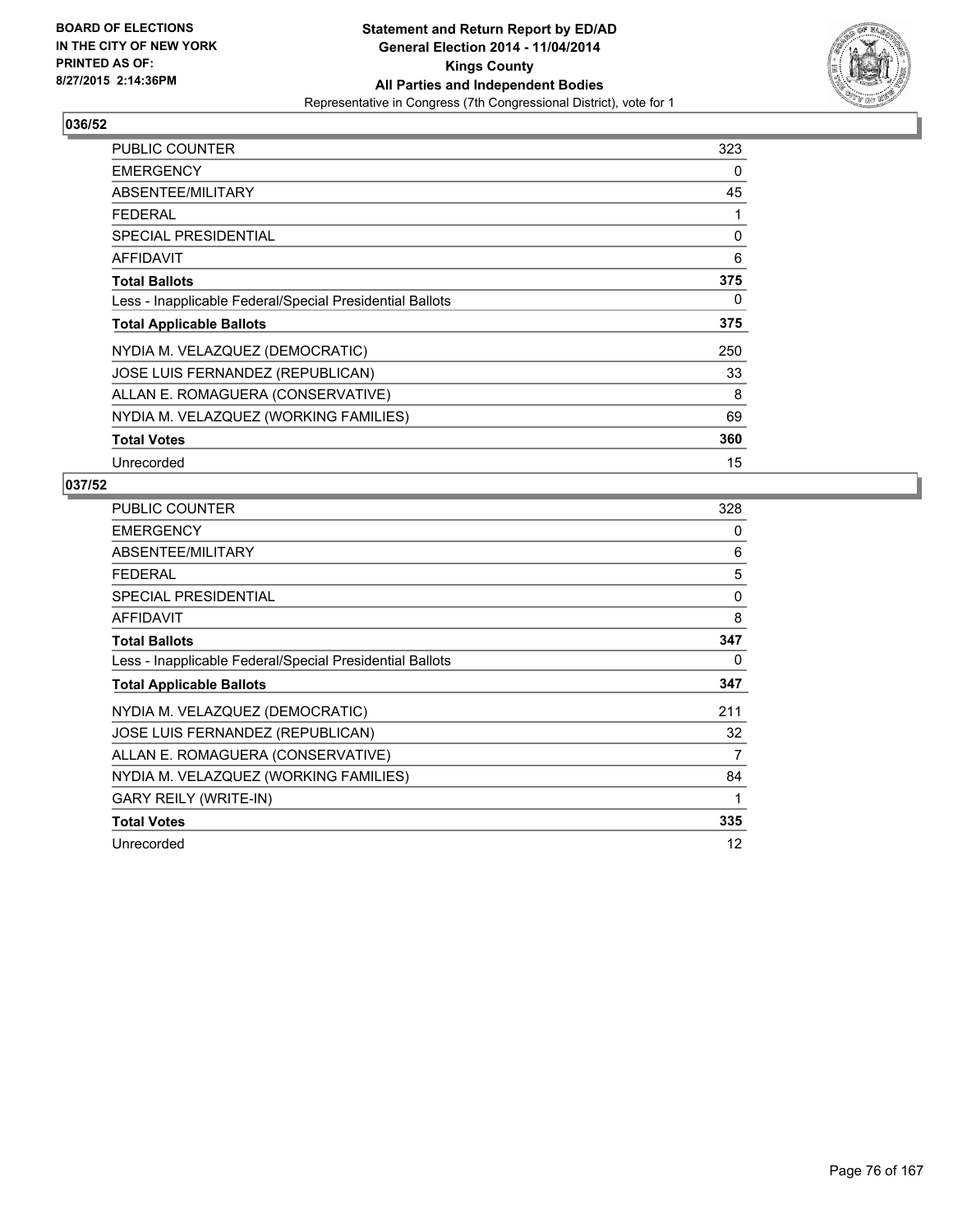**BOARD OF ELECTIONS IN THE CITY OF NEW YORK PRINTED AS OF: 8/27/2015 2:14:36PM**

**Statement and Return Report by ED/AD General Election 2014 - 11/04/2014 Kings County All Parties and Independent Bodies**

Representative in Congress (7th Congressional District), vote for 1

## 036/52

| | |
|---|---|
| PUBLIC COUNTER | 323 |
| EMERGENCY | 0 |
| ABSENTEE/MILITARY | 45 |
| FEDERAL | 1 |
| SPECIAL PRESIDENTIAL | 0 |
| AFFIDAVIT | 6 |
| **Total Ballots** | **375** |
| Less - Inapplicable Federal/Special Presidential Ballots | 0 |
| **Total Applicable Ballots** | **375** |
| NYDIA M. VELAZQUEZ (DEMOCRATIC) | 250 |
| JOSE LUIS FERNANDEZ (REPUBLICAN) | 33 |
| ALLAN E. ROMAGUERA (CONSERVATIVE) | 8 |
| NYDIA M. VELAZQUEZ (WORKING FAMILIES) | 69 |
| **Total Votes** | **360** |
| Unrecorded | 15 |

## 037/52

| | |
|---|---|
| PUBLIC COUNTER | 328 |
| EMERGENCY | 0 |
| ABSENTEE/MILITARY | 6 |
| FEDERAL | 5 |
| SPECIAL PRESIDENTIAL | 0 |
| AFFIDAVIT | 8 |
| **Total Ballots** | **347** |
| Less - Inapplicable Federal/Special Presidential Ballots | 0 |
| **Total Applicable Ballots** | **347** |
| NYDIA M. VELAZQUEZ (DEMOCRATIC) | 211 |
| JOSE LUIS FERNANDEZ (REPUBLICAN) | 32 |
| ALLAN E. ROMAGUERA (CONSERVATIVE) | 7 |
| NYDIA M. VELAZQUEZ (WORKING FAMILIES) | 84 |
| GARY REILY (WRITE-IN) | 1 |
| **Total Votes** | **335** |
| Unrecorded | 12 |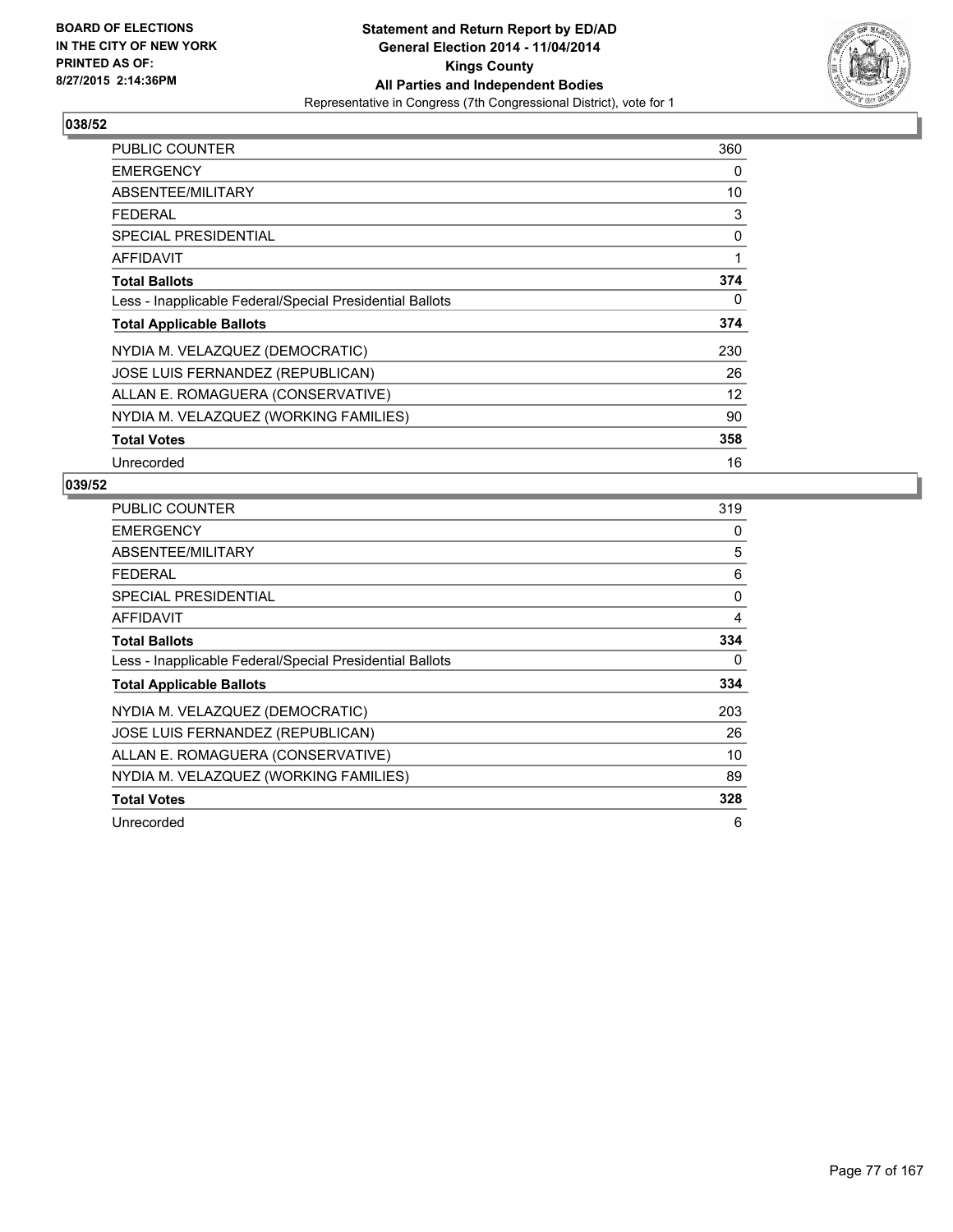**BOARD OF ELECTIONS IN THE CITY OF NEW YORK PRINTED AS OF: 8/27/2015 2:14:36PM**

**Statement and Return Report by ED/AD**
**General Election 2014 - 11/04/2014**
**Kings County**
**All Parties and Independent Bodies**
Representative in Congress (7th Congressional District), vote for 1

## 038/52

| | |
|---|---|
| PUBLIC COUNTER | 360 |
| EMERGENCY | 0 |
| ABSENTEE/MILITARY | 10 |
| FEDERAL | 3 |
| SPECIAL PRESIDENTIAL | 0 |
| AFFIDAVIT | 1 |
| **Total Ballots** | **374** |
| Less - Inapplicable Federal/Special Presidential Ballots | 0 |
| **Total Applicable Ballots** | **374** |
| NYDIA M. VELAZQUEZ (DEMOCRATIC) | 230 |
| JOSE LUIS FERNANDEZ (REPUBLICAN) | 26 |
| ALLAN E. ROMAGUERA (CONSERVATIVE) | 12 |
| NYDIA M. VELAZQUEZ (WORKING FAMILIES) | 90 |
| **Total Votes** | **358** |
| Unrecorded | 16 |

## 039/52

| | |
|---|---|
| PUBLIC COUNTER | 319 |
| EMERGENCY | 0 |
| ABSENTEE/MILITARY | 5 |
| FEDERAL | 6 |
| SPECIAL PRESIDENTIAL | 0 |
| AFFIDAVIT | 4 |
| **Total Ballots** | **334** |
| Less - Inapplicable Federal/Special Presidential Ballots | 0 |
| **Total Applicable Ballots** | **334** |
| NYDIA M. VELAZQUEZ (DEMOCRATIC) | 203 |
| JOSE LUIS FERNANDEZ (REPUBLICAN) | 26 |
| ALLAN E. ROMAGUERA (CONSERVATIVE) | 10 |
| NYDIA M. VELAZQUEZ (WORKING FAMILIES) | 89 |
| **Total Votes** | **328** |
| Unrecorded | 6 |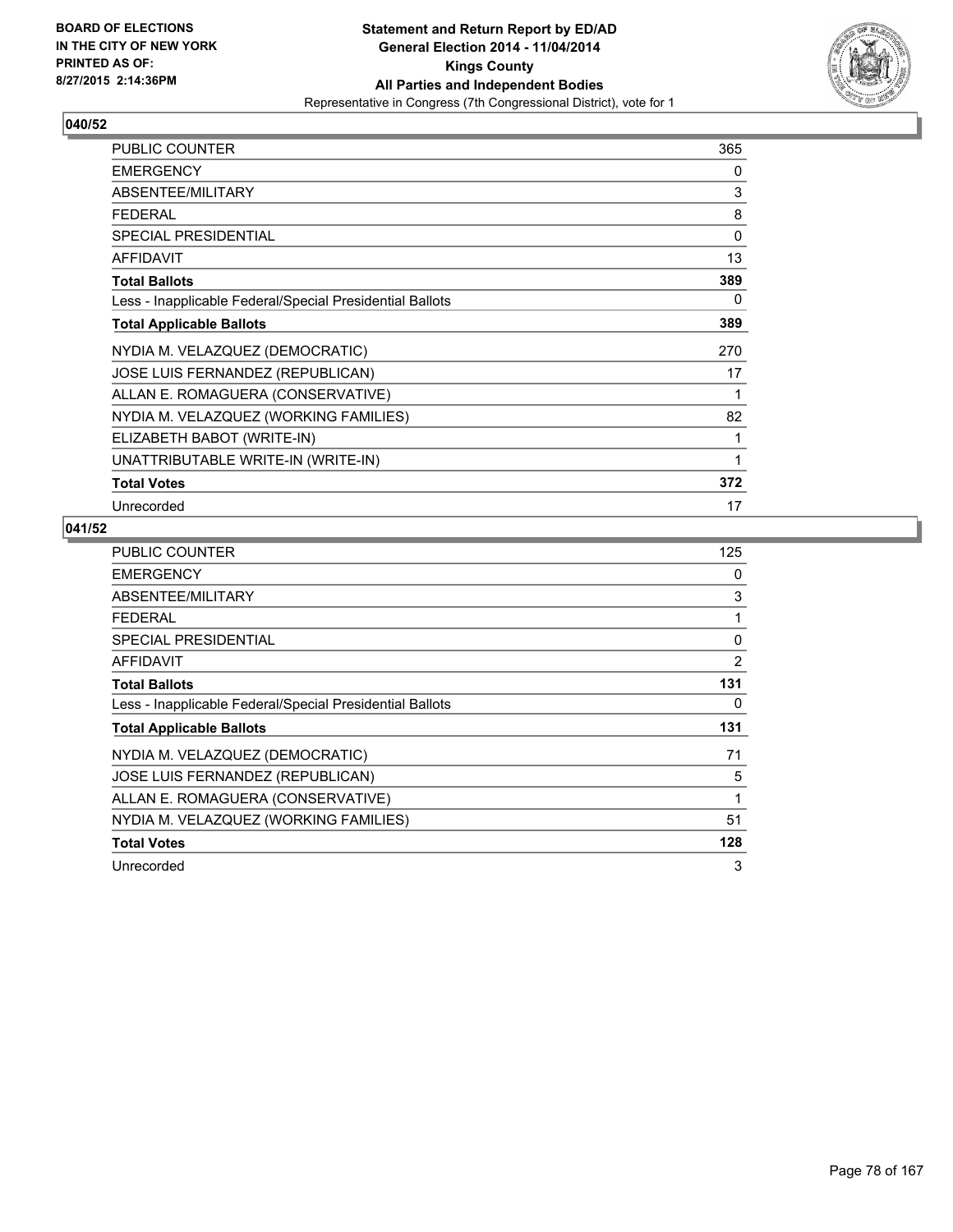BOARD OF ELECTIONS
IN THE CITY OF NEW YORK
PRINTED AS OF:
8/27/2015 2:14:36PM

**Statement and Return Report by ED/AD**
**General Election 2014 - 11/04/2014**
**Kings County**
**All Parties and Independent Bodies**
Representative in Congress (7th Congressional District), vote for 1

## 040/52

| | |
|---|---|
| PUBLIC COUNTER | 365 |
| EMERGENCY | 0 |
| ABSENTEE/MILITARY | 3 |
| FEDERAL | 8 |
| SPECIAL PRESIDENTIAL | 0 |
| AFFIDAVIT | 13 |
| **Total Ballots** | **389** |
| Less - Inapplicable Federal/Special Presidential Ballots | 0 |
| **Total Applicable Ballots** | **389** |
| NYDIA M. VELAZQUEZ (DEMOCRATIC) | 270 |
| JOSE LUIS FERNANDEZ (REPUBLICAN) | 17 |
| ALLAN E. ROMAGUERA (CONSERVATIVE) | 1 |
| NYDIA M. VELAZQUEZ (WORKING FAMILIES) | 82 |
| ELIZABETH BABOT (WRITE-IN) | 1 |
| UNATTRIBUTABLE WRITE-IN (WRITE-IN) | 1 |
| **Total Votes** | **372** |
| Unrecorded | 17 |

## 041/52

| | |
|---|---|
| PUBLIC COUNTER | 125 |
| EMERGENCY | 0 |
| ABSENTEE/MILITARY | 3 |
| FEDERAL | 1 |
| SPECIAL PRESIDENTIAL | 0 |
| AFFIDAVIT | 2 |
| **Total Ballots** | **131** |
| Less - Inapplicable Federal/Special Presidential Ballots | 0 |
| **Total Applicable Ballots** | **131** |
| NYDIA M. VELAZQUEZ (DEMOCRATIC) | 71 |
| JOSE LUIS FERNANDEZ (REPUBLICAN) | 5 |
| ALLAN E. ROMAGUERA (CONSERVATIVE) | 1 |
| NYDIA M. VELAZQUEZ (WORKING FAMILIES) | 51 |
| **Total Votes** | **128** |
| Unrecorded | 3 |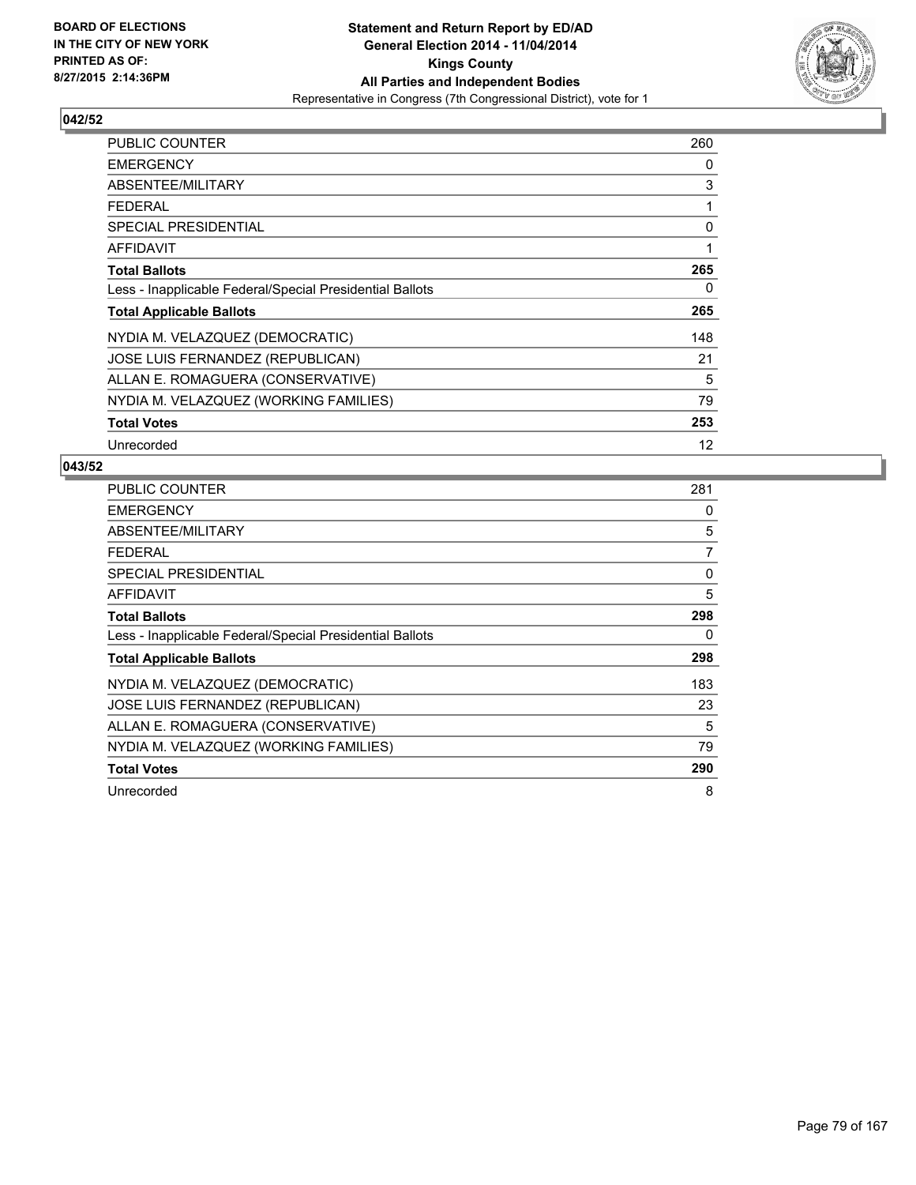BOARD OF ELECTIONS
IN THE CITY OF NEW YORK
PRINTED AS OF:
8/27/2015 2:14:36PM

**Statement and Return Report by ED/AD**
**General Election 2014 - 11/04/2014**
**Kings County**
**All Parties and Independent Bodies**
Representative in Congress (7th Congressional District), vote for 1

## 042/52

| | |
|---|---|
| PUBLIC COUNTER | 260 |
| EMERGENCY | 0 |
| ABSENTEE/MILITARY | 3 |
| FEDERAL | 1 |
| SPECIAL PRESIDENTIAL | 0 |
| AFFIDAVIT | 1 |
| **Total Ballots** | **265** |
| Less - Inapplicable Federal/Special Presidential Ballots | 0 |
| **Total Applicable Ballots** | **265** |
| NYDIA M. VELAZQUEZ (DEMOCRATIC) | 148 |
| JOSE LUIS FERNANDEZ (REPUBLICAN) | 21 |
| ALLAN E. ROMAGUERA (CONSERVATIVE) | 5 |
| NYDIA M. VELAZQUEZ (WORKING FAMILIES) | 79 |
| **Total Votes** | **253** |
| Unrecorded | 12 |

## 043/52

| | |
|---|---|
| PUBLIC COUNTER | 281 |
| EMERGENCY | 0 |
| ABSENTEE/MILITARY | 5 |
| FEDERAL | 7 |
| SPECIAL PRESIDENTIAL | 0 |
| AFFIDAVIT | 5 |
| **Total Ballots** | **298** |
| Less - Inapplicable Federal/Special Presidential Ballots | 0 |
| **Total Applicable Ballots** | **298** |
| NYDIA M. VELAZQUEZ (DEMOCRATIC) | 183 |
| JOSE LUIS FERNANDEZ (REPUBLICAN) | 23 |
| ALLAN E. ROMAGUERA (CONSERVATIVE) | 5 |
| NYDIA M. VELAZQUEZ (WORKING FAMILIES) | 79 |
| **Total Votes** | **290** |
| Unrecorded | 8 |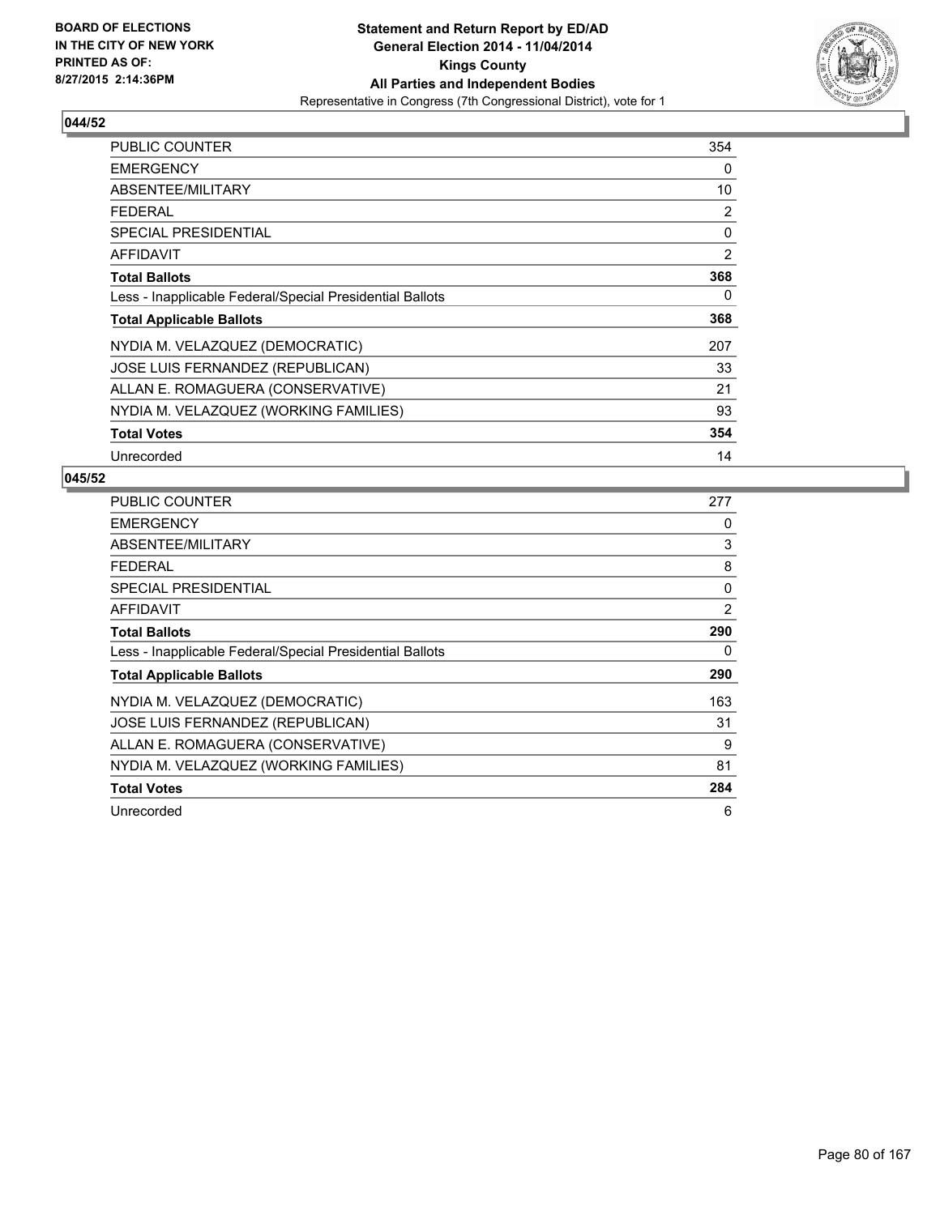**BOARD OF ELECTIONS IN THE CITY OF NEW YORK PRINTED AS OF: 8/27/2015 2:14:36PM**

**Statement and Return Report by ED/AD General Election 2014 - 11/04/2014 Kings County All Parties and Independent Bodies**

Representative in Congress (7th Congressional District), vote for 1

## 044/52

| | |
|---|---|
| PUBLIC COUNTER | 354 |
| EMERGENCY | 0 |
| ABSENTEE/MILITARY | 10 |
| FEDERAL | 2 |
| SPECIAL PRESIDENTIAL | 0 |
| AFFIDAVIT | 2 |
| **Total Ballots** | **368** |
| Less - Inapplicable Federal/Special Presidential Ballots | 0 |
| **Total Applicable Ballots** | **368** |
| NYDIA M. VELAZQUEZ (DEMOCRATIC) | 207 |
| JOSE LUIS FERNANDEZ (REPUBLICAN) | 33 |
| ALLAN E. ROMAGUERA (CONSERVATIVE) | 21 |
| NYDIA M. VELAZQUEZ (WORKING FAMILIES) | 93 |
| **Total Votes** | **354** |
| Unrecorded | 14 |

## 045/52

| | |
|---|---|
| PUBLIC COUNTER | 277 |
| EMERGENCY | 0 |
| ABSENTEE/MILITARY | 3 |
| FEDERAL | 8 |
| SPECIAL PRESIDENTIAL | 0 |
| AFFIDAVIT | 2 |
| **Total Ballots** | **290** |
| Less - Inapplicable Federal/Special Presidential Ballots | 0 |
| **Total Applicable Ballots** | **290** |
| NYDIA M. VELAZQUEZ (DEMOCRATIC) | 163 |
| JOSE LUIS FERNANDEZ (REPUBLICAN) | 31 |
| ALLAN E. ROMAGUERA (CONSERVATIVE) | 9 |
| NYDIA M. VELAZQUEZ (WORKING FAMILIES) | 81 |
| **Total Votes** | **284** |
| Unrecorded | 6 |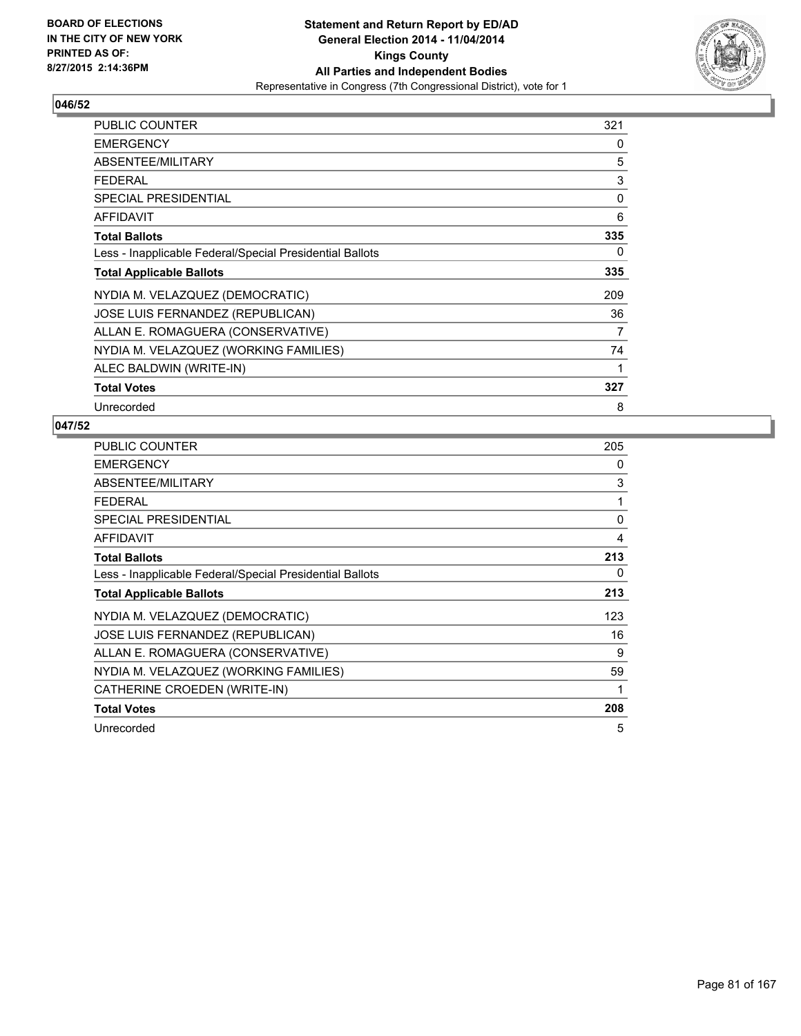BOARD OF ELECTIONS
IN THE CITY OF NEW YORK
PRINTED AS OF:
8/27/2015 2:14:36PM

**Statement and Return Report by ED/AD**
**General Election 2014 - 11/04/2014**
**Kings County**
**All Parties and Independent Bodies**
Representative in Congress (7th Congressional District), vote for 1

### 046/52

| | |
|---|---|
| PUBLIC COUNTER | 321 |
| EMERGENCY | 0 |
| ABSENTEE/MILITARY | 5 |
| FEDERAL | 3 |
| SPECIAL PRESIDENTIAL | 0 |
| AFFIDAVIT | 6 |
| **Total Ballots** | **335** |
| Less - Inapplicable Federal/Special Presidential Ballots | 0 |
| **Total Applicable Ballots** | **335** |
| NYDIA M. VELAZQUEZ (DEMOCRATIC) | 209 |
| JOSE LUIS FERNANDEZ (REPUBLICAN) | 36 |
| ALLAN E. ROMAGUERA (CONSERVATIVE) | 7 |
| NYDIA M. VELAZQUEZ (WORKING FAMILIES) | 74 |
| ALEC BALDWIN (WRITE-IN) | 1 |
| **Total Votes** | **327** |
| Unrecorded | 8 |

### 047/52

| | |
|---|---|
| PUBLIC COUNTER | 205 |
| EMERGENCY | 0 |
| ABSENTEE/MILITARY | 3 |
| FEDERAL | 1 |
| SPECIAL PRESIDENTIAL | 0 |
| AFFIDAVIT | 4 |
| **Total Ballots** | **213** |
| Less - Inapplicable Federal/Special Presidential Ballots | 0 |
| **Total Applicable Ballots** | **213** |
| NYDIA M. VELAZQUEZ (DEMOCRATIC) | 123 |
| JOSE LUIS FERNANDEZ (REPUBLICAN) | 16 |
| ALLAN E. ROMAGUERA (CONSERVATIVE) | 9 |
| NYDIA M. VELAZQUEZ (WORKING FAMILIES) | 59 |
| CATHERINE CROEDEN (WRITE-IN) | 1 |
| **Total Votes** | **208** |
| Unrecorded | 5 |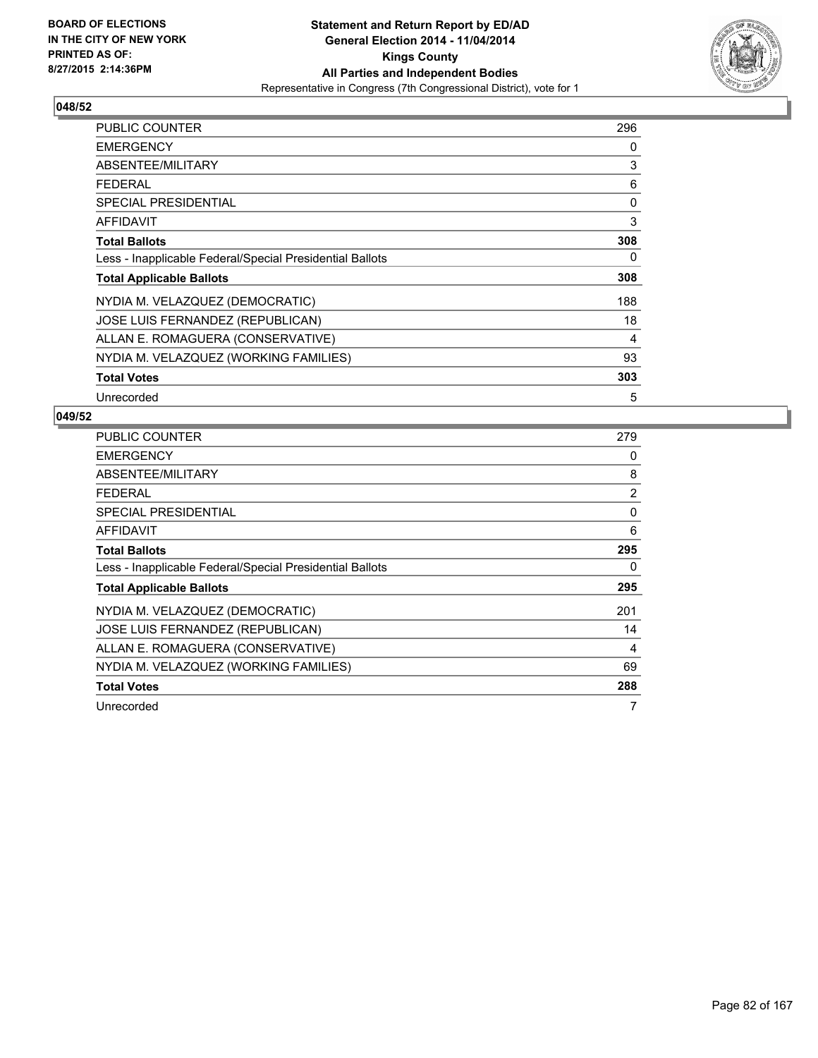BOARD OF ELECTIONS
IN THE CITY OF NEW YORK
PRINTED AS OF:
8/27/2015 2:14:36PM

**Statement and Return Report by ED/AD**
**General Election 2014 - 11/04/2014**
**Kings County**
**All Parties and Independent Bodies**
Representative in Congress (7th Congressional District), vote for 1

## 048/52

| | |
|---|---|
| PUBLIC COUNTER | 296 |
| EMERGENCY | 0 |
| ABSENTEE/MILITARY | 3 |
| FEDERAL | 6 |
| SPECIAL PRESIDENTIAL | 0 |
| AFFIDAVIT | 3 |
| **Total Ballots** | **308** |
| Less - Inapplicable Federal/Special Presidential Ballots | 0 |
| **Total Applicable Ballots** | **308** |
| NYDIA M. VELAZQUEZ (DEMOCRATIC) | 188 |
| JOSE LUIS FERNANDEZ (REPUBLICAN) | 18 |
| ALLAN E. ROMAGUERA (CONSERVATIVE) | 4 |
| NYDIA M. VELAZQUEZ (WORKING FAMILIES) | 93 |
| **Total Votes** | **303** |
| Unrecorded | 5 |

## 049/52

| | |
|---|---|
| PUBLIC COUNTER | 279 |
| EMERGENCY | 0 |
| ABSENTEE/MILITARY | 8 |
| FEDERAL | 2 |
| SPECIAL PRESIDENTIAL | 0 |
| AFFIDAVIT | 6 |
| **Total Ballots** | **295** |
| Less - Inapplicable Federal/Special Presidential Ballots | 0 |
| **Total Applicable Ballots** | **295** |
| NYDIA M. VELAZQUEZ (DEMOCRATIC) | 201 |
| JOSE LUIS FERNANDEZ (REPUBLICAN) | 14 |
| ALLAN E. ROMAGUERA (CONSERVATIVE) | 4 |
| NYDIA M. VELAZQUEZ (WORKING FAMILIES) | 69 |
| **Total Votes** | **288** |
| Unrecorded | 7 |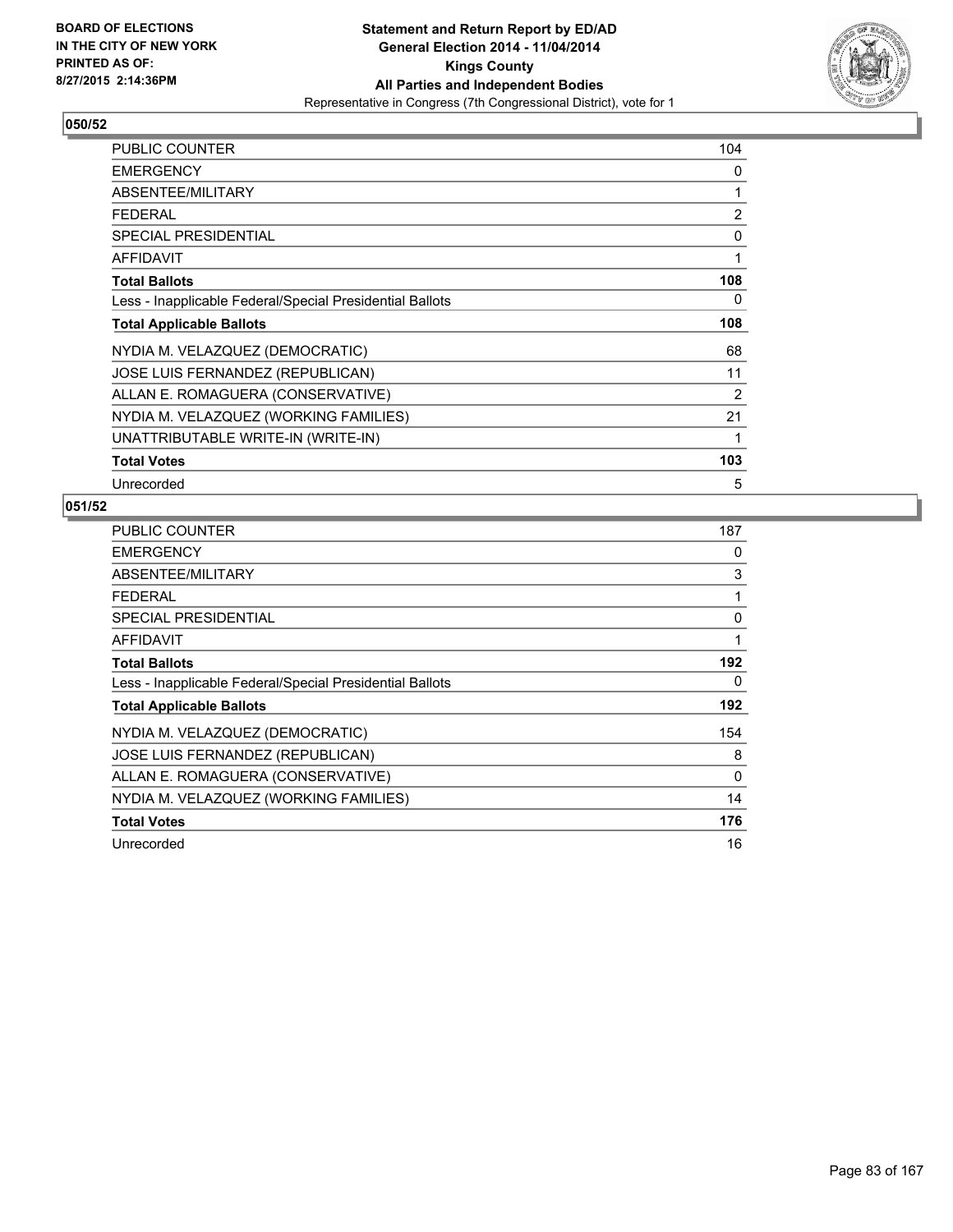BOARD OF ELECTIONS
IN THE CITY OF NEW YORK
PRINTED AS OF:
8/27/2015 2:14:36PM

**Statement and Return Report by ED/AD**
**General Election 2014 - 11/04/2014**
**Kings County**
**All Parties and Independent Bodies**
Representative in Congress (7th Congressional District), vote for 1

## 050/52

| | |
|---|---|
| PUBLIC COUNTER | 104 |
| EMERGENCY | 0 |
| ABSENTEE/MILITARY | 1 |
| FEDERAL | 2 |
| SPECIAL PRESIDENTIAL | 0 |
| AFFIDAVIT | 1 |
| **Total Ballots** | **108** |
| Less - Inapplicable Federal/Special Presidential Ballots | 0 |
| **Total Applicable Ballots** | **108** |
| NYDIA M. VELAZQUEZ (DEMOCRATIC) | 68 |
| JOSE LUIS FERNANDEZ (REPUBLICAN) | 11 |
| ALLAN E. ROMAGUERA (CONSERVATIVE) | 2 |
| NYDIA M. VELAZQUEZ (WORKING FAMILIES) | 21 |
| UNATTRIBUTABLE WRITE-IN (WRITE-IN) | 1 |
| **Total Votes** | **103** |
| Unrecorded | 5 |

## 051/52

| | |
|---|---|
| PUBLIC COUNTER | 187 |
| EMERGENCY | 0 |
| ABSENTEE/MILITARY | 3 |
| FEDERAL | 1 |
| SPECIAL PRESIDENTIAL | 0 |
| AFFIDAVIT | 1 |
| **Total Ballots** | **192** |
| Less - Inapplicable Federal/Special Presidential Ballots | 0 |
| **Total Applicable Ballots** | **192** |
| NYDIA M. VELAZQUEZ (DEMOCRATIC) | 154 |
| JOSE LUIS FERNANDEZ (REPUBLICAN) | 8 |
| ALLAN E. ROMAGUERA (CONSERVATIVE) | 0 |
| NYDIA M. VELAZQUEZ (WORKING FAMILIES) | 14 |
| **Total Votes** | **176** |
| Unrecorded | 16 |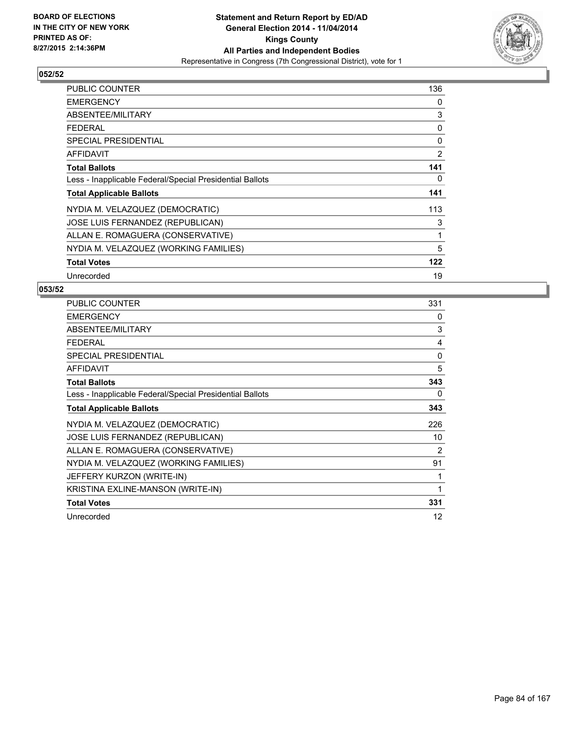**BOARD OF ELECTIONS IN THE CITY OF NEW YORK PRINTED AS OF: 8/27/2015 2:14:36PM**

**Statement and Return Report by ED/AD General Election 2014 - 11/04/2014 Kings County All Parties and Independent Bodies**

Representative in Congress (7th Congressional District), vote for 1

## 052/52

| | |
|---|---|
| PUBLIC COUNTER | 136 |
| EMERGENCY | 0 |
| ABSENTEE/MILITARY | 3 |
| FEDERAL | 0 |
| SPECIAL PRESIDENTIAL | 0 |
| AFFIDAVIT | 2 |
| **Total Ballots** | **141** |
| Less - Inapplicable Federal/Special Presidential Ballots | 0 |
| **Total Applicable Ballots** | **141** |
| NYDIA M. VELAZQUEZ (DEMOCRATIC) | 113 |
| JOSE LUIS FERNANDEZ (REPUBLICAN) | 3 |
| ALLAN E. ROMAGUERA (CONSERVATIVE) | 1 |
| NYDIA M. VELAZQUEZ (WORKING FAMILIES) | 5 |
| **Total Votes** | **122** |
| Unrecorded | 19 |

## 053/52

| | |
|---|---|
| PUBLIC COUNTER | 331 |
| EMERGENCY | 0 |
| ABSENTEE/MILITARY | 3 |
| FEDERAL | 4 |
| SPECIAL PRESIDENTIAL | 0 |
| AFFIDAVIT | 5 |
| **Total Ballots** | **343** |
| Less - Inapplicable Federal/Special Presidential Ballots | 0 |
| **Total Applicable Ballots** | **343** |
| NYDIA M. VELAZQUEZ (DEMOCRATIC) | 226 |
| JOSE LUIS FERNANDEZ (REPUBLICAN) | 10 |
| ALLAN E. ROMAGUERA (CONSERVATIVE) | 2 |
| NYDIA M. VELAZQUEZ (WORKING FAMILIES) | 91 |
| JEFFERY KURZON (WRITE-IN) | 1 |
| KRISTINA EXLINE-MANSON (WRITE-IN) | 1 |
| **Total Votes** | **331** |
| Unrecorded | 12 |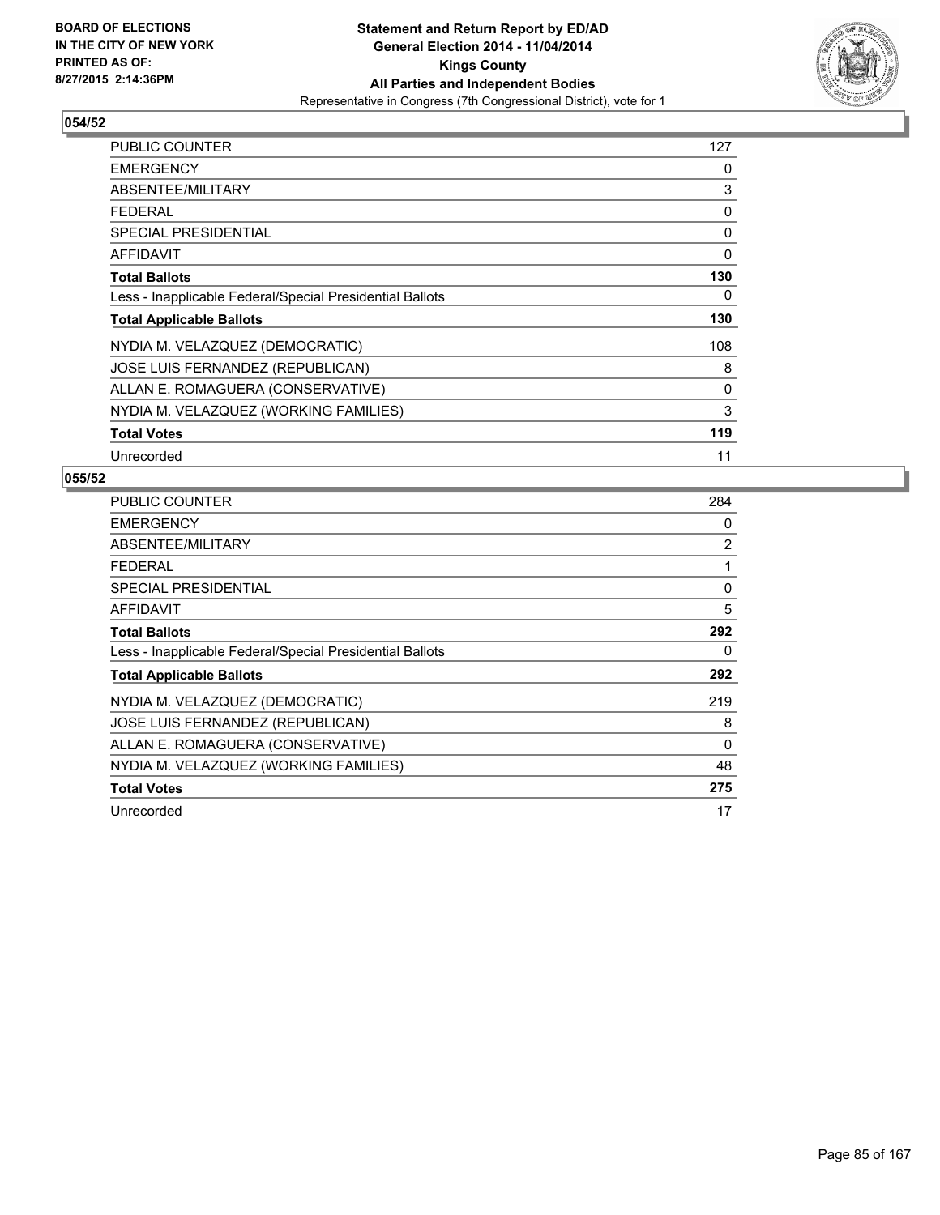**Statement and Return Report by ED/AD**
**General Election 2014 - 11/04/2014**
**Kings County**
**All Parties and Independent Bodies**
Representative in Congress (7th Congressional District), vote for 1

BOARD OF ELECTIONS IN THE CITY OF NEW YORK
PRINTED AS OF: 8/27/2015 2:14:36PM

## 054/52

| | |
|---|---|
| PUBLIC COUNTER | 127 |
| EMERGENCY | 0 |
| ABSENTEE/MILITARY | 3 |
| FEDERAL | 0 |
| SPECIAL PRESIDENTIAL | 0 |
| AFFIDAVIT | 0 |
| **Total Ballots** | **130** |
| Less - Inapplicable Federal/Special Presidential Ballots | 0 |
| **Total Applicable Ballots** | **130** |
| NYDIA M. VELAZQUEZ (DEMOCRATIC) | 108 |
| JOSE LUIS FERNANDEZ (REPUBLICAN) | 8 |
| ALLAN E. ROMAGUERA (CONSERVATIVE) | 0 |
| NYDIA M. VELAZQUEZ (WORKING FAMILIES) | 3 |
| **Total Votes** | **119** |
| Unrecorded | 11 |

## 055/52

| | |
|---|---|
| PUBLIC COUNTER | 284 |
| EMERGENCY | 0 |
| ABSENTEE/MILITARY | 2 |
| FEDERAL | 1 |
| SPECIAL PRESIDENTIAL | 0 |
| AFFIDAVIT | 5 |
| **Total Ballots** | **292** |
| Less - Inapplicable Federal/Special Presidential Ballots | 0 |
| **Total Applicable Ballots** | **292** |
| NYDIA M. VELAZQUEZ (DEMOCRATIC) | 219 |
| JOSE LUIS FERNANDEZ (REPUBLICAN) | 8 |
| ALLAN E. ROMAGUERA (CONSERVATIVE) | 0 |
| NYDIA M. VELAZQUEZ (WORKING FAMILIES) | 48 |
| **Total Votes** | **275** |
| Unrecorded | 17 |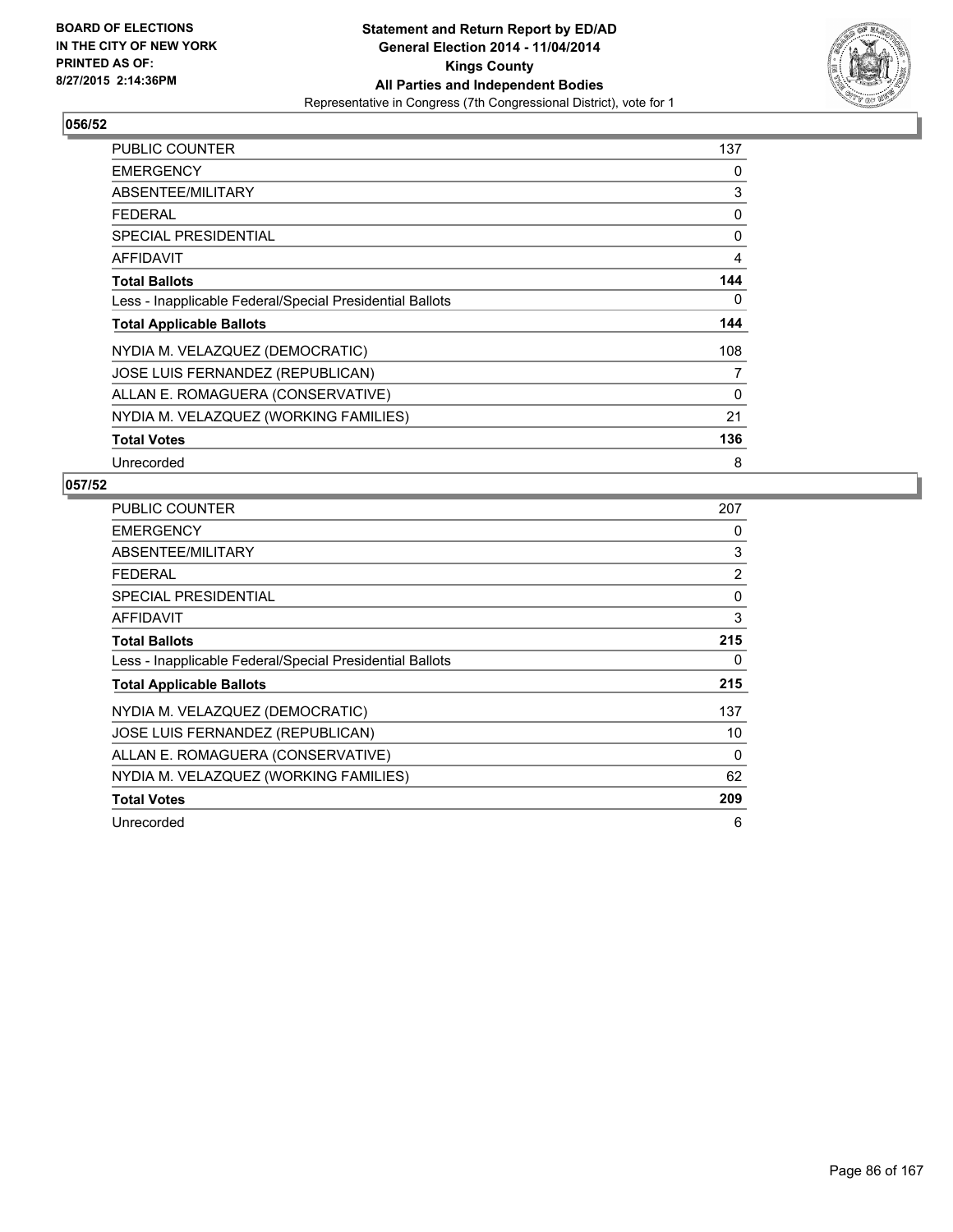**BOARD OF ELECTIONS IN THE CITY OF NEW YORK PRINTED AS OF: 8/27/2015 2:14:36PM**

**Statement and Return Report by ED/AD General Election 2014 - 11/04/2014 Kings County All Parties and Independent Bodies**
Representative in Congress (7th Congressional District), vote for 1

## 056/52

| | |
|---|---|
| PUBLIC COUNTER | 137 |
| EMERGENCY | 0 |
| ABSENTEE/MILITARY | 3 |
| FEDERAL | 0 |
| SPECIAL PRESIDENTIAL | 0 |
| AFFIDAVIT | 4 |
| **Total Ballots** | **144** |
| Less - Inapplicable Federal/Special Presidential Ballots | 0 |
| **Total Applicable Ballots** | **144** |
| NYDIA M. VELAZQUEZ (DEMOCRATIC) | 108 |
| JOSE LUIS FERNANDEZ (REPUBLICAN) | 7 |
| ALLAN E. ROMAGUERA (CONSERVATIVE) | 0 |
| NYDIA M. VELAZQUEZ (WORKING FAMILIES) | 21 |
| **Total Votes** | **136** |
| Unrecorded | 8 |

## 057/52

| | |
|---|---|
| PUBLIC COUNTER | 207 |
| EMERGENCY | 0 |
| ABSENTEE/MILITARY | 3 |
| FEDERAL | 2 |
| SPECIAL PRESIDENTIAL | 0 |
| AFFIDAVIT | 3 |
| **Total Ballots** | **215** |
| Less - Inapplicable Federal/Special Presidential Ballots | 0 |
| **Total Applicable Ballots** | **215** |
| NYDIA M. VELAZQUEZ (DEMOCRATIC) | 137 |
| JOSE LUIS FERNANDEZ (REPUBLICAN) | 10 |
| ALLAN E. ROMAGUERA (CONSERVATIVE) | 0 |
| NYDIA M. VELAZQUEZ (WORKING FAMILIES) | 62 |
| **Total Votes** | **209** |
| Unrecorded | 6 |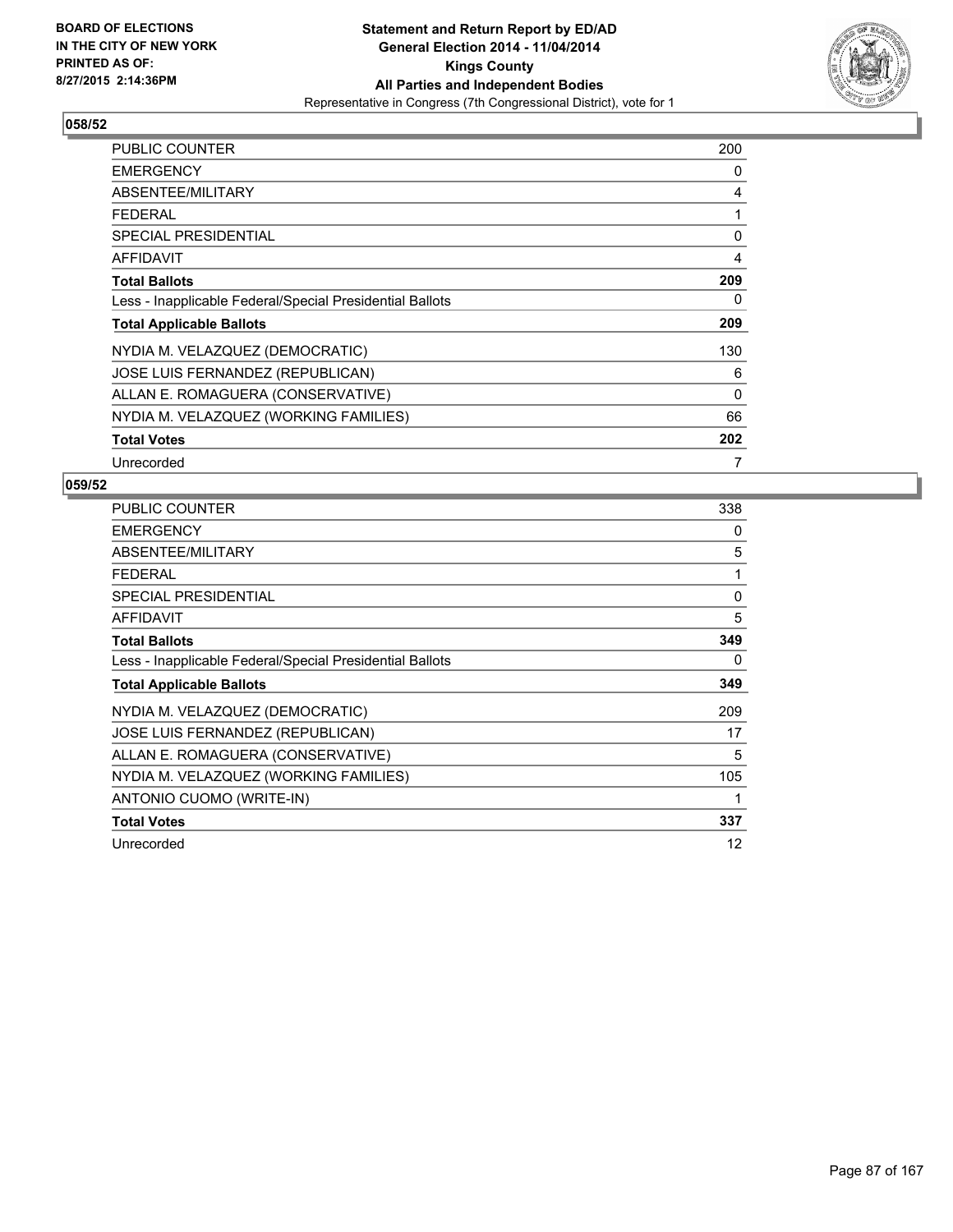BOARD OF ELECTIONS
IN THE CITY OF NEW YORK
PRINTED AS OF:
8/27/2015 2:14:36PM

**Statement and Return Report by ED/AD**
**General Election 2014 - 11/04/2014**
**Kings County**
**All Parties and Independent Bodies**
Representative in Congress (7th Congressional District), vote for 1

## 058/52

| | |
|---|---|
| PUBLIC COUNTER | 200 |
| EMERGENCY | 0 |
| ABSENTEE/MILITARY | 4 |
| FEDERAL | 1 |
| SPECIAL PRESIDENTIAL | 0 |
| AFFIDAVIT | 4 |
| **Total Ballots** | **209** |
| Less - Inapplicable Federal/Special Presidential Ballots | 0 |
| **Total Applicable Ballots** | **209** |
| NYDIA M. VELAZQUEZ (DEMOCRATIC) | 130 |
| JOSE LUIS FERNANDEZ (REPUBLICAN) | 6 |
| ALLAN E. ROMAGUERA (CONSERVATIVE) | 0 |
| NYDIA M. VELAZQUEZ (WORKING FAMILIES) | 66 |
| **Total Votes** | **202** |
| Unrecorded | 7 |

## 059/52

| | |
|---|---|
| PUBLIC COUNTER | 338 |
| EMERGENCY | 0 |
| ABSENTEE/MILITARY | 5 |
| FEDERAL | 1 |
| SPECIAL PRESIDENTIAL | 0 |
| AFFIDAVIT | 5 |
| **Total Ballots** | **349** |
| Less - Inapplicable Federal/Special Presidential Ballots | 0 |
| **Total Applicable Ballots** | **349** |
| NYDIA M. VELAZQUEZ (DEMOCRATIC) | 209 |
| JOSE LUIS FERNANDEZ (REPUBLICAN) | 17 |
| ALLAN E. ROMAGUERA (CONSERVATIVE) | 5 |
| NYDIA M. VELAZQUEZ (WORKING FAMILIES) | 105 |
| ANTONIO CUOMO (WRITE-IN) | 1 |
| **Total Votes** | **337** |
| Unrecorded | 12 |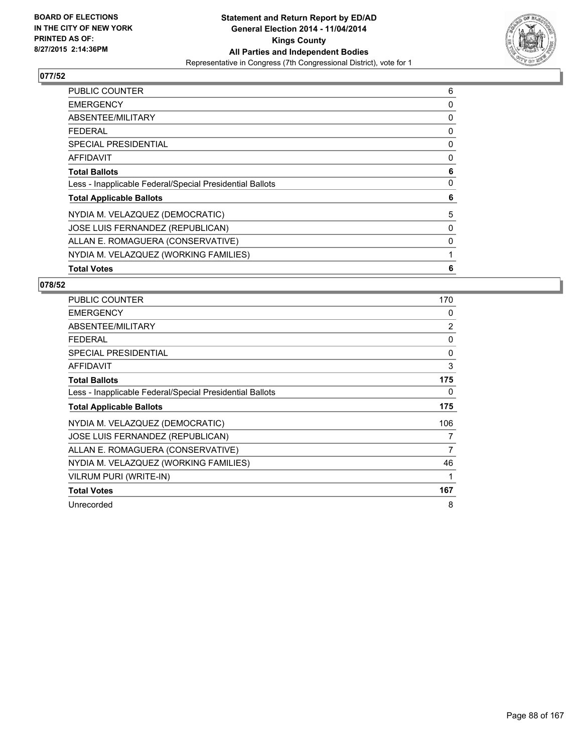## 077/52

| | |
|---|---|
| PUBLIC COUNTER | 6 |
| EMERGENCY | 0 |
| ABSENTEE/MILITARY | 0 |
| FEDERAL | 0 |
| SPECIAL PRESIDENTIAL | 0 |
| AFFIDAVIT | 0 |
| **Total Ballots** | **6** |
| Less - Inapplicable Federal/Special Presidential Ballots | 0 |
| **Total Applicable Ballots** | **6** |
| NYDIA M. VELAZQUEZ (DEMOCRATIC) | 5 |
| JOSE LUIS FERNANDEZ (REPUBLICAN) | 0 |
| ALLAN E. ROMAGUERA (CONSERVATIVE) | 0 |
| NYDIA M. VELAZQUEZ (WORKING FAMILIES) | 1 |
| **Total Votes** | **6** |

## 078/52

| | |
|---|---|
| PUBLIC COUNTER | 170 |
| EMERGENCY | 0 |
| ABSENTEE/MILITARY | 2 |
| FEDERAL | 0 |
| SPECIAL PRESIDENTIAL | 0 |
| AFFIDAVIT | 3 |
| **Total Ballots** | **175** |
| Less - Inapplicable Federal/Special Presidential Ballots | 0 |
| **Total Applicable Ballots** | **175** |
| NYDIA M. VELAZQUEZ (DEMOCRATIC) | 106 |
| JOSE LUIS FERNANDEZ (REPUBLICAN) | 7 |
| ALLAN E. ROMAGUERA (CONSERVATIVE) | 7 |
| NYDIA M. VELAZQUEZ (WORKING FAMILIES) | 46 |
| VILRUM PURI (WRITE-IN) | 1 |
| **Total Votes** | **167** |
| Unrecorded | 8 |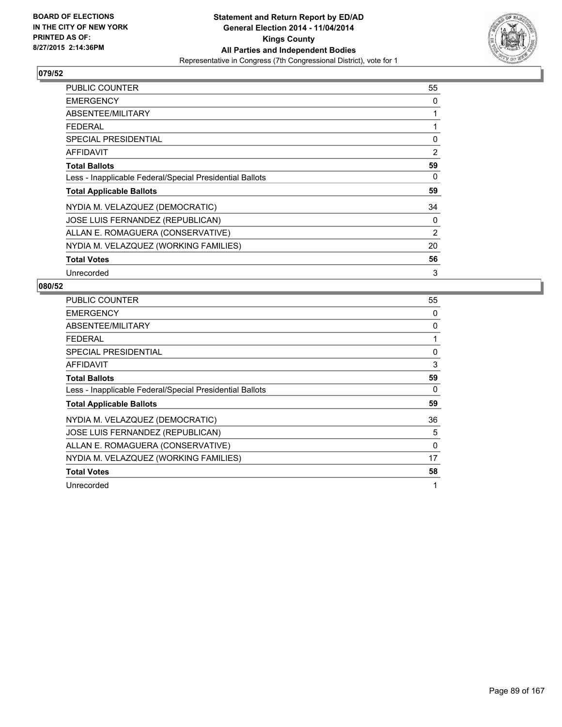BOARD OF ELECTIONS
IN THE CITY OF NEW YORK
PRINTED AS OF:
8/27/2015 2:14:36PM

**Statement and Return Report by ED/AD**
**General Election 2014 - 11/04/2014**
**Kings County**
**All Parties and Independent Bodies**
Representative in Congress (7th Congressional District), vote for 1

## 079/52

| | |
|---|---|
| PUBLIC COUNTER | 55 |
| EMERGENCY | 0 |
| ABSENTEE/MILITARY | 1 |
| FEDERAL | 1 |
| SPECIAL PRESIDENTIAL | 0 |
| AFFIDAVIT | 2 |
| **Total Ballots** | **59** |
| Less - Inapplicable Federal/Special Presidential Ballots | 0 |
| **Total Applicable Ballots** | **59** |
| NYDIA M. VELAZQUEZ (DEMOCRATIC) | 34 |
| JOSE LUIS FERNANDEZ (REPUBLICAN) | 0 |
| ALLAN E. ROMAGUERA (CONSERVATIVE) | 2 |
| NYDIA M. VELAZQUEZ (WORKING FAMILIES) | 20 |
| **Total Votes** | **56** |
| Unrecorded | 3 |

## 080/52

| | |
|---|---|
| PUBLIC COUNTER | 55 |
| EMERGENCY | 0 |
| ABSENTEE/MILITARY | 0 |
| FEDERAL | 1 |
| SPECIAL PRESIDENTIAL | 0 |
| AFFIDAVIT | 3 |
| **Total Ballots** | **59** |
| Less - Inapplicable Federal/Special Presidential Ballots | 0 |
| **Total Applicable Ballots** | **59** |
| NYDIA M. VELAZQUEZ (DEMOCRATIC) | 36 |
| JOSE LUIS FERNANDEZ (REPUBLICAN) | 5 |
| ALLAN E. ROMAGUERA (CONSERVATIVE) | 0 |
| NYDIA M. VELAZQUEZ (WORKING FAMILIES) | 17 |
| **Total Votes** | **58** |
| Unrecorded | 1 |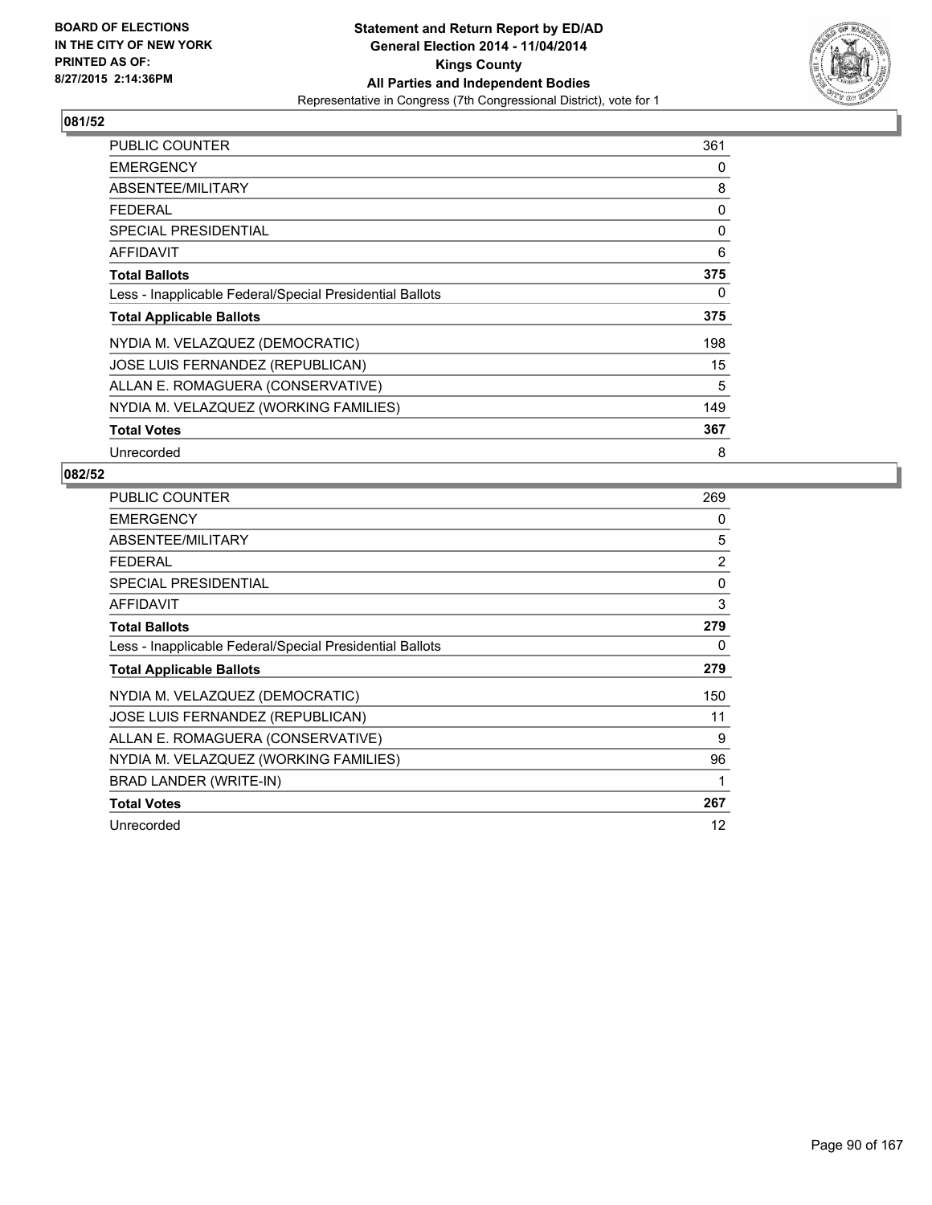**Statement and Return Report by ED/AD**
**General Election 2014 - 11/04/2014**
**Kings County**
**All Parties and Independent Bodies**
Representative in Congress (7th Congressional District), vote for 1

BOARD OF ELECTIONS
IN THE CITY OF NEW YORK
PRINTED AS OF:
8/27/2015 2:14:36PM

## 081/52

| | |
|---|---|
| PUBLIC COUNTER | 361 |
| EMERGENCY | 0 |
| ABSENTEE/MILITARY | 8 |
| FEDERAL | 0 |
| SPECIAL PRESIDENTIAL | 0 |
| AFFIDAVIT | 6 |
| **Total Ballots** | **375** |
| Less - Inapplicable Federal/Special Presidential Ballots | 0 |
| **Total Applicable Ballots** | **375** |
| NYDIA M. VELAZQUEZ (DEMOCRATIC) | 198 |
| JOSE LUIS FERNANDEZ (REPUBLICAN) | 15 |
| ALLAN E. ROMAGUERA (CONSERVATIVE) | 5 |
| NYDIA M. VELAZQUEZ (WORKING FAMILIES) | 149 |
| **Total Votes** | **367** |
| Unrecorded | 8 |

## 082/52

| | |
|---|---|
| PUBLIC COUNTER | 269 |
| EMERGENCY | 0 |
| ABSENTEE/MILITARY | 5 |
| FEDERAL | 2 |
| SPECIAL PRESIDENTIAL | 0 |
| AFFIDAVIT | 3 |
| **Total Ballots** | **279** |
| Less - Inapplicable Federal/Special Presidential Ballots | 0 |
| **Total Applicable Ballots** | **279** |
| NYDIA M. VELAZQUEZ (DEMOCRATIC) | 150 |
| JOSE LUIS FERNANDEZ (REPUBLICAN) | 11 |
| ALLAN E. ROMAGUERA (CONSERVATIVE) | 9 |
| NYDIA M. VELAZQUEZ (WORKING FAMILIES) | 96 |
| BRAD LANDER (WRITE-IN) | 1 |
| **Total Votes** | **267** |
| Unrecorded | 12 |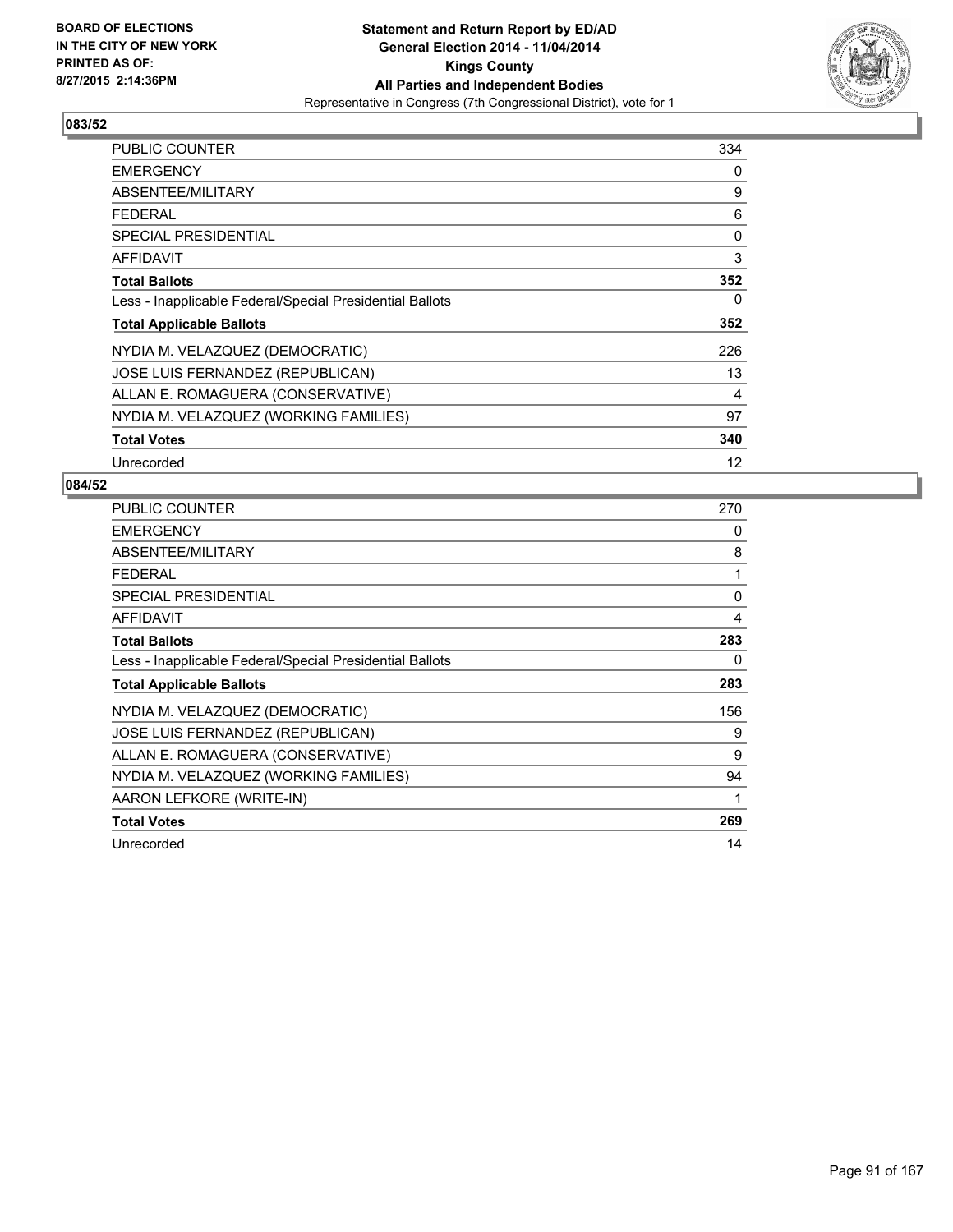**BOARD OF ELECTIONS IN THE CITY OF NEW YORK PRINTED AS OF: 8/27/2015 2:14:36PM**

**Statement and Return Report by ED/AD General Election 2014 - 11/04/2014 Kings County All Parties and Independent Bodies**
Representative in Congress (7th Congressional District), vote for 1

## 083/52

| | |
|---|---|
| PUBLIC COUNTER | 334 |
| EMERGENCY | 0 |
| ABSENTEE/MILITARY | 9 |
| FEDERAL | 6 |
| SPECIAL PRESIDENTIAL | 0 |
| AFFIDAVIT | 3 |
| **Total Ballots** | **352** |
| Less - Inapplicable Federal/Special Presidential Ballots | 0 |
| **Total Applicable Ballots** | **352** |
| NYDIA M. VELAZQUEZ (DEMOCRATIC) | 226 |
| JOSE LUIS FERNANDEZ (REPUBLICAN) | 13 |
| ALLAN E. ROMAGUERA (CONSERVATIVE) | 4 |
| NYDIA M. VELAZQUEZ (WORKING FAMILIES) | 97 |
| **Total Votes** | **340** |
| Unrecorded | 12 |

## 084/52

| | |
|---|---|
| PUBLIC COUNTER | 270 |
| EMERGENCY | 0 |
| ABSENTEE/MILITARY | 8 |
| FEDERAL | 1 |
| SPECIAL PRESIDENTIAL | 0 |
| AFFIDAVIT | 4 |
| **Total Ballots** | **283** |
| Less - Inapplicable Federal/Special Presidential Ballots | 0 |
| **Total Applicable Ballots** | **283** |
| NYDIA M. VELAZQUEZ (DEMOCRATIC) | 156 |
| JOSE LUIS FERNANDEZ (REPUBLICAN) | 9 |
| ALLAN E. ROMAGUERA (CONSERVATIVE) | 9 |
| NYDIA M. VELAZQUEZ (WORKING FAMILIES) | 94 |
| AARON LEFKORE (WRITE-IN) | 1 |
| **Total Votes** | **269** |
| Unrecorded | 14 |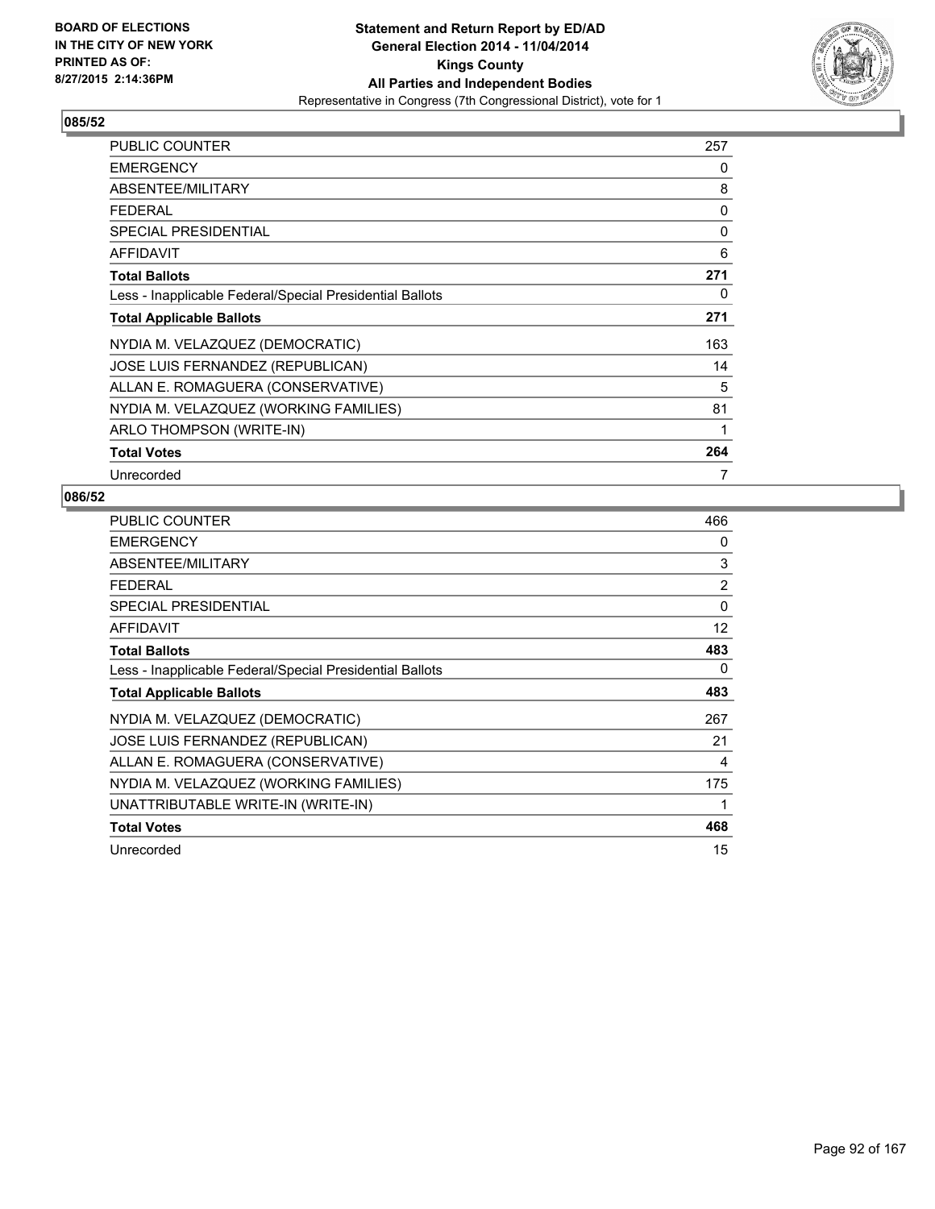**BOARD OF ELECTIONS IN THE CITY OF NEW YORK PRINTED AS OF: 8/27/2015 2:14:36PM**

**Statement and Return Report by ED/AD General Election 2014 - 11/04/2014 Kings County All Parties and Independent Bodies**
Representative in Congress (7th Congressional District), vote for 1

## 085/52

| | |
|---|---|
| PUBLIC COUNTER | 257 |
| EMERGENCY | 0 |
| ABSENTEE/MILITARY | 8 |
| FEDERAL | 0 |
| SPECIAL PRESIDENTIAL | 0 |
| AFFIDAVIT | 6 |
| **Total Ballots** | **271** |
| Less - Inapplicable Federal/Special Presidential Ballots | 0 |
| **Total Applicable Ballots** | **271** |
| NYDIA M. VELAZQUEZ (DEMOCRATIC) | 163 |
| JOSE LUIS FERNANDEZ (REPUBLICAN) | 14 |
| ALLAN E. ROMAGUERA (CONSERVATIVE) | 5 |
| NYDIA M. VELAZQUEZ (WORKING FAMILIES) | 81 |
| ARLO THOMPSON (WRITE-IN) | 1 |
| **Total Votes** | **264** |
| Unrecorded | 7 |

## 086/52

| | |
|---|---|
| PUBLIC COUNTER | 466 |
| EMERGENCY | 0 |
| ABSENTEE/MILITARY | 3 |
| FEDERAL | 2 |
| SPECIAL PRESIDENTIAL | 0 |
| AFFIDAVIT | 12 |
| **Total Ballots** | **483** |
| Less - Inapplicable Federal/Special Presidential Ballots | 0 |
| **Total Applicable Ballots** | **483** |
| NYDIA M. VELAZQUEZ (DEMOCRATIC) | 267 |
| JOSE LUIS FERNANDEZ (REPUBLICAN) | 21 |
| ALLAN E. ROMAGUERA (CONSERVATIVE) | 4 |
| NYDIA M. VELAZQUEZ (WORKING FAMILIES) | 175 |
| UNATTRIBUTABLE WRITE-IN (WRITE-IN) | 1 |
| **Total Votes** | **468** |
| Unrecorded | 15 |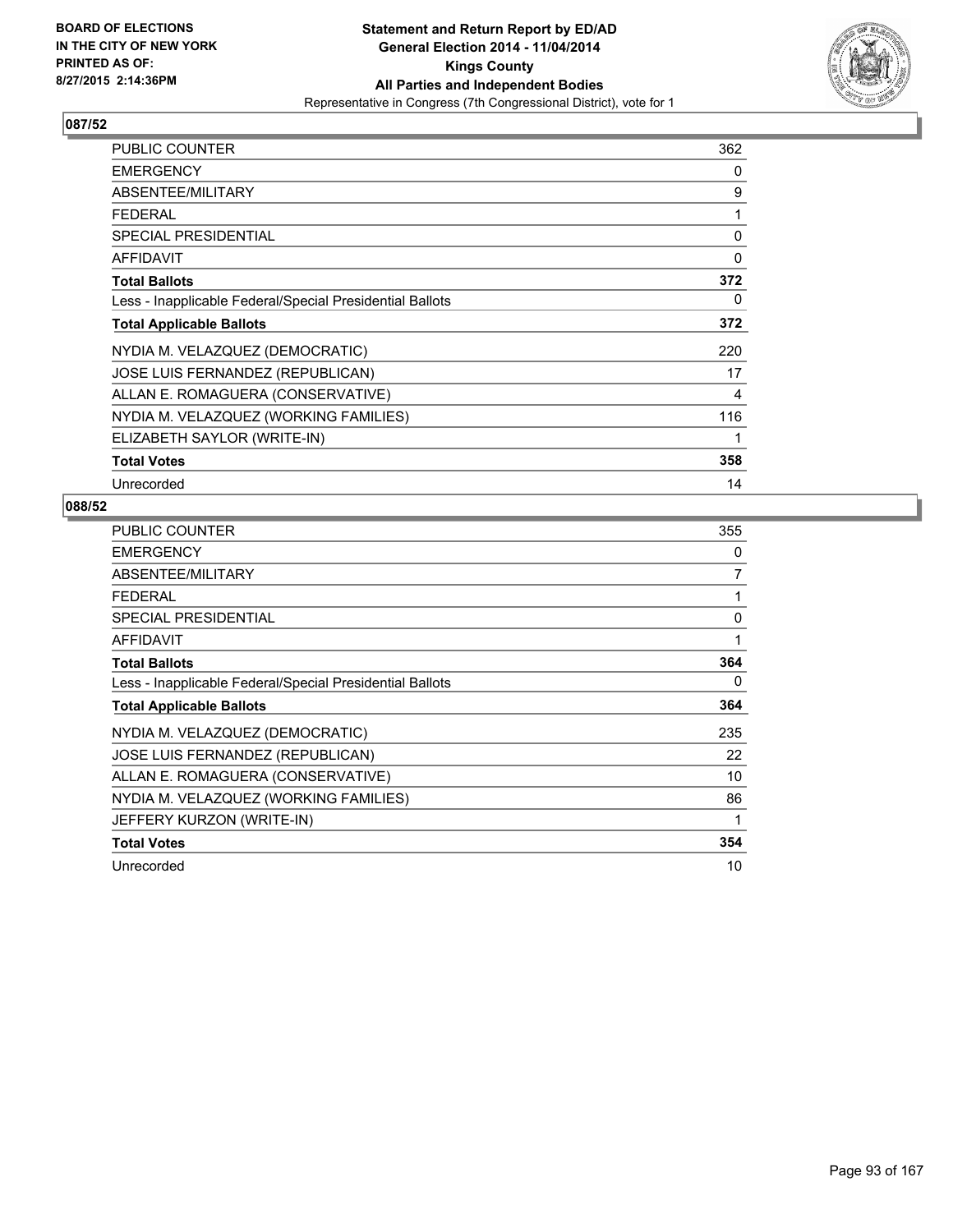BOARD OF ELECTIONS
IN THE CITY OF NEW YORK
PRINTED AS OF:
8/27/2015 2:14:36PM

**Statement and Return Report by ED/AD**
**General Election 2014 - 11/04/2014**
**Kings County**
**All Parties and Independent Bodies**
Representative in Congress (7th Congressional District), vote for 1

## 087/52

| | |
|---|---|
| PUBLIC COUNTER | 362 |
| EMERGENCY | 0 |
| ABSENTEE/MILITARY | 9 |
| FEDERAL | 1 |
| SPECIAL PRESIDENTIAL | 0 |
| AFFIDAVIT | 0 |
| **Total Ballots** | **372** |
| Less - Inapplicable Federal/Special Presidential Ballots | 0 |
| **Total Applicable Ballots** | **372** |
| NYDIA M. VELAZQUEZ (DEMOCRATIC) | 220 |
| JOSE LUIS FERNANDEZ (REPUBLICAN) | 17 |
| ALLAN E. ROMAGUERA (CONSERVATIVE) | 4 |
| NYDIA M. VELAZQUEZ (WORKING FAMILIES) | 116 |
| ELIZABETH SAYLOR (WRITE-IN) | 1 |
| **Total Votes** | **358** |
| Unrecorded | 14 |

## 088/52

| | |
|---|---|
| PUBLIC COUNTER | 355 |
| EMERGENCY | 0 |
| ABSENTEE/MILITARY | 7 |
| FEDERAL | 1 |
| SPECIAL PRESIDENTIAL | 0 |
| AFFIDAVIT | 1 |
| **Total Ballots** | **364** |
| Less - Inapplicable Federal/Special Presidential Ballots | 0 |
| **Total Applicable Ballots** | **364** |
| NYDIA M. VELAZQUEZ (DEMOCRATIC) | 235 |
| JOSE LUIS FERNANDEZ (REPUBLICAN) | 22 |
| ALLAN E. ROMAGUERA (CONSERVATIVE) | 10 |
| NYDIA M. VELAZQUEZ (WORKING FAMILIES) | 86 |
| JEFFERY KURZON (WRITE-IN) | 1 |
| **Total Votes** | **354** |
| Unrecorded | 10 |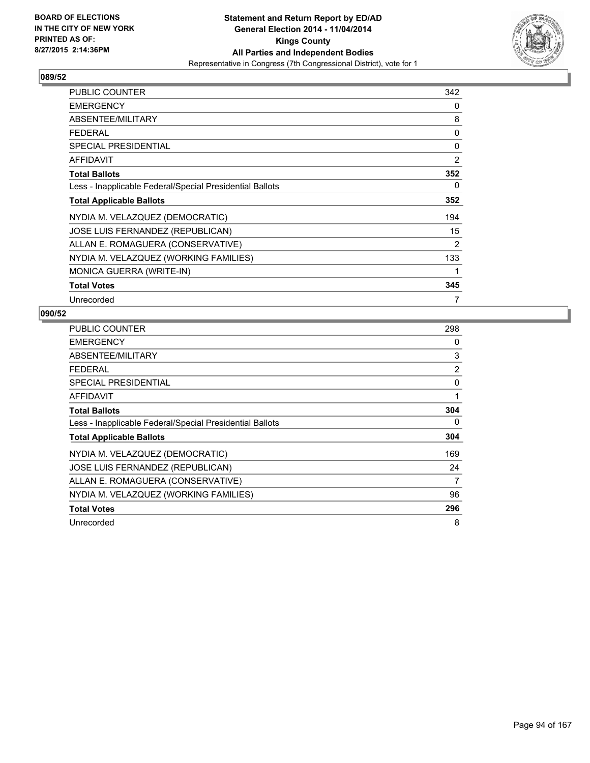BOARD OF ELECTIONS
IN THE CITY OF NEW YORK
PRINTED AS OF:
8/27/2015 2:14:36PM

**Statement and Return Report by ED/AD**
**General Election 2014 - 11/04/2014**
**Kings County**
**All Parties and Independent Bodies**
Representative in Congress (7th Congressional District), vote for 1

## 089/52

| | |
|---|---|
| PUBLIC COUNTER | 342 |
| EMERGENCY | 0 |
| ABSENTEE/MILITARY | 8 |
| FEDERAL | 0 |
| SPECIAL PRESIDENTIAL | 0 |
| AFFIDAVIT | 2 |
| **Total Ballots** | **352** |
| Less - Inapplicable Federal/Special Presidential Ballots | 0 |
| **Total Applicable Ballots** | **352** |
| NYDIA M. VELAZQUEZ (DEMOCRATIC) | 194 |
| JOSE LUIS FERNANDEZ (REPUBLICAN) | 15 |
| ALLAN E. ROMAGUERA (CONSERVATIVE) | 2 |
| NYDIA M. VELAZQUEZ (WORKING FAMILIES) | 133 |
| MONICA GUERRA (WRITE-IN) | 1 |
| **Total Votes** | **345** |
| Unrecorded | 7 |

## 090/52

| | |
|---|---|
| PUBLIC COUNTER | 298 |
| EMERGENCY | 0 |
| ABSENTEE/MILITARY | 3 |
| FEDERAL | 2 |
| SPECIAL PRESIDENTIAL | 0 |
| AFFIDAVIT | 1 |
| **Total Ballots** | **304** |
| Less - Inapplicable Federal/Special Presidential Ballots | 0 |
| **Total Applicable Ballots** | **304** |
| NYDIA M. VELAZQUEZ (DEMOCRATIC) | 169 |
| JOSE LUIS FERNANDEZ (REPUBLICAN) | 24 |
| ALLAN E. ROMAGUERA (CONSERVATIVE) | 7 |
| NYDIA M. VELAZQUEZ (WORKING FAMILIES) | 96 |
| **Total Votes** | **296** |
| Unrecorded | 8 |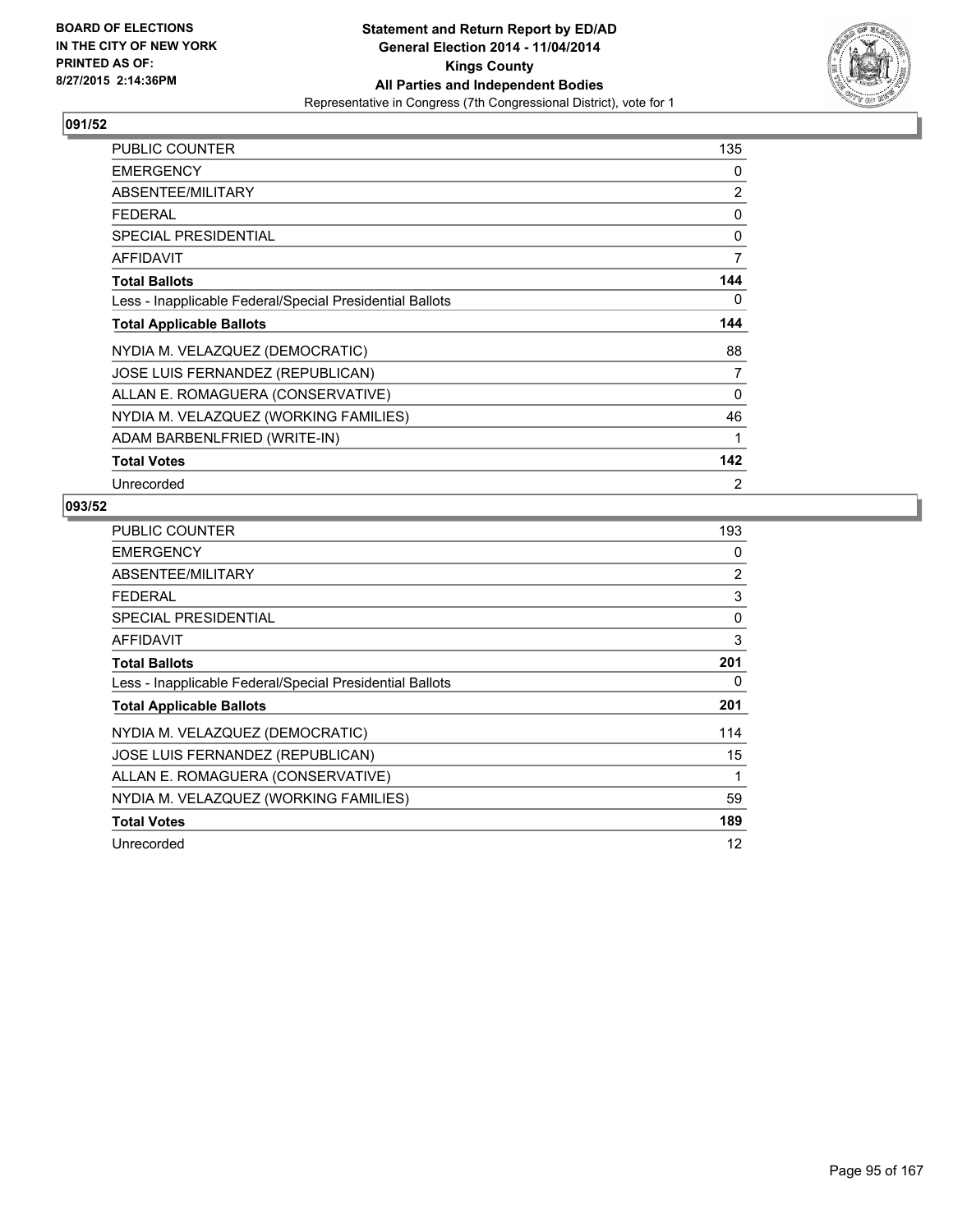**BOARD OF ELECTIONS IN THE CITY OF NEW YORK PRINTED AS OF: 8/27/2015 2:14:36PM**

**Statement and Return Report by ED/AD**
**General Election 2014 - 11/04/2014**
**Kings County**
**All Parties and Independent Bodies**
Representative in Congress (7th Congressional District), vote for 1

## 091/52

| | |
|---|---|
| PUBLIC COUNTER | 135 |
| EMERGENCY | 0 |
| ABSENTEE/MILITARY | 2 |
| FEDERAL | 0 |
| SPECIAL PRESIDENTIAL | 0 |
| AFFIDAVIT | 7 |
| **Total Ballots** | **144** |
| Less - Inapplicable Federal/Special Presidential Ballots | 0 |
| **Total Applicable Ballots** | **144** |
| NYDIA M. VELAZQUEZ (DEMOCRATIC) | 88 |
| JOSE LUIS FERNANDEZ (REPUBLICAN) | 7 |
| ALLAN E. ROMAGUERA (CONSERVATIVE) | 0 |
| NYDIA M. VELAZQUEZ (WORKING FAMILIES) | 46 |
| ADAM BARBENLFRIED (WRITE-IN) | 1 |
| **Total Votes** | **142** |
| Unrecorded | 2 |

## 093/52

| | |
|---|---|
| PUBLIC COUNTER | 193 |
| EMERGENCY | 0 |
| ABSENTEE/MILITARY | 2 |
| FEDERAL | 3 |
| SPECIAL PRESIDENTIAL | 0 |
| AFFIDAVIT | 3 |
| **Total Ballots** | **201** |
| Less - Inapplicable Federal/Special Presidential Ballots | 0 |
| **Total Applicable Ballots** | **201** |
| NYDIA M. VELAZQUEZ (DEMOCRATIC) | 114 |
| JOSE LUIS FERNANDEZ (REPUBLICAN) | 15 |
| ALLAN E. ROMAGUERA (CONSERVATIVE) | 1 |
| NYDIA M. VELAZQUEZ (WORKING FAMILIES) | 59 |
| **Total Votes** | **189** |
| Unrecorded | 12 |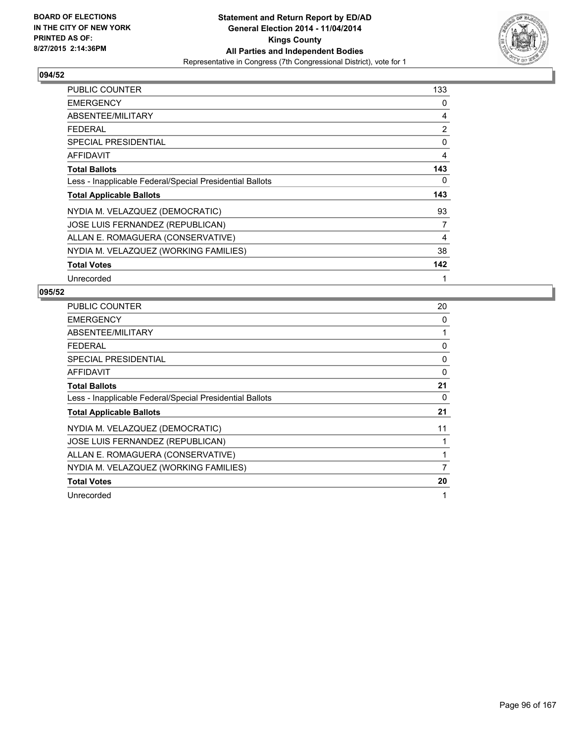**BOARD OF ELECTIONS IN THE CITY OF NEW YORK PRINTED AS OF: 8/27/2015 2:14:36PM**

**Statement and Return Report by ED/AD General Election 2014 - 11/04/2014 Kings County All Parties and Independent Bodies**

Representative in Congress (7th Congressional District), vote for 1

## 094/52

| | |
|---|---|
| PUBLIC COUNTER | 133 |
| EMERGENCY | 0 |
| ABSENTEE/MILITARY | 4 |
| FEDERAL | 2 |
| SPECIAL PRESIDENTIAL | 0 |
| AFFIDAVIT | 4 |
| **Total Ballots** | **143** |
| Less - Inapplicable Federal/Special Presidential Ballots | 0 |
| **Total Applicable Ballots** | **143** |
| NYDIA M. VELAZQUEZ (DEMOCRATIC) | 93 |
| JOSE LUIS FERNANDEZ (REPUBLICAN) | 7 |
| ALLAN E. ROMAGUERA (CONSERVATIVE) | 4 |
| NYDIA M. VELAZQUEZ (WORKING FAMILIES) | 38 |
| **Total Votes** | **142** |
| Unrecorded | 1 |

## 095/52

| | |
|---|---|
| PUBLIC COUNTER | 20 |
| EMERGENCY | 0 |
| ABSENTEE/MILITARY | 1 |
| FEDERAL | 0 |
| SPECIAL PRESIDENTIAL | 0 |
| AFFIDAVIT | 0 |
| **Total Ballots** | **21** |
| Less - Inapplicable Federal/Special Presidential Ballots | 0 |
| **Total Applicable Ballots** | **21** |
| NYDIA M. VELAZQUEZ (DEMOCRATIC) | 11 |
| JOSE LUIS FERNANDEZ (REPUBLICAN) | 1 |
| ALLAN E. ROMAGUERA (CONSERVATIVE) | 1 |
| NYDIA M. VELAZQUEZ (WORKING FAMILIES) | 7 |
| **Total Votes** | **20** |
| Unrecorded | 1 |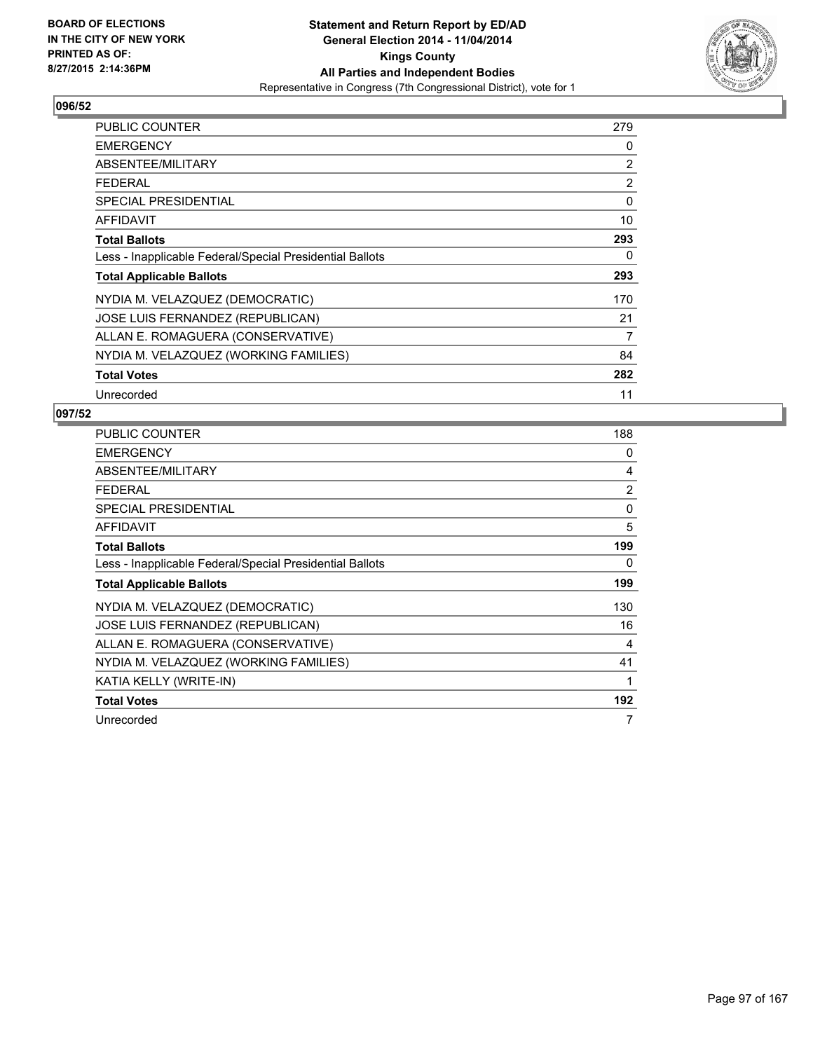**Statement and Return Report by ED/AD**
**General Election 2014 - 11/04/2014**
**Kings County**
**All Parties and Independent Bodies**
Representative in Congress (7th Congressional District), vote for 1

BOARD OF ELECTIONS
IN THE CITY OF NEW YORK
PRINTED AS OF:
8/27/2015 2:14:36PM

## 096/52

| | |
|---|---|
| PUBLIC COUNTER | 279 |
| EMERGENCY | 0 |
| ABSENTEE/MILITARY | 2 |
| FEDERAL | 2 |
| SPECIAL PRESIDENTIAL | 0 |
| AFFIDAVIT | 10 |
| **Total Ballots** | **293** |
| Less - Inapplicable Federal/Special Presidential Ballots | 0 |
| **Total Applicable Ballots** | **293** |
| NYDIA M. VELAZQUEZ (DEMOCRATIC) | 170 |
| JOSE LUIS FERNANDEZ (REPUBLICAN) | 21 |
| ALLAN E. ROMAGUERA (CONSERVATIVE) | 7 |
| NYDIA M. VELAZQUEZ (WORKING FAMILIES) | 84 |
| **Total Votes** | **282** |
| Unrecorded | 11 |

## 097/52

| | |
|---|---|
| PUBLIC COUNTER | 188 |
| EMERGENCY | 0 |
| ABSENTEE/MILITARY | 4 |
| FEDERAL | 2 |
| SPECIAL PRESIDENTIAL | 0 |
| AFFIDAVIT | 5 |
| **Total Ballots** | **199** |
| Less - Inapplicable Federal/Special Presidential Ballots | 0 |
| **Total Applicable Ballots** | **199** |
| NYDIA M. VELAZQUEZ (DEMOCRATIC) | 130 |
| JOSE LUIS FERNANDEZ (REPUBLICAN) | 16 |
| ALLAN E. ROMAGUERA (CONSERVATIVE) | 4 |
| NYDIA M. VELAZQUEZ (WORKING FAMILIES) | 41 |
| KATIA KELLY (WRITE-IN) | 1 |
| **Total Votes** | **192** |
| Unrecorded | 7 |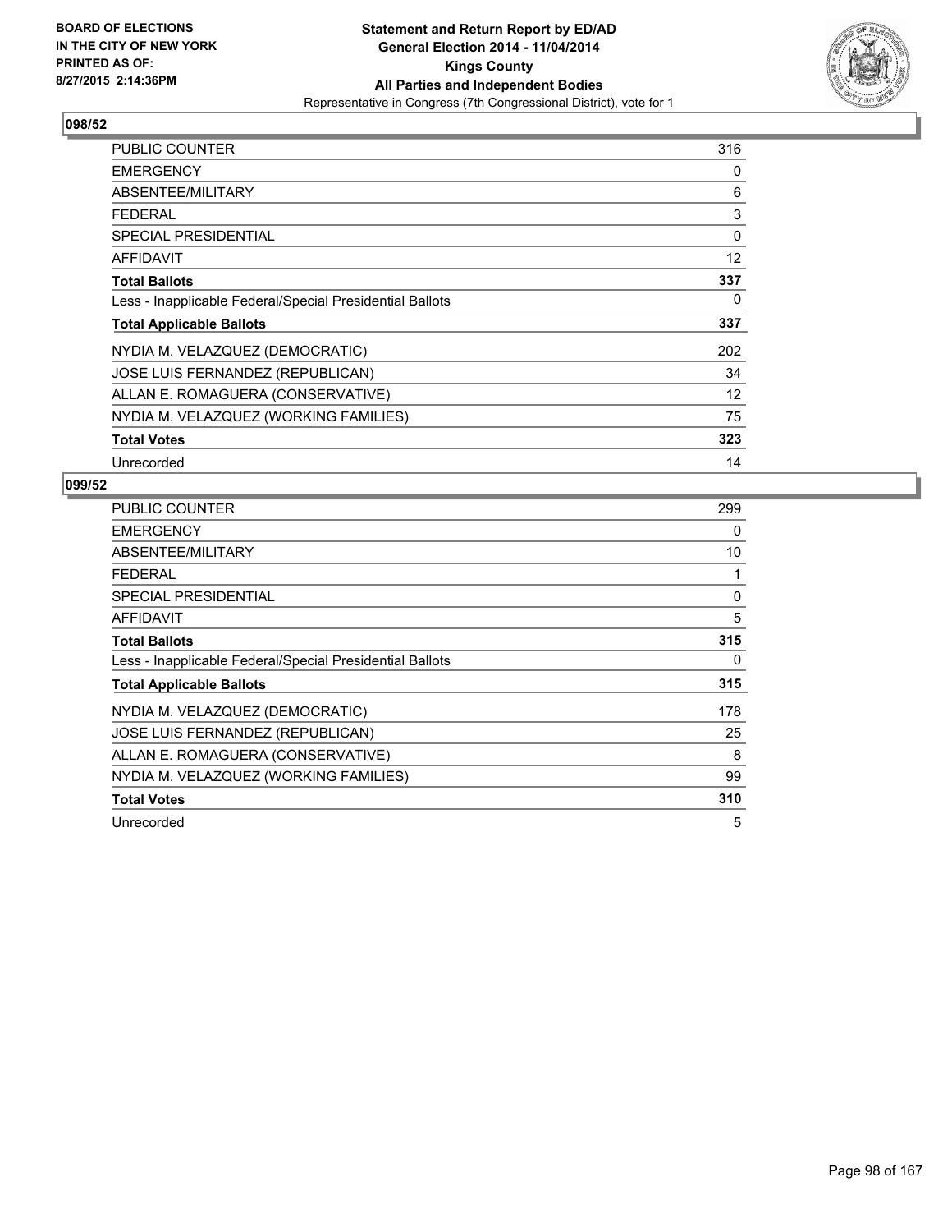BOARD OF ELECTIONS
IN THE CITY OF NEW YORK
PRINTED AS OF:
8/27/2015 2:14:36PM

**Statement and Return Report by ED/AD**
**General Election 2014 - 11/04/2014**
**Kings County**
**All Parties and Independent Bodies**
Representative in Congress (7th Congressional District), vote for 1

## 098/52

| | |
|---|---|
| PUBLIC COUNTER | 316 |
| EMERGENCY | 0 |
| ABSENTEE/MILITARY | 6 |
| FEDERAL | 3 |
| SPECIAL PRESIDENTIAL | 0 |
| AFFIDAVIT | 12 |
| **Total Ballots** | **337** |
| Less - Inapplicable Federal/Special Presidential Ballots | 0 |
| **Total Applicable Ballots** | **337** |
| NYDIA M. VELAZQUEZ (DEMOCRATIC) | 202 |
| JOSE LUIS FERNANDEZ (REPUBLICAN) | 34 |
| ALLAN E. ROMAGUERA (CONSERVATIVE) | 12 |
| NYDIA M. VELAZQUEZ (WORKING FAMILIES) | 75 |
| **Total Votes** | **323** |
| Unrecorded | 14 |

## 099/52

| | |
|---|---|
| PUBLIC COUNTER | 299 |
| EMERGENCY | 0 |
| ABSENTEE/MILITARY | 10 |
| FEDERAL | 1 |
| SPECIAL PRESIDENTIAL | 0 |
| AFFIDAVIT | 5 |
| **Total Ballots** | **315** |
| Less - Inapplicable Federal/Special Presidential Ballots | 0 |
| **Total Applicable Ballots** | **315** |
| NYDIA M. VELAZQUEZ (DEMOCRATIC) | 178 |
| JOSE LUIS FERNANDEZ (REPUBLICAN) | 25 |
| ALLAN E. ROMAGUERA (CONSERVATIVE) | 8 |
| NYDIA M. VELAZQUEZ (WORKING FAMILIES) | 99 |
| **Total Votes** | **310** |
| Unrecorded | 5 |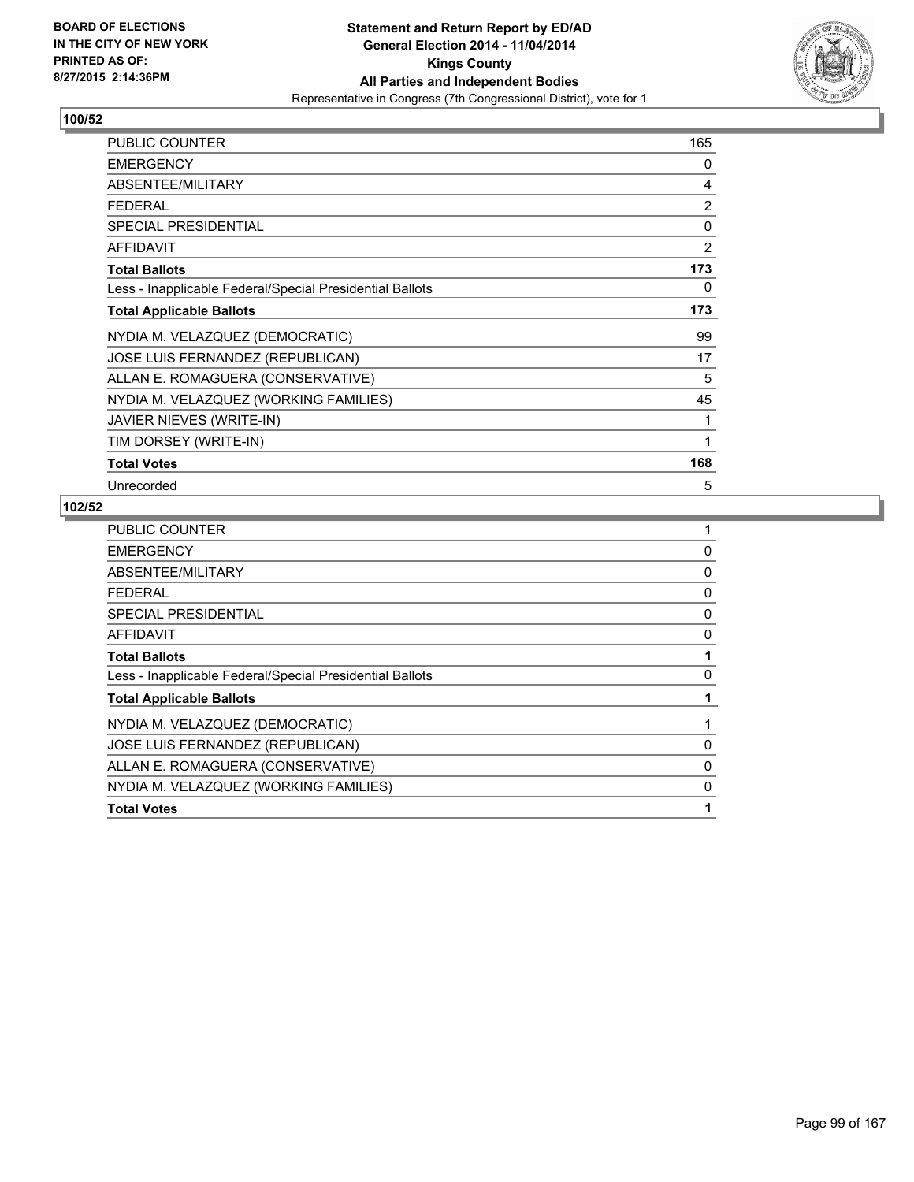BOARD OF ELECTIONS
IN THE CITY OF NEW YORK
PRINTED AS OF:
8/27/2015 2:14:36PM

**Statement and Return Report by ED/AD**
**General Election 2014 - 11/04/2014**
**Kings County**
**All Parties and Independent Bodies**
Representative in Congress (7th Congressional District), vote for 1

## 100/52

| | |
|---|---|
| PUBLIC COUNTER | 165 |
| EMERGENCY | 0 |
| ABSENTEE/MILITARY | 4 |
| FEDERAL | 2 |
| SPECIAL PRESIDENTIAL | 0 |
| AFFIDAVIT | 2 |
| **Total Ballots** | **173** |
| Less - Inapplicable Federal/Special Presidential Ballots | 0 |
| **Total Applicable Ballots** | **173** |
| NYDIA M. VELAZQUEZ (DEMOCRATIC) | 99 |
| JOSE LUIS FERNANDEZ (REPUBLICAN) | 17 |
| ALLAN E. ROMAGUERA (CONSERVATIVE) | 5 |
| NYDIA M. VELAZQUEZ (WORKING FAMILIES) | 45 |
| JAVIER NIEVES (WRITE-IN) | 1 |
| TIM DORSEY (WRITE-IN) | 1 |
| **Total Votes** | **168** |
| Unrecorded | 5 |

## 102/52

| | |
|---|---|
| PUBLIC COUNTER | 1 |
| EMERGENCY | 0 |
| ABSENTEE/MILITARY | 0 |
| FEDERAL | 0 |
| SPECIAL PRESIDENTIAL | 0 |
| AFFIDAVIT | 0 |
| **Total Ballots** | **1** |
| Less - Inapplicable Federal/Special Presidential Ballots | 0 |
| **Total Applicable Ballots** | **1** |
| NYDIA M. VELAZQUEZ (DEMOCRATIC) | 1 |
| JOSE LUIS FERNANDEZ (REPUBLICAN) | 0 |
| ALLAN E. ROMAGUERA (CONSERVATIVE) | 0 |
| NYDIA M. VELAZQUEZ (WORKING FAMILIES) | 0 |
| **Total Votes** | **1** |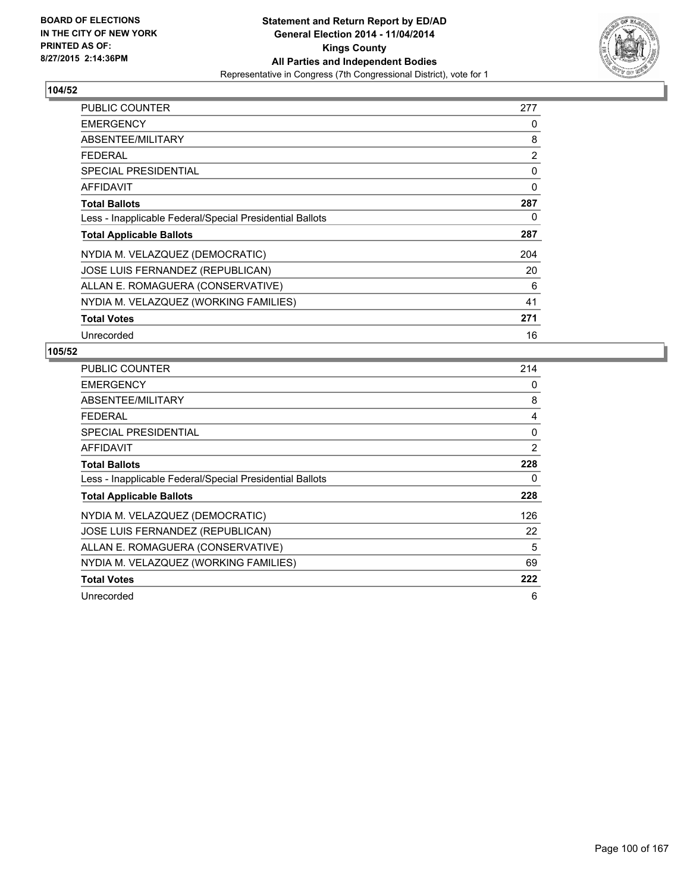BOARD OF ELECTIONS
IN THE CITY OF NEW YORK
PRINTED AS OF:
8/27/2015 2:14:36PM

**Statement and Return Report by ED/AD**
**General Election 2014 - 11/04/2014**
**Kings County**
**All Parties and Independent Bodies**
Representative in Congress (7th Congressional District), vote for 1

## 104/52

| | |
|---|---|
| PUBLIC COUNTER | 277 |
| EMERGENCY | 0 |
| ABSENTEE/MILITARY | 8 |
| FEDERAL | 2 |
| SPECIAL PRESIDENTIAL | 0 |
| AFFIDAVIT | 0 |
| **Total Ballots** | **287** |
| Less - Inapplicable Federal/Special Presidential Ballots | 0 |
| **Total Applicable Ballots** | **287** |
| NYDIA M. VELAZQUEZ (DEMOCRATIC) | 204 |
| JOSE LUIS FERNANDEZ (REPUBLICAN) | 20 |
| ALLAN E. ROMAGUERA (CONSERVATIVE) | 6 |
| NYDIA M. VELAZQUEZ (WORKING FAMILIES) | 41 |
| **Total Votes** | **271** |
| Unrecorded | 16 |

## 105/52

| | |
|---|---|
| PUBLIC COUNTER | 214 |
| EMERGENCY | 0 |
| ABSENTEE/MILITARY | 8 |
| FEDERAL | 4 |
| SPECIAL PRESIDENTIAL | 0 |
| AFFIDAVIT | 2 |
| **Total Ballots** | **228** |
| Less - Inapplicable Federal/Special Presidential Ballots | 0 |
| **Total Applicable Ballots** | **228** |
| NYDIA M. VELAZQUEZ (DEMOCRATIC) | 126 |
| JOSE LUIS FERNANDEZ (REPUBLICAN) | 22 |
| ALLAN E. ROMAGUERA (CONSERVATIVE) | 5 |
| NYDIA M. VELAZQUEZ (WORKING FAMILIES) | 69 |
| **Total Votes** | **222** |
| Unrecorded | 6 |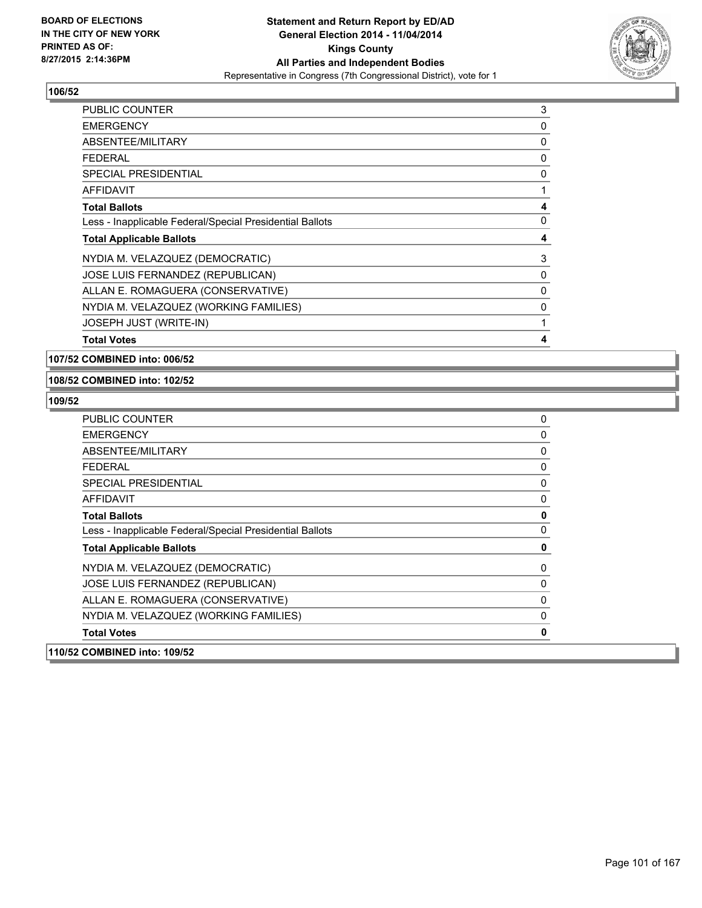**Statement and Return Report by ED/AD**
**General Election 2014 - 11/04/2014**
**Kings County**
**All Parties and Independent Bodies**
Representative in Congress (7th Congressional District), vote for 1

BOARD OF ELECTIONS
IN THE CITY OF NEW YORK
PRINTED AS OF:
8/27/2015 2:14:36PM

### 106/52

| | |
|---|---|
| PUBLIC COUNTER | 3 |
| EMERGENCY | 0 |
| ABSENTEE/MILITARY | 0 |
| FEDERAL | 0 |
| SPECIAL PRESIDENTIAL | 0 |
| AFFIDAVIT | 1 |
| **Total Ballots** | **4** |
| Less - Inapplicable Federal/Special Presidential Ballots | 0 |
| **Total Applicable Ballots** | **4** |
| NYDIA M. VELAZQUEZ (DEMOCRATIC) | 3 |
| JOSE LUIS FERNANDEZ (REPUBLICAN) | 0 |
| ALLAN E. ROMAGUERA (CONSERVATIVE) | 0 |
| NYDIA M. VELAZQUEZ (WORKING FAMILIES) | 0 |
| JOSEPH JUST (WRITE-IN) | 1 |
| **Total Votes** | **4** |

### 107/52 COMBINED into: 006/52

### 108/52 COMBINED into: 102/52

### 109/52

| | |
|---|---|
| PUBLIC COUNTER | 0 |
| EMERGENCY | 0 |
| ABSENTEE/MILITARY | 0 |
| FEDERAL | 0 |
| SPECIAL PRESIDENTIAL | 0 |
| AFFIDAVIT | 0 |
| **Total Ballots** | **0** |
| Less - Inapplicable Federal/Special Presidential Ballots | 0 |
| **Total Applicable Ballots** | **0** |
| NYDIA M. VELAZQUEZ (DEMOCRATIC) | 0 |
| JOSE LUIS FERNANDEZ (REPUBLICAN) | 0 |
| ALLAN E. ROMAGUERA (CONSERVATIVE) | 0 |
| NYDIA M. VELAZQUEZ (WORKING FAMILIES) | 0 |
| **Total Votes** | **0** |

### 110/52 COMBINED into: 109/52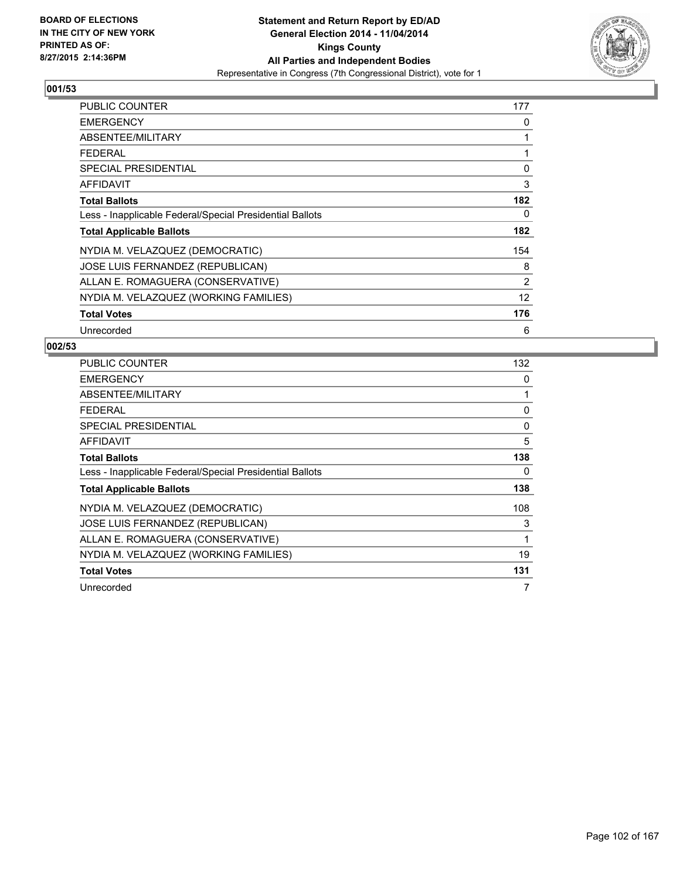BOARD OF ELECTIONS
IN THE CITY OF NEW YORK
PRINTED AS OF:
8/27/2015 2:14:36PM

**Statement and Return Report by ED/AD**
**General Election 2014 - 11/04/2014**
**Kings County**
**All Parties and Independent Bodies**
Representative in Congress (7th Congressional District), vote for 1

### 001/53

| | |
|---|---|
| PUBLIC COUNTER | 177 |
| EMERGENCY | 0 |
| ABSENTEE/MILITARY | 1 |
| FEDERAL | 1 |
| SPECIAL PRESIDENTIAL | 0 |
| AFFIDAVIT | 3 |
| **Total Ballots** | **182** |
| Less - Inapplicable Federal/Special Presidential Ballots | 0 |
| **Total Applicable Ballots** | **182** |
| NYDIA M. VELAZQUEZ (DEMOCRATIC) | 154 |
| JOSE LUIS FERNANDEZ (REPUBLICAN) | 8 |
| ALLAN E. ROMAGUERA (CONSERVATIVE) | 2 |
| NYDIA M. VELAZQUEZ (WORKING FAMILIES) | 12 |
| **Total Votes** | **176** |
| Unrecorded | 6 |

### 002/53

| | |
|---|---|
| PUBLIC COUNTER | 132 |
| EMERGENCY | 0 |
| ABSENTEE/MILITARY | 1 |
| FEDERAL | 0 |
| SPECIAL PRESIDENTIAL | 0 |
| AFFIDAVIT | 5 |
| **Total Ballots** | **138** |
| Less - Inapplicable Federal/Special Presidential Ballots | 0 |
| **Total Applicable Ballots** | **138** |
| NYDIA M. VELAZQUEZ (DEMOCRATIC) | 108 |
| JOSE LUIS FERNANDEZ (REPUBLICAN) | 3 |
| ALLAN E. ROMAGUERA (CONSERVATIVE) | 1 |
| NYDIA M. VELAZQUEZ (WORKING FAMILIES) | 19 |
| **Total Votes** | **131** |
| Unrecorded | 7 |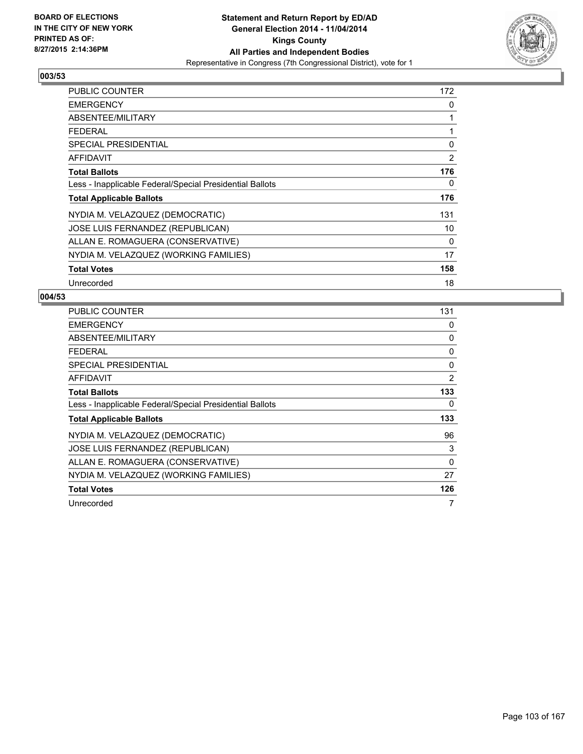BOARD OF ELECTIONS
IN THE CITY OF NEW YORK
PRINTED AS OF:
8/27/2015 2:14:36PM

**Statement and Return Report by ED/AD**
**General Election 2014 - 11/04/2014**
**Kings County**
**All Parties and Independent Bodies**
Representative in Congress (7th Congressional District), vote for 1

## 003/53

| | |
|---|---|
| PUBLIC COUNTER | 172 |
| EMERGENCY | 0 |
| ABSENTEE/MILITARY | 1 |
| FEDERAL | 1 |
| SPECIAL PRESIDENTIAL | 0 |
| AFFIDAVIT | 2 |
| **Total Ballots** | **176** |
| Less - Inapplicable Federal/Special Presidential Ballots | 0 |
| **Total Applicable Ballots** | **176** |
| NYDIA M. VELAZQUEZ (DEMOCRATIC) | 131 |
| JOSE LUIS FERNANDEZ (REPUBLICAN) | 10 |
| ALLAN E. ROMAGUERA (CONSERVATIVE) | 0 |
| NYDIA M. VELAZQUEZ (WORKING FAMILIES) | 17 |
| **Total Votes** | **158** |
| Unrecorded | 18 |

## 004/53

| | |
|---|---|
| PUBLIC COUNTER | 131 |
| EMERGENCY | 0 |
| ABSENTEE/MILITARY | 0 |
| FEDERAL | 0 |
| SPECIAL PRESIDENTIAL | 0 |
| AFFIDAVIT | 2 |
| **Total Ballots** | **133** |
| Less - Inapplicable Federal/Special Presidential Ballots | 0 |
| **Total Applicable Ballots** | **133** |
| NYDIA M. VELAZQUEZ (DEMOCRATIC) | 96 |
| JOSE LUIS FERNANDEZ (REPUBLICAN) | 3 |
| ALLAN E. ROMAGUERA (CONSERVATIVE) | 0 |
| NYDIA M. VELAZQUEZ (WORKING FAMILIES) | 27 |
| **Total Votes** | **126** |
| Unrecorded | 7 |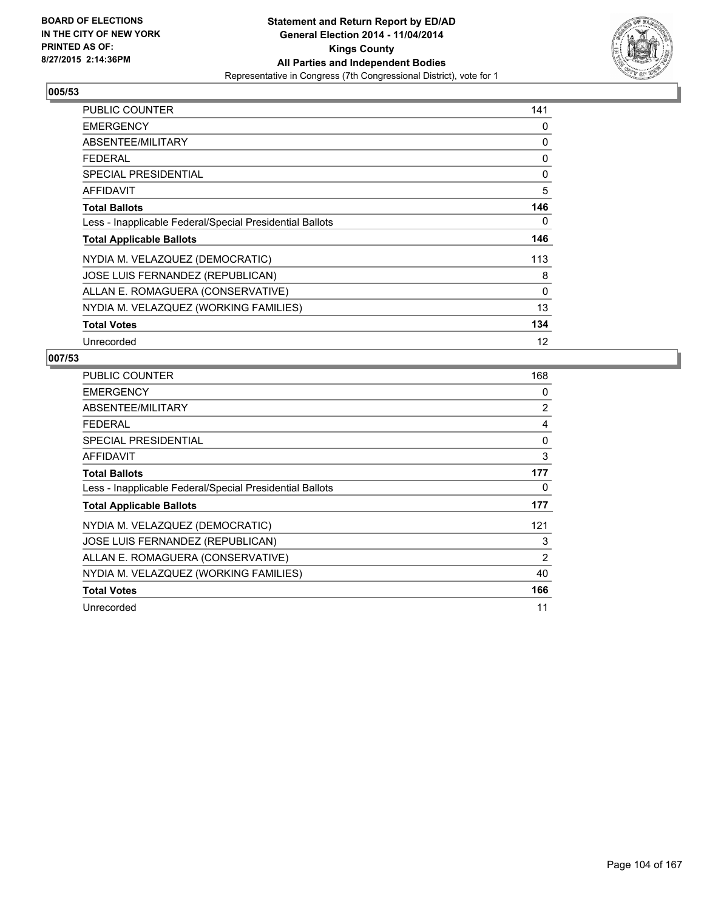BOARD OF ELECTIONS
IN THE CITY OF NEW YORK
PRINTED AS OF:
8/27/2015 2:14:36PM

**Statement and Return Report by ED/AD**
**General Election 2014 - 11/04/2014**
**Kings County**
**All Parties and Independent Bodies**
Representative in Congress (7th Congressional District), vote for 1

## 005/53

| | |
|---|---|
| PUBLIC COUNTER | 141 |
| EMERGENCY | 0 |
| ABSENTEE/MILITARY | 0 |
| FEDERAL | 0 |
| SPECIAL PRESIDENTIAL | 0 |
| AFFIDAVIT | 5 |
| **Total Ballots** | **146** |
| Less - Inapplicable Federal/Special Presidential Ballots | 0 |
| **Total Applicable Ballots** | **146** |
| NYDIA M. VELAZQUEZ (DEMOCRATIC) | 113 |
| JOSE LUIS FERNANDEZ (REPUBLICAN) | 8 |
| ALLAN E. ROMAGUERA (CONSERVATIVE) | 0 |
| NYDIA M. VELAZQUEZ (WORKING FAMILIES) | 13 |
| **Total Votes** | **134** |
| Unrecorded | 12 |

## 007/53

| | |
|---|---|
| PUBLIC COUNTER | 168 |
| EMERGENCY | 0 |
| ABSENTEE/MILITARY | 2 |
| FEDERAL | 4 |
| SPECIAL PRESIDENTIAL | 0 |
| AFFIDAVIT | 3 |
| **Total Ballots** | **177** |
| Less - Inapplicable Federal/Special Presidential Ballots | 0 |
| **Total Applicable Ballots** | **177** |
| NYDIA M. VELAZQUEZ (DEMOCRATIC) | 121 |
| JOSE LUIS FERNANDEZ (REPUBLICAN) | 3 |
| ALLAN E. ROMAGUERA (CONSERVATIVE) | 2 |
| NYDIA M. VELAZQUEZ (WORKING FAMILIES) | 40 |
| **Total Votes** | **166** |
| Unrecorded | 11 |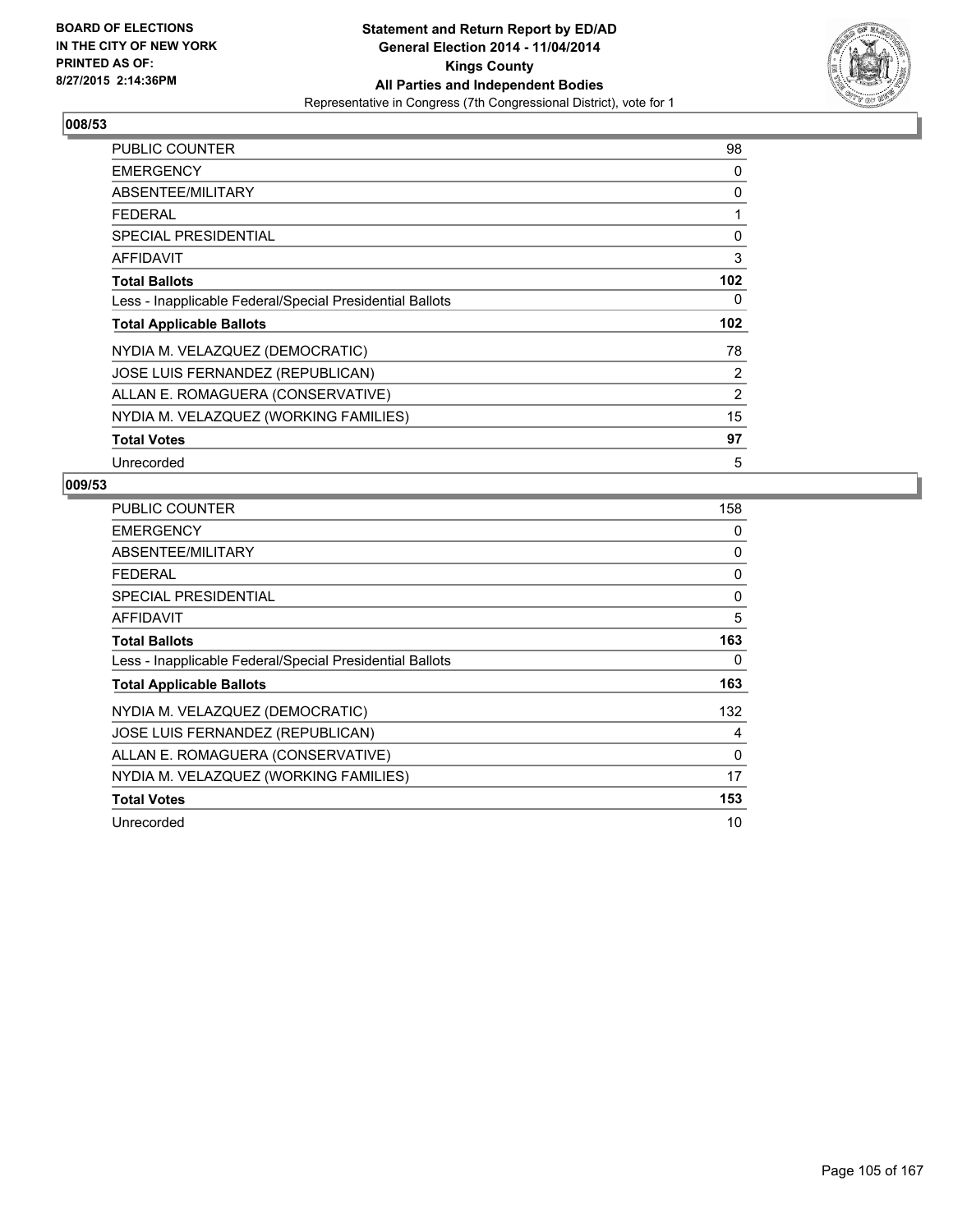**BOARD OF ELECTIONS IN THE CITY OF NEW YORK PRINTED AS OF: 8/27/2015 2:14:36PM**

**Statement and Return Report by ED/AD General Election 2014 - 11/04/2014 Kings County All Parties and Independent Bodies**

Representative in Congress (7th Congressional District), vote for 1

## 008/53

| | |
|---|---|
| PUBLIC COUNTER | 98 |
| EMERGENCY | 0 |
| ABSENTEE/MILITARY | 0 |
| FEDERAL | 1 |
| SPECIAL PRESIDENTIAL | 0 |
| AFFIDAVIT | 3 |
| **Total Ballots** | **102** |
| Less - Inapplicable Federal/Special Presidential Ballots | 0 |
| **Total Applicable Ballots** | **102** |
| NYDIA M. VELAZQUEZ (DEMOCRATIC) | 78 |
| JOSE LUIS FERNANDEZ (REPUBLICAN) | 2 |
| ALLAN E. ROMAGUERA (CONSERVATIVE) | 2 |
| NYDIA M. VELAZQUEZ (WORKING FAMILIES) | 15 |
| **Total Votes** | **97** |
| Unrecorded | 5 |

## 009/53

| | |
|---|---|
| PUBLIC COUNTER | 158 |
| EMERGENCY | 0 |
| ABSENTEE/MILITARY | 0 |
| FEDERAL | 0 |
| SPECIAL PRESIDENTIAL | 0 |
| AFFIDAVIT | 5 |
| **Total Ballots** | **163** |
| Less - Inapplicable Federal/Special Presidential Ballots | 0 |
| **Total Applicable Ballots** | **163** |
| NYDIA M. VELAZQUEZ (DEMOCRATIC) | 132 |
| JOSE LUIS FERNANDEZ (REPUBLICAN) | 4 |
| ALLAN E. ROMAGUERA (CONSERVATIVE) | 0 |
| NYDIA M. VELAZQUEZ (WORKING FAMILIES) | 17 |
| **Total Votes** | **153** |
| Unrecorded | 10 |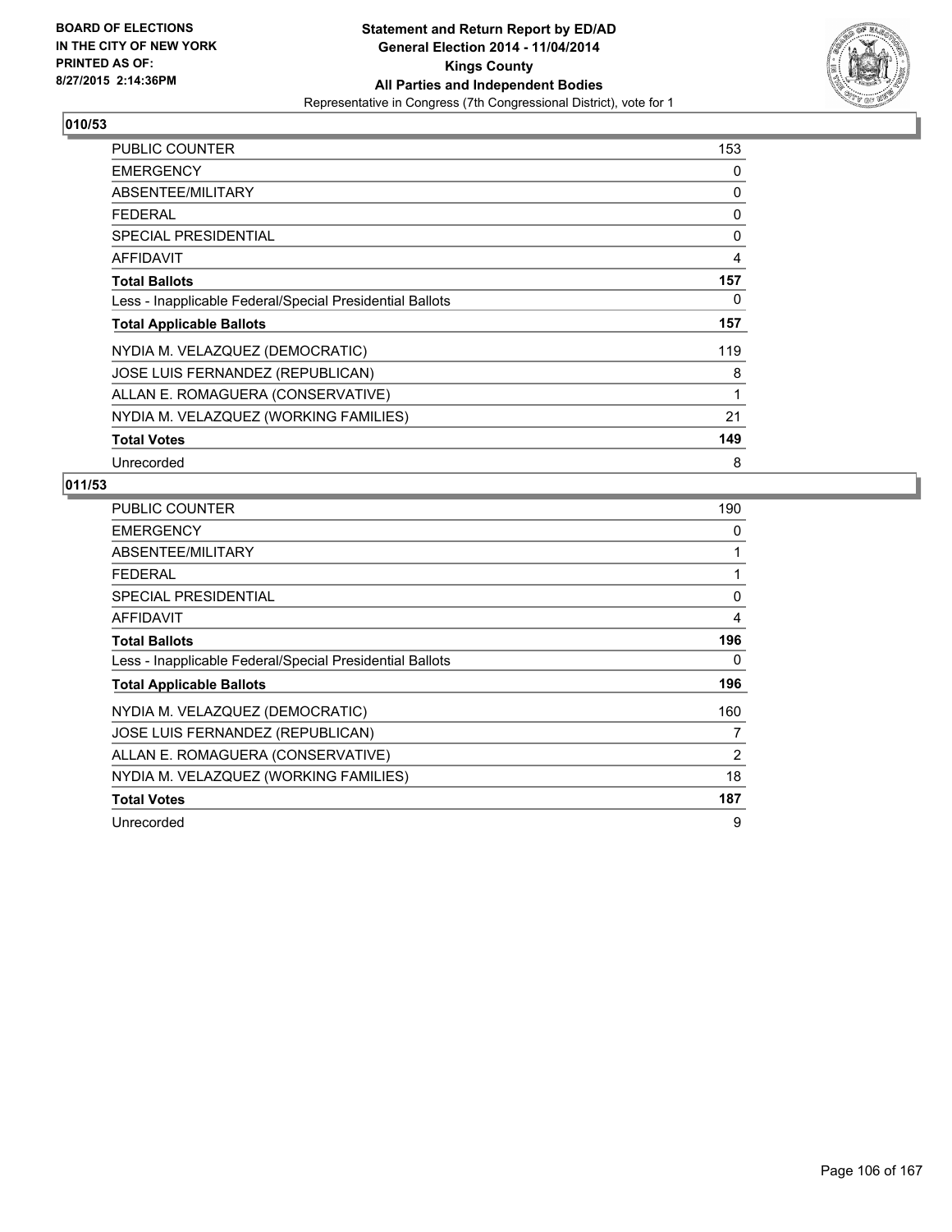BOARD OF ELECTIONS
IN THE CITY OF NEW YORK
PRINTED AS OF:
8/27/2015 2:14:36PM

**Statement and Return Report by ED/AD**
**General Election 2014 - 11/04/2014**
**Kings County**
**All Parties and Independent Bodies**
Representative in Congress (7th Congressional District), vote for 1

## 010/53

| | |
|---|---|
| PUBLIC COUNTER | 153 |
| EMERGENCY | 0 |
| ABSENTEE/MILITARY | 0 |
| FEDERAL | 0 |
| SPECIAL PRESIDENTIAL | 0 |
| AFFIDAVIT | 4 |
| **Total Ballots** | **157** |
| Less - Inapplicable Federal/Special Presidential Ballots | 0 |
| **Total Applicable Ballots** | **157** |
| NYDIA M. VELAZQUEZ (DEMOCRATIC) | 119 |
| JOSE LUIS FERNANDEZ (REPUBLICAN) | 8 |
| ALLAN E. ROMAGUERA (CONSERVATIVE) | 1 |
| NYDIA M. VELAZQUEZ (WORKING FAMILIES) | 21 |
| **Total Votes** | **149** |
| Unrecorded | 8 |

## 011/53

| | |
|---|---|
| PUBLIC COUNTER | 190 |
| EMERGENCY | 0 |
| ABSENTEE/MILITARY | 1 |
| FEDERAL | 1 |
| SPECIAL PRESIDENTIAL | 0 |
| AFFIDAVIT | 4 |
| **Total Ballots** | **196** |
| Less - Inapplicable Federal/Special Presidential Ballots | 0 |
| **Total Applicable Ballots** | **196** |
| NYDIA M. VELAZQUEZ (DEMOCRATIC) | 160 |
| JOSE LUIS FERNANDEZ (REPUBLICAN) | 7 |
| ALLAN E. ROMAGUERA (CONSERVATIVE) | 2 |
| NYDIA M. VELAZQUEZ (WORKING FAMILIES) | 18 |
| **Total Votes** | **187** |
| Unrecorded | 9 |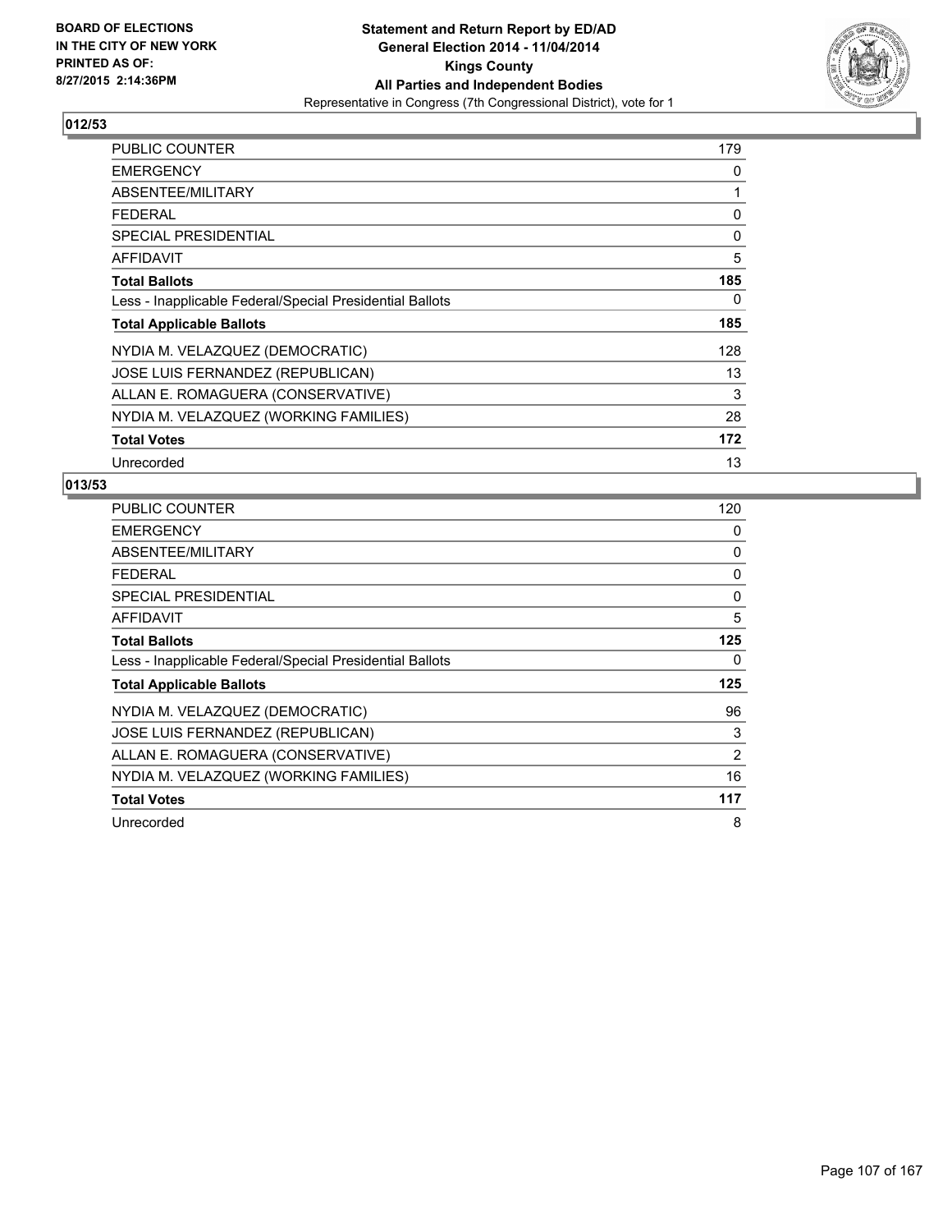BOARD OF ELECTIONS
IN THE CITY OF NEW YORK
PRINTED AS OF:
8/27/2015 2:14:36PM

# Statement and Return Report by ED/AD
## General Election 2014 - 11/04/2014
## Kings County
## All Parties and Independent Bodies
Representative in Congress (7th Congressional District), vote for 1

### 012/53

| | |
|---|---|
| PUBLIC COUNTER | 179 |
| EMERGENCY | 0 |
| ABSENTEE/MILITARY | 1 |
| FEDERAL | 0 |
| SPECIAL PRESIDENTIAL | 0 |
| AFFIDAVIT | 5 |
| **Total Ballots** | **185** |
| Less - Inapplicable Federal/Special Presidential Ballots | 0 |
| **Total Applicable Ballots** | **185** |
| NYDIA M. VELAZQUEZ (DEMOCRATIC) | 128 |
| JOSE LUIS FERNANDEZ (REPUBLICAN) | 13 |
| ALLAN E. ROMAGUERA (CONSERVATIVE) | 3 |
| NYDIA M. VELAZQUEZ (WORKING FAMILIES) | 28 |
| **Total Votes** | **172** |
| Unrecorded | 13 |

### 013/53

| | |
|---|---|
| PUBLIC COUNTER | 120 |
| EMERGENCY | 0 |
| ABSENTEE/MILITARY | 0 |
| FEDERAL | 0 |
| SPECIAL PRESIDENTIAL | 0 |
| AFFIDAVIT | 5 |
| **Total Ballots** | **125** |
| Less - Inapplicable Federal/Special Presidential Ballots | 0 |
| **Total Applicable Ballots** | **125** |
| NYDIA M. VELAZQUEZ (DEMOCRATIC) | 96 |
| JOSE LUIS FERNANDEZ (REPUBLICAN) | 3 |
| ALLAN E. ROMAGUERA (CONSERVATIVE) | 2 |
| NYDIA M. VELAZQUEZ (WORKING FAMILIES) | 16 |
| **Total Votes** | **117** |
| Unrecorded | 8 |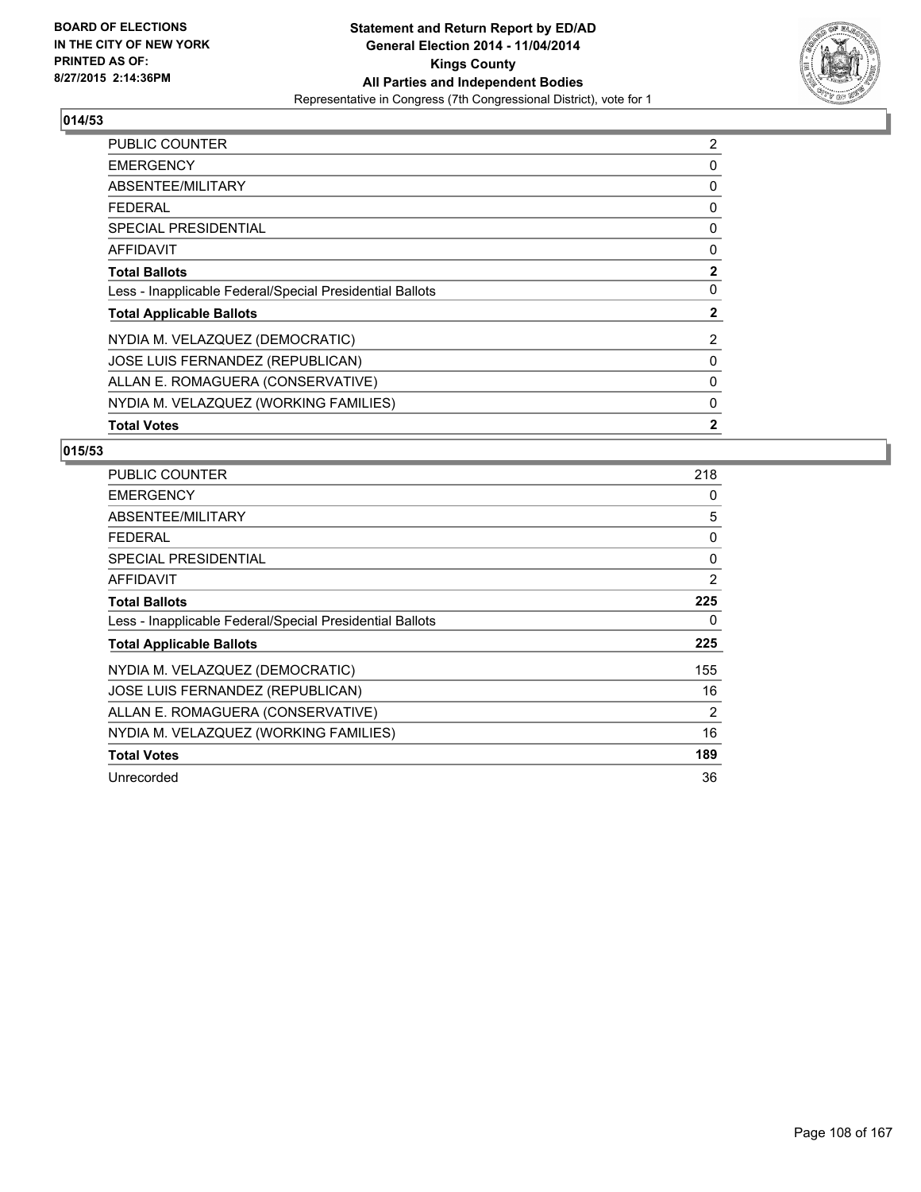BOARD OF ELECTIONS
IN THE CITY OF NEW YORK
PRINTED AS OF:
8/27/2015 2:14:36PM

**Statement and Return Report by ED/AD**
**General Election 2014 - 11/04/2014**
**Kings County**
**All Parties and Independent Bodies**
Representative in Congress (7th Congressional District), vote for 1

## 014/53

| | |
|---|---|
| PUBLIC COUNTER | 2 |
| EMERGENCY | 0 |
| ABSENTEE/MILITARY | 0 |
| FEDERAL | 0 |
| SPECIAL PRESIDENTIAL | 0 |
| AFFIDAVIT | 0 |
| **Total Ballots** | **2** |
| Less - Inapplicable Federal/Special Presidential Ballots | 0 |
| **Total Applicable Ballots** | **2** |
| NYDIA M. VELAZQUEZ (DEMOCRATIC) | 2 |
| JOSE LUIS FERNANDEZ (REPUBLICAN) | 0 |
| ALLAN E. ROMAGUERA (CONSERVATIVE) | 0 |
| NYDIA M. VELAZQUEZ (WORKING FAMILIES) | 0 |
| **Total Votes** | **2** |

## 015/53

| | |
|---|---|
| PUBLIC COUNTER | 218 |
| EMERGENCY | 0 |
| ABSENTEE/MILITARY | 5 |
| FEDERAL | 0 |
| SPECIAL PRESIDENTIAL | 0 |
| AFFIDAVIT | 2 |
| **Total Ballots** | **225** |
| Less - Inapplicable Federal/Special Presidential Ballots | 0 |
| **Total Applicable Ballots** | **225** |
| NYDIA M. VELAZQUEZ (DEMOCRATIC) | 155 |
| JOSE LUIS FERNANDEZ (REPUBLICAN) | 16 |
| ALLAN E. ROMAGUERA (CONSERVATIVE) | 2 |
| NYDIA M. VELAZQUEZ (WORKING FAMILIES) | 16 |
| **Total Votes** | **189** |
| Unrecorded | 36 |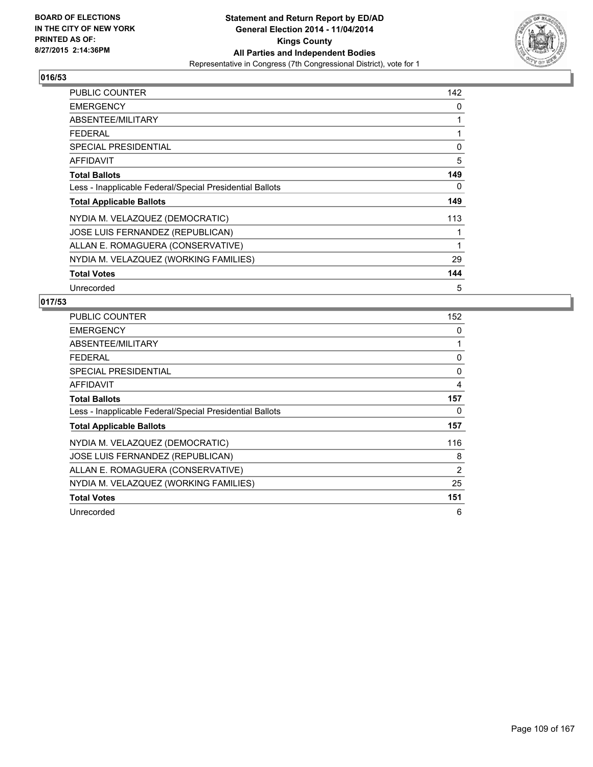BOARD OF ELECTIONS
IN THE CITY OF NEW YORK
PRINTED AS OF:
8/27/2015 2:14:36PM

**Statement and Return Report by ED/AD**
**General Election 2014 - 11/04/2014**
**Kings County**
**All Parties and Independent Bodies**
Representative in Congress (7th Congressional District), vote for 1

## 016/53

| | |
|---|---|
| PUBLIC COUNTER | 142 |
| EMERGENCY | 0 |
| ABSENTEE/MILITARY | 1 |
| FEDERAL | 1 |
| SPECIAL PRESIDENTIAL | 0 |
| AFFIDAVIT | 5 |
| **Total Ballots** | **149** |
| Less - Inapplicable Federal/Special Presidential Ballots | 0 |
| **Total Applicable Ballots** | **149** |
| NYDIA M. VELAZQUEZ (DEMOCRATIC) | 113 |
| JOSE LUIS FERNANDEZ (REPUBLICAN) | 1 |
| ALLAN E. ROMAGUERA (CONSERVATIVE) | 1 |
| NYDIA M. VELAZQUEZ (WORKING FAMILIES) | 29 |
| **Total Votes** | **144** |
| Unrecorded | 5 |

## 017/53

| | |
|---|---|
| PUBLIC COUNTER | 152 |
| EMERGENCY | 0 |
| ABSENTEE/MILITARY | 1 |
| FEDERAL | 0 |
| SPECIAL PRESIDENTIAL | 0 |
| AFFIDAVIT | 4 |
| **Total Ballots** | **157** |
| Less - Inapplicable Federal/Special Presidential Ballots | 0 |
| **Total Applicable Ballots** | **157** |
| NYDIA M. VELAZQUEZ (DEMOCRATIC) | 116 |
| JOSE LUIS FERNANDEZ (REPUBLICAN) | 8 |
| ALLAN E. ROMAGUERA (CONSERVATIVE) | 2 |
| NYDIA M. VELAZQUEZ (WORKING FAMILIES) | 25 |
| **Total Votes** | **151** |
| Unrecorded | 6 |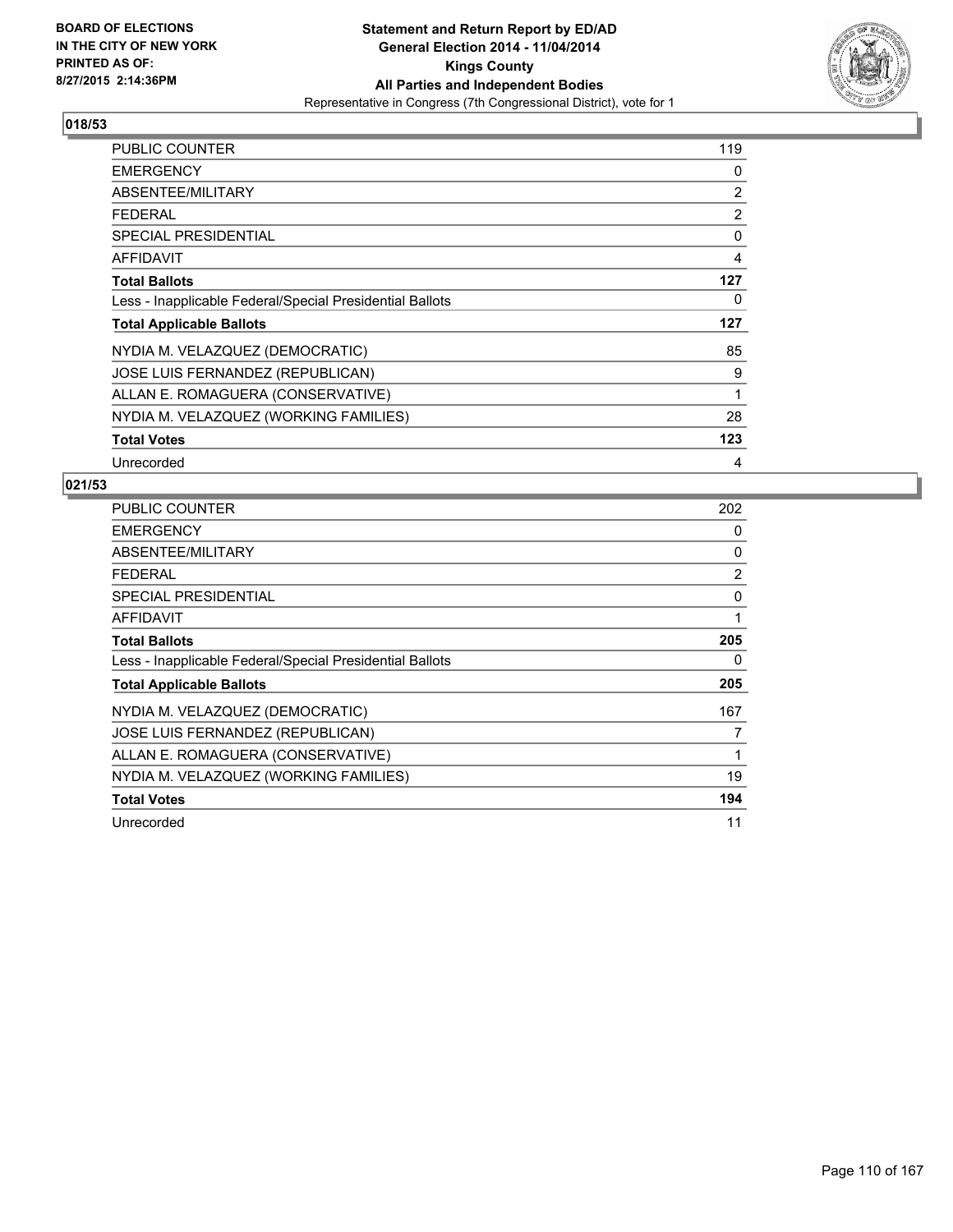BOARD OF ELECTIONS
IN THE CITY OF NEW YORK
PRINTED AS OF:
8/27/2015 2:14:36PM

**Statement and Return Report by ED/AD**
**General Election 2014 - 11/04/2014**
**Kings County**
**All Parties and Independent Bodies**
Representative in Congress (7th Congressional District), vote for 1

## 018/53

| | |
|---|---|
| PUBLIC COUNTER | 119 |
| EMERGENCY | 0 |
| ABSENTEE/MILITARY | 2 |
| FEDERAL | 2 |
| SPECIAL PRESIDENTIAL | 0 |
| AFFIDAVIT | 4 |
| **Total Ballots** | **127** |
| Less - Inapplicable Federal/Special Presidential Ballots | 0 |
| **Total Applicable Ballots** | **127** |
| NYDIA M. VELAZQUEZ (DEMOCRATIC) | 85 |
| JOSE LUIS FERNANDEZ (REPUBLICAN) | 9 |
| ALLAN E. ROMAGUERA (CONSERVATIVE) | 1 |
| NYDIA M. VELAZQUEZ (WORKING FAMILIES) | 28 |
| **Total Votes** | **123** |
| Unrecorded | 4 |

## 021/53

| | |
|---|---|
| PUBLIC COUNTER | 202 |
| EMERGENCY | 0 |
| ABSENTEE/MILITARY | 0 |
| FEDERAL | 2 |
| SPECIAL PRESIDENTIAL | 0 |
| AFFIDAVIT | 1 |
| **Total Ballots** | **205** |
| Less - Inapplicable Federal/Special Presidential Ballots | 0 |
| **Total Applicable Ballots** | **205** |
| NYDIA M. VELAZQUEZ (DEMOCRATIC) | 167 |
| JOSE LUIS FERNANDEZ (REPUBLICAN) | 7 |
| ALLAN E. ROMAGUERA (CONSERVATIVE) | 1 |
| NYDIA M. VELAZQUEZ (WORKING FAMILIES) | 19 |
| **Total Votes** | **194** |
| Unrecorded | 11 |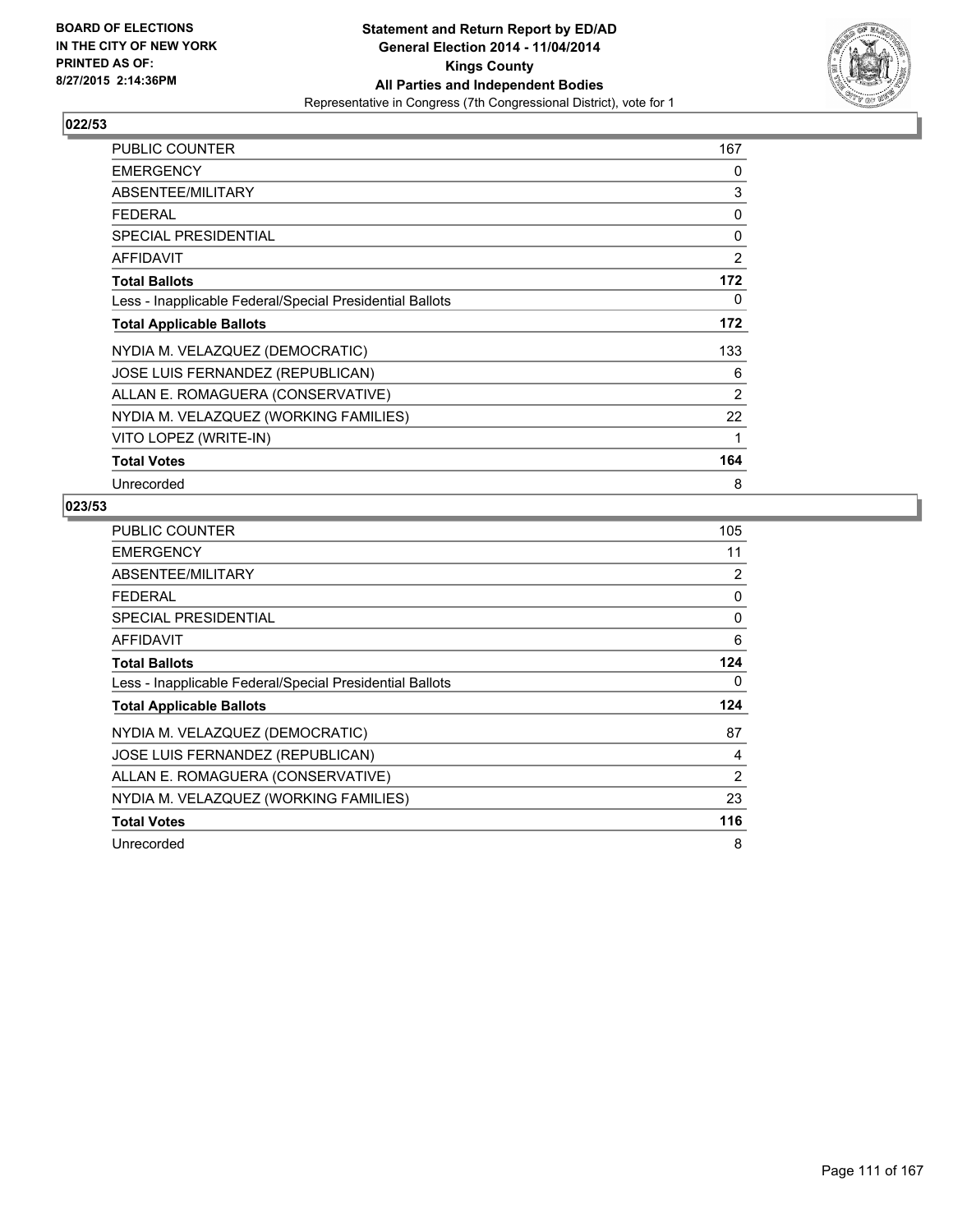BOARD OF ELECTIONS
IN THE CITY OF NEW YORK
PRINTED AS OF:
8/27/2015 2:14:36PM

**Statement and Return Report by ED/AD**
**General Election 2014 - 11/04/2014**
**Kings County**
**All Parties and Independent Bodies**
Representative in Congress (7th Congressional District), vote for 1

### 022/53

| | |
|---|---|
| PUBLIC COUNTER | 167 |
| EMERGENCY | 0 |
| ABSENTEE/MILITARY | 3 |
| FEDERAL | 0 |
| SPECIAL PRESIDENTIAL | 0 |
| AFFIDAVIT | 2 |
| **Total Ballots** | **172** |
| Less - Inapplicable Federal/Special Presidential Ballots | 0 |
| **Total Applicable Ballots** | **172** |
| NYDIA M. VELAZQUEZ (DEMOCRATIC) | 133 |
| JOSE LUIS FERNANDEZ (REPUBLICAN) | 6 |
| ALLAN E. ROMAGUERA (CONSERVATIVE) | 2 |
| NYDIA M. VELAZQUEZ (WORKING FAMILIES) | 22 |
| VITO LOPEZ (WRITE-IN) | 1 |
| **Total Votes** | **164** |
| Unrecorded | 8 |

### 023/53

| | |
|---|---|
| PUBLIC COUNTER | 105 |
| EMERGENCY | 11 |
| ABSENTEE/MILITARY | 2 |
| FEDERAL | 0 |
| SPECIAL PRESIDENTIAL | 0 |
| AFFIDAVIT | 6 |
| **Total Ballots** | **124** |
| Less - Inapplicable Federal/Special Presidential Ballots | 0 |
| **Total Applicable Ballots** | **124** |
| NYDIA M. VELAZQUEZ (DEMOCRATIC) | 87 |
| JOSE LUIS FERNANDEZ (REPUBLICAN) | 4 |
| ALLAN E. ROMAGUERA (CONSERVATIVE) | 2 |
| NYDIA M. VELAZQUEZ (WORKING FAMILIES) | 23 |
| **Total Votes** | **116** |
| Unrecorded | 8 |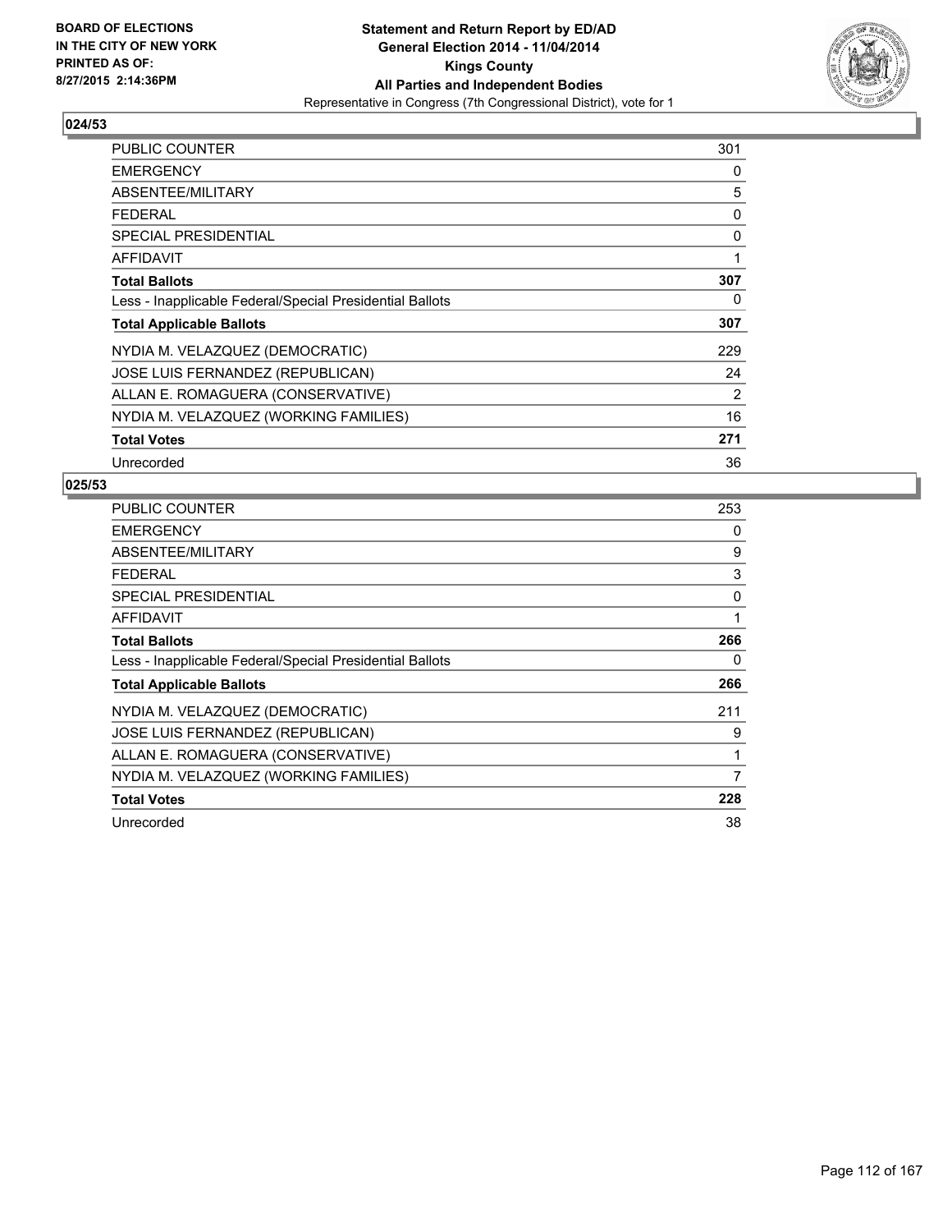**BOARD OF ELECTIONS IN THE CITY OF NEW YORK PRINTED AS OF: 8/27/2015 2:14:36PM**

**Statement and Return Report by ED/AD General Election 2014 - 11/04/2014 Kings County All Parties and Independent Bodies**

Representative in Congress (7th Congressional District), vote for 1

## 024/53

| | |
|---|---|
| PUBLIC COUNTER | 301 |
| EMERGENCY | 0 |
| ABSENTEE/MILITARY | 5 |
| FEDERAL | 0 |
| SPECIAL PRESIDENTIAL | 0 |
| AFFIDAVIT | 1 |
| **Total Ballots** | **307** |
| Less - Inapplicable Federal/Special Presidential Ballots | 0 |
| **Total Applicable Ballots** | **307** |
| NYDIA M. VELAZQUEZ (DEMOCRATIC) | 229 |
| JOSE LUIS FERNANDEZ (REPUBLICAN) | 24 |
| ALLAN E. ROMAGUERA (CONSERVATIVE) | 2 |
| NYDIA M. VELAZQUEZ (WORKING FAMILIES) | 16 |
| **Total Votes** | **271** |
| Unrecorded | 36 |

## 025/53

| | |
|---|---|
| PUBLIC COUNTER | 253 |
| EMERGENCY | 0 |
| ABSENTEE/MILITARY | 9 |
| FEDERAL | 3 |
| SPECIAL PRESIDENTIAL | 0 |
| AFFIDAVIT | 1 |
| **Total Ballots** | **266** |
| Less - Inapplicable Federal/Special Presidential Ballots | 0 |
| **Total Applicable Ballots** | **266** |
| NYDIA M. VELAZQUEZ (DEMOCRATIC) | 211 |
| JOSE LUIS FERNANDEZ (REPUBLICAN) | 9 |
| ALLAN E. ROMAGUERA (CONSERVATIVE) | 1 |
| NYDIA M. VELAZQUEZ (WORKING FAMILIES) | 7 |
| **Total Votes** | **228** |
| Unrecorded | 38 |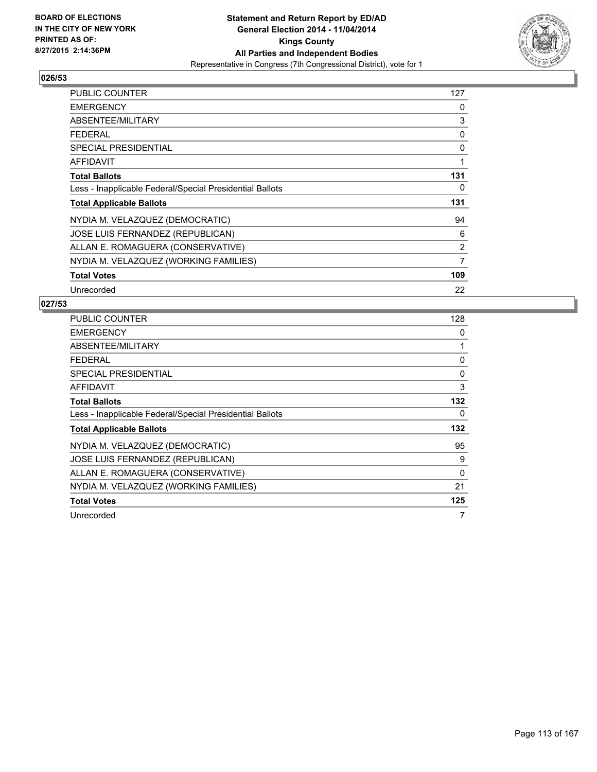BOARD OF ELECTIONS
IN THE CITY OF NEW YORK
PRINTED AS OF:
8/27/2015 2:14:36PM

**Statement and Return Report by ED/AD**
**General Election 2014 - 11/04/2014**
**Kings County**
**All Parties and Independent Bodies**
Representative in Congress (7th Congressional District), vote for 1

## 026/53

| | |
|---|---|
| PUBLIC COUNTER | 127 |
| EMERGENCY | 0 |
| ABSENTEE/MILITARY | 3 |
| FEDERAL | 0 |
| SPECIAL PRESIDENTIAL | 0 |
| AFFIDAVIT | 1 |
| **Total Ballots** | **131** |
| Less - Inapplicable Federal/Special Presidential Ballots | 0 |
| **Total Applicable Ballots** | **131** |
| NYDIA M. VELAZQUEZ (DEMOCRATIC) | 94 |
| JOSE LUIS FERNANDEZ (REPUBLICAN) | 6 |
| ALLAN E. ROMAGUERA (CONSERVATIVE) | 2 |
| NYDIA M. VELAZQUEZ (WORKING FAMILIES) | 7 |
| **Total Votes** | **109** |
| Unrecorded | 22 |

## 027/53

| | |
|---|---|
| PUBLIC COUNTER | 128 |
| EMERGENCY | 0 |
| ABSENTEE/MILITARY | 1 |
| FEDERAL | 0 |
| SPECIAL PRESIDENTIAL | 0 |
| AFFIDAVIT | 3 |
| **Total Ballots** | **132** |
| Less - Inapplicable Federal/Special Presidential Ballots | 0 |
| **Total Applicable Ballots** | **132** |
| NYDIA M. VELAZQUEZ (DEMOCRATIC) | 95 |
| JOSE LUIS FERNANDEZ (REPUBLICAN) | 9 |
| ALLAN E. ROMAGUERA (CONSERVATIVE) | 0 |
| NYDIA M. VELAZQUEZ (WORKING FAMILIES) | 21 |
| **Total Votes** | **125** |
| Unrecorded | 7 |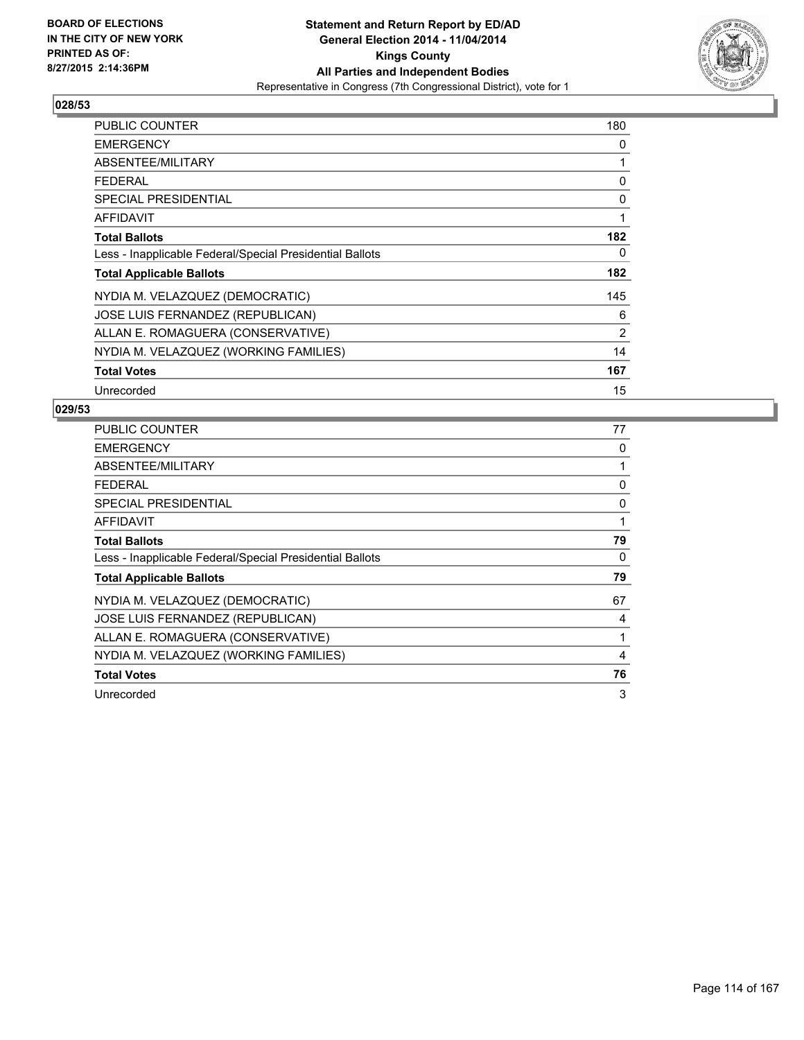**BOARD OF ELECTIONS IN THE CITY OF NEW YORK PRINTED AS OF: 8/27/2015 2:14:36PM**

# Statement and Return Report by ED/AD
## General Election 2014 - 11/04/2014
## Kings County
## All Parties and Independent Bodies
### Representative in Congress (7th Congressional District), vote for 1

**028/53**

| | |
|---|---|
| PUBLIC COUNTER | 180 |
| EMERGENCY | 0 |
| ABSENTEE/MILITARY | 1 |
| FEDERAL | 0 |
| SPECIAL PRESIDENTIAL | 0 |
| AFFIDAVIT | 1 |
| **Total Ballots** | **182** |
| Less - Inapplicable Federal/Special Presidential Ballots | 0 |
| **Total Applicable Ballots** | **182** |
| NYDIA M. VELAZQUEZ (DEMOCRATIC) | 145 |
| JOSE LUIS FERNANDEZ (REPUBLICAN) | 6 |
| ALLAN E. ROMAGUERA (CONSERVATIVE) | 2 |
| NYDIA M. VELAZQUEZ (WORKING FAMILIES) | 14 |
| **Total Votes** | **167** |
| Unrecorded | 15 |

**029/53**

| | |
|---|---|
| PUBLIC COUNTER | 77 |
| EMERGENCY | 0 |
| ABSENTEE/MILITARY | 1 |
| FEDERAL | 0 |
| SPECIAL PRESIDENTIAL | 0 |
| AFFIDAVIT | 1 |
| **Total Ballots** | **79** |
| Less - Inapplicable Federal/Special Presidential Ballots | 0 |
| **Total Applicable Ballots** | **79** |
| NYDIA M. VELAZQUEZ (DEMOCRATIC) | 67 |
| JOSE LUIS FERNANDEZ (REPUBLICAN) | 4 |
| ALLAN E. ROMAGUERA (CONSERVATIVE) | 1 |
| NYDIA M. VELAZQUEZ (WORKING FAMILIES) | 4 |
| **Total Votes** | **76** |
| Unrecorded | 3 |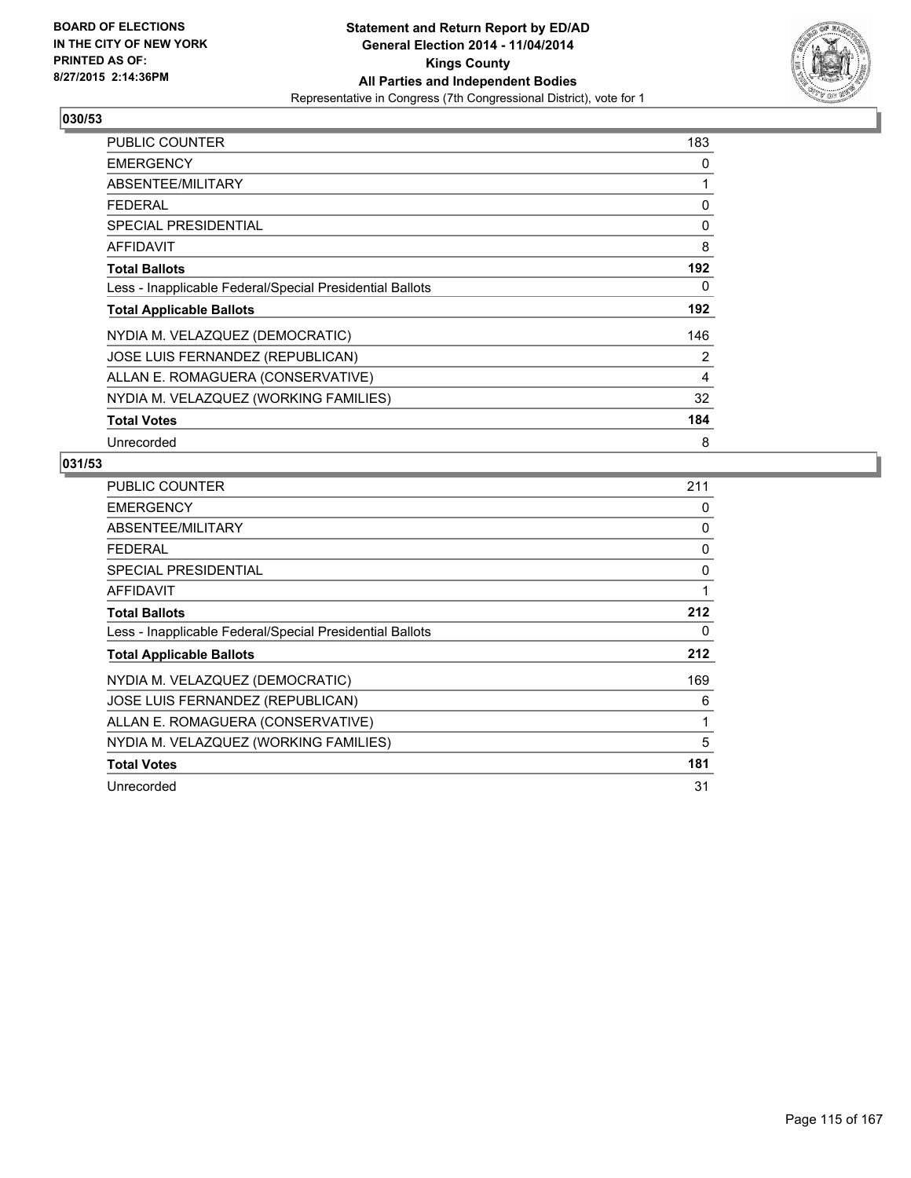BOARD OF ELECTIONS
IN THE CITY OF NEW YORK
PRINTED AS OF:
8/27/2015 2:14:36PM

**Statement and Return Report by ED/AD**
**General Election 2014 - 11/04/2014**
**Kings County**
**All Parties and Independent Bodies**
Representative in Congress (7th Congressional District), vote for 1

## 030/53

| | |
|---|---|
| PUBLIC COUNTER | 183 |
| EMERGENCY | 0 |
| ABSENTEE/MILITARY | 1 |
| FEDERAL | 0 |
| SPECIAL PRESIDENTIAL | 0 |
| AFFIDAVIT | 8 |
| **Total Ballots** | **192** |
| Less - Inapplicable Federal/Special Presidential Ballots | 0 |
| **Total Applicable Ballots** | **192** |
| NYDIA M. VELAZQUEZ (DEMOCRATIC) | 146 |
| JOSE LUIS FERNANDEZ (REPUBLICAN) | 2 |
| ALLAN E. ROMAGUERA (CONSERVATIVE) | 4 |
| NYDIA M. VELAZQUEZ (WORKING FAMILIES) | 32 |
| **Total Votes** | **184** |
| Unrecorded | 8 |

## 031/53

| | |
|---|---|
| PUBLIC COUNTER | 211 |
| EMERGENCY | 0 |
| ABSENTEE/MILITARY | 0 |
| FEDERAL | 0 |
| SPECIAL PRESIDENTIAL | 0 |
| AFFIDAVIT | 1 |
| **Total Ballots** | **212** |
| Less - Inapplicable Federal/Special Presidential Ballots | 0 |
| **Total Applicable Ballots** | **212** |
| NYDIA M. VELAZQUEZ (DEMOCRATIC) | 169 |
| JOSE LUIS FERNANDEZ (REPUBLICAN) | 6 |
| ALLAN E. ROMAGUERA (CONSERVATIVE) | 1 |
| NYDIA M. VELAZQUEZ (WORKING FAMILIES) | 5 |
| **Total Votes** | **181** |
| Unrecorded | 31 |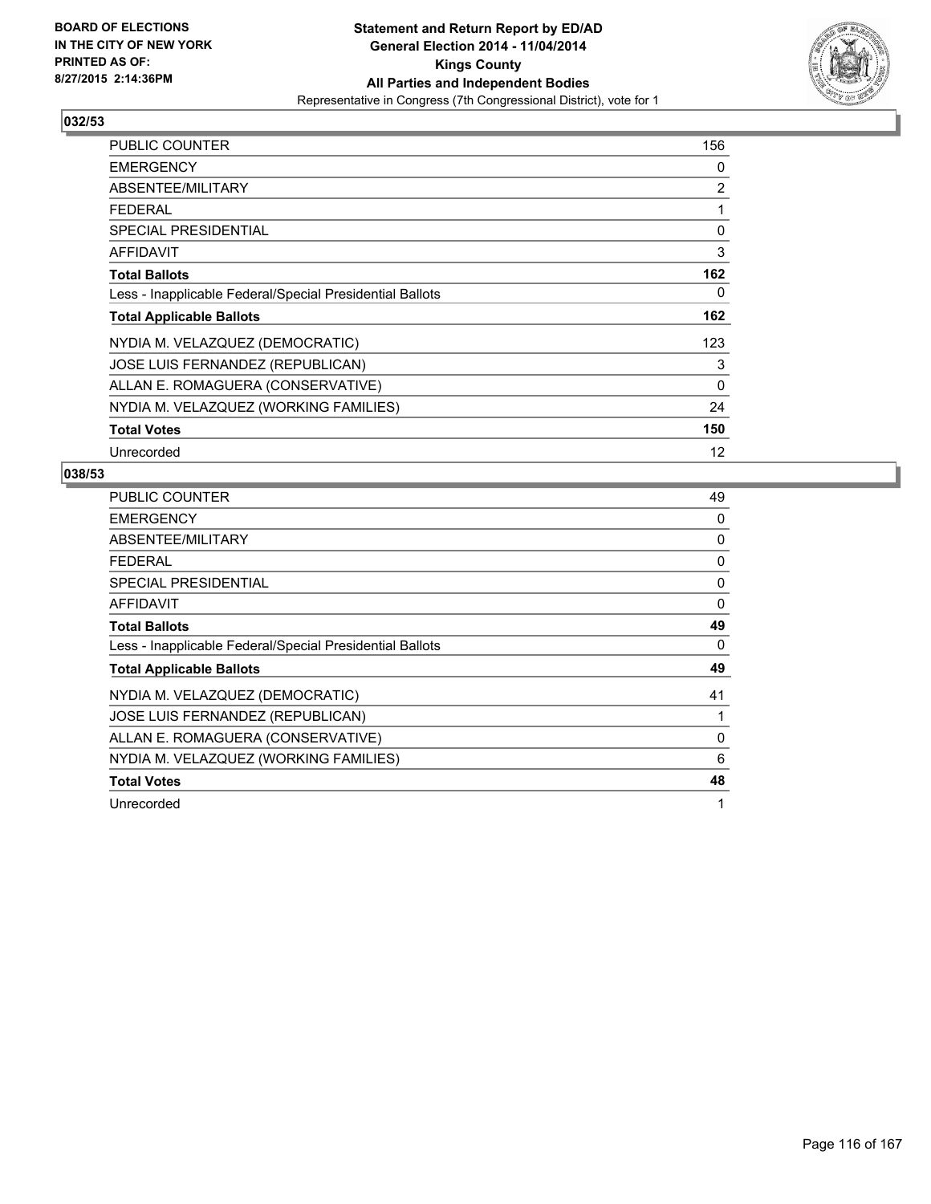BOARD OF ELECTIONS
IN THE CITY OF NEW YORK
PRINTED AS OF:
8/27/2015 2:14:36PM

**Statement and Return Report by ED/AD**
**General Election 2014 - 11/04/2014**
**Kings County**
**All Parties and Independent Bodies**
Representative in Congress (7th Congressional District), vote for 1

## 032/53

| | |
|---|---|
| PUBLIC COUNTER | 156 |
| EMERGENCY | 0 |
| ABSENTEE/MILITARY | 2 |
| FEDERAL | 1 |
| SPECIAL PRESIDENTIAL | 0 |
| AFFIDAVIT | 3 |
| **Total Ballots** | **162** |
| Less - Inapplicable Federal/Special Presidential Ballots | 0 |
| **Total Applicable Ballots** | **162** |
| NYDIA M. VELAZQUEZ (DEMOCRATIC) | 123 |
| JOSE LUIS FERNANDEZ (REPUBLICAN) | 3 |
| ALLAN E. ROMAGUERA (CONSERVATIVE) | 0 |
| NYDIA M. VELAZQUEZ (WORKING FAMILIES) | 24 |
| **Total Votes** | **150** |
| Unrecorded | 12 |

## 038/53

| | |
|---|---|
| PUBLIC COUNTER | 49 |
| EMERGENCY | 0 |
| ABSENTEE/MILITARY | 0 |
| FEDERAL | 0 |
| SPECIAL PRESIDENTIAL | 0 |
| AFFIDAVIT | 0 |
| **Total Ballots** | **49** |
| Less - Inapplicable Federal/Special Presidential Ballots | 0 |
| **Total Applicable Ballots** | **49** |
| NYDIA M. VELAZQUEZ (DEMOCRATIC) | 41 |
| JOSE LUIS FERNANDEZ (REPUBLICAN) | 1 |
| ALLAN E. ROMAGUERA (CONSERVATIVE) | 0 |
| NYDIA M. VELAZQUEZ (WORKING FAMILIES) | 6 |
| **Total Votes** | **48** |
| Unrecorded | 1 |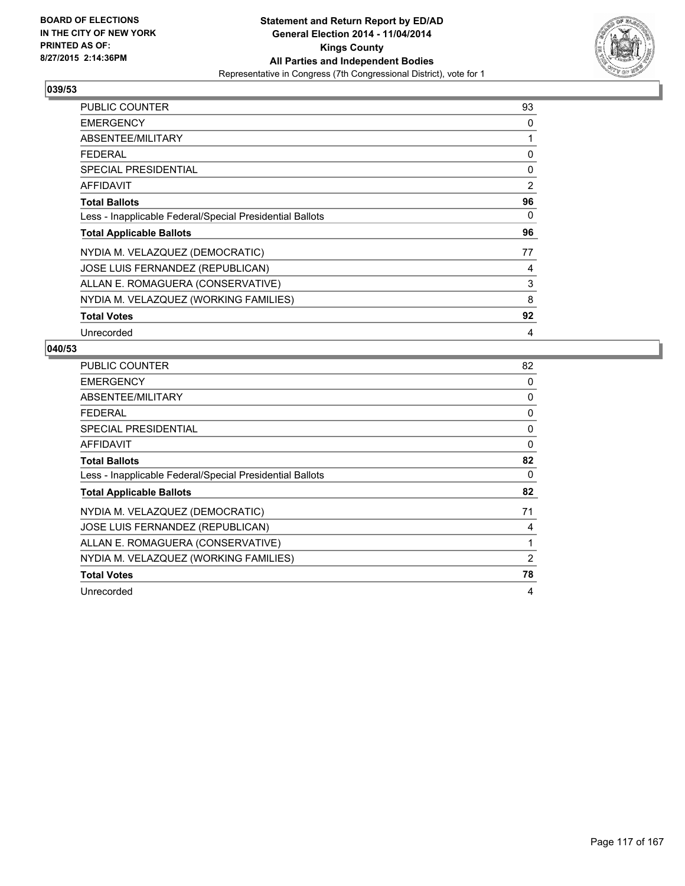BOARD OF ELECTIONS
IN THE CITY OF NEW YORK
PRINTED AS OF:
8/27/2015 2:14:36PM

**Statement and Return Report by ED/AD**
**General Election 2014 - 11/04/2014**
**Kings County**
**All Parties and Independent Bodies**
Representative in Congress (7th Congressional District), vote for 1

### 039/53

| | |
|---|---|
| PUBLIC COUNTER | 93 |
| EMERGENCY | 0 |
| ABSENTEE/MILITARY | 1 |
| FEDERAL | 0 |
| SPECIAL PRESIDENTIAL | 0 |
| AFFIDAVIT | 2 |
| **Total Ballots** | **96** |
| Less - Inapplicable Federal/Special Presidential Ballots | 0 |
| **Total Applicable Ballots** | **96** |
| NYDIA M. VELAZQUEZ (DEMOCRATIC) | 77 |
| JOSE LUIS FERNANDEZ (REPUBLICAN) | 4 |
| ALLAN E. ROMAGUERA (CONSERVATIVE) | 3 |
| NYDIA M. VELAZQUEZ (WORKING FAMILIES) | 8 |
| **Total Votes** | **92** |
| Unrecorded | 4 |

### 040/53

| | |
|---|---|
| PUBLIC COUNTER | 82 |
| EMERGENCY | 0 |
| ABSENTEE/MILITARY | 0 |
| FEDERAL | 0 |
| SPECIAL PRESIDENTIAL | 0 |
| AFFIDAVIT | 0 |
| **Total Ballots** | **82** |
| Less - Inapplicable Federal/Special Presidential Ballots | 0 |
| **Total Applicable Ballots** | **82** |
| NYDIA M. VELAZQUEZ (DEMOCRATIC) | 71 |
| JOSE LUIS FERNANDEZ (REPUBLICAN) | 4 |
| ALLAN E. ROMAGUERA (CONSERVATIVE) | 1 |
| NYDIA M. VELAZQUEZ (WORKING FAMILIES) | 2 |
| **Total Votes** | **78** |
| Unrecorded | 4 |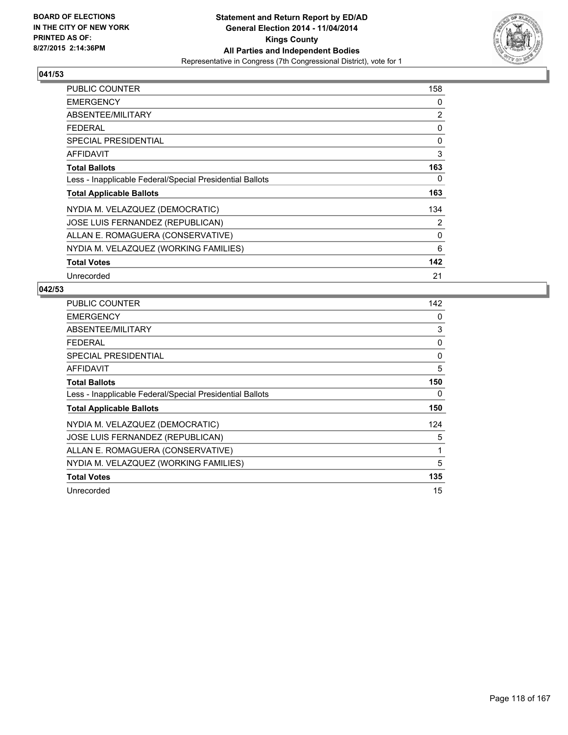**041/53**

| | |
|---|---|
| PUBLIC COUNTER | 158 |
| EMERGENCY | 0 |
| ABSENTEE/MILITARY | 2 |
| FEDERAL | 0 |
| SPECIAL PRESIDENTIAL | 0 |
| AFFIDAVIT | 3 |
| **Total Ballots** | **163** |
| Less - Inapplicable Federal/Special Presidential Ballots | 0 |
| **Total Applicable Ballots** | **163** |
| NYDIA M. VELAZQUEZ (DEMOCRATIC) | 134 |
| JOSE LUIS FERNANDEZ (REPUBLICAN) | 2 |
| ALLAN E. ROMAGUERA (CONSERVATIVE) | 0 |
| NYDIA M. VELAZQUEZ (WORKING FAMILIES) | 6 |
| **Total Votes** | **142** |
| Unrecorded | 21 |

**042/53**

| | |
|---|---|
| PUBLIC COUNTER | 142 |
| EMERGENCY | 0 |
| ABSENTEE/MILITARY | 3 |
| FEDERAL | 0 |
| SPECIAL PRESIDENTIAL | 0 |
| AFFIDAVIT | 5 |
| **Total Ballots** | **150** |
| Less - Inapplicable Federal/Special Presidential Ballots | 0 |
| **Total Applicable Ballots** | **150** |
| NYDIA M. VELAZQUEZ (DEMOCRATIC) | 124 |
| JOSE LUIS FERNANDEZ (REPUBLICAN) | 5 |
| ALLAN E. ROMAGUERA (CONSERVATIVE) | 1 |
| NYDIA M. VELAZQUEZ (WORKING FAMILIES) | 5 |
| **Total Votes** | **135** |
| Unrecorded | 15 |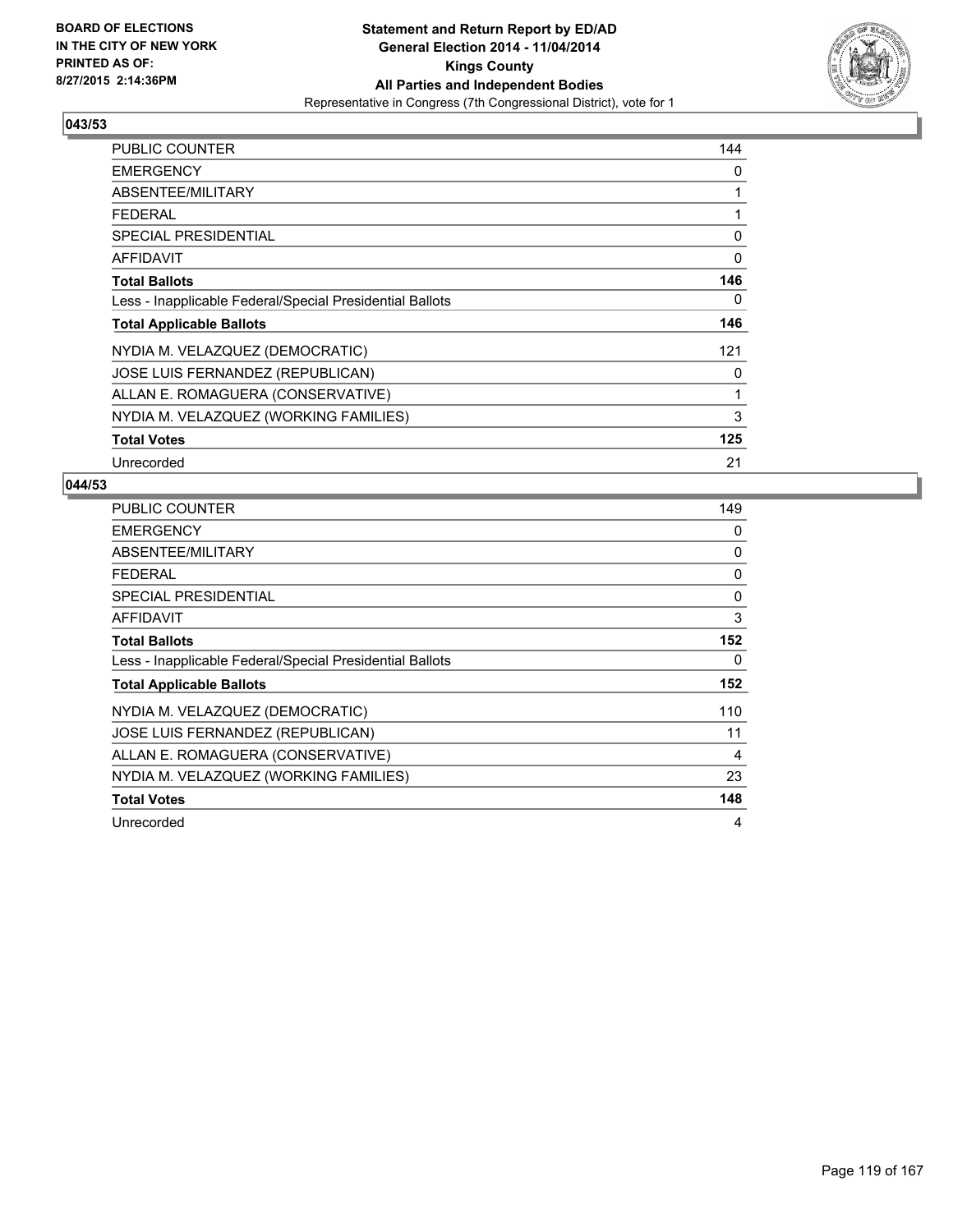BOARD OF ELECTIONS
IN THE CITY OF NEW YORK
PRINTED AS OF:
8/27/2015 2:14:36PM

**Statement and Return Report by ED/AD**
**General Election 2014 - 11/04/2014**
**Kings County**
**All Parties and Independent Bodies**
Representative in Congress (7th Congressional District), vote for 1

## 043/53

| | |
|---|---|
| PUBLIC COUNTER | 144 |
| EMERGENCY | 0 |
| ABSENTEE/MILITARY | 1 |
| FEDERAL | 1 |
| SPECIAL PRESIDENTIAL | 0 |
| AFFIDAVIT | 0 |
| **Total Ballots** | **146** |
| Less - Inapplicable Federal/Special Presidential Ballots | 0 |
| **Total Applicable Ballots** | **146** |
| NYDIA M. VELAZQUEZ (DEMOCRATIC) | 121 |
| JOSE LUIS FERNANDEZ (REPUBLICAN) | 0 |
| ALLAN E. ROMAGUERA (CONSERVATIVE) | 1 |
| NYDIA M. VELAZQUEZ (WORKING FAMILIES) | 3 |
| **Total Votes** | **125** |
| Unrecorded | 21 |

## 044/53

| | |
|---|---|
| PUBLIC COUNTER | 149 |
| EMERGENCY | 0 |
| ABSENTEE/MILITARY | 0 |
| FEDERAL | 0 |
| SPECIAL PRESIDENTIAL | 0 |
| AFFIDAVIT | 3 |
| **Total Ballots** | **152** |
| Less - Inapplicable Federal/Special Presidential Ballots | 0 |
| **Total Applicable Ballots** | **152** |
| NYDIA M. VELAZQUEZ (DEMOCRATIC) | 110 |
| JOSE LUIS FERNANDEZ (REPUBLICAN) | 11 |
| ALLAN E. ROMAGUERA (CONSERVATIVE) | 4 |
| NYDIA M. VELAZQUEZ (WORKING FAMILIES) | 23 |
| **Total Votes** | **148** |
| Unrecorded | 4 |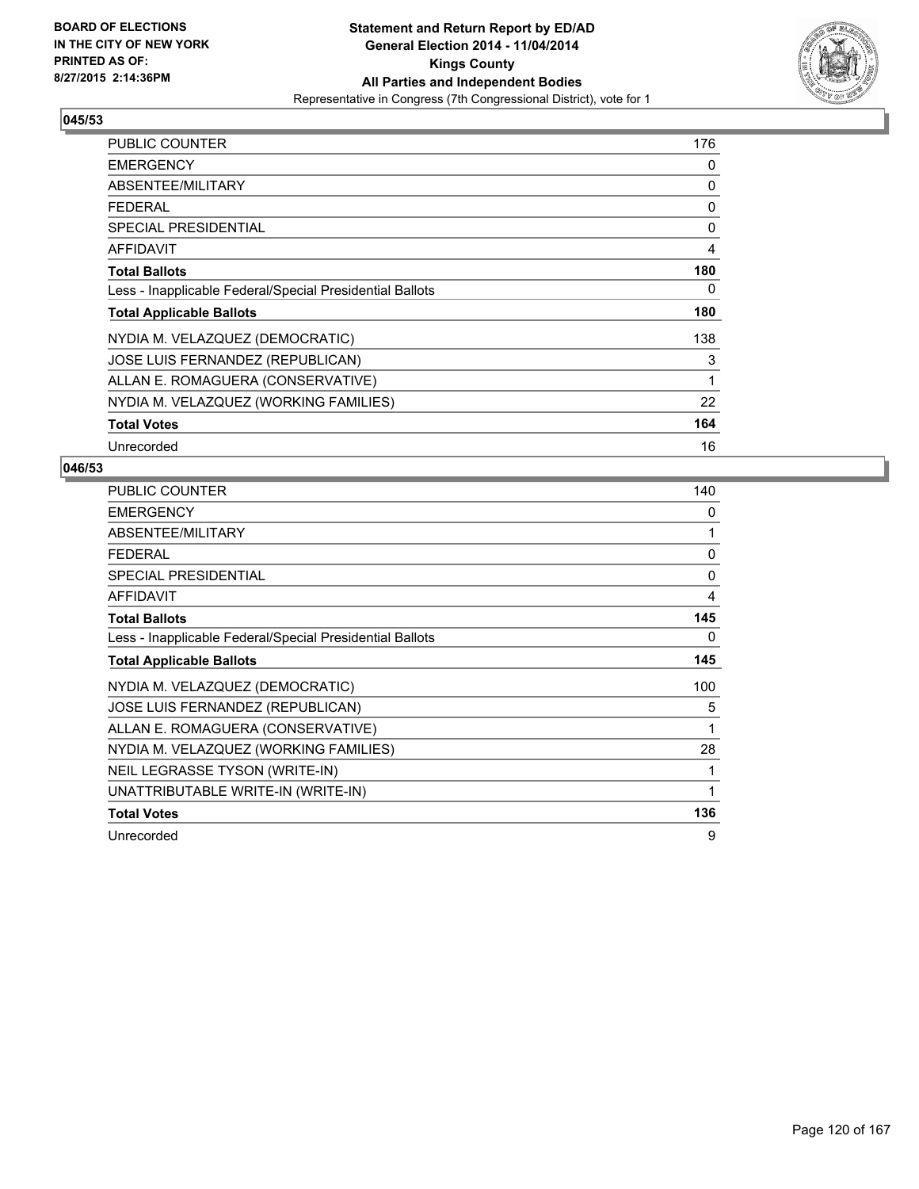**BOARD OF ELECTIONS IN THE CITY OF NEW YORK PRINTED AS OF: 8/27/2015 2:14:36PM**

**Statement and Return Report by ED/AD**
**General Election 2014 - 11/04/2014**
**Kings County**
**All Parties and Independent Bodies**
Representative in Congress (7th Congressional District), vote for 1

## 045/53

| | |
|---|---|
| PUBLIC COUNTER | 176 |
| EMERGENCY | 0 |
| ABSENTEE/MILITARY | 0 |
| FEDERAL | 0 |
| SPECIAL PRESIDENTIAL | 0 |
| AFFIDAVIT | 4 |
| **Total Ballots** | **180** |
| Less - Inapplicable Federal/Special Presidential Ballots | 0 |
| **Total Applicable Ballots** | **180** |
| NYDIA M. VELAZQUEZ (DEMOCRATIC) | 138 |
| JOSE LUIS FERNANDEZ (REPUBLICAN) | 3 |
| ALLAN E. ROMAGUERA (CONSERVATIVE) | 1 |
| NYDIA M. VELAZQUEZ (WORKING FAMILIES) | 22 |
| **Total Votes** | **164** |
| Unrecorded | 16 |

## 046/53

| | |
|---|---|
| PUBLIC COUNTER | 140 |
| EMERGENCY | 0 |
| ABSENTEE/MILITARY | 1 |
| FEDERAL | 0 |
| SPECIAL PRESIDENTIAL | 0 |
| AFFIDAVIT | 4 |
| **Total Ballots** | **145** |
| Less - Inapplicable Federal/Special Presidential Ballots | 0 |
| **Total Applicable Ballots** | **145** |
| NYDIA M. VELAZQUEZ (DEMOCRATIC) | 100 |
| JOSE LUIS FERNANDEZ (REPUBLICAN) | 5 |
| ALLAN E. ROMAGUERA (CONSERVATIVE) | 1 |
| NYDIA M. VELAZQUEZ (WORKING FAMILIES) | 28 |
| NEIL LEGRASSE TYSON (WRITE-IN) | 1 |
| UNATTRIBUTABLE WRITE-IN (WRITE-IN) | 1 |
| **Total Votes** | **136** |
| Unrecorded | 9 |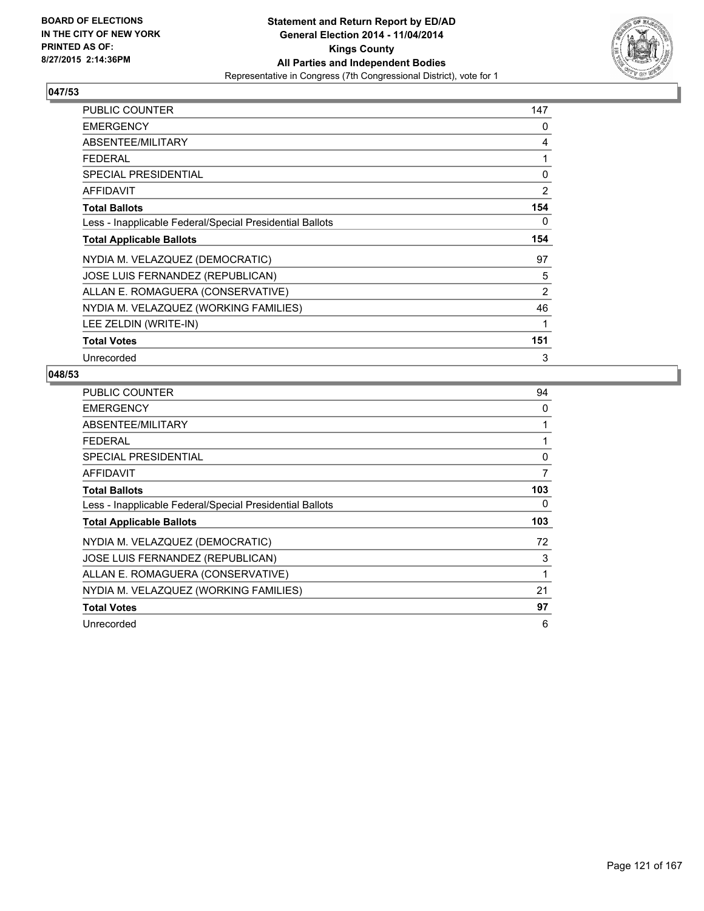BOARD OF ELECTIONS
IN THE CITY OF NEW YORK
PRINTED AS OF:
8/27/2015 2:14:36PM

**Statement and Return Report by ED/AD**
**General Election 2014 - 11/04/2014**
**Kings County**
**All Parties and Independent Bodies**
Representative in Congress (7th Congressional District), vote for 1

## 047/53

| | |
|---|---|
| PUBLIC COUNTER | 147 |
| EMERGENCY | 0 |
| ABSENTEE/MILITARY | 4 |
| FEDERAL | 1 |
| SPECIAL PRESIDENTIAL | 0 |
| AFFIDAVIT | 2 |
| **Total Ballots** | **154** |
| Less - Inapplicable Federal/Special Presidential Ballots | 0 |
| **Total Applicable Ballots** | **154** |
| NYDIA M. VELAZQUEZ (DEMOCRATIC) | 97 |
| JOSE LUIS FERNANDEZ (REPUBLICAN) | 5 |
| ALLAN E. ROMAGUERA (CONSERVATIVE) | 2 |
| NYDIA M. VELAZQUEZ (WORKING FAMILIES) | 46 |
| LEE ZELDIN (WRITE-IN) | 1 |
| **Total Votes** | **151** |
| Unrecorded | 3 |

## 048/53

| | |
|---|---|
| PUBLIC COUNTER | 94 |
| EMERGENCY | 0 |
| ABSENTEE/MILITARY | 1 |
| FEDERAL | 1 |
| SPECIAL PRESIDENTIAL | 0 |
| AFFIDAVIT | 7 |
| **Total Ballots** | **103** |
| Less - Inapplicable Federal/Special Presidential Ballots | 0 |
| **Total Applicable Ballots** | **103** |
| NYDIA M. VELAZQUEZ (DEMOCRATIC) | 72 |
| JOSE LUIS FERNANDEZ (REPUBLICAN) | 3 |
| ALLAN E. ROMAGUERA (CONSERVATIVE) | 1 |
| NYDIA M. VELAZQUEZ (WORKING FAMILIES) | 21 |
| **Total Votes** | **97** |
| Unrecorded | 6 |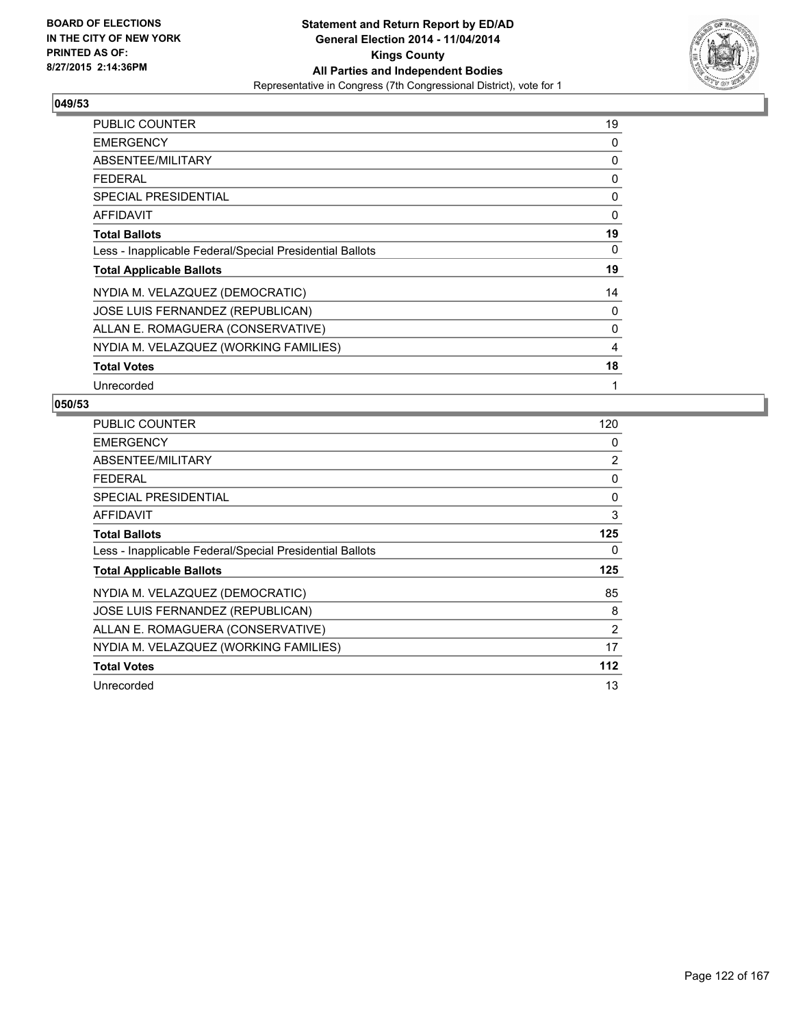**BOARD OF ELECTIONS IN THE CITY OF NEW YORK PRINTED AS OF: 8/27/2015 2:14:36PM**

**Statement and Return Report by ED/AD General Election 2014 - 11/04/2014 Kings County All Parties and Independent Bodies**

Representative in Congress (7th Congressional District), vote for 1

## 049/53

| | |
|---|---|
| PUBLIC COUNTER | 19 |
| EMERGENCY | 0 |
| ABSENTEE/MILITARY | 0 |
| FEDERAL | 0 |
| SPECIAL PRESIDENTIAL | 0 |
| AFFIDAVIT | 0 |
| **Total Ballots** | **19** |
| Less - Inapplicable Federal/Special Presidential Ballots | 0 |
| **Total Applicable Ballots** | **19** |
| NYDIA M. VELAZQUEZ (DEMOCRATIC) | 14 |
| JOSE LUIS FERNANDEZ (REPUBLICAN) | 0 |
| ALLAN E. ROMAGUERA (CONSERVATIVE) | 0 |
| NYDIA M. VELAZQUEZ (WORKING FAMILIES) | 4 |
| **Total Votes** | **18** |
| Unrecorded | 1 |

## 050/53

| | |
|---|---|
| PUBLIC COUNTER | 120 |
| EMERGENCY | 0 |
| ABSENTEE/MILITARY | 2 |
| FEDERAL | 0 |
| SPECIAL PRESIDENTIAL | 0 |
| AFFIDAVIT | 3 |
| **Total Ballots** | **125** |
| Less - Inapplicable Federal/Special Presidential Ballots | 0 |
| **Total Applicable Ballots** | **125** |
| NYDIA M. VELAZQUEZ (DEMOCRATIC) | 85 |
| JOSE LUIS FERNANDEZ (REPUBLICAN) | 8 |
| ALLAN E. ROMAGUERA (CONSERVATIVE) | 2 |
| NYDIA M. VELAZQUEZ (WORKING FAMILIES) | 17 |
| **Total Votes** | **112** |
| Unrecorded | 13 |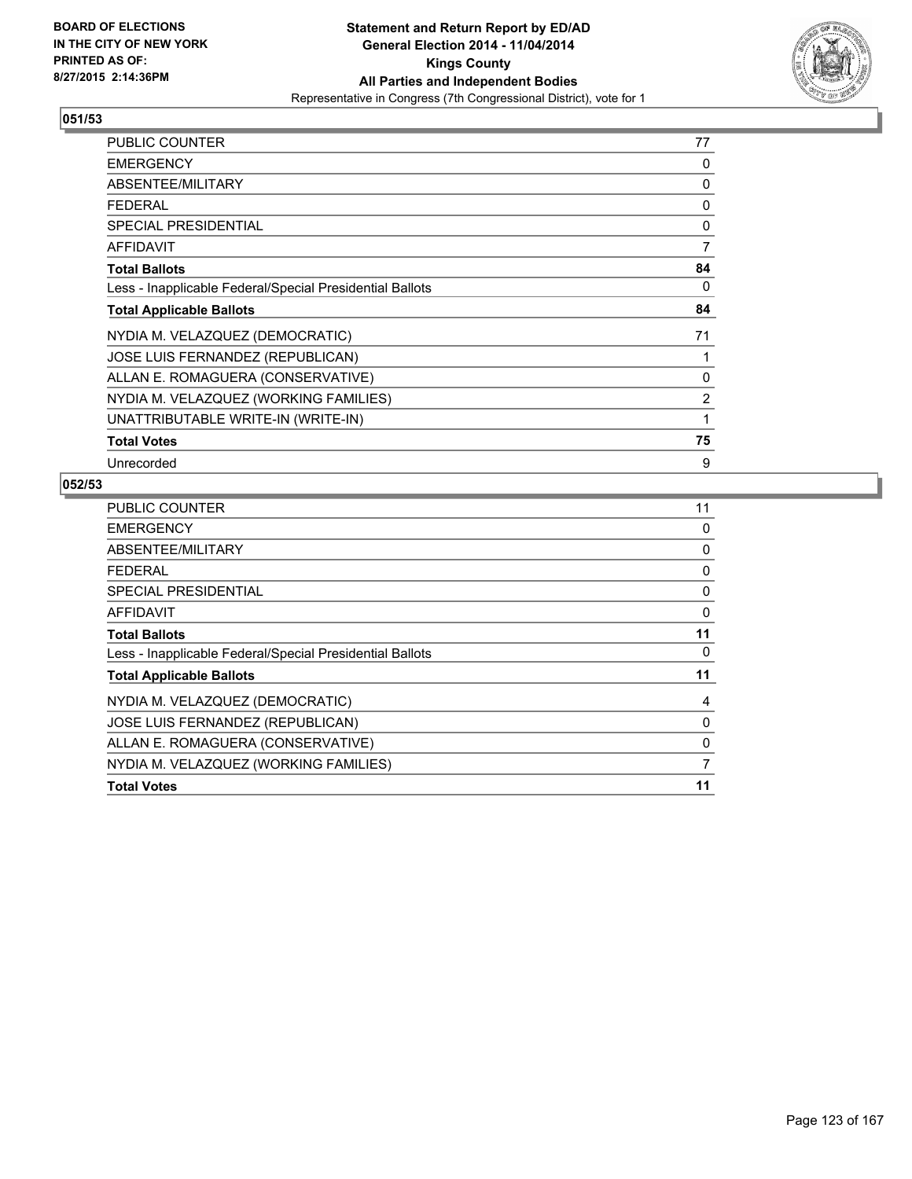BOARD OF ELECTIONS
IN THE CITY OF NEW YORK
PRINTED AS OF:
8/27/2015 2:14:36PM

**Statement and Return Report by ED/AD**
**General Election 2014 - 11/04/2014**
**Kings County**
**All Parties and Independent Bodies**
Representative in Congress (7th Congressional District), vote for 1

## 051/53

| | |
|---|---|
| PUBLIC COUNTER | 77 |
| EMERGENCY | 0 |
| ABSENTEE/MILITARY | 0 |
| FEDERAL | 0 |
| SPECIAL PRESIDENTIAL | 0 |
| AFFIDAVIT | 7 |
| **Total Ballots** | **84** |
| Less - Inapplicable Federal/Special Presidential Ballots | 0 |
| **Total Applicable Ballots** | **84** |
| NYDIA M. VELAZQUEZ (DEMOCRATIC) | 71 |
| JOSE LUIS FERNANDEZ (REPUBLICAN) | 1 |
| ALLAN E. ROMAGUERA (CONSERVATIVE) | 0 |
| NYDIA M. VELAZQUEZ (WORKING FAMILIES) | 2 |
| UNATTRIBUTABLE WRITE-IN (WRITE-IN) | 1 |
| **Total Votes** | **75** |
| Unrecorded | 9 |

## 052/53

| | |
|---|---|
| PUBLIC COUNTER | 11 |
| EMERGENCY | 0 |
| ABSENTEE/MILITARY | 0 |
| FEDERAL | 0 |
| SPECIAL PRESIDENTIAL | 0 |
| AFFIDAVIT | 0 |
| **Total Ballots** | **11** |
| Less - Inapplicable Federal/Special Presidential Ballots | 0 |
| **Total Applicable Ballots** | **11** |
| NYDIA M. VELAZQUEZ (DEMOCRATIC) | 4 |
| JOSE LUIS FERNANDEZ (REPUBLICAN) | 0 |
| ALLAN E. ROMAGUERA (CONSERVATIVE) | 0 |
| NYDIA M. VELAZQUEZ (WORKING FAMILIES) | 7 |
| **Total Votes** | **11** |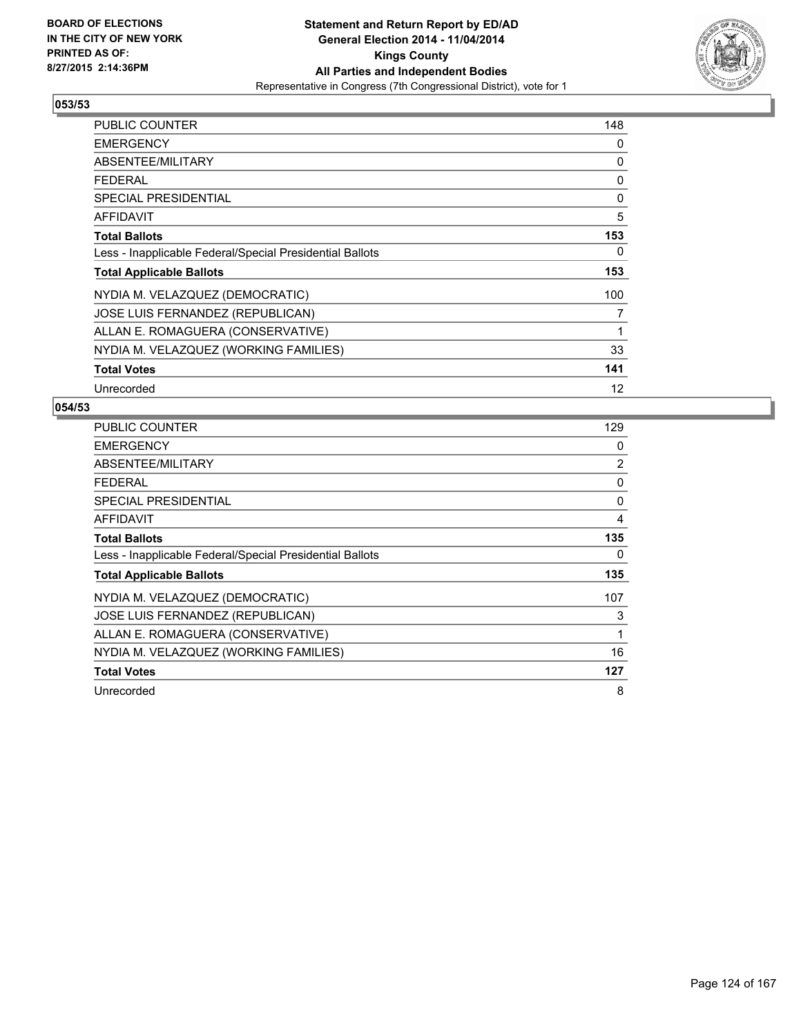**BOARD OF ELECTIONS IN THE CITY OF NEW YORK PRINTED AS OF: 8/27/2015 2:14:36PM**

**Statement and Return Report by ED/AD General Election 2014 - 11/04/2014 Kings County All Parties and Independent Bodies**

Representative in Congress (7th Congressional District), vote for 1

### 053/53

| | |
|---|---|
| PUBLIC COUNTER | 148 |
| EMERGENCY | 0 |
| ABSENTEE/MILITARY | 0 |
| FEDERAL | 0 |
| SPECIAL PRESIDENTIAL | 0 |
| AFFIDAVIT | 5 |
| **Total Ballots** | **153** |
| Less - Inapplicable Federal/Special Presidential Ballots | 0 |
| **Total Applicable Ballots** | **153** |
| NYDIA M. VELAZQUEZ (DEMOCRATIC) | 100 |
| JOSE LUIS FERNANDEZ (REPUBLICAN) | 7 |
| ALLAN E. ROMAGUERA (CONSERVATIVE) | 1 |
| NYDIA M. VELAZQUEZ (WORKING FAMILIES) | 33 |
| **Total Votes** | **141** |
| Unrecorded | 12 |

### 054/53

| | |
|---|---|
| PUBLIC COUNTER | 129 |
| EMERGENCY | 0 |
| ABSENTEE/MILITARY | 2 |
| FEDERAL | 0 |
| SPECIAL PRESIDENTIAL | 0 |
| AFFIDAVIT | 4 |
| **Total Ballots** | **135** |
| Less - Inapplicable Federal/Special Presidential Ballots | 0 |
| **Total Applicable Ballots** | **135** |
| NYDIA M. VELAZQUEZ (DEMOCRATIC) | 107 |
| JOSE LUIS FERNANDEZ (REPUBLICAN) | 3 |
| ALLAN E. ROMAGUERA (CONSERVATIVE) | 1 |
| NYDIA M. VELAZQUEZ (WORKING FAMILIES) | 16 |
| **Total Votes** | **127** |
| Unrecorded | 8 |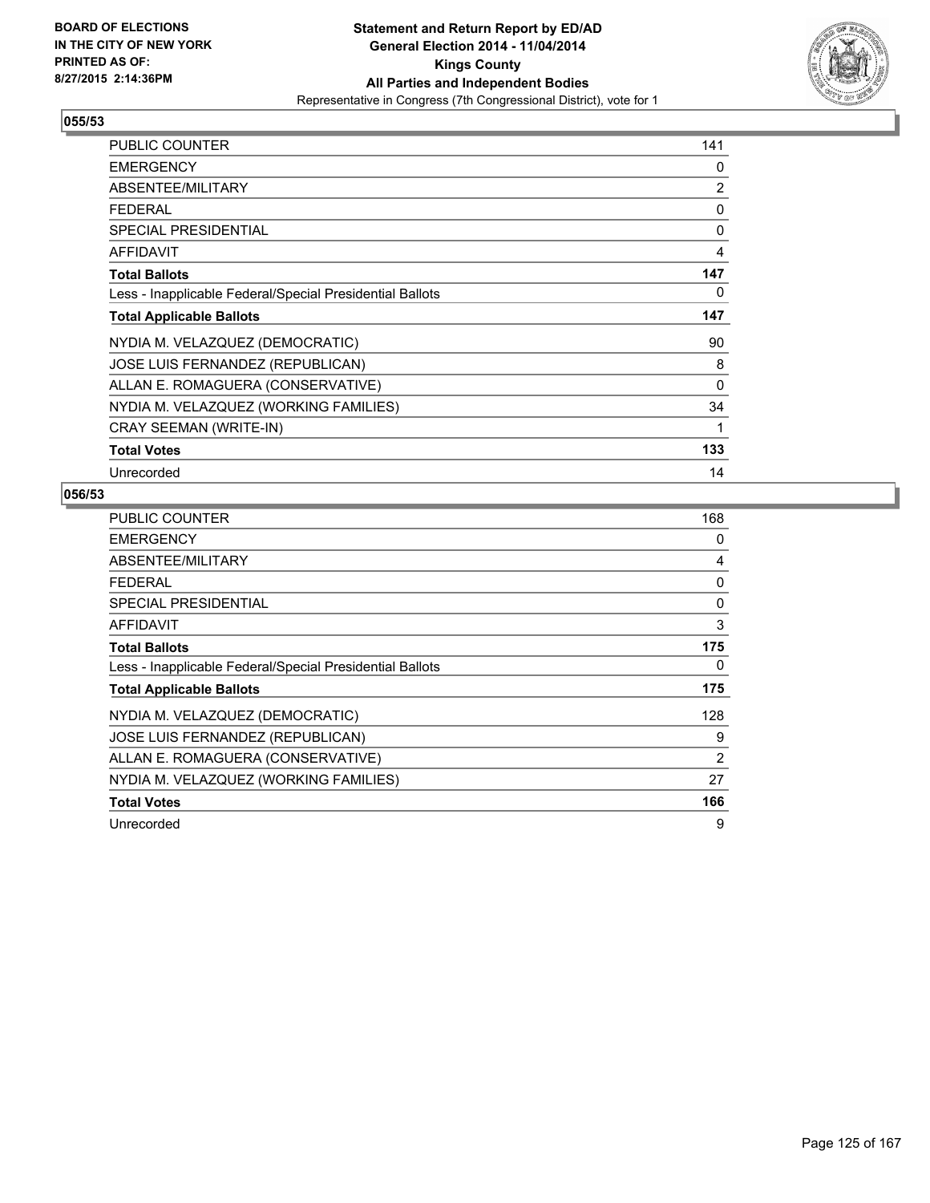BOARD OF ELECTIONS
IN THE CITY OF NEW YORK
PRINTED AS OF:
8/27/2015 2:14:36PM

**Statement and Return Report by ED/AD**
**General Election 2014 - 11/04/2014**
**Kings County**
**All Parties and Independent Bodies**
Representative in Congress (7th Congressional District), vote for 1

### 055/53

| | |
|---|---|
| PUBLIC COUNTER | 141 |
| EMERGENCY | 0 |
| ABSENTEE/MILITARY | 2 |
| FEDERAL | 0 |
| SPECIAL PRESIDENTIAL | 0 |
| AFFIDAVIT | 4 |
| **Total Ballots** | **147** |
| Less - Inapplicable Federal/Special Presidential Ballots | 0 |
| **Total Applicable Ballots** | **147** |
| NYDIA M. VELAZQUEZ (DEMOCRATIC) | 90 |
| JOSE LUIS FERNANDEZ (REPUBLICAN) | 8 |
| ALLAN E. ROMAGUERA (CONSERVATIVE) | 0 |
| NYDIA M. VELAZQUEZ (WORKING FAMILIES) | 34 |
| CRAY SEEMAN (WRITE-IN) | 1 |
| **Total Votes** | **133** |
| Unrecorded | 14 |

### 056/53

| | |
|---|---|
| PUBLIC COUNTER | 168 |
| EMERGENCY | 0 |
| ABSENTEE/MILITARY | 4 |
| FEDERAL | 0 |
| SPECIAL PRESIDENTIAL | 0 |
| AFFIDAVIT | 3 |
| **Total Ballots** | **175** |
| Less - Inapplicable Federal/Special Presidential Ballots | 0 |
| **Total Applicable Ballots** | **175** |
| NYDIA M. VELAZQUEZ (DEMOCRATIC) | 128 |
| JOSE LUIS FERNANDEZ (REPUBLICAN) | 9 |
| ALLAN E. ROMAGUERA (CONSERVATIVE) | 2 |
| NYDIA M. VELAZQUEZ (WORKING FAMILIES) | 27 |
| **Total Votes** | **166** |
| Unrecorded | 9 |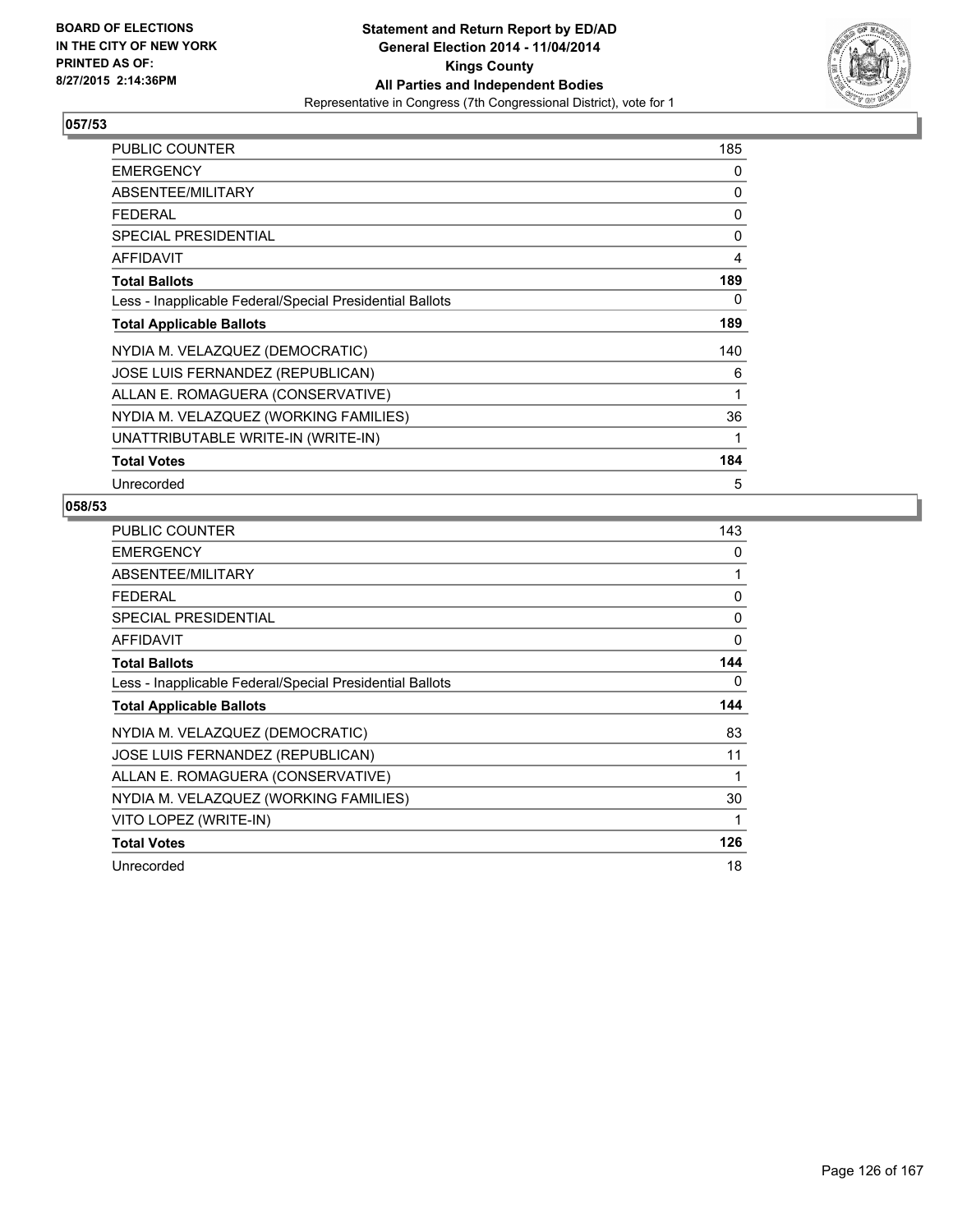BOARD OF ELECTIONS
IN THE CITY OF NEW YORK
PRINTED AS OF:
8/27/2015 2:14:36PM

**Statement and Return Report by ED/AD**
**General Election 2014 - 11/04/2014**
**Kings County**
**All Parties and Independent Bodies**
Representative in Congress (7th Congressional District), vote for 1

## 057/53

| | |
|---|---|
| PUBLIC COUNTER | 185 |
| EMERGENCY | 0 |
| ABSENTEE/MILITARY | 0 |
| FEDERAL | 0 |
| SPECIAL PRESIDENTIAL | 0 |
| AFFIDAVIT | 4 |
| **Total Ballots** | **189** |
| Less - Inapplicable Federal/Special Presidential Ballots | 0 |
| **Total Applicable Ballots** | **189** |
| NYDIA M. VELAZQUEZ (DEMOCRATIC) | 140 |
| JOSE LUIS FERNANDEZ (REPUBLICAN) | 6 |
| ALLAN E. ROMAGUERA (CONSERVATIVE) | 1 |
| NYDIA M. VELAZQUEZ (WORKING FAMILIES) | 36 |
| UNATTRIBUTABLE WRITE-IN (WRITE-IN) | 1 |
| **Total Votes** | **184** |
| Unrecorded | 5 |

## 058/53

| | |
|---|---|
| PUBLIC COUNTER | 143 |
| EMERGENCY | 0 |
| ABSENTEE/MILITARY | 1 |
| FEDERAL | 0 |
| SPECIAL PRESIDENTIAL | 0 |
| AFFIDAVIT | 0 |
| **Total Ballots** | **144** |
| Less - Inapplicable Federal/Special Presidential Ballots | 0 |
| **Total Applicable Ballots** | **144** |
| NYDIA M. VELAZQUEZ (DEMOCRATIC) | 83 |
| JOSE LUIS FERNANDEZ (REPUBLICAN) | 11 |
| ALLAN E. ROMAGUERA (CONSERVATIVE) | 1 |
| NYDIA M. VELAZQUEZ (WORKING FAMILIES) | 30 |
| VITO LOPEZ (WRITE-IN) | 1 |
| **Total Votes** | **126** |
| Unrecorded | 18 |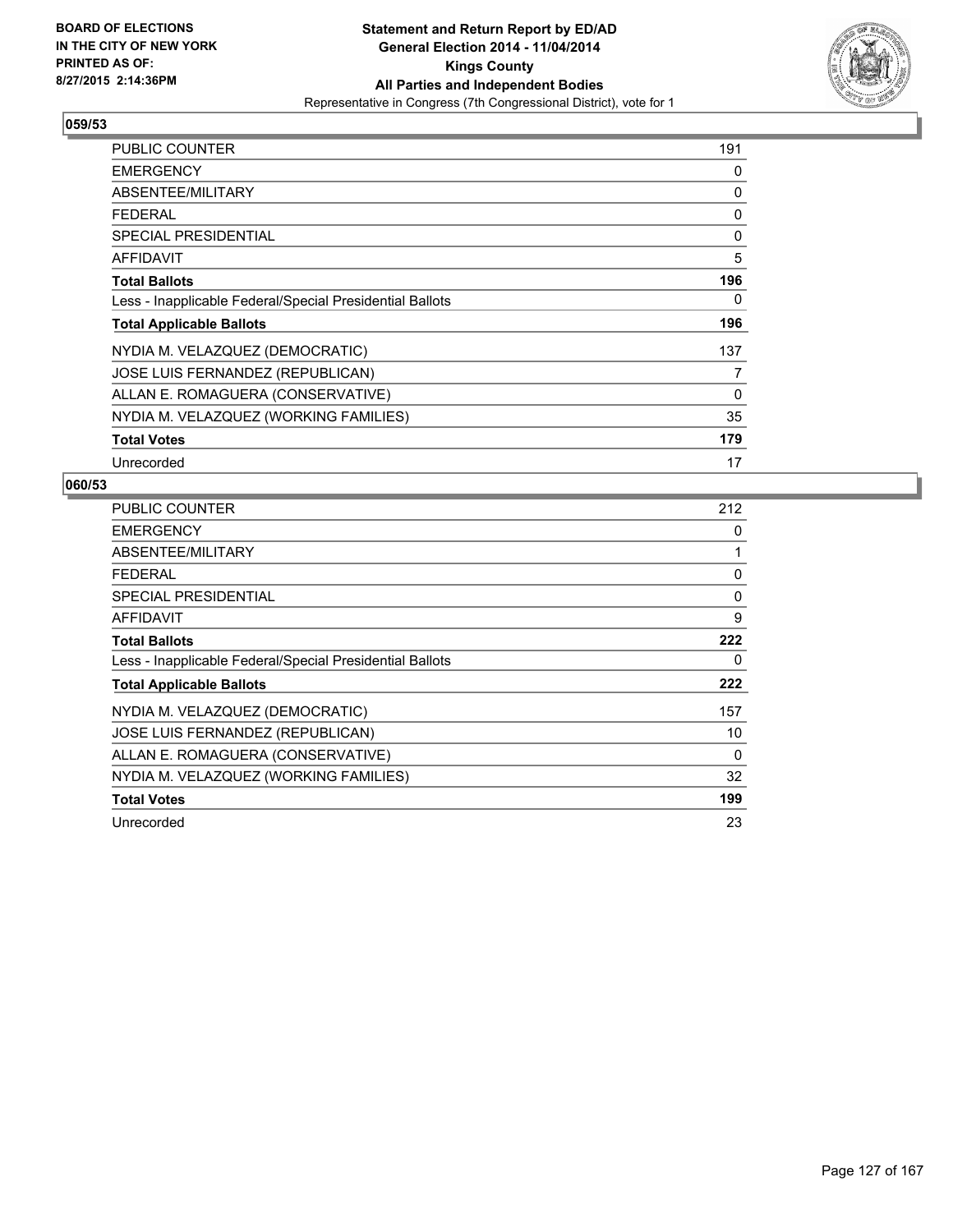**BOARD OF ELECTIONS IN THE CITY OF NEW YORK PRINTED AS OF: 8/27/2015 2:14:36PM**

**Statement and Return Report by ED/AD General Election 2014 - 11/04/2014 Kings County All Parties and Independent Bodies**
Representative in Congress (7th Congressional District), vote for 1

## 059/53

| | |
|---|---|
| PUBLIC COUNTER | 191 |
| EMERGENCY | 0 |
| ABSENTEE/MILITARY | 0 |
| FEDERAL | 0 |
| SPECIAL PRESIDENTIAL | 0 |
| AFFIDAVIT | 5 |
| **Total Ballots** | **196** |
| Less - Inapplicable Federal/Special Presidential Ballots | 0 |
| **Total Applicable Ballots** | **196** |
| NYDIA M. VELAZQUEZ (DEMOCRATIC) | 137 |
| JOSE LUIS FERNANDEZ (REPUBLICAN) | 7 |
| ALLAN E. ROMAGUERA (CONSERVATIVE) | 0 |
| NYDIA M. VELAZQUEZ (WORKING FAMILIES) | 35 |
| **Total Votes** | **179** |
| Unrecorded | 17 |

## 060/53

| | |
|---|---|
| PUBLIC COUNTER | 212 |
| EMERGENCY | 0 |
| ABSENTEE/MILITARY | 1 |
| FEDERAL | 0 |
| SPECIAL PRESIDENTIAL | 0 |
| AFFIDAVIT | 9 |
| **Total Ballots** | **222** |
| Less - Inapplicable Federal/Special Presidential Ballots | 0 |
| **Total Applicable Ballots** | **222** |
| NYDIA M. VELAZQUEZ (DEMOCRATIC) | 157 |
| JOSE LUIS FERNANDEZ (REPUBLICAN) | 10 |
| ALLAN E. ROMAGUERA (CONSERVATIVE) | 0 |
| NYDIA M. VELAZQUEZ (WORKING FAMILIES) | 32 |
| **Total Votes** | **199** |
| Unrecorded | 23 |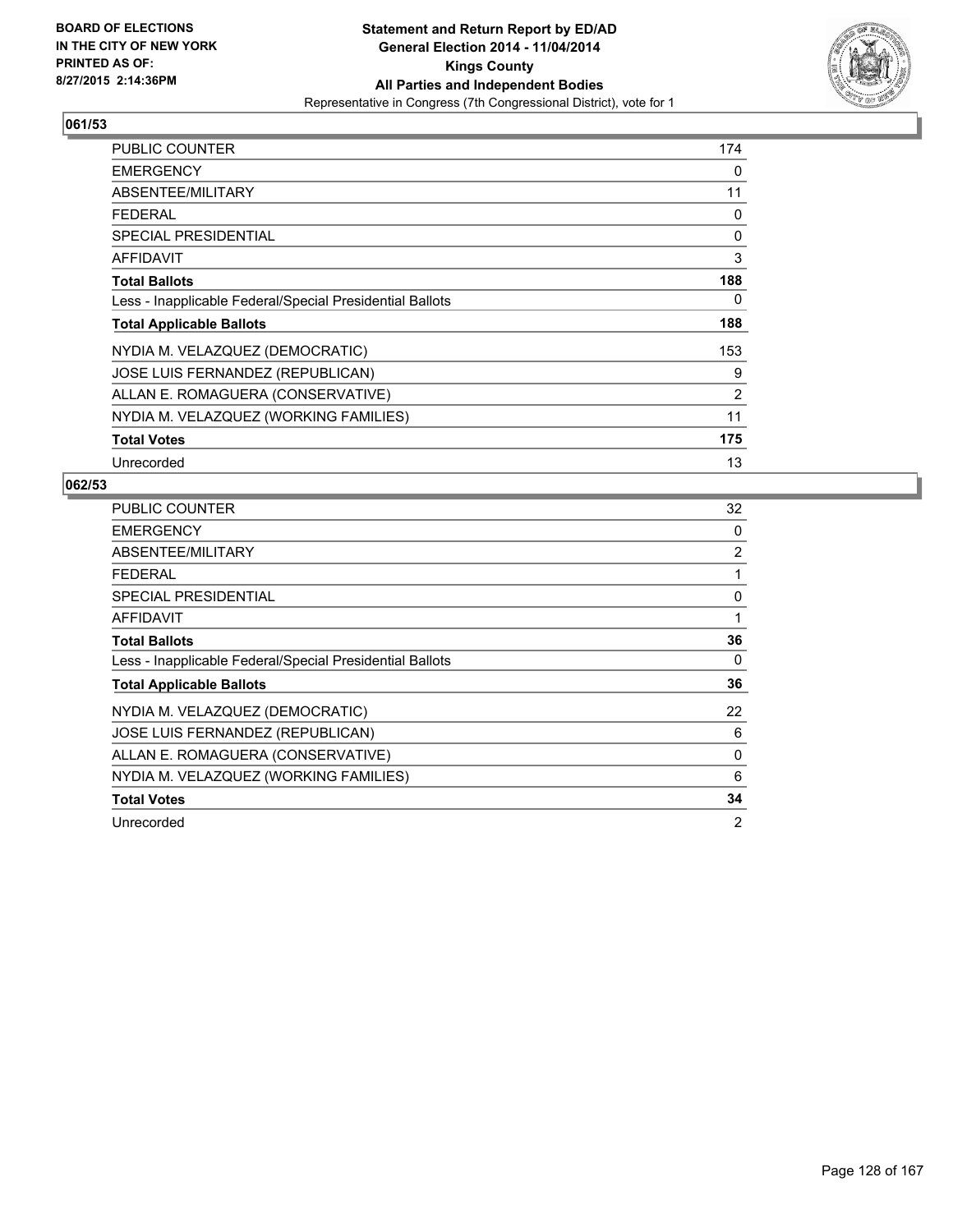**BOARD OF ELECTIONS IN THE CITY OF NEW YORK PRINTED AS OF: 8/27/2015 2:14:36PM**

**Statement and Return Report by ED/AD**
**General Election 2014 - 11/04/2014**
**Kings County**
**All Parties and Independent Bodies**
Representative in Congress (7th Congressional District), vote for 1

## 061/53

| | |
|---|---|
| PUBLIC COUNTER | 174 |
| EMERGENCY | 0 |
| ABSENTEE/MILITARY | 11 |
| FEDERAL | 0 |
| SPECIAL PRESIDENTIAL | 0 |
| AFFIDAVIT | 3 |
| **Total Ballots** | **188** |
| Less - Inapplicable Federal/Special Presidential Ballots | 0 |
| **Total Applicable Ballots** | **188** |
| NYDIA M. VELAZQUEZ (DEMOCRATIC) | 153 |
| JOSE LUIS FERNANDEZ (REPUBLICAN) | 9 |
| ALLAN E. ROMAGUERA (CONSERVATIVE) | 2 |
| NYDIA M. VELAZQUEZ (WORKING FAMILIES) | 11 |
| **Total Votes** | **175** |
| Unrecorded | 13 |

## 062/53

| | |
|---|---|
| PUBLIC COUNTER | 32 |
| EMERGENCY | 0 |
| ABSENTEE/MILITARY | 2 |
| FEDERAL | 1 |
| SPECIAL PRESIDENTIAL | 0 |
| AFFIDAVIT | 1 |
| **Total Ballots** | **36** |
| Less - Inapplicable Federal/Special Presidential Ballots | 0 |
| **Total Applicable Ballots** | **36** |
| NYDIA M. VELAZQUEZ (DEMOCRATIC) | 22 |
| JOSE LUIS FERNANDEZ (REPUBLICAN) | 6 |
| ALLAN E. ROMAGUERA (CONSERVATIVE) | 0 |
| NYDIA M. VELAZQUEZ (WORKING FAMILIES) | 6 |
| **Total Votes** | **34** |
| Unrecorded | 2 |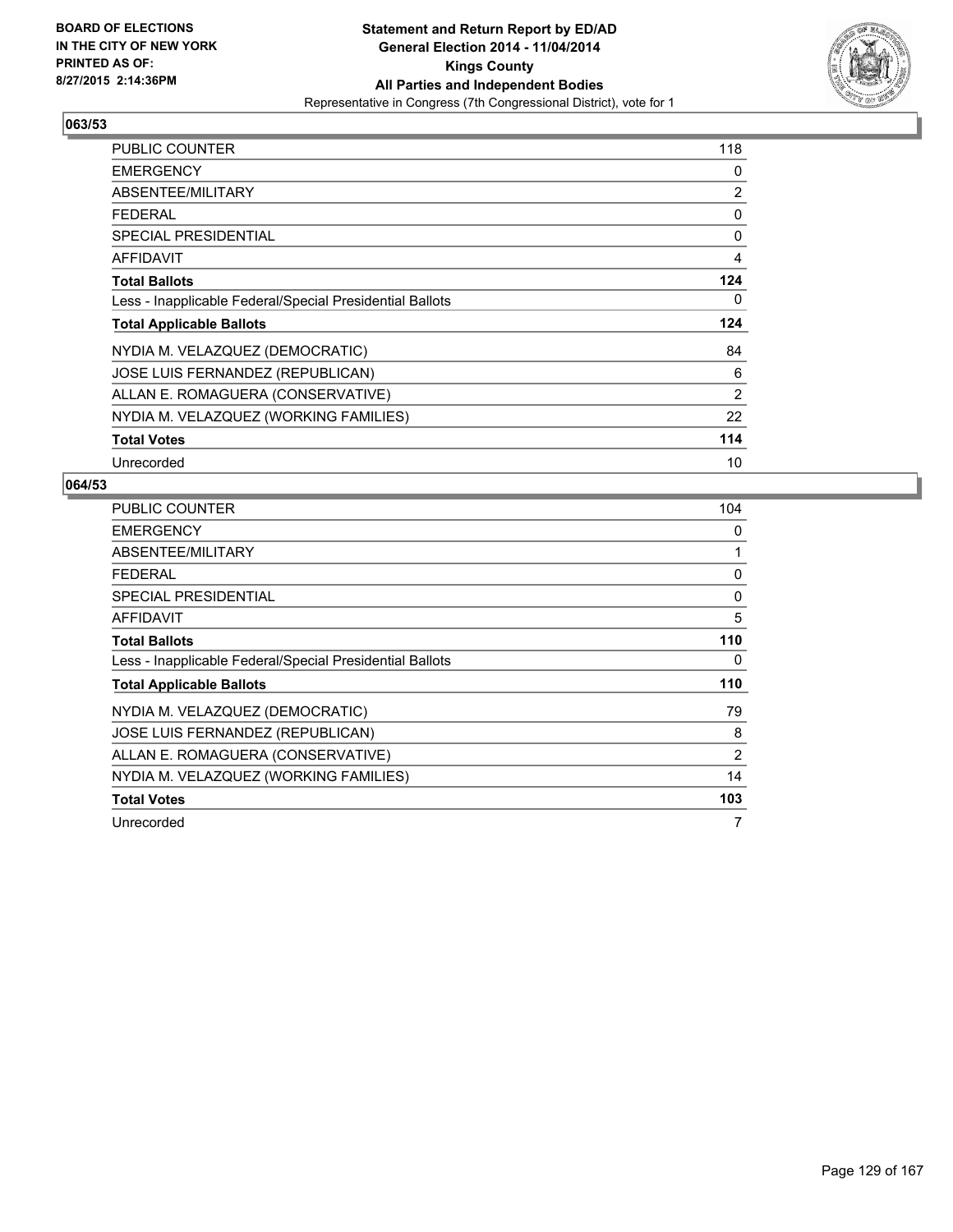BOARD OF ELECTIONS
IN THE CITY OF NEW YORK
PRINTED AS OF:
8/27/2015 2:14:36PM

**Statement and Return Report by ED/AD**
**General Election 2014 - 11/04/2014**
**Kings County**
**All Parties and Independent Bodies**
Representative in Congress (7th Congressional District), vote for 1

## 063/53

| | |
|---|---|
| PUBLIC COUNTER | 118 |
| EMERGENCY | 0 |
| ABSENTEE/MILITARY | 2 |
| FEDERAL | 0 |
| SPECIAL PRESIDENTIAL | 0 |
| AFFIDAVIT | 4 |
| **Total Ballots** | **124** |
| Less - Inapplicable Federal/Special Presidential Ballots | 0 |
| **Total Applicable Ballots** | **124** |
| NYDIA M. VELAZQUEZ (DEMOCRATIC) | 84 |
| JOSE LUIS FERNANDEZ (REPUBLICAN) | 6 |
| ALLAN E. ROMAGUERA (CONSERVATIVE) | 2 |
| NYDIA M. VELAZQUEZ (WORKING FAMILIES) | 22 |
| **Total Votes** | **114** |
| Unrecorded | 10 |

## 064/53

| | |
|---|---|
| PUBLIC COUNTER | 104 |
| EMERGENCY | 0 |
| ABSENTEE/MILITARY | 1 |
| FEDERAL | 0 |
| SPECIAL PRESIDENTIAL | 0 |
| AFFIDAVIT | 5 |
| **Total Ballots** | **110** |
| Less - Inapplicable Federal/Special Presidential Ballots | 0 |
| **Total Applicable Ballots** | **110** |
| NYDIA M. VELAZQUEZ (DEMOCRATIC) | 79 |
| JOSE LUIS FERNANDEZ (REPUBLICAN) | 8 |
| ALLAN E. ROMAGUERA (CONSERVATIVE) | 2 |
| NYDIA M. VELAZQUEZ (WORKING FAMILIES) | 14 |
| **Total Votes** | **103** |
| Unrecorded | 7 |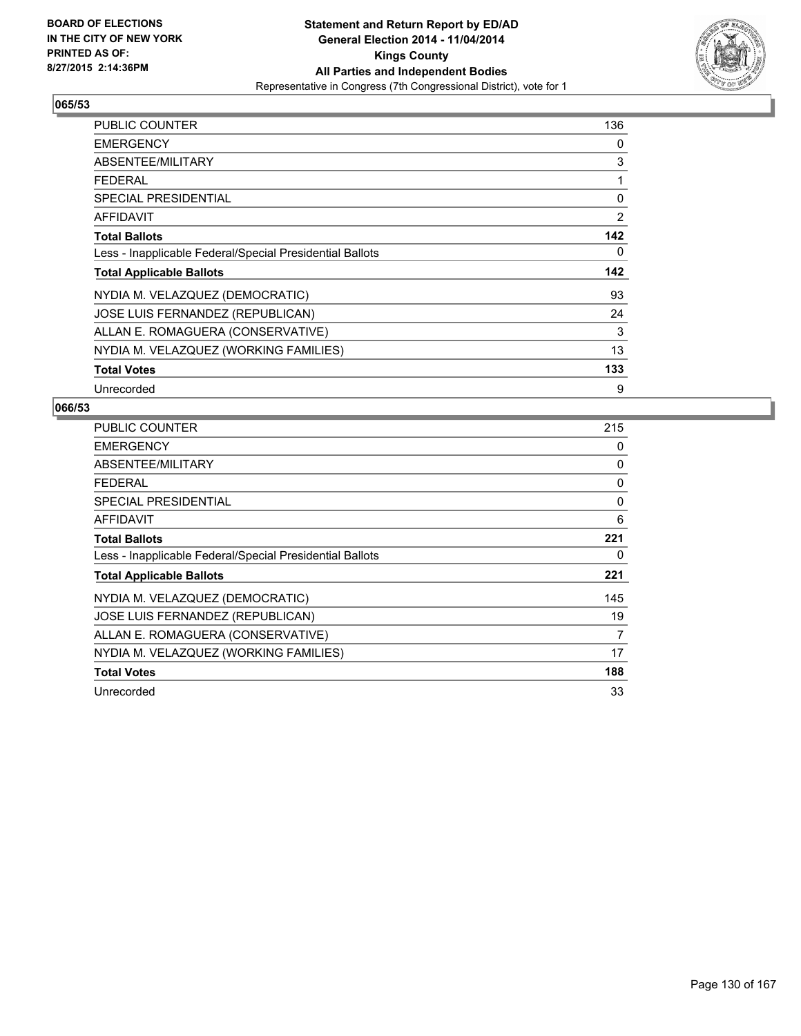**Statement and Return Report by ED/AD**
**General Election 2014 - 11/04/2014**
**Kings County**
**All Parties and Independent Bodies**
Representative in Congress (7th Congressional District), vote for 1

BOARD OF ELECTIONS
IN THE CITY OF NEW YORK
PRINTED AS OF:
8/27/2015 2:14:36PM

## 065/53

| | |
|---|---|
| PUBLIC COUNTER | 136 |
| EMERGENCY | 0 |
| ABSENTEE/MILITARY | 3 |
| FEDERAL | 1 |
| SPECIAL PRESIDENTIAL | 0 |
| AFFIDAVIT | 2 |
| **Total Ballots** | **142** |
| Less - Inapplicable Federal/Special Presidential Ballots | 0 |
| **Total Applicable Ballots** | **142** |
| NYDIA M. VELAZQUEZ (DEMOCRATIC) | 93 |
| JOSE LUIS FERNANDEZ (REPUBLICAN) | 24 |
| ALLAN E. ROMAGUERA (CONSERVATIVE) | 3 |
| NYDIA M. VELAZQUEZ (WORKING FAMILIES) | 13 |
| **Total Votes** | **133** |
| Unrecorded | 9 |

## 066/53

| | |
|---|---|
| PUBLIC COUNTER | 215 |
| EMERGENCY | 0 |
| ABSENTEE/MILITARY | 0 |
| FEDERAL | 0 |
| SPECIAL PRESIDENTIAL | 0 |
| AFFIDAVIT | 6 |
| **Total Ballots** | **221** |
| Less - Inapplicable Federal/Special Presidential Ballots | 0 |
| **Total Applicable Ballots** | **221** |
| NYDIA M. VELAZQUEZ (DEMOCRATIC) | 145 |
| JOSE LUIS FERNANDEZ (REPUBLICAN) | 19 |
| ALLAN E. ROMAGUERA (CONSERVATIVE) | 7 |
| NYDIA M. VELAZQUEZ (WORKING FAMILIES) | 17 |
| **Total Votes** | **188** |
| Unrecorded | 33 |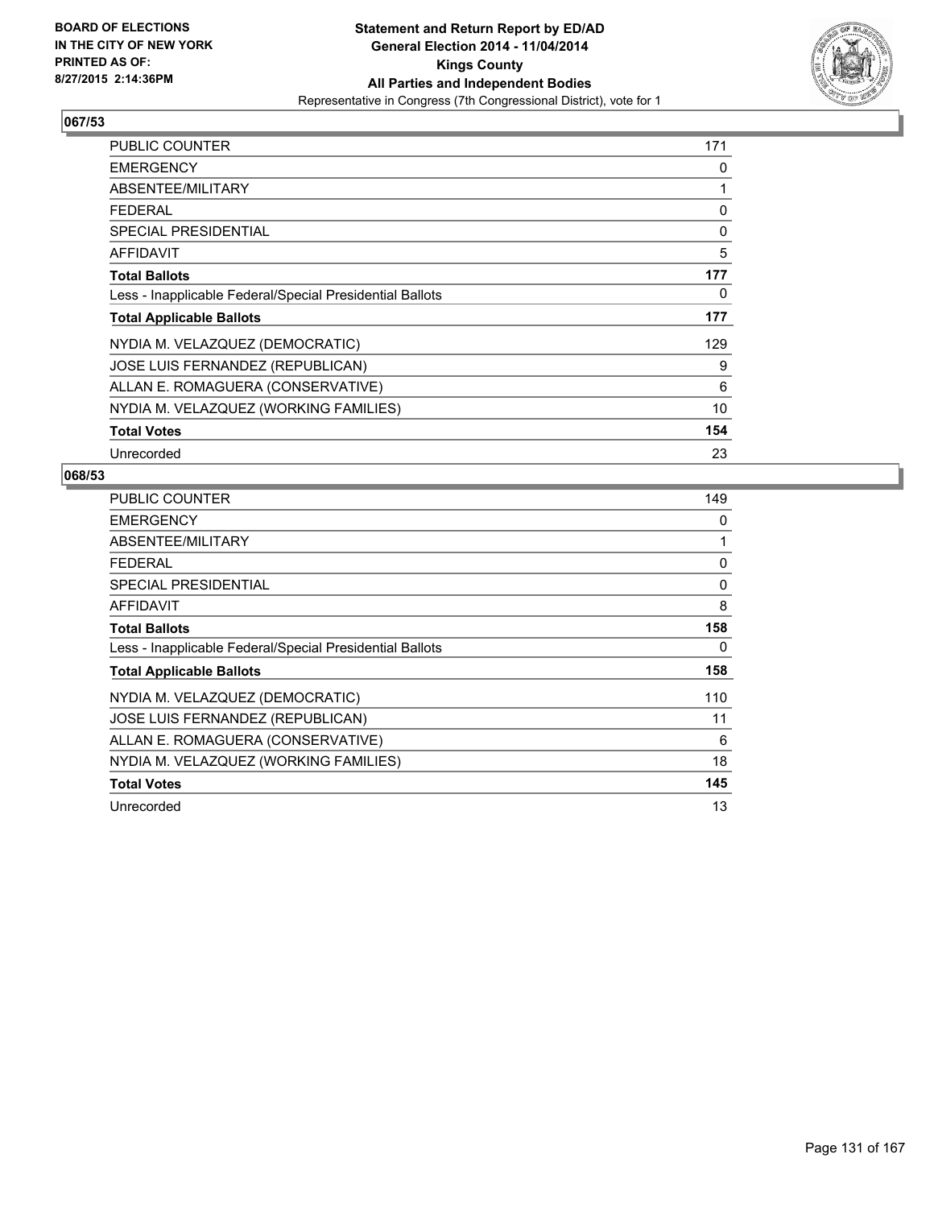BOARD OF ELECTIONS
IN THE CITY OF NEW YORK
PRINTED AS OF:
8/27/2015 2:14:36PM

**Statement and Return Report by ED/AD**
**General Election 2014 - 11/04/2014**
**Kings County**
**All Parties and Independent Bodies**
Representative in Congress (7th Congressional District), vote for 1

## 067/53

| | |
|---|---|
| PUBLIC COUNTER | 171 |
| EMERGENCY | 0 |
| ABSENTEE/MILITARY | 1 |
| FEDERAL | 0 |
| SPECIAL PRESIDENTIAL | 0 |
| AFFIDAVIT | 5 |
| **Total Ballots** | **177** |
| Less - Inapplicable Federal/Special Presidential Ballots | 0 |
| **Total Applicable Ballots** | **177** |
| NYDIA M. VELAZQUEZ (DEMOCRATIC) | 129 |
| JOSE LUIS FERNANDEZ (REPUBLICAN) | 9 |
| ALLAN E. ROMAGUERA (CONSERVATIVE) | 6 |
| NYDIA M. VELAZQUEZ (WORKING FAMILIES) | 10 |
| **Total Votes** | **154** |
| Unrecorded | 23 |

## 068/53

| | |
|---|---|
| PUBLIC COUNTER | 149 |
| EMERGENCY | 0 |
| ABSENTEE/MILITARY | 1 |
| FEDERAL | 0 |
| SPECIAL PRESIDENTIAL | 0 |
| AFFIDAVIT | 8 |
| **Total Ballots** | **158** |
| Less - Inapplicable Federal/Special Presidential Ballots | 0 |
| **Total Applicable Ballots** | **158** |
| NYDIA M. VELAZQUEZ (DEMOCRATIC) | 110 |
| JOSE LUIS FERNANDEZ (REPUBLICAN) | 11 |
| ALLAN E. ROMAGUERA (CONSERVATIVE) | 6 |
| NYDIA M. VELAZQUEZ (WORKING FAMILIES) | 18 |
| **Total Votes** | **145** |
| Unrecorded | 13 |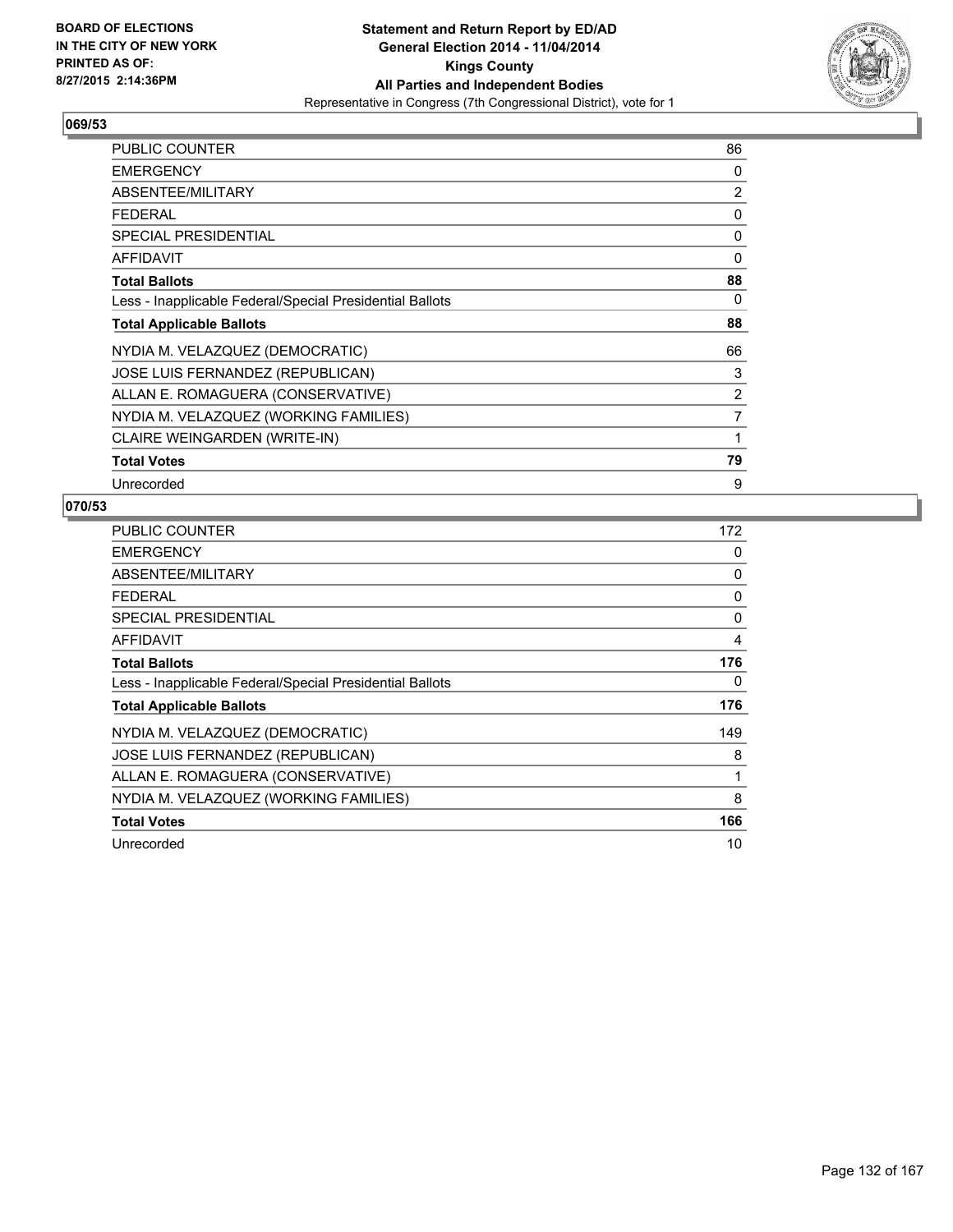BOARD OF ELECTIONS
IN THE CITY OF NEW YORK
PRINTED AS OF:
8/27/2015 2:14:36PM

**Statement and Return Report by ED/AD**
**General Election 2014 - 11/04/2014**
**Kings County**
**All Parties and Independent Bodies**
Representative in Congress (7th Congressional District), vote for 1

## 069/53

| | |
|---|---|
| PUBLIC COUNTER | 86 |
| EMERGENCY | 0 |
| ABSENTEE/MILITARY | 2 |
| FEDERAL | 0 |
| SPECIAL PRESIDENTIAL | 0 |
| AFFIDAVIT | 0 |
| **Total Ballots** | **88** |
| Less - Inapplicable Federal/Special Presidential Ballots | 0 |
| **Total Applicable Ballots** | **88** |
| NYDIA M. VELAZQUEZ (DEMOCRATIC) | 66 |
| JOSE LUIS FERNANDEZ (REPUBLICAN) | 3 |
| ALLAN E. ROMAGUERA (CONSERVATIVE) | 2 |
| NYDIA M. VELAZQUEZ (WORKING FAMILIES) | 7 |
| CLAIRE WEINGARDEN (WRITE-IN) | 1 |
| **Total Votes** | **79** |
| Unrecorded | 9 |

## 070/53

| | |
|---|---|
| PUBLIC COUNTER | 172 |
| EMERGENCY | 0 |
| ABSENTEE/MILITARY | 0 |
| FEDERAL | 0 |
| SPECIAL PRESIDENTIAL | 0 |
| AFFIDAVIT | 4 |
| **Total Ballots** | **176** |
| Less - Inapplicable Federal/Special Presidential Ballots | 0 |
| **Total Applicable Ballots** | **176** |
| NYDIA M. VELAZQUEZ (DEMOCRATIC) | 149 |
| JOSE LUIS FERNANDEZ (REPUBLICAN) | 8 |
| ALLAN E. ROMAGUERA (CONSERVATIVE) | 1 |
| NYDIA M. VELAZQUEZ (WORKING FAMILIES) | 8 |
| **Total Votes** | **166** |
| Unrecorded | 10 |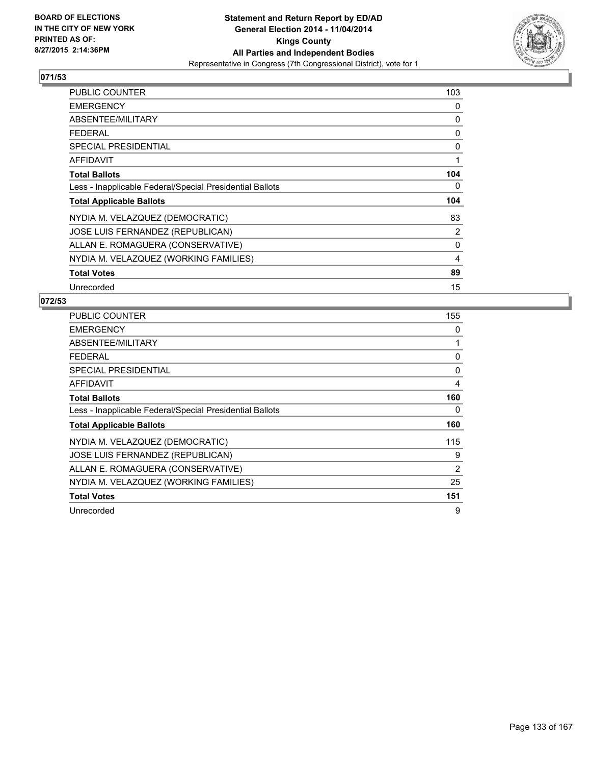BOARD OF ELECTIONS
IN THE CITY OF NEW YORK
PRINTED AS OF:
8/27/2015 2:14:36PM

**Statement and Return Report by ED/AD**
**General Election 2014 - 11/04/2014**
**Kings County**
**All Parties and Independent Bodies**
Representative in Congress (7th Congressional District), vote for 1

## 071/53

| | |
|---|---|
| PUBLIC COUNTER | 103 |
| EMERGENCY | 0 |
| ABSENTEE/MILITARY | 0 |
| FEDERAL | 0 |
| SPECIAL PRESIDENTIAL | 0 |
| AFFIDAVIT | 1 |
| **Total Ballots** | **104** |
| Less - Inapplicable Federal/Special Presidential Ballots | 0 |
| **Total Applicable Ballots** | **104** |
| NYDIA M. VELAZQUEZ (DEMOCRATIC) | 83 |
| JOSE LUIS FERNANDEZ (REPUBLICAN) | 2 |
| ALLAN E. ROMAGUERA (CONSERVATIVE) | 0 |
| NYDIA M. VELAZQUEZ (WORKING FAMILIES) | 4 |
| **Total Votes** | **89** |
| Unrecorded | 15 |

## 072/53

| | |
|---|---|
| PUBLIC COUNTER | 155 |
| EMERGENCY | 0 |
| ABSENTEE/MILITARY | 1 |
| FEDERAL | 0 |
| SPECIAL PRESIDENTIAL | 0 |
| AFFIDAVIT | 4 |
| **Total Ballots** | **160** |
| Less - Inapplicable Federal/Special Presidential Ballots | 0 |
| **Total Applicable Ballots** | **160** |
| NYDIA M. VELAZQUEZ (DEMOCRATIC) | 115 |
| JOSE LUIS FERNANDEZ (REPUBLICAN) | 9 |
| ALLAN E. ROMAGUERA (CONSERVATIVE) | 2 |
| NYDIA M. VELAZQUEZ (WORKING FAMILIES) | 25 |
| **Total Votes** | **151** |
| Unrecorded | 9 |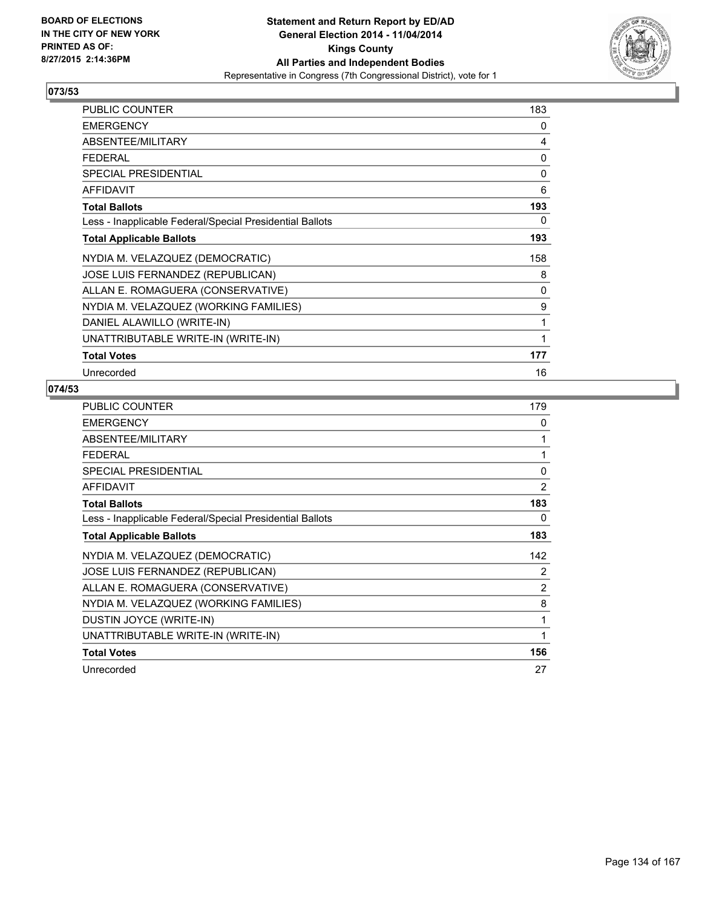BOARD OF ELECTIONS
IN THE CITY OF NEW YORK
PRINTED AS OF:
8/27/2015 2:14:36PM

**Statement and Return Report by ED/AD**
**General Election 2014 - 11/04/2014**
**Kings County**
**All Parties and Independent Bodies**
Representative in Congress (7th Congressional District), vote for 1

## 073/53

| | |
|---|---|
| PUBLIC COUNTER | 183 |
| EMERGENCY | 0 |
| ABSENTEE/MILITARY | 4 |
| FEDERAL | 0 |
| SPECIAL PRESIDENTIAL | 0 |
| AFFIDAVIT | 6 |
| **Total Ballots** | **193** |
| Less - Inapplicable Federal/Special Presidential Ballots | 0 |
| **Total Applicable Ballots** | **193** |
| NYDIA M. VELAZQUEZ (DEMOCRATIC) | 158 |
| JOSE LUIS FERNANDEZ (REPUBLICAN) | 8 |
| ALLAN E. ROMAGUERA (CONSERVATIVE) | 0 |
| NYDIA M. VELAZQUEZ (WORKING FAMILIES) | 9 |
| DANIEL ALAWILLO (WRITE-IN) | 1 |
| UNATTRIBUTABLE WRITE-IN (WRITE-IN) | 1 |
| **Total Votes** | **177** |
| Unrecorded | 16 |

## 074/53

| | |
|---|---|
| PUBLIC COUNTER | 179 |
| EMERGENCY | 0 |
| ABSENTEE/MILITARY | 1 |
| FEDERAL | 1 |
| SPECIAL PRESIDENTIAL | 0 |
| AFFIDAVIT | 2 |
| **Total Ballots** | **183** |
| Less - Inapplicable Federal/Special Presidential Ballots | 0 |
| **Total Applicable Ballots** | **183** |
| NYDIA M. VELAZQUEZ (DEMOCRATIC) | 142 |
| JOSE LUIS FERNANDEZ (REPUBLICAN) | 2 |
| ALLAN E. ROMAGUERA (CONSERVATIVE) | 2 |
| NYDIA M. VELAZQUEZ (WORKING FAMILIES) | 8 |
| DUSTIN JOYCE (WRITE-IN) | 1 |
| UNATTRIBUTABLE WRITE-IN (WRITE-IN) | 1 |
| **Total Votes** | **156** |
| Unrecorded | 27 |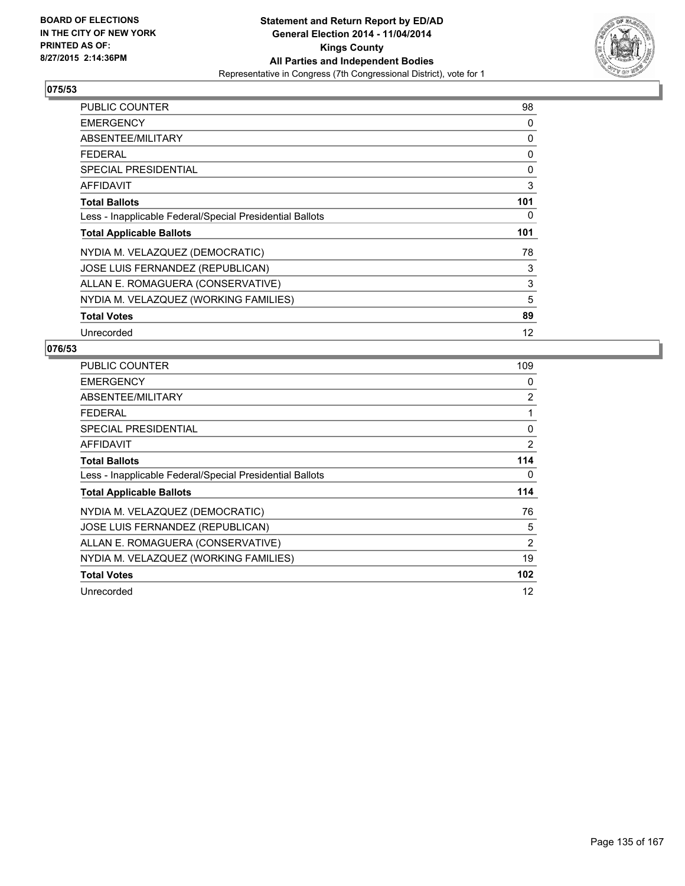BOARD OF ELECTIONS
IN THE CITY OF NEW YORK
PRINTED AS OF:
8/27/2015 2:14:36PM

**Statement and Return Report by ED/AD**
**General Election 2014 - 11/04/2014**
**Kings County**
**All Parties and Independent Bodies**
Representative in Congress (7th Congressional District), vote for 1

## 075/53

| | |
|---|---|
| PUBLIC COUNTER | 98 |
| EMERGENCY | 0 |
| ABSENTEE/MILITARY | 0 |
| FEDERAL | 0 |
| SPECIAL PRESIDENTIAL | 0 |
| AFFIDAVIT | 3 |
| **Total Ballots** | **101** |
| Less - Inapplicable Federal/Special Presidential Ballots | 0 |
| **Total Applicable Ballots** | **101** |
| NYDIA M. VELAZQUEZ (DEMOCRATIC) | 78 |
| JOSE LUIS FERNANDEZ (REPUBLICAN) | 3 |
| ALLAN E. ROMAGUERA (CONSERVATIVE) | 3 |
| NYDIA M. VELAZQUEZ (WORKING FAMILIES) | 5 |
| **Total Votes** | **89** |
| Unrecorded | 12 |

## 076/53

| | |
|---|---|
| PUBLIC COUNTER | 109 |
| EMERGENCY | 0 |
| ABSENTEE/MILITARY | 2 |
| FEDERAL | 1 |
| SPECIAL PRESIDENTIAL | 0 |
| AFFIDAVIT | 2 |
| **Total Ballots** | **114** |
| Less - Inapplicable Federal/Special Presidential Ballots | 0 |
| **Total Applicable Ballots** | **114** |
| NYDIA M. VELAZQUEZ (DEMOCRATIC) | 76 |
| JOSE LUIS FERNANDEZ (REPUBLICAN) | 5 |
| ALLAN E. ROMAGUERA (CONSERVATIVE) | 2 |
| NYDIA M. VELAZQUEZ (WORKING FAMILIES) | 19 |
| **Total Votes** | **102** |
| Unrecorded | 12 |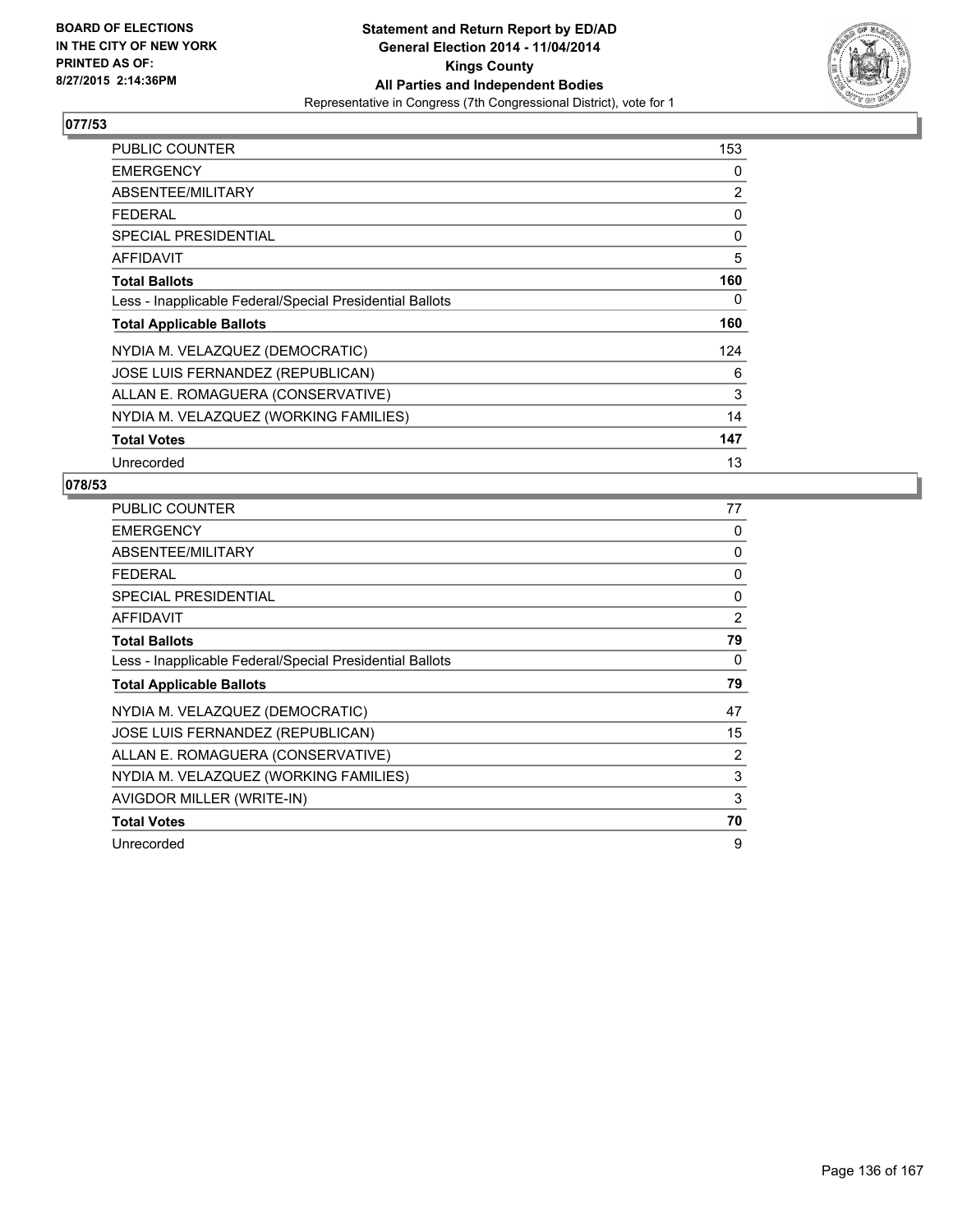BOARD OF ELECTIONS
IN THE CITY OF NEW YORK
PRINTED AS OF:
8/27/2015 2:14:36PM

**Statement and Return Report by ED/AD**
**General Election 2014 - 11/04/2014**
**Kings County**
**All Parties and Independent Bodies**
Representative in Congress (7th Congressional District), vote for 1

## 077/53

| | |
|---|---|
| PUBLIC COUNTER | 153 |
| EMERGENCY | 0 |
| ABSENTEE/MILITARY | 2 |
| FEDERAL | 0 |
| SPECIAL PRESIDENTIAL | 0 |
| AFFIDAVIT | 5 |
| **Total Ballots** | **160** |
| Less - Inapplicable Federal/Special Presidential Ballots | 0 |
| **Total Applicable Ballots** | **160** |
| NYDIA M. VELAZQUEZ (DEMOCRATIC) | 124 |
| JOSE LUIS FERNANDEZ (REPUBLICAN) | 6 |
| ALLAN E. ROMAGUERA (CONSERVATIVE) | 3 |
| NYDIA M. VELAZQUEZ (WORKING FAMILIES) | 14 |
| **Total Votes** | **147** |
| Unrecorded | 13 |

## 078/53

| | |
|---|---|
| PUBLIC COUNTER | 77 |
| EMERGENCY | 0 |
| ABSENTEE/MILITARY | 0 |
| FEDERAL | 0 |
| SPECIAL PRESIDENTIAL | 0 |
| AFFIDAVIT | 2 |
| **Total Ballots** | **79** |
| Less - Inapplicable Federal/Special Presidential Ballots | 0 |
| **Total Applicable Ballots** | **79** |
| NYDIA M. VELAZQUEZ (DEMOCRATIC) | 47 |
| JOSE LUIS FERNANDEZ (REPUBLICAN) | 15 |
| ALLAN E. ROMAGUERA (CONSERVATIVE) | 2 |
| NYDIA M. VELAZQUEZ (WORKING FAMILIES) | 3 |
| AVIGDOR MILLER (WRITE-IN) | 3 |
| **Total Votes** | **70** |
| Unrecorded | 9 |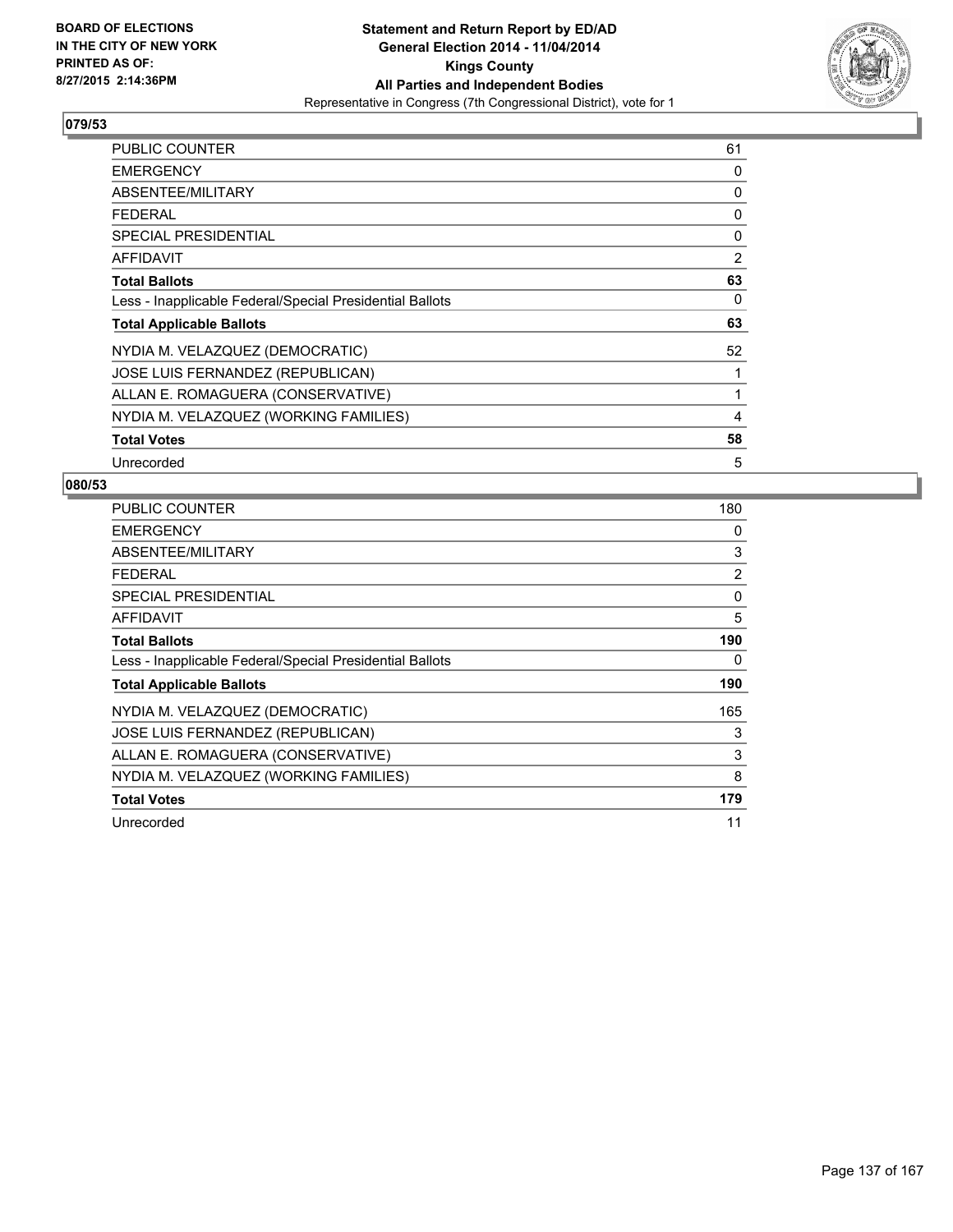**Statement and Return Report by ED/AD**
**General Election 2014 - 11/04/2014**
**Kings County**
**All Parties and Independent Bodies**
Representative in Congress (7th Congressional District), vote for 1

BOARD OF ELECTIONS
IN THE CITY OF NEW YORK
PRINTED AS OF:
8/27/2015 2:14:36PM

## 079/53

| | |
|---|---|
| PUBLIC COUNTER | 61 |
| EMERGENCY | 0 |
| ABSENTEE/MILITARY | 0 |
| FEDERAL | 0 |
| SPECIAL PRESIDENTIAL | 0 |
| AFFIDAVIT | 2 |
| **Total Ballots** | **63** |
| Less - Inapplicable Federal/Special Presidential Ballots | 0 |
| **Total Applicable Ballots** | **63** |
| NYDIA M. VELAZQUEZ (DEMOCRATIC) | 52 |
| JOSE LUIS FERNANDEZ (REPUBLICAN) | 1 |
| ALLAN E. ROMAGUERA (CONSERVATIVE) | 1 |
| NYDIA M. VELAZQUEZ (WORKING FAMILIES) | 4 |
| **Total Votes** | **58** |
| Unrecorded | 5 |

## 080/53

| | |
|---|---|
| PUBLIC COUNTER | 180 |
| EMERGENCY | 0 |
| ABSENTEE/MILITARY | 3 |
| FEDERAL | 2 |
| SPECIAL PRESIDENTIAL | 0 |
| AFFIDAVIT | 5 |
| **Total Ballots** | **190** |
| Less - Inapplicable Federal/Special Presidential Ballots | 0 |
| **Total Applicable Ballots** | **190** |
| NYDIA M. VELAZQUEZ (DEMOCRATIC) | 165 |
| JOSE LUIS FERNANDEZ (REPUBLICAN) | 3 |
| ALLAN E. ROMAGUERA (CONSERVATIVE) | 3 |
| NYDIA M. VELAZQUEZ (WORKING FAMILIES) | 8 |
| **Total Votes** | **179** |
| Unrecorded | 11 |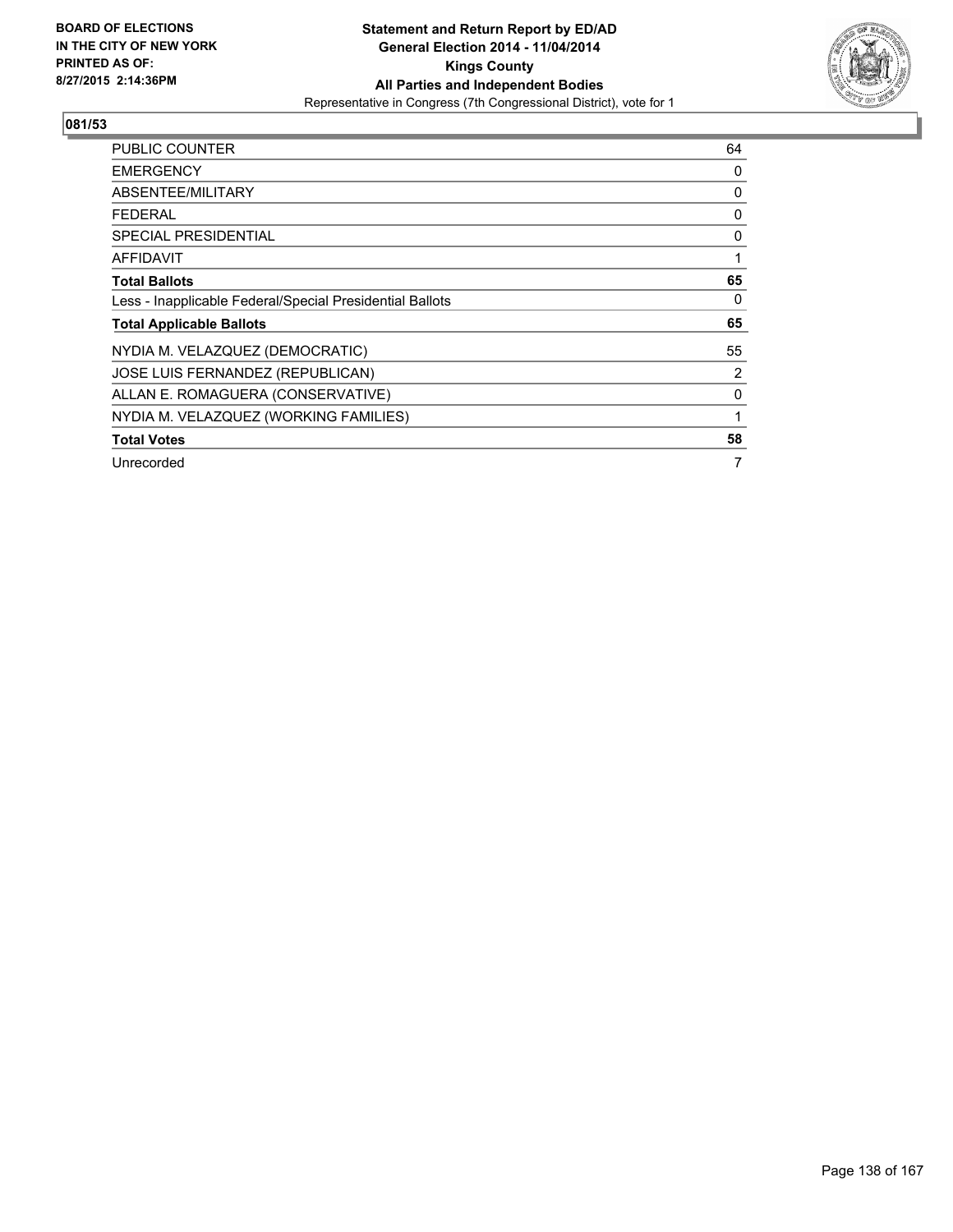**BOARD OF ELECTIONS IN THE CITY OF NEW YORK PRINTED AS OF: 8/27/2015 2:14:36PM**

**Statement and Return Report by ED/AD**
**General Election 2014 - 11/04/2014**
**Kings County**
**All Parties and Independent Bodies**
Representative in Congress (7th Congressional District), vote for 1

## 081/53

| | |
|---|---|
| PUBLIC COUNTER | 64 |
| EMERGENCY | 0 |
| ABSENTEE/MILITARY | 0 |
| FEDERAL | 0 |
| SPECIAL PRESIDENTIAL | 0 |
| AFFIDAVIT | 1 |
| **Total Ballots** | **65** |
| Less - Inapplicable Federal/Special Presidential Ballots | 0 |
| **Total Applicable Ballots** | **65** |
| NYDIA M. VELAZQUEZ (DEMOCRATIC) | 55 |
| JOSE LUIS FERNANDEZ (REPUBLICAN) | 2 |
| ALLAN E. ROMAGUERA (CONSERVATIVE) | 0 |
| NYDIA M. VELAZQUEZ (WORKING FAMILIES) | 1 |
| **Total Votes** | **58** |
| Unrecorded | 7 |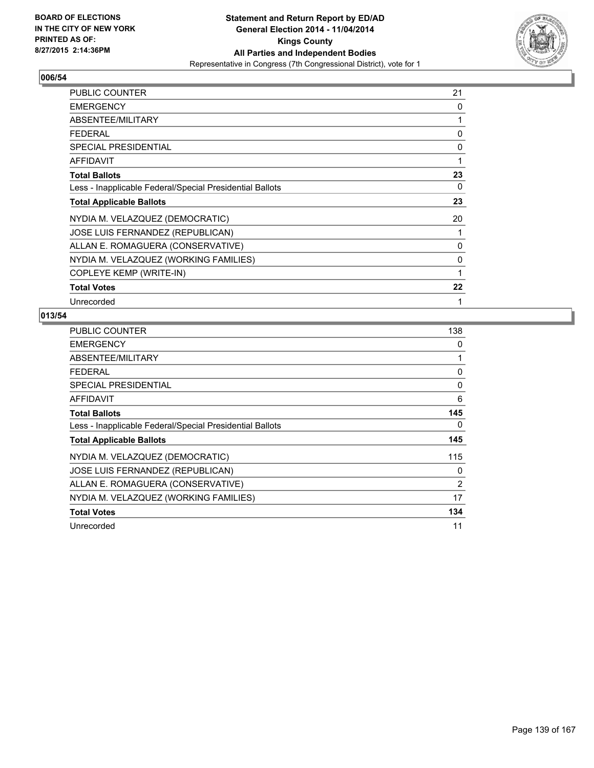BOARD OF ELECTIONS
IN THE CITY OF NEW YORK
PRINTED AS OF:
8/27/2015 2:14:36PM

**Statement and Return Report by ED/AD**
**General Election 2014 - 11/04/2014**
**Kings County**
**All Parties and Independent Bodies**
Representative in Congress (7th Congressional District), vote for 1

## 006/54

| | |
|---|---|
| PUBLIC COUNTER | 21 |
| EMERGENCY | 0 |
| ABSENTEE/MILITARY | 1 |
| FEDERAL | 0 |
| SPECIAL PRESIDENTIAL | 0 |
| AFFIDAVIT | 1 |
| **Total Ballots** | **23** |
| Less - Inapplicable Federal/Special Presidential Ballots | 0 |
| **Total Applicable Ballots** | **23** |
| NYDIA M. VELAZQUEZ (DEMOCRATIC) | 20 |
| JOSE LUIS FERNANDEZ (REPUBLICAN) | 1 |
| ALLAN E. ROMAGUERA (CONSERVATIVE) | 0 |
| NYDIA M. VELAZQUEZ (WORKING FAMILIES) | 0 |
| COPLEYE KEMP (WRITE-IN) | 1 |
| **Total Votes** | **22** |
| Unrecorded | 1 |

## 013/54

| | |
|---|---|
| PUBLIC COUNTER | 138 |
| EMERGENCY | 0 |
| ABSENTEE/MILITARY | 1 |
| FEDERAL | 0 |
| SPECIAL PRESIDENTIAL | 0 |
| AFFIDAVIT | 6 |
| **Total Ballots** | **145** |
| Less - Inapplicable Federal/Special Presidential Ballots | 0 |
| **Total Applicable Ballots** | **145** |
| NYDIA M. VELAZQUEZ (DEMOCRATIC) | 115 |
| JOSE LUIS FERNANDEZ (REPUBLICAN) | 0 |
| ALLAN E. ROMAGUERA (CONSERVATIVE) | 2 |
| NYDIA M. VELAZQUEZ (WORKING FAMILIES) | 17 |
| **Total Votes** | **134** |
| Unrecorded | 11 |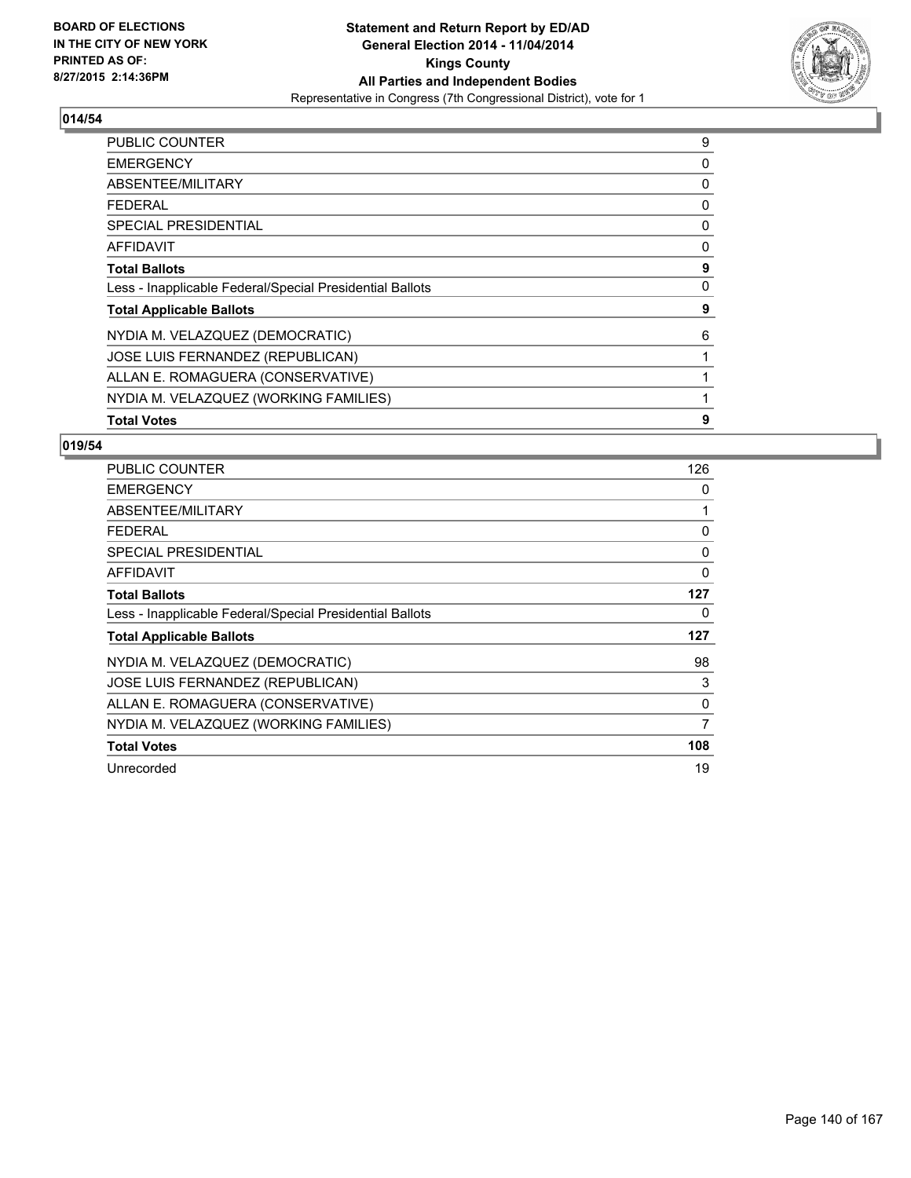BOARD OF ELECTIONS
IN THE CITY OF NEW YORK
PRINTED AS OF:
8/27/2015 2:14:36PM

**Statement and Return Report by ED/AD**
**General Election 2014 - 11/04/2014**
**Kings County**
**All Parties and Independent Bodies**
Representative in Congress (7th Congressional District), vote for 1

## 014/54

| | |
|---|---|
| PUBLIC COUNTER | 9 |
| EMERGENCY | 0 |
| ABSENTEE/MILITARY | 0 |
| FEDERAL | 0 |
| SPECIAL PRESIDENTIAL | 0 |
| AFFIDAVIT | 0 |
| **Total Ballots** | **9** |
| Less - Inapplicable Federal/Special Presidential Ballots | 0 |
| **Total Applicable Ballots** | **9** |
| NYDIA M. VELAZQUEZ (DEMOCRATIC) | 6 |
| JOSE LUIS FERNANDEZ (REPUBLICAN) | 1 |
| ALLAN E. ROMAGUERA (CONSERVATIVE) | 1 |
| NYDIA M. VELAZQUEZ (WORKING FAMILIES) | 1 |
| **Total Votes** | **9** |

## 019/54

| | |
|---|---|
| PUBLIC COUNTER | 126 |
| EMERGENCY | 0 |
| ABSENTEE/MILITARY | 1 |
| FEDERAL | 0 |
| SPECIAL PRESIDENTIAL | 0 |
| AFFIDAVIT | 0 |
| **Total Ballots** | **127** |
| Less - Inapplicable Federal/Special Presidential Ballots | 0 |
| **Total Applicable Ballots** | **127** |
| NYDIA M. VELAZQUEZ (DEMOCRATIC) | 98 |
| JOSE LUIS FERNANDEZ (REPUBLICAN) | 3 |
| ALLAN E. ROMAGUERA (CONSERVATIVE) | 0 |
| NYDIA M. VELAZQUEZ (WORKING FAMILIES) | 7 |
| **Total Votes** | **108** |
| Unrecorded | 19 |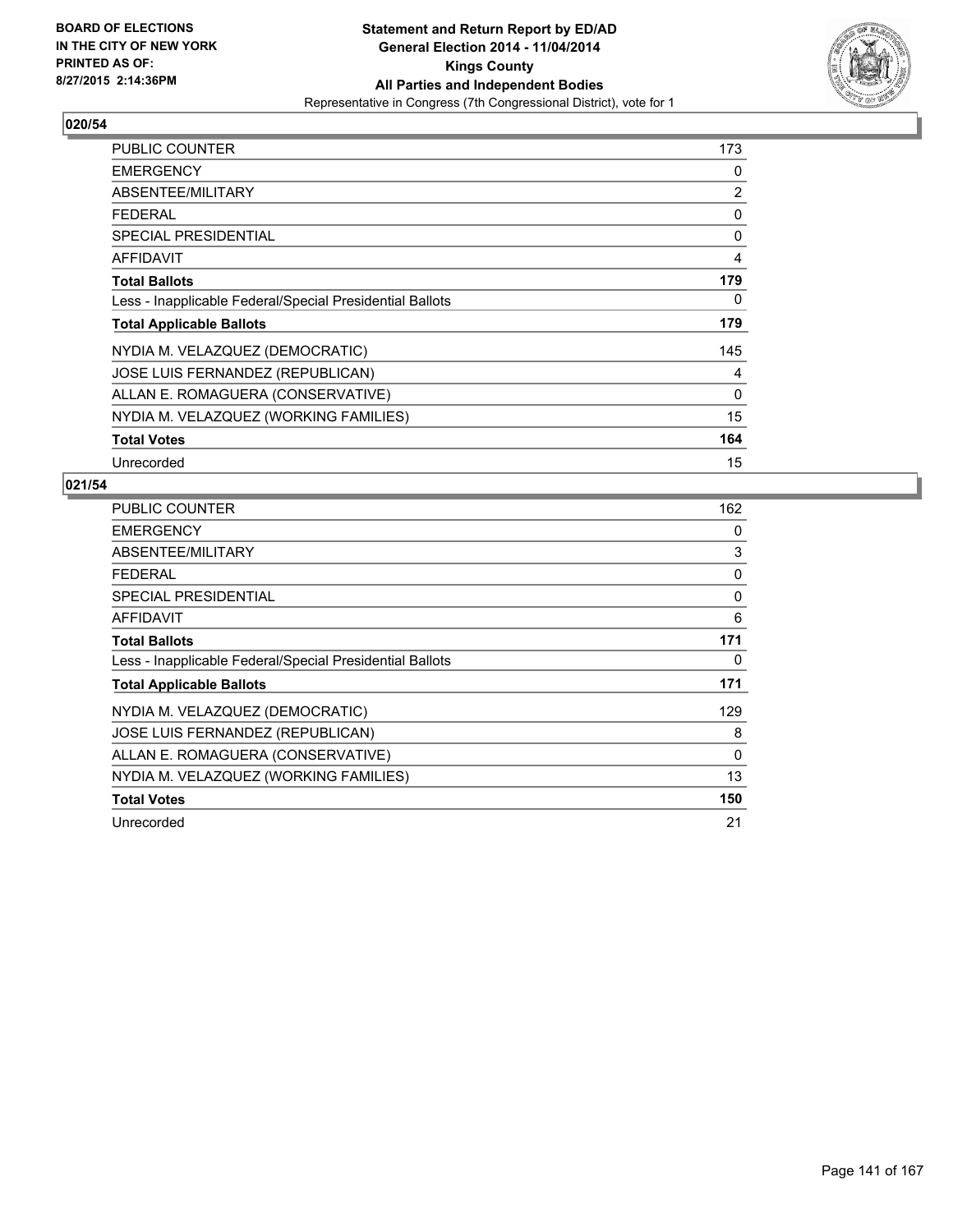**BOARD OF ELECTIONS IN THE CITY OF NEW YORK PRINTED AS OF: 8/27/2015 2:14:36PM**

**Statement and Return Report by ED/AD General Election 2014 - 11/04/2014 Kings County All Parties and Independent Bodies**

Representative in Congress (7th Congressional District), vote for 1

## 020/54

| | |
|---|---|
| PUBLIC COUNTER | 173 |
| EMERGENCY | 0 |
| ABSENTEE/MILITARY | 2 |
| FEDERAL | 0 |
| SPECIAL PRESIDENTIAL | 0 |
| AFFIDAVIT | 4 |
| **Total Ballots** | **179** |
| Less - Inapplicable Federal/Special Presidential Ballots | 0 |
| **Total Applicable Ballots** | **179** |
| NYDIA M. VELAZQUEZ (DEMOCRATIC) | 145 |
| JOSE LUIS FERNANDEZ (REPUBLICAN) | 4 |
| ALLAN E. ROMAGUERA (CONSERVATIVE) | 0 |
| NYDIA M. VELAZQUEZ (WORKING FAMILIES) | 15 |
| **Total Votes** | **164** |
| Unrecorded | 15 |

## 021/54

| | |
|---|---|
| PUBLIC COUNTER | 162 |
| EMERGENCY | 0 |
| ABSENTEE/MILITARY | 3 |
| FEDERAL | 0 |
| SPECIAL PRESIDENTIAL | 0 |
| AFFIDAVIT | 6 |
| **Total Ballots** | **171** |
| Less - Inapplicable Federal/Special Presidential Ballots | 0 |
| **Total Applicable Ballots** | **171** |
| NYDIA M. VELAZQUEZ (DEMOCRATIC) | 129 |
| JOSE LUIS FERNANDEZ (REPUBLICAN) | 8 |
| ALLAN E. ROMAGUERA (CONSERVATIVE) | 0 |
| NYDIA M. VELAZQUEZ (WORKING FAMILIES) | 13 |
| **Total Votes** | **150** |
| Unrecorded | 21 |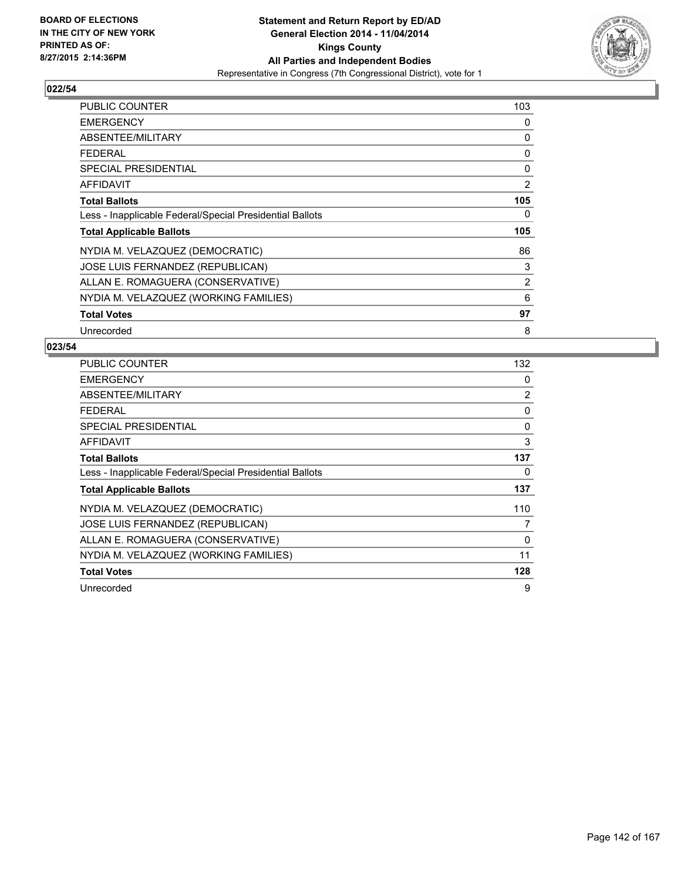BOARD OF ELECTIONS
IN THE CITY OF NEW YORK
PRINTED AS OF:
8/27/2015 2:14:36PM

**Statement and Return Report by ED/AD**
**General Election 2014 - 11/04/2014**
**Kings County**
**All Parties and Independent Bodies**
Representative in Congress (7th Congressional District), vote for 1

### 022/54

| | |
|---|---|
| PUBLIC COUNTER | 103 |
| EMERGENCY | 0 |
| ABSENTEE/MILITARY | 0 |
| FEDERAL | 0 |
| SPECIAL PRESIDENTIAL | 0 |
| AFFIDAVIT | 2 |
| **Total Ballots** | **105** |
| Less - Inapplicable Federal/Special Presidential Ballots | 0 |
| **Total Applicable Ballots** | **105** |
| NYDIA M. VELAZQUEZ (DEMOCRATIC) | 86 |
| JOSE LUIS FERNANDEZ (REPUBLICAN) | 3 |
| ALLAN E. ROMAGUERA (CONSERVATIVE) | 2 |
| NYDIA M. VELAZQUEZ (WORKING FAMILIES) | 6 |
| **Total Votes** | **97** |
| Unrecorded | 8 |

### 023/54

| | |
|---|---|
| PUBLIC COUNTER | 132 |
| EMERGENCY | 0 |
| ABSENTEE/MILITARY | 2 |
| FEDERAL | 0 |
| SPECIAL PRESIDENTIAL | 0 |
| AFFIDAVIT | 3 |
| **Total Ballots** | **137** |
| Less - Inapplicable Federal/Special Presidential Ballots | 0 |
| **Total Applicable Ballots** | **137** |
| NYDIA M. VELAZQUEZ (DEMOCRATIC) | 110 |
| JOSE LUIS FERNANDEZ (REPUBLICAN) | 7 |
| ALLAN E. ROMAGUERA (CONSERVATIVE) | 0 |
| NYDIA M. VELAZQUEZ (WORKING FAMILIES) | 11 |
| **Total Votes** | **128** |
| Unrecorded | 9 |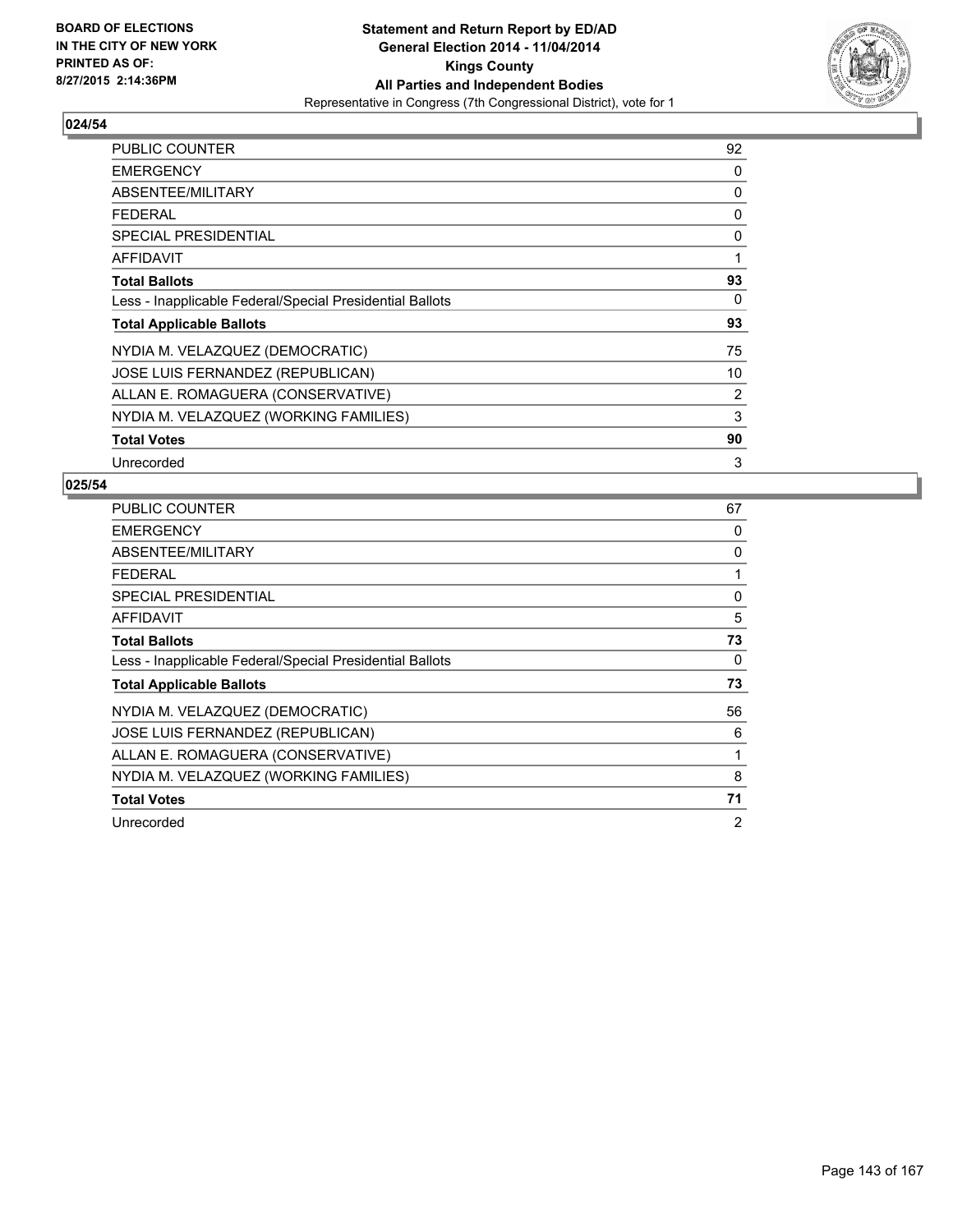## 024/54

| | |
|---|---|
| PUBLIC COUNTER | 92 |
| EMERGENCY | 0 |
| ABSENTEE/MILITARY | 0 |
| FEDERAL | 0 |
| SPECIAL PRESIDENTIAL | 0 |
| AFFIDAVIT | 1 |
| **Total Ballots** | **93** |
| Less - Inapplicable Federal/Special Presidential Ballots | 0 |
| **Total Applicable Ballots** | **93** |
| NYDIA M. VELAZQUEZ (DEMOCRATIC) | 75 |
| JOSE LUIS FERNANDEZ (REPUBLICAN) | 10 |
| ALLAN E. ROMAGUERA (CONSERVATIVE) | 2 |
| NYDIA M. VELAZQUEZ (WORKING FAMILIES) | 3 |
| **Total Votes** | **90** |
| Unrecorded | 3 |

## 025/54

| | |
|---|---|
| PUBLIC COUNTER | 67 |
| EMERGENCY | 0 |
| ABSENTEE/MILITARY | 0 |
| FEDERAL | 1 |
| SPECIAL PRESIDENTIAL | 0 |
| AFFIDAVIT | 5 |
| **Total Ballots** | **73** |
| Less - Inapplicable Federal/Special Presidential Ballots | 0 |
| **Total Applicable Ballots** | **73** |
| NYDIA M. VELAZQUEZ (DEMOCRATIC) | 56 |
| JOSE LUIS FERNANDEZ (REPUBLICAN) | 6 |
| ALLAN E. ROMAGUERA (CONSERVATIVE) | 1 |
| NYDIA M. VELAZQUEZ (WORKING FAMILIES) | 8 |
| **Total Votes** | **71** |
| Unrecorded | 2 |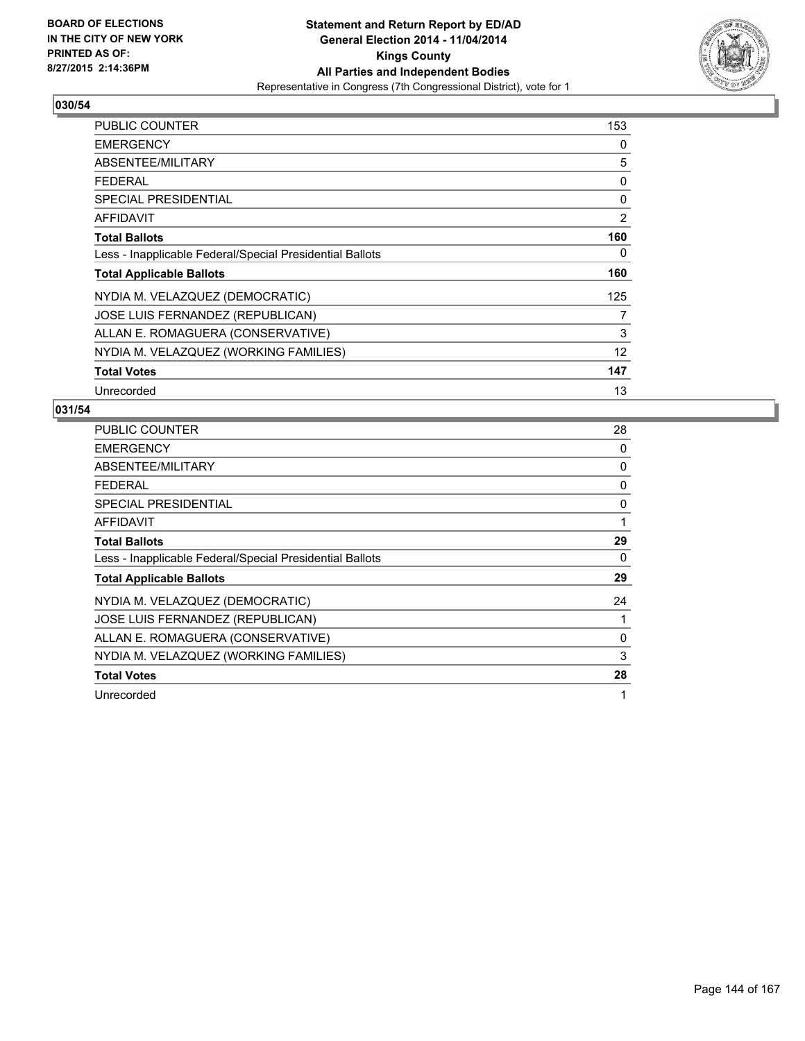BOARD OF ELECTIONS
IN THE CITY OF NEW YORK
PRINTED AS OF:
8/27/2015 2:14:36PM

**Statement and Return Report by ED/AD**
**General Election 2014 - 11/04/2014**
**Kings County**
**All Parties and Independent Bodies**
Representative in Congress (7th Congressional District), vote for 1

### 030/54

| | |
|---|---|
| PUBLIC COUNTER | 153 |
| EMERGENCY | 0 |
| ABSENTEE/MILITARY | 5 |
| FEDERAL | 0 |
| SPECIAL PRESIDENTIAL | 0 |
| AFFIDAVIT | 2 |
| **Total Ballots** | **160** |
| Less - Inapplicable Federal/Special Presidential Ballots | 0 |
| **Total Applicable Ballots** | **160** |
| NYDIA M. VELAZQUEZ (DEMOCRATIC) | 125 |
| JOSE LUIS FERNANDEZ (REPUBLICAN) | 7 |
| ALLAN E. ROMAGUERA (CONSERVATIVE) | 3 |
| NYDIA M. VELAZQUEZ (WORKING FAMILIES) | 12 |
| **Total Votes** | **147** |
| Unrecorded | 13 |

### 031/54

| | |
|---|---|
| PUBLIC COUNTER | 28 |
| EMERGENCY | 0 |
| ABSENTEE/MILITARY | 0 |
| FEDERAL | 0 |
| SPECIAL PRESIDENTIAL | 0 |
| AFFIDAVIT | 1 |
| **Total Ballots** | **29** |
| Less - Inapplicable Federal/Special Presidential Ballots | 0 |
| **Total Applicable Ballots** | **29** |
| NYDIA M. VELAZQUEZ (DEMOCRATIC) | 24 |
| JOSE LUIS FERNANDEZ (REPUBLICAN) | 1 |
| ALLAN E. ROMAGUERA (CONSERVATIVE) | 0 |
| NYDIA M. VELAZQUEZ (WORKING FAMILIES) | 3 |
| **Total Votes** | **28** |
| Unrecorded | 1 |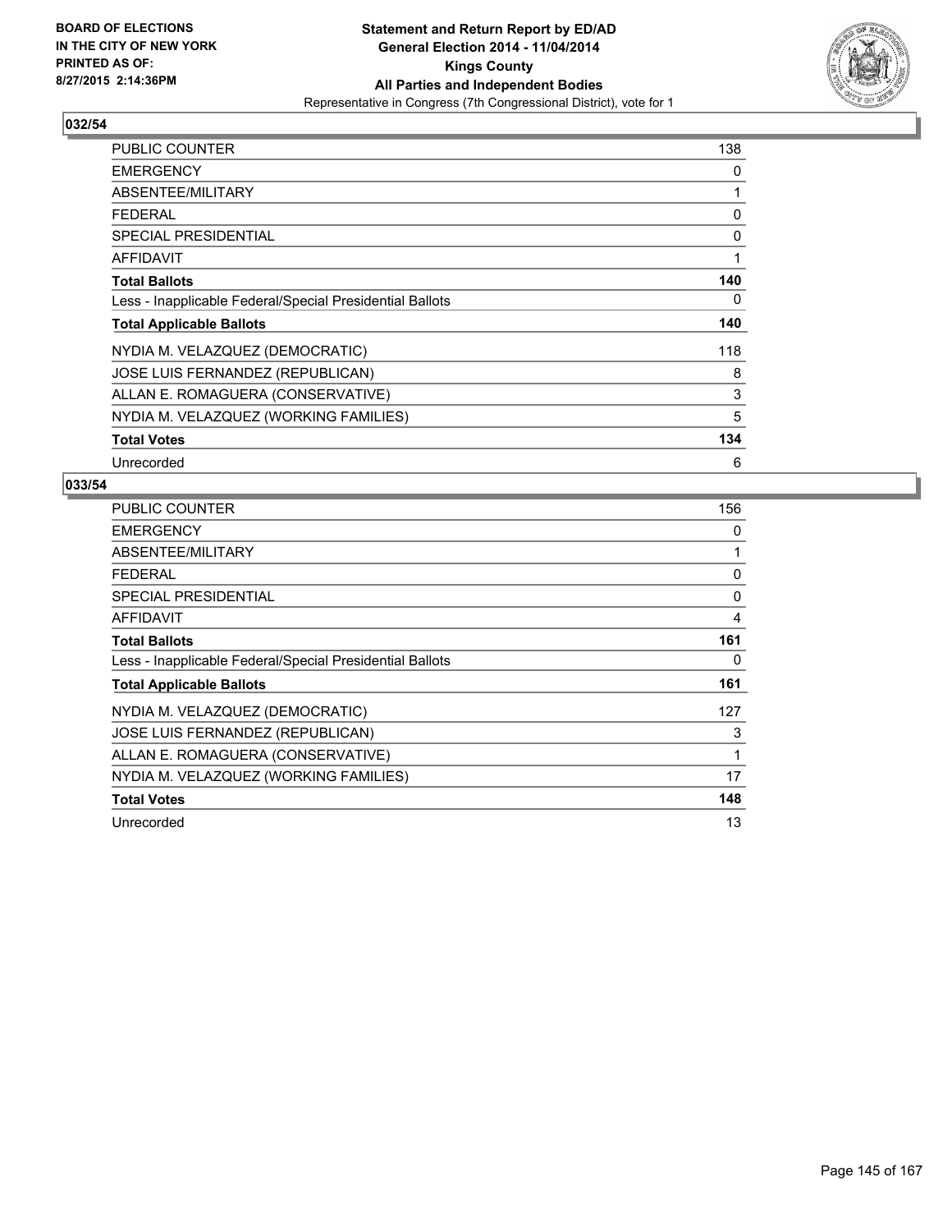**BOARD OF ELECTIONS IN THE CITY OF NEW YORK PRINTED AS OF: 8/27/2015 2:14:36PM**

**Statement and Return Report by ED/AD General Election 2014 - 11/04/2014 Kings County All Parties and Independent Bodies**

Representative in Congress (7th Congressional District), vote for 1

## 032/54

| | |
|---|---|
| PUBLIC COUNTER | 138 |
| EMERGENCY | 0 |
| ABSENTEE/MILITARY | 1 |
| FEDERAL | 0 |
| SPECIAL PRESIDENTIAL | 0 |
| AFFIDAVIT | 1 |
| **Total Ballots** | **140** |
| Less - Inapplicable Federal/Special Presidential Ballots | 0 |
| **Total Applicable Ballots** | **140** |
| NYDIA M. VELAZQUEZ (DEMOCRATIC) | 118 |
| JOSE LUIS FERNANDEZ (REPUBLICAN) | 8 |
| ALLAN E. ROMAGUERA (CONSERVATIVE) | 3 |
| NYDIA M. VELAZQUEZ (WORKING FAMILIES) | 5 |
| **Total Votes** | **134** |
| Unrecorded | 6 |

## 033/54

| | |
|---|---|
| PUBLIC COUNTER | 156 |
| EMERGENCY | 0 |
| ABSENTEE/MILITARY | 1 |
| FEDERAL | 0 |
| SPECIAL PRESIDENTIAL | 0 |
| AFFIDAVIT | 4 |
| **Total Ballots** | **161** |
| Less - Inapplicable Federal/Special Presidential Ballots | 0 |
| **Total Applicable Ballots** | **161** |
| NYDIA M. VELAZQUEZ (DEMOCRATIC) | 127 |
| JOSE LUIS FERNANDEZ (REPUBLICAN) | 3 |
| ALLAN E. ROMAGUERA (CONSERVATIVE) | 1 |
| NYDIA M. VELAZQUEZ (WORKING FAMILIES) | 17 |
| **Total Votes** | **148** |
| Unrecorded | 13 |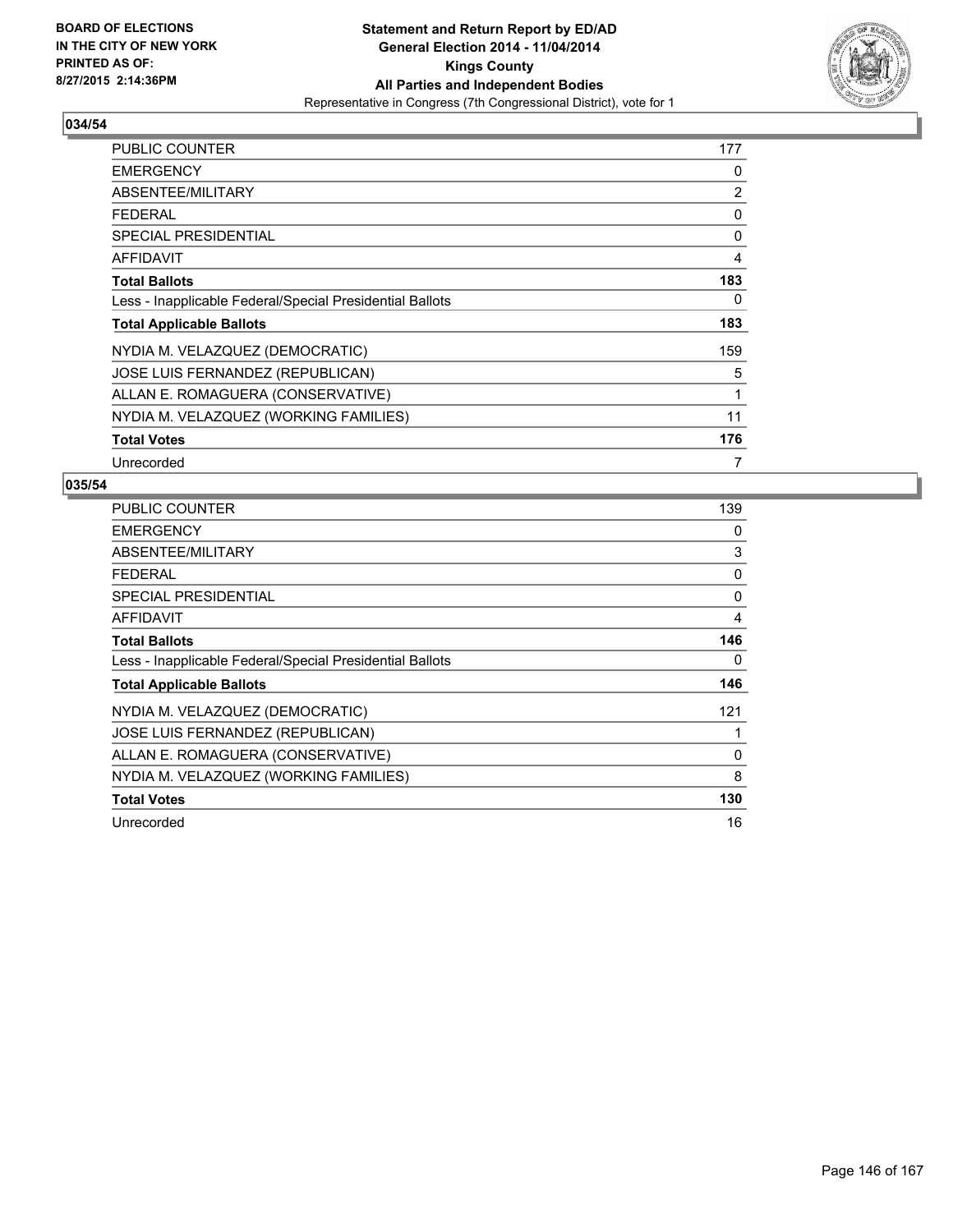**BOARD OF ELECTIONS IN THE CITY OF NEW YORK PRINTED AS OF: 8/27/2015 2:14:36PM**

**Statement and Return Report by ED/AD**
**General Election 2014 - 11/04/2014**
**Kings County**
**All Parties and Independent Bodies**
Representative in Congress (7th Congressional District), vote for 1

## 034/54

| | |
|---|---|
| PUBLIC COUNTER | 177 |
| EMERGENCY | 0 |
| ABSENTEE/MILITARY | 2 |
| FEDERAL | 0 |
| SPECIAL PRESIDENTIAL | 0 |
| AFFIDAVIT | 4 |
| **Total Ballots** | **183** |
| Less - Inapplicable Federal/Special Presidential Ballots | 0 |
| **Total Applicable Ballots** | **183** |
| NYDIA M. VELAZQUEZ (DEMOCRATIC) | 159 |
| JOSE LUIS FERNANDEZ (REPUBLICAN) | 5 |
| ALLAN E. ROMAGUERA (CONSERVATIVE) | 1 |
| NYDIA M. VELAZQUEZ (WORKING FAMILIES) | 11 |
| **Total Votes** | **176** |
| Unrecorded | 7 |

## 035/54

| | |
|---|---|
| PUBLIC COUNTER | 139 |
| EMERGENCY | 0 |
| ABSENTEE/MILITARY | 3 |
| FEDERAL | 0 |
| SPECIAL PRESIDENTIAL | 0 |
| AFFIDAVIT | 4 |
| **Total Ballots** | **146** |
| Less - Inapplicable Federal/Special Presidential Ballots | 0 |
| **Total Applicable Ballots** | **146** |
| NYDIA M. VELAZQUEZ (DEMOCRATIC) | 121 |
| JOSE LUIS FERNANDEZ (REPUBLICAN) | 1 |
| ALLAN E. ROMAGUERA (CONSERVATIVE) | 0 |
| NYDIA M. VELAZQUEZ (WORKING FAMILIES) | 8 |
| **Total Votes** | **130** |
| Unrecorded | 16 |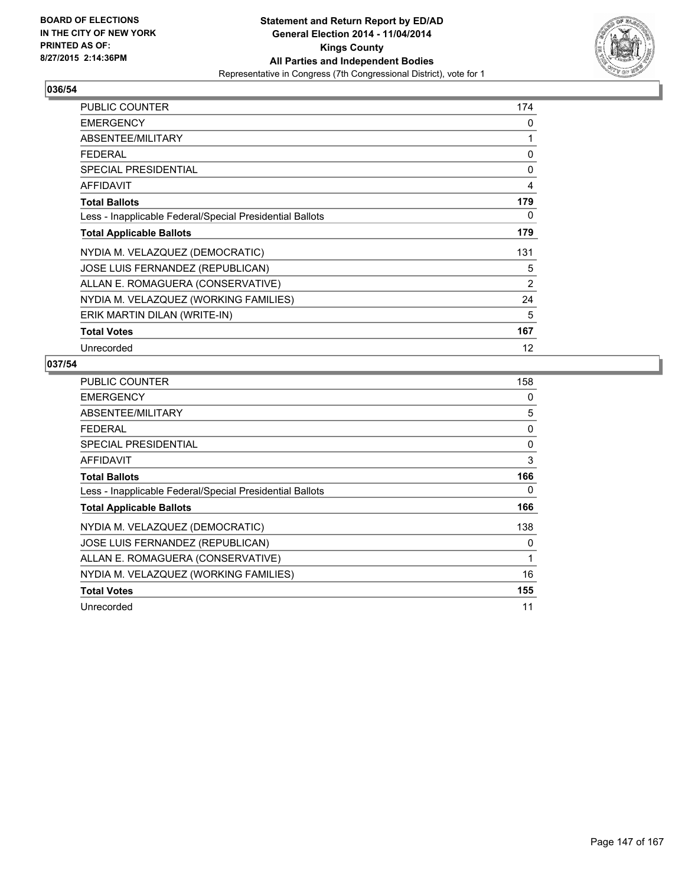BOARD OF ELECTIONS
IN THE CITY OF NEW YORK
PRINTED AS OF:
8/27/2015 2:14:36PM

**Statement and Return Report by ED/AD**
**General Election 2014 - 11/04/2014**
**Kings County**
**All Parties and Independent Bodies**
Representative in Congress (7th Congressional District), vote for 1

### 036/54

| | |
|---|---|
| PUBLIC COUNTER | 174 |
| EMERGENCY | 0 |
| ABSENTEE/MILITARY | 1 |
| FEDERAL | 0 |
| SPECIAL PRESIDENTIAL | 0 |
| AFFIDAVIT | 4 |
| **Total Ballots** | **179** |
| Less - Inapplicable Federal/Special Presidential Ballots | 0 |
| **Total Applicable Ballots** | **179** |
| NYDIA M. VELAZQUEZ (DEMOCRATIC) | 131 |
| JOSE LUIS FERNANDEZ (REPUBLICAN) | 5 |
| ALLAN E. ROMAGUERA (CONSERVATIVE) | 2 |
| NYDIA M. VELAZQUEZ (WORKING FAMILIES) | 24 |
| ERIK MARTIN DILAN (WRITE-IN) | 5 |
| **Total Votes** | **167** |
| Unrecorded | 12 |

### 037/54

| | |
|---|---|
| PUBLIC COUNTER | 158 |
| EMERGENCY | 0 |
| ABSENTEE/MILITARY | 5 |
| FEDERAL | 0 |
| SPECIAL PRESIDENTIAL | 0 |
| AFFIDAVIT | 3 |
| **Total Ballots** | **166** |
| Less - Inapplicable Federal/Special Presidential Ballots | 0 |
| **Total Applicable Ballots** | **166** |
| NYDIA M. VELAZQUEZ (DEMOCRATIC) | 138 |
| JOSE LUIS FERNANDEZ (REPUBLICAN) | 0 |
| ALLAN E. ROMAGUERA (CONSERVATIVE) | 1 |
| NYDIA M. VELAZQUEZ (WORKING FAMILIES) | 16 |
| **Total Votes** | **155** |
| Unrecorded | 11 |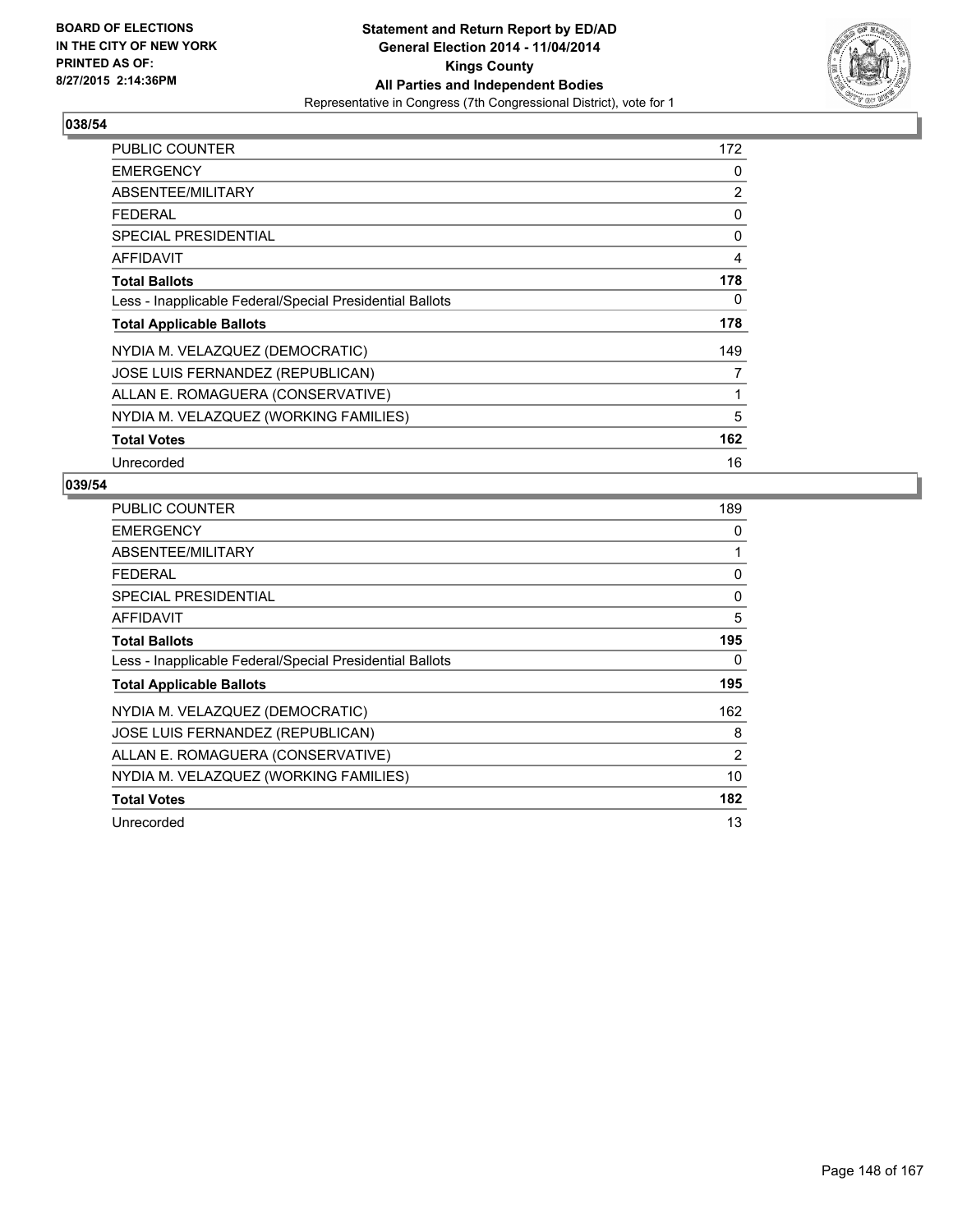BOARD OF ELECTIONS
IN THE CITY OF NEW YORK
PRINTED AS OF:
8/27/2015 2:14:36PM

**Statement and Return Report by ED/AD**
**General Election 2014 - 11/04/2014**
**Kings County**
**All Parties and Independent Bodies**
Representative in Congress (7th Congressional District), vote for 1

## 038/54

| | |
|---|---|
| PUBLIC COUNTER | 172 |
| EMERGENCY | 0 |
| ABSENTEE/MILITARY | 2 |
| FEDERAL | 0 |
| SPECIAL PRESIDENTIAL | 0 |
| AFFIDAVIT | 4 |
| **Total Ballots** | **178** |
| Less - Inapplicable Federal/Special Presidential Ballots | 0 |
| **Total Applicable Ballots** | **178** |
| NYDIA M. VELAZQUEZ (DEMOCRATIC) | 149 |
| JOSE LUIS FERNANDEZ (REPUBLICAN) | 7 |
| ALLAN E. ROMAGUERA (CONSERVATIVE) | 1 |
| NYDIA M. VELAZQUEZ (WORKING FAMILIES) | 5 |
| **Total Votes** | **162** |
| Unrecorded | 16 |

## 039/54

| | |
|---|---|
| PUBLIC COUNTER | 189 |
| EMERGENCY | 0 |
| ABSENTEE/MILITARY | 1 |
| FEDERAL | 0 |
| SPECIAL PRESIDENTIAL | 0 |
| AFFIDAVIT | 5 |
| **Total Ballots** | **195** |
| Less - Inapplicable Federal/Special Presidential Ballots | 0 |
| **Total Applicable Ballots** | **195** |
| NYDIA M. VELAZQUEZ (DEMOCRATIC) | 162 |
| JOSE LUIS FERNANDEZ (REPUBLICAN) | 8 |
| ALLAN E. ROMAGUERA (CONSERVATIVE) | 2 |
| NYDIA M. VELAZQUEZ (WORKING FAMILIES) | 10 |
| **Total Votes** | **182** |
| Unrecorded | 13 |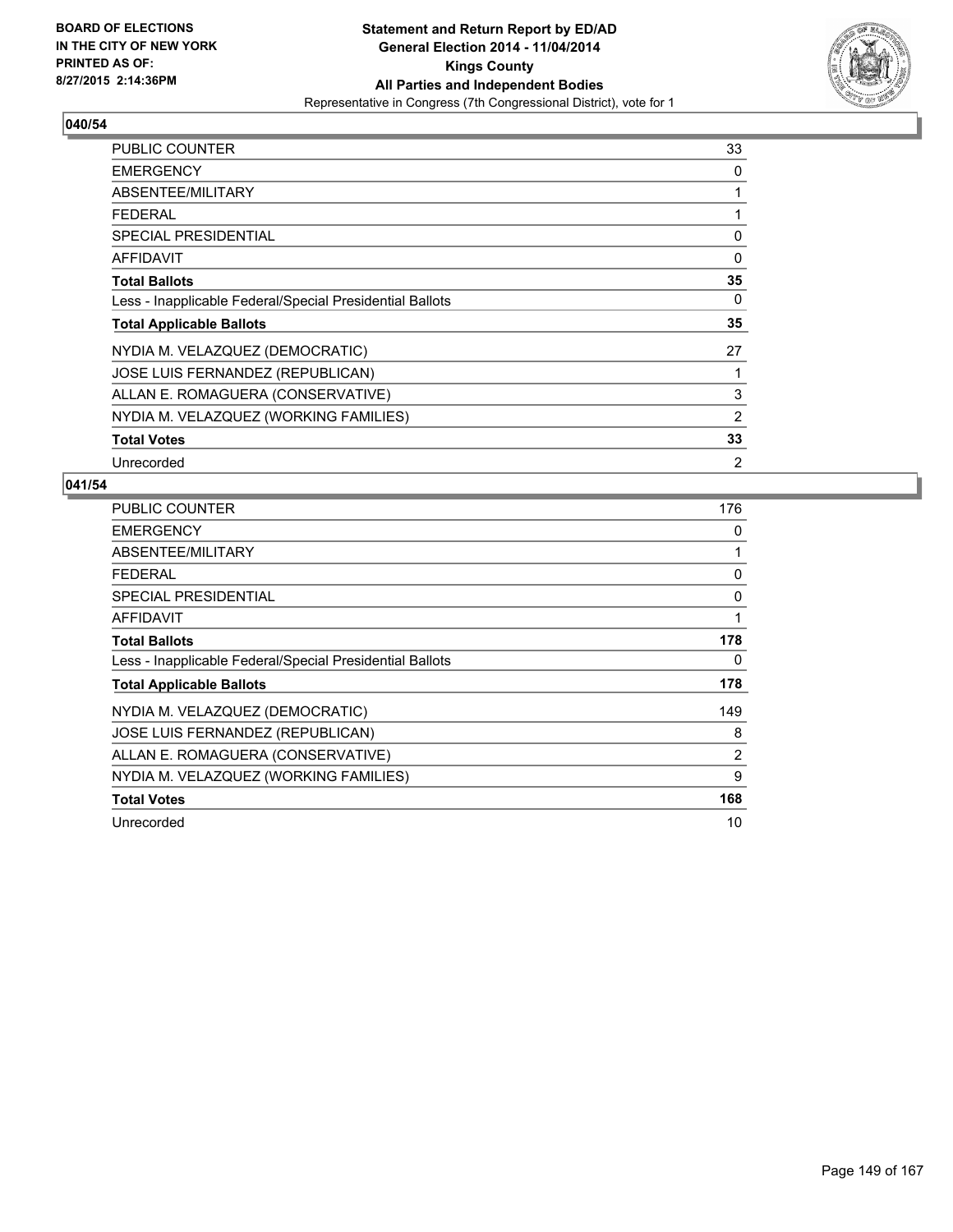**BOARD OF ELECTIONS IN THE CITY OF NEW YORK PRINTED AS OF: 8/27/2015 2:14:36PM**

**Statement and Return Report by ED/AD**
**General Election 2014 - 11/04/2014**
**Kings County**
**All Parties and Independent Bodies**
Representative in Congress (7th Congressional District), vote for 1

## 040/54

| | |
|---|---|
| PUBLIC COUNTER | 33 |
| EMERGENCY | 0 |
| ABSENTEE/MILITARY | 1 |
| FEDERAL | 1 |
| SPECIAL PRESIDENTIAL | 0 |
| AFFIDAVIT | 0 |
| **Total Ballots** | **35** |
| Less - Inapplicable Federal/Special Presidential Ballots | 0 |
| **Total Applicable Ballots** | **35** |
| NYDIA M. VELAZQUEZ (DEMOCRATIC) | 27 |
| JOSE LUIS FERNANDEZ (REPUBLICAN) | 1 |
| ALLAN E. ROMAGUERA (CONSERVATIVE) | 3 |
| NYDIA M. VELAZQUEZ (WORKING FAMILIES) | 2 |
| **Total Votes** | **33** |
| Unrecorded | 2 |

## 041/54

| | |
|---|---|
| PUBLIC COUNTER | 176 |
| EMERGENCY | 0 |
| ABSENTEE/MILITARY | 1 |
| FEDERAL | 0 |
| SPECIAL PRESIDENTIAL | 0 |
| AFFIDAVIT | 1 |
| **Total Ballots** | **178** |
| Less - Inapplicable Federal/Special Presidential Ballots | 0 |
| **Total Applicable Ballots** | **178** |
| NYDIA M. VELAZQUEZ (DEMOCRATIC) | 149 |
| JOSE LUIS FERNANDEZ (REPUBLICAN) | 8 |
| ALLAN E. ROMAGUERA (CONSERVATIVE) | 2 |
| NYDIA M. VELAZQUEZ (WORKING FAMILIES) | 9 |
| **Total Votes** | **168** |
| Unrecorded | 10 |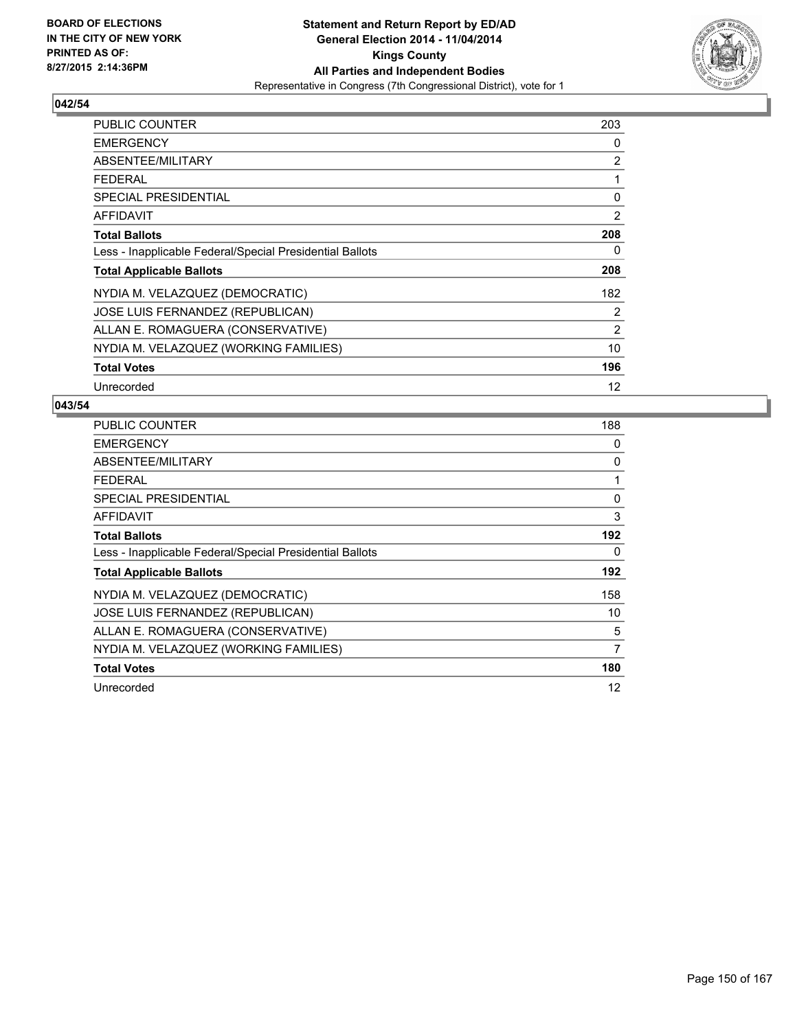BOARD OF ELECTIONS
IN THE CITY OF NEW YORK
PRINTED AS OF:
8/27/2015 2:14:36PM

**Statement and Return Report by ED/AD**
**General Election 2014 - 11/04/2014**
**Kings County**
**All Parties and Independent Bodies**
Representative in Congress (7th Congressional District), vote for 1

### 042/54

| | |
|---|---|
| PUBLIC COUNTER | 203 |
| EMERGENCY | 0 |
| ABSENTEE/MILITARY | 2 |
| FEDERAL | 1 |
| SPECIAL PRESIDENTIAL | 0 |
| AFFIDAVIT | 2 |
| **Total Ballots** | **208** |
| Less - Inapplicable Federal/Special Presidential Ballots | 0 |
| **Total Applicable Ballots** | **208** |
| NYDIA M. VELAZQUEZ (DEMOCRATIC) | 182 |
| JOSE LUIS FERNANDEZ (REPUBLICAN) | 2 |
| ALLAN E. ROMAGUERA (CONSERVATIVE) | 2 |
| NYDIA M. VELAZQUEZ (WORKING FAMILIES) | 10 |
| **Total Votes** | **196** |
| Unrecorded | 12 |

### 043/54

| | |
|---|---|
| PUBLIC COUNTER | 188 |
| EMERGENCY | 0 |
| ABSENTEE/MILITARY | 0 |
| FEDERAL | 1 |
| SPECIAL PRESIDENTIAL | 0 |
| AFFIDAVIT | 3 |
| **Total Ballots** | **192** |
| Less - Inapplicable Federal/Special Presidential Ballots | 0 |
| **Total Applicable Ballots** | **192** |
| NYDIA M. VELAZQUEZ (DEMOCRATIC) | 158 |
| JOSE LUIS FERNANDEZ (REPUBLICAN) | 10 |
| ALLAN E. ROMAGUERA (CONSERVATIVE) | 5 |
| NYDIA M. VELAZQUEZ (WORKING FAMILIES) | 7 |
| **Total Votes** | **180** |
| Unrecorded | 12 |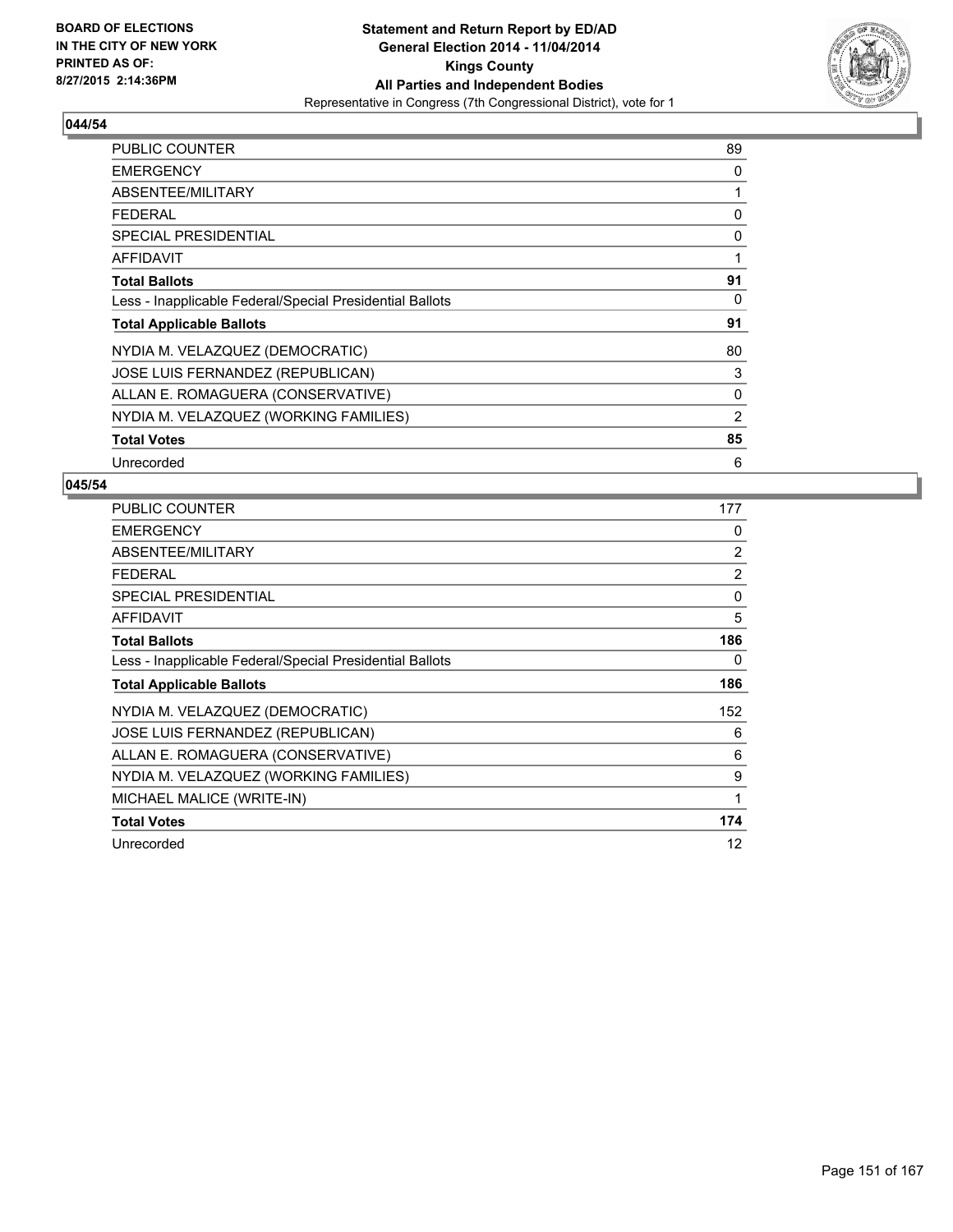**BOARD OF ELECTIONS**
**IN THE CITY OF NEW YORK**
**PRINTED AS OF:**
**8/27/2015 2:14:36PM**

**Statement and Return Report by ED/AD**
**General Election 2014 - 11/04/2014**
**Kings County**
**All Parties and Independent Bodies**
Representative in Congress (7th Congressional District), vote for 1

### 044/54

| | |
|---|---|
| PUBLIC COUNTER | 89 |
| EMERGENCY | 0 |
| ABSENTEE/MILITARY | 1 |
| FEDERAL | 0 |
| SPECIAL PRESIDENTIAL | 0 |
| AFFIDAVIT | 1 |
| **Total Ballots** | **91** |
| Less - Inapplicable Federal/Special Presidential Ballots | 0 |
| **Total Applicable Ballots** | **91** |
| NYDIA M. VELAZQUEZ (DEMOCRATIC) | 80 |
| JOSE LUIS FERNANDEZ (REPUBLICAN) | 3 |
| ALLAN E. ROMAGUERA (CONSERVATIVE) | 0 |
| NYDIA M. VELAZQUEZ (WORKING FAMILIES) | 2 |
| **Total Votes** | **85** |
| Unrecorded | 6 |

### 045/54

| | |
|---|---|
| PUBLIC COUNTER | 177 |
| EMERGENCY | 0 |
| ABSENTEE/MILITARY | 2 |
| FEDERAL | 2 |
| SPECIAL PRESIDENTIAL | 0 |
| AFFIDAVIT | 5 |
| **Total Ballots** | **186** |
| Less - Inapplicable Federal/Special Presidential Ballots | 0 |
| **Total Applicable Ballots** | **186** |
| NYDIA M. VELAZQUEZ (DEMOCRATIC) | 152 |
| JOSE LUIS FERNANDEZ (REPUBLICAN) | 6 |
| ALLAN E. ROMAGUERA (CONSERVATIVE) | 6 |
| NYDIA M. VELAZQUEZ (WORKING FAMILIES) | 9 |
| MICHAEL MALICE (WRITE-IN) | 1 |
| **Total Votes** | **174** |
| Unrecorded | 12 |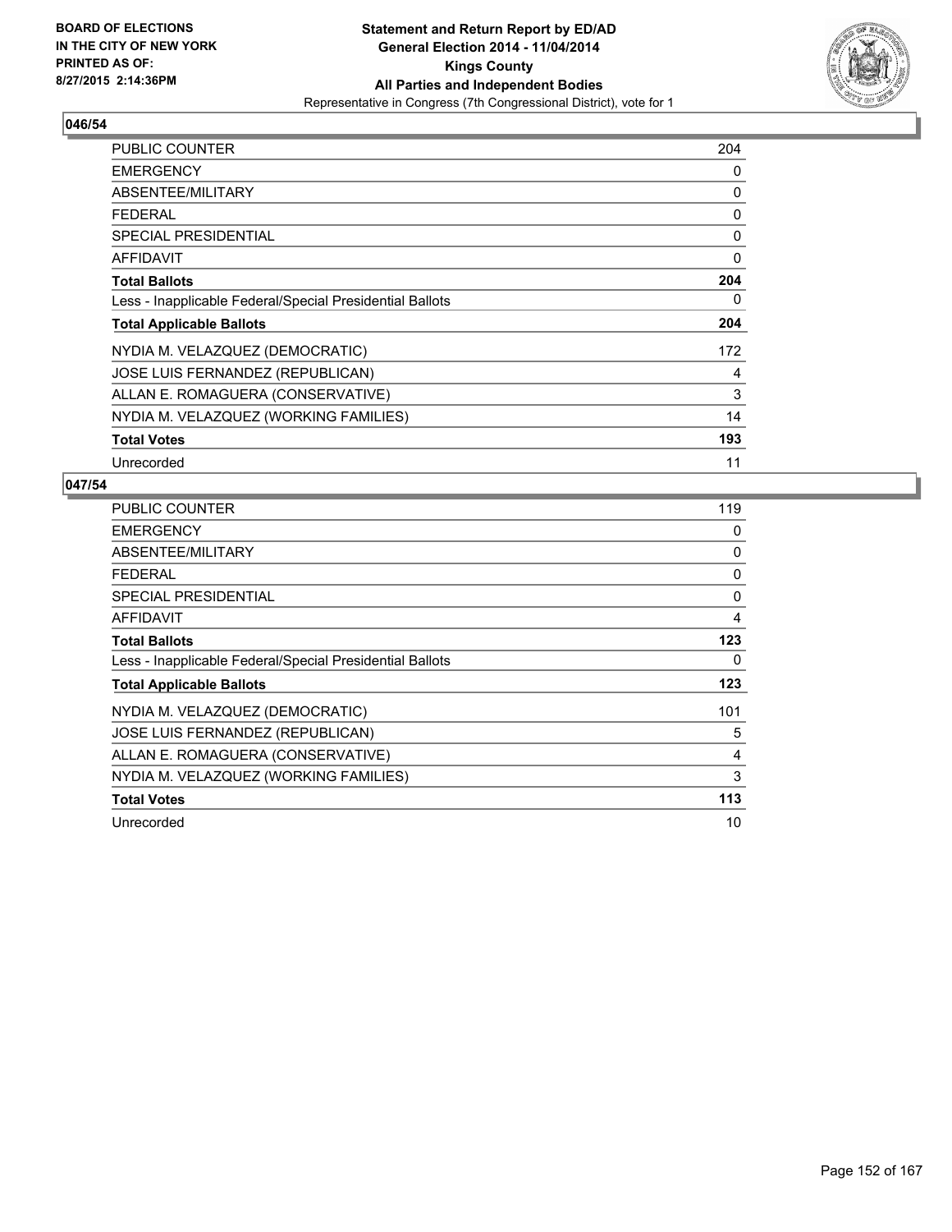BOARD OF ELECTIONS
IN THE CITY OF NEW YORK
PRINTED AS OF:
8/27/2015 2:14:36PM

**Statement and Return Report by ED/AD**
**General Election 2014 - 11/04/2014**
**Kings County**
**All Parties and Independent Bodies**
Representative in Congress (7th Congressional District), vote for 1

## 046/54

| | |
|---|---|
| PUBLIC COUNTER | 204 |
| EMERGENCY | 0 |
| ABSENTEE/MILITARY | 0 |
| FEDERAL | 0 |
| SPECIAL PRESIDENTIAL | 0 |
| AFFIDAVIT | 0 |
| **Total Ballots** | **204** |
| Less - Inapplicable Federal/Special Presidential Ballots | 0 |
| **Total Applicable Ballots** | **204** |
| NYDIA M. VELAZQUEZ (DEMOCRATIC) | 172 |
| JOSE LUIS FERNANDEZ (REPUBLICAN) | 4 |
| ALLAN E. ROMAGUERA (CONSERVATIVE) | 3 |
| NYDIA M. VELAZQUEZ (WORKING FAMILIES) | 14 |
| **Total Votes** | **193** |
| Unrecorded | 11 |

## 047/54

| | |
|---|---|
| PUBLIC COUNTER | 119 |
| EMERGENCY | 0 |
| ABSENTEE/MILITARY | 0 |
| FEDERAL | 0 |
| SPECIAL PRESIDENTIAL | 0 |
| AFFIDAVIT | 4 |
| **Total Ballots** | **123** |
| Less - Inapplicable Federal/Special Presidential Ballots | 0 |
| **Total Applicable Ballots** | **123** |
| NYDIA M. VELAZQUEZ (DEMOCRATIC) | 101 |
| JOSE LUIS FERNANDEZ (REPUBLICAN) | 5 |
| ALLAN E. ROMAGUERA (CONSERVATIVE) | 4 |
| NYDIA M. VELAZQUEZ (WORKING FAMILIES) | 3 |
| **Total Votes** | **113** |
| Unrecorded | 10 |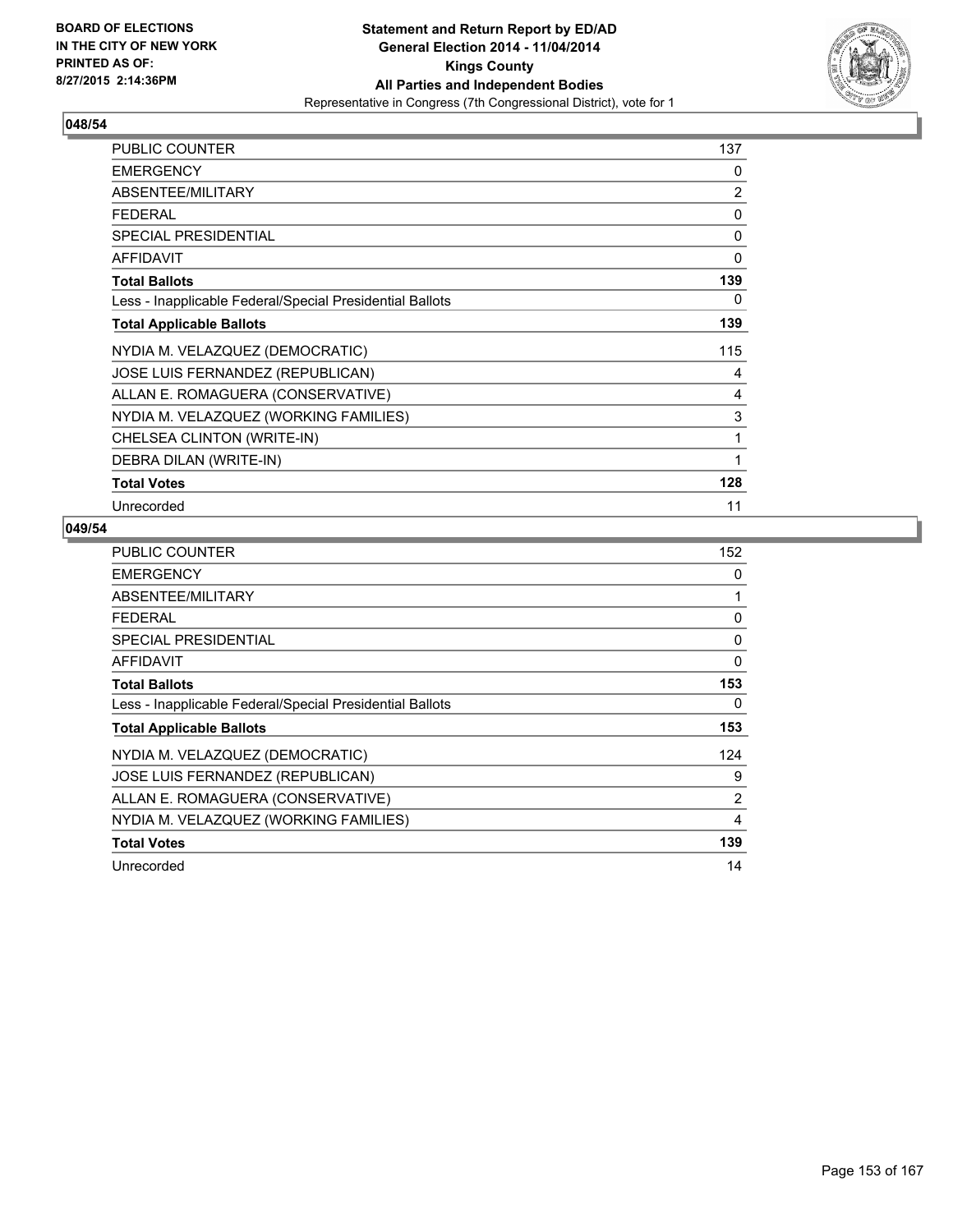**BOARD OF ELECTIONS IN THE CITY OF NEW YORK PRINTED AS OF: 8/27/2015 2:14:36PM**

**Statement and Return Report by ED/AD General Election 2014 - 11/04/2014 Kings County All Parties and Independent Bodies**

Representative in Congress (7th Congressional District), vote for 1

## 048/54

| | |
|---|---|
| PUBLIC COUNTER | 137 |
| EMERGENCY | 0 |
| ABSENTEE/MILITARY | 2 |
| FEDERAL | 0 |
| SPECIAL PRESIDENTIAL | 0 |
| AFFIDAVIT | 0 |
| **Total Ballots** | **139** |
| Less - Inapplicable Federal/Special Presidential Ballots | 0 |
| **Total Applicable Ballots** | **139** |
| NYDIA M. VELAZQUEZ (DEMOCRATIC) | 115 |
| JOSE LUIS FERNANDEZ (REPUBLICAN) | 4 |
| ALLAN E. ROMAGUERA (CONSERVATIVE) | 4 |
| NYDIA M. VELAZQUEZ (WORKING FAMILIES) | 3 |
| CHELSEA CLINTON (WRITE-IN) | 1 |
| DEBRA DILAN (WRITE-IN) | 1 |
| **Total Votes** | **128** |
| Unrecorded | 11 |

## 049/54

| | |
|---|---|
| PUBLIC COUNTER | 152 |
| EMERGENCY | 0 |
| ABSENTEE/MILITARY | 1 |
| FEDERAL | 0 |
| SPECIAL PRESIDENTIAL | 0 |
| AFFIDAVIT | 0 |
| **Total Ballots** | **153** |
| Less - Inapplicable Federal/Special Presidential Ballots | 0 |
| **Total Applicable Ballots** | **153** |
| NYDIA M. VELAZQUEZ (DEMOCRATIC) | 124 |
| JOSE LUIS FERNANDEZ (REPUBLICAN) | 9 |
| ALLAN E. ROMAGUERA (CONSERVATIVE) | 2 |
| NYDIA M. VELAZQUEZ (WORKING FAMILIES) | 4 |
| **Total Votes** | **139** |
| Unrecorded | 14 |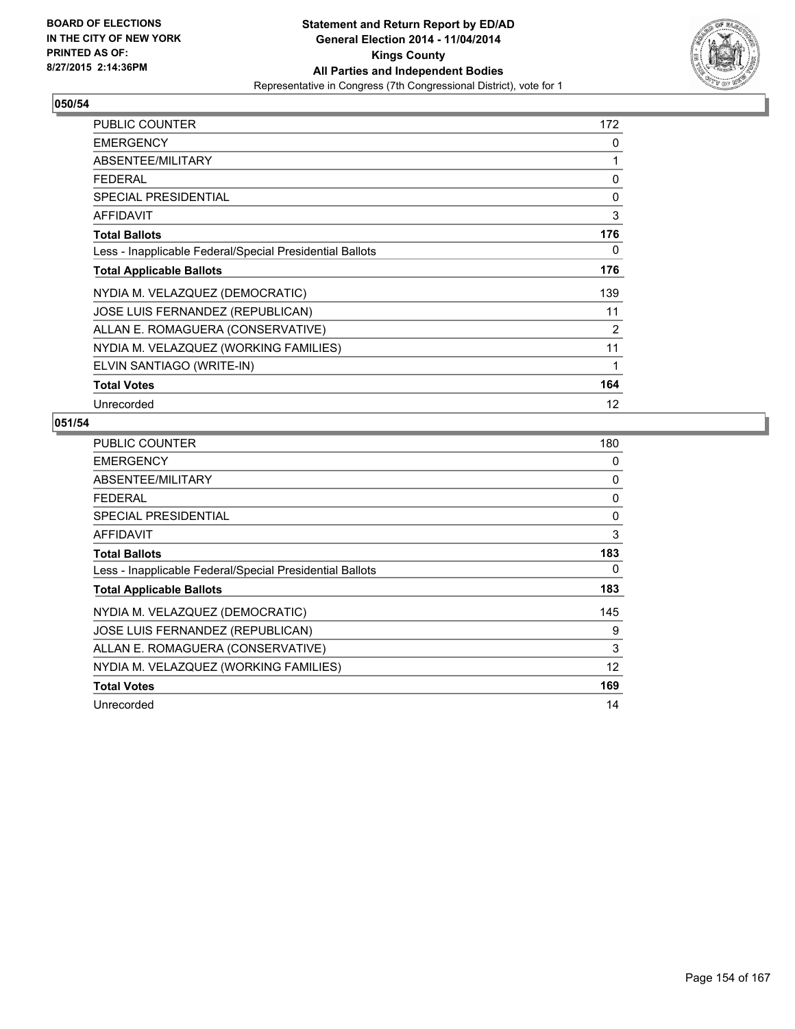BOARD OF ELECTIONS
IN THE CITY OF NEW YORK
PRINTED AS OF:
8/27/2015 2:14:36PM

**Statement and Return Report by ED/AD**
**General Election 2014 - 11/04/2014**
**Kings County**
**All Parties and Independent Bodies**
Representative in Congress (7th Congressional District), vote for 1

## 050/54

| | |
|---|---|
| PUBLIC COUNTER | 172 |
| EMERGENCY | 0 |
| ABSENTEE/MILITARY | 1 |
| FEDERAL | 0 |
| SPECIAL PRESIDENTIAL | 0 |
| AFFIDAVIT | 3 |
| **Total Ballots** | **176** |
| Less - Inapplicable Federal/Special Presidential Ballots | 0 |
| **Total Applicable Ballots** | **176** |
| NYDIA M. VELAZQUEZ (DEMOCRATIC) | 139 |
| JOSE LUIS FERNANDEZ (REPUBLICAN) | 11 |
| ALLAN E. ROMAGUERA (CONSERVATIVE) | 2 |
| NYDIA M. VELAZQUEZ (WORKING FAMILIES) | 11 |
| ELVIN SANTIAGO (WRITE-IN) | 1 |
| **Total Votes** | **164** |
| Unrecorded | 12 |

## 051/54

| | |
|---|---|
| PUBLIC COUNTER | 180 |
| EMERGENCY | 0 |
| ABSENTEE/MILITARY | 0 |
| FEDERAL | 0 |
| SPECIAL PRESIDENTIAL | 0 |
| AFFIDAVIT | 3 |
| **Total Ballots** | **183** |
| Less - Inapplicable Federal/Special Presidential Ballots | 0 |
| **Total Applicable Ballots** | **183** |
| NYDIA M. VELAZQUEZ (DEMOCRATIC) | 145 |
| JOSE LUIS FERNANDEZ (REPUBLICAN) | 9 |
| ALLAN E. ROMAGUERA (CONSERVATIVE) | 3 |
| NYDIA M. VELAZQUEZ (WORKING FAMILIES) | 12 |
| **Total Votes** | **169** |
| Unrecorded | 14 |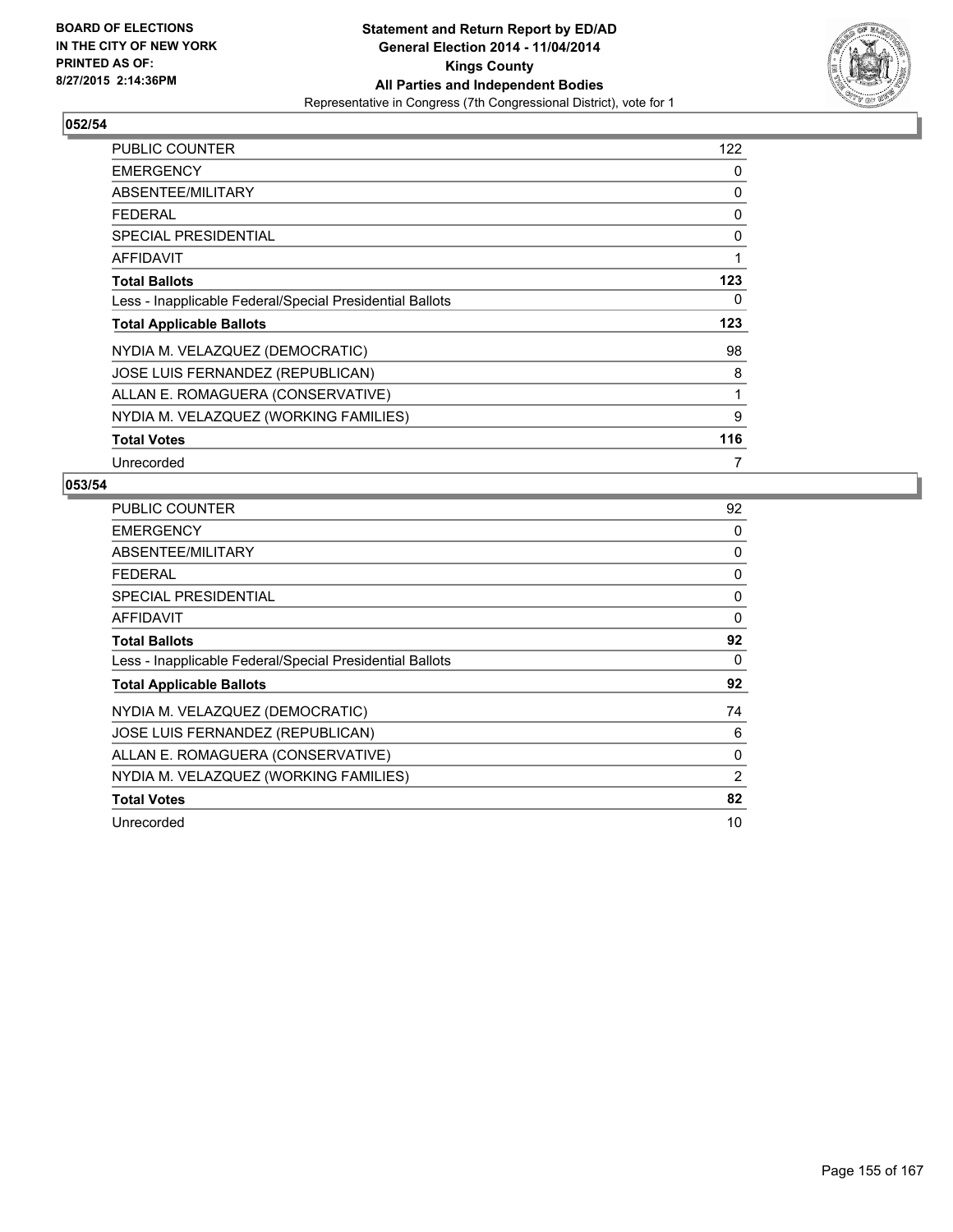**Statement and Return Report by ED/AD**
**General Election 2014 - 11/04/2014**
**Kings County**
**All Parties and Independent Bodies**
Representative in Congress (7th Congressional District), vote for 1

BOARD OF ELECTIONS IN THE CITY OF NEW YORK PRINTED AS OF: 8/27/2015 2:14:36PM

## 052/54

| | |
|---|---|
| PUBLIC COUNTER | 122 |
| EMERGENCY | 0 |
| ABSENTEE/MILITARY | 0 |
| FEDERAL | 0 |
| SPECIAL PRESIDENTIAL | 0 |
| AFFIDAVIT | 1 |
| **Total Ballots** | **123** |
| Less - Inapplicable Federal/Special Presidential Ballots | 0 |
| **Total Applicable Ballots** | **123** |
| NYDIA M. VELAZQUEZ (DEMOCRATIC) | 98 |
| JOSE LUIS FERNANDEZ (REPUBLICAN) | 8 |
| ALLAN E. ROMAGUERA (CONSERVATIVE) | 1 |
| NYDIA M. VELAZQUEZ (WORKING FAMILIES) | 9 |
| **Total Votes** | **116** |
| Unrecorded | 7 |

## 053/54

| | |
|---|---|
| PUBLIC COUNTER | 92 |
| EMERGENCY | 0 |
| ABSENTEE/MILITARY | 0 |
| FEDERAL | 0 |
| SPECIAL PRESIDENTIAL | 0 |
| AFFIDAVIT | 0 |
| **Total Ballots** | **92** |
| Less - Inapplicable Federal/Special Presidential Ballots | 0 |
| **Total Applicable Ballots** | **92** |
| NYDIA M. VELAZQUEZ (DEMOCRATIC) | 74 |
| JOSE LUIS FERNANDEZ (REPUBLICAN) | 6 |
| ALLAN E. ROMAGUERA (CONSERVATIVE) | 0 |
| NYDIA M. VELAZQUEZ (WORKING FAMILIES) | 2 |
| **Total Votes** | **82** |
| Unrecorded | 10 |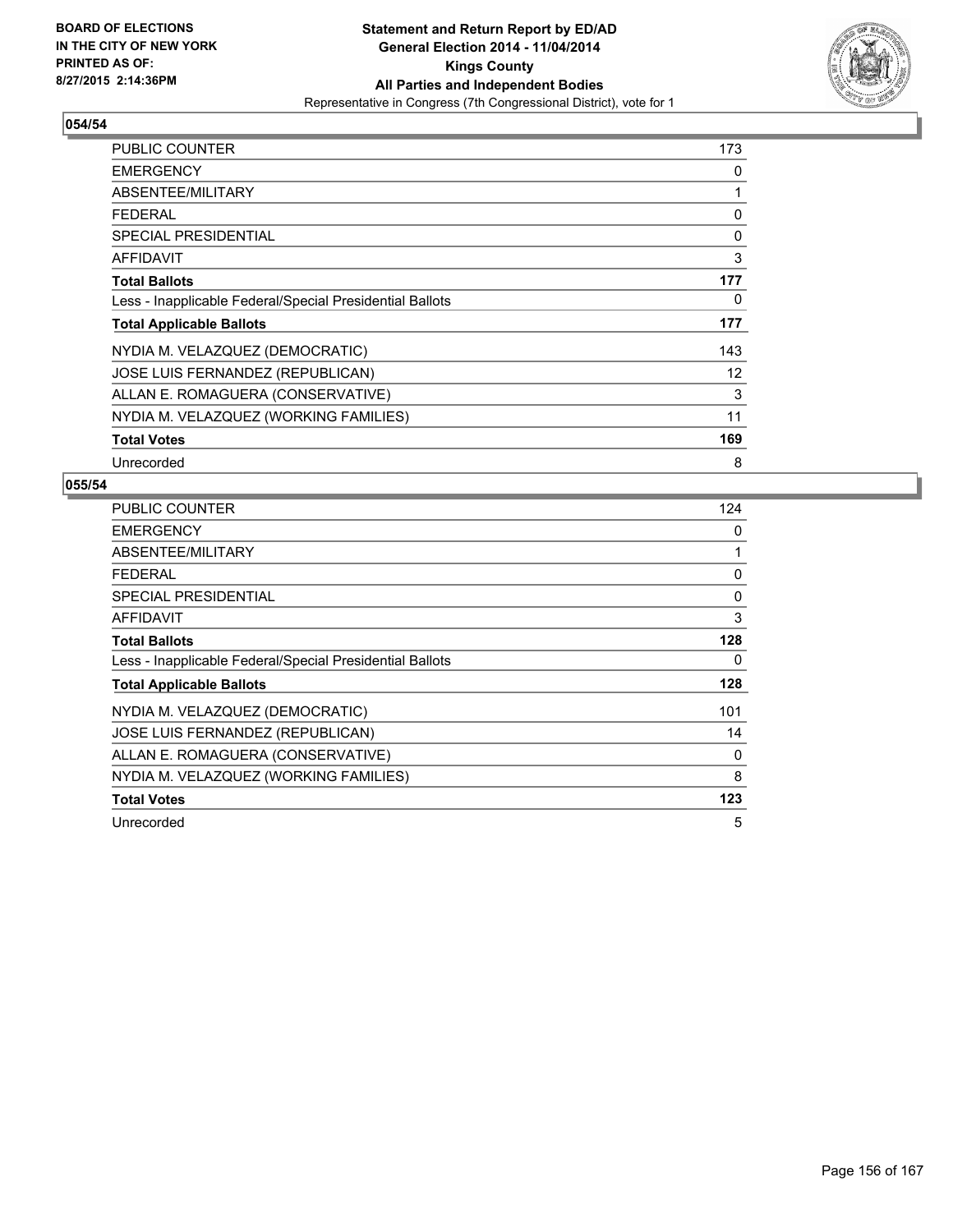BOARD OF ELECTIONS
IN THE CITY OF NEW YORK
PRINTED AS OF:
8/27/2015 2:14:36PM

**Statement and Return Report by ED/AD**
**General Election 2014 - 11/04/2014**
**Kings County**
**All Parties and Independent Bodies**
Representative in Congress (7th Congressional District), vote for 1

## 054/54

| | |
|---|---|
| PUBLIC COUNTER | 173 |
| EMERGENCY | 0 |
| ABSENTEE/MILITARY | 1 |
| FEDERAL | 0 |
| SPECIAL PRESIDENTIAL | 0 |
| AFFIDAVIT | 3 |
| **Total Ballots** | **177** |
| Less - Inapplicable Federal/Special Presidential Ballots | 0 |
| **Total Applicable Ballots** | **177** |
| NYDIA M. VELAZQUEZ (DEMOCRATIC) | 143 |
| JOSE LUIS FERNANDEZ (REPUBLICAN) | 12 |
| ALLAN E. ROMAGUERA (CONSERVATIVE) | 3 |
| NYDIA M. VELAZQUEZ (WORKING FAMILIES) | 11 |
| **Total Votes** | **169** |
| Unrecorded | 8 |

## 055/54

| | |
|---|---|
| PUBLIC COUNTER | 124 |
| EMERGENCY | 0 |
| ABSENTEE/MILITARY | 1 |
| FEDERAL | 0 |
| SPECIAL PRESIDENTIAL | 0 |
| AFFIDAVIT | 3 |
| **Total Ballots** | **128** |
| Less - Inapplicable Federal/Special Presidential Ballots | 0 |
| **Total Applicable Ballots** | **128** |
| NYDIA M. VELAZQUEZ (DEMOCRATIC) | 101 |
| JOSE LUIS FERNANDEZ (REPUBLICAN) | 14 |
| ALLAN E. ROMAGUERA (CONSERVATIVE) | 0 |
| NYDIA M. VELAZQUEZ (WORKING FAMILIES) | 8 |
| **Total Votes** | **123** |
| Unrecorded | 5 |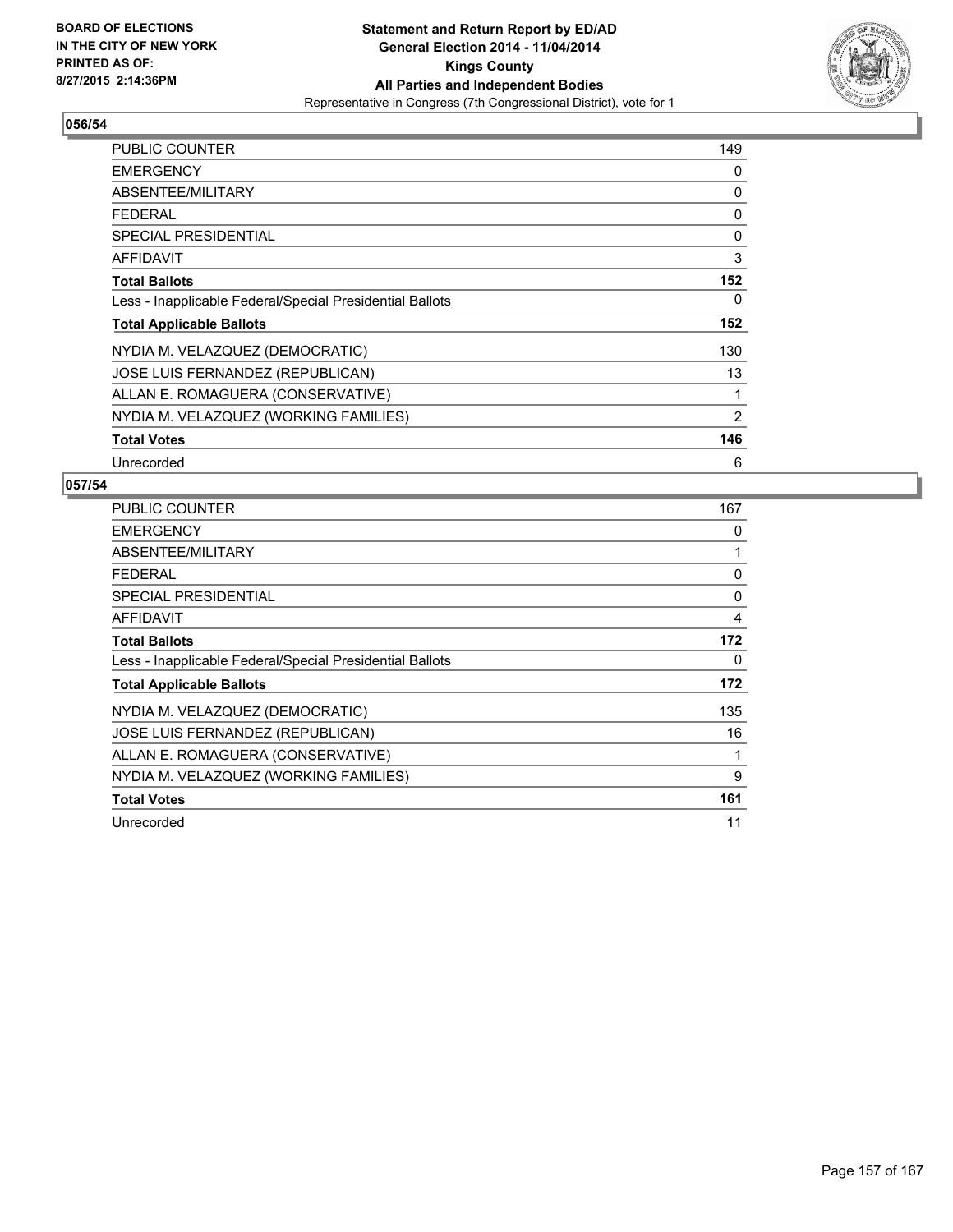BOARD OF ELECTIONS
IN THE CITY OF NEW YORK
PRINTED AS OF:
8/27/2015 2:14:36PM

**Statement and Return Report by ED/AD**
**General Election 2014 - 11/04/2014**
**Kings County**
**All Parties and Independent Bodies**
Representative in Congress (7th Congressional District), vote for 1

## 056/54

| | |
|---|---|
| PUBLIC COUNTER | 149 |
| EMERGENCY | 0 |
| ABSENTEE/MILITARY | 0 |
| FEDERAL | 0 |
| SPECIAL PRESIDENTIAL | 0 |
| AFFIDAVIT | 3 |
| **Total Ballots** | **152** |
| Less - Inapplicable Federal/Special Presidential Ballots | 0 |
| **Total Applicable Ballots** | **152** |
| NYDIA M. VELAZQUEZ (DEMOCRATIC) | 130 |
| JOSE LUIS FERNANDEZ (REPUBLICAN) | 13 |
| ALLAN E. ROMAGUERA (CONSERVATIVE) | 1 |
| NYDIA M. VELAZQUEZ (WORKING FAMILIES) | 2 |
| **Total Votes** | **146** |
| Unrecorded | 6 |

## 057/54

| | |
|---|---|
| PUBLIC COUNTER | 167 |
| EMERGENCY | 0 |
| ABSENTEE/MILITARY | 1 |
| FEDERAL | 0 |
| SPECIAL PRESIDENTIAL | 0 |
| AFFIDAVIT | 4 |
| **Total Ballots** | **172** |
| Less - Inapplicable Federal/Special Presidential Ballots | 0 |
| **Total Applicable Ballots** | **172** |
| NYDIA M. VELAZQUEZ (DEMOCRATIC) | 135 |
| JOSE LUIS FERNANDEZ (REPUBLICAN) | 16 |
| ALLAN E. ROMAGUERA (CONSERVATIVE) | 1 |
| NYDIA M. VELAZQUEZ (WORKING FAMILIES) | 9 |
| **Total Votes** | **161** |
| Unrecorded | 11 |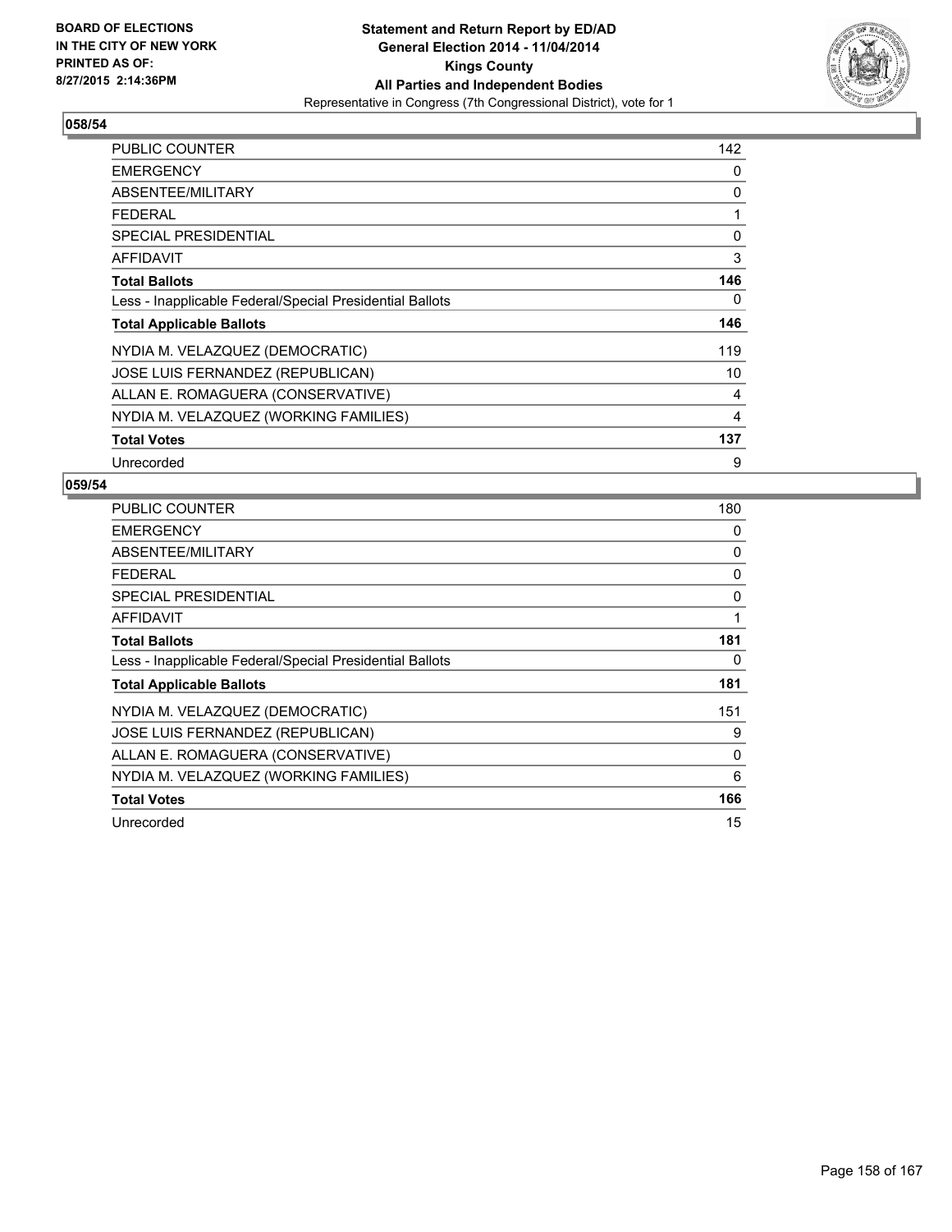**Statement and Return Report by ED/AD**
**General Election 2014 - 11/04/2014**
**Kings County**
**All Parties and Independent Bodies**
Representative in Congress (7th Congressional District), vote for 1

BOARD OF ELECTIONS
IN THE CITY OF NEW YORK
PRINTED AS OF:
8/27/2015 2:14:36PM

### 058/54

| | |
|---|---|
| PUBLIC COUNTER | 142 |
| EMERGENCY | 0 |
| ABSENTEE/MILITARY | 0 |
| FEDERAL | 1 |
| SPECIAL PRESIDENTIAL | 0 |
| AFFIDAVIT | 3 |
| **Total Ballots** | **146** |
| Less - Inapplicable Federal/Special Presidential Ballots | 0 |
| **Total Applicable Ballots** | **146** |
| NYDIA M. VELAZQUEZ (DEMOCRATIC) | 119 |
| JOSE LUIS FERNANDEZ (REPUBLICAN) | 10 |
| ALLAN E. ROMAGUERA (CONSERVATIVE) | 4 |
| NYDIA M. VELAZQUEZ (WORKING FAMILIES) | 4 |
| **Total Votes** | **137** |
| Unrecorded | 9 |

### 059/54

| | |
|---|---|
| PUBLIC COUNTER | 180 |
| EMERGENCY | 0 |
| ABSENTEE/MILITARY | 0 |
| FEDERAL | 0 |
| SPECIAL PRESIDENTIAL | 0 |
| AFFIDAVIT | 1 |
| **Total Ballots** | **181** |
| Less - Inapplicable Federal/Special Presidential Ballots | 0 |
| **Total Applicable Ballots** | **181** |
| NYDIA M. VELAZQUEZ (DEMOCRATIC) | 151 |
| JOSE LUIS FERNANDEZ (REPUBLICAN) | 9 |
| ALLAN E. ROMAGUERA (CONSERVATIVE) | 0 |
| NYDIA M. VELAZQUEZ (WORKING FAMILIES) | 6 |
| **Total Votes** | **166** |
| Unrecorded | 15 |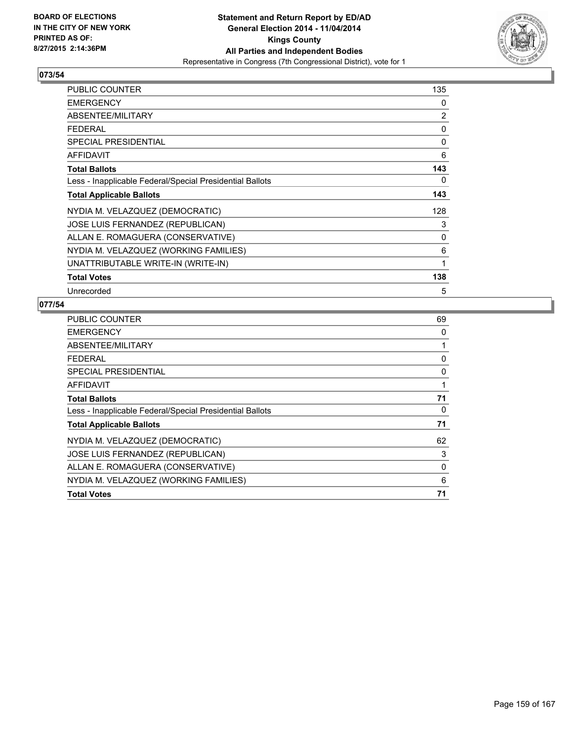BOARD OF ELECTIONS
IN THE CITY OF NEW YORK
PRINTED AS OF:
8/27/2015 2:14:36PM

**Statement and Return Report by ED/AD**
**General Election 2014 - 11/04/2014**
**Kings County**
**All Parties and Independent Bodies**
Representative in Congress (7th Congressional District), vote for 1

### 073/54

| | |
|---|---|
| PUBLIC COUNTER | 135 |
| EMERGENCY | 0 |
| ABSENTEE/MILITARY | 2 |
| FEDERAL | 0 |
| SPECIAL PRESIDENTIAL | 0 |
| AFFIDAVIT | 6 |
| **Total Ballots** | **143** |
| Less - Inapplicable Federal/Special Presidential Ballots | 0 |
| **Total Applicable Ballots** | **143** |
| NYDIA M. VELAZQUEZ (DEMOCRATIC) | 128 |
| JOSE LUIS FERNANDEZ (REPUBLICAN) | 3 |
| ALLAN E. ROMAGUERA (CONSERVATIVE) | 0 |
| NYDIA M. VELAZQUEZ (WORKING FAMILIES) | 6 |
| UNATTRIBUTABLE WRITE-IN (WRITE-IN) | 1 |
| **Total Votes** | **138** |
| Unrecorded | 5 |

### 077/54

| | |
|---|---|
| PUBLIC COUNTER | 69 |
| EMERGENCY | 0 |
| ABSENTEE/MILITARY | 1 |
| FEDERAL | 0 |
| SPECIAL PRESIDENTIAL | 0 |
| AFFIDAVIT | 1 |
| **Total Ballots** | **71** |
| Less - Inapplicable Federal/Special Presidential Ballots | 0 |
| **Total Applicable Ballots** | **71** |
| NYDIA M. VELAZQUEZ (DEMOCRATIC) | 62 |
| JOSE LUIS FERNANDEZ (REPUBLICAN) | 3 |
| ALLAN E. ROMAGUERA (CONSERVATIVE) | 0 |
| NYDIA M. VELAZQUEZ (WORKING FAMILIES) | 6 |
| **Total Votes** | **71** |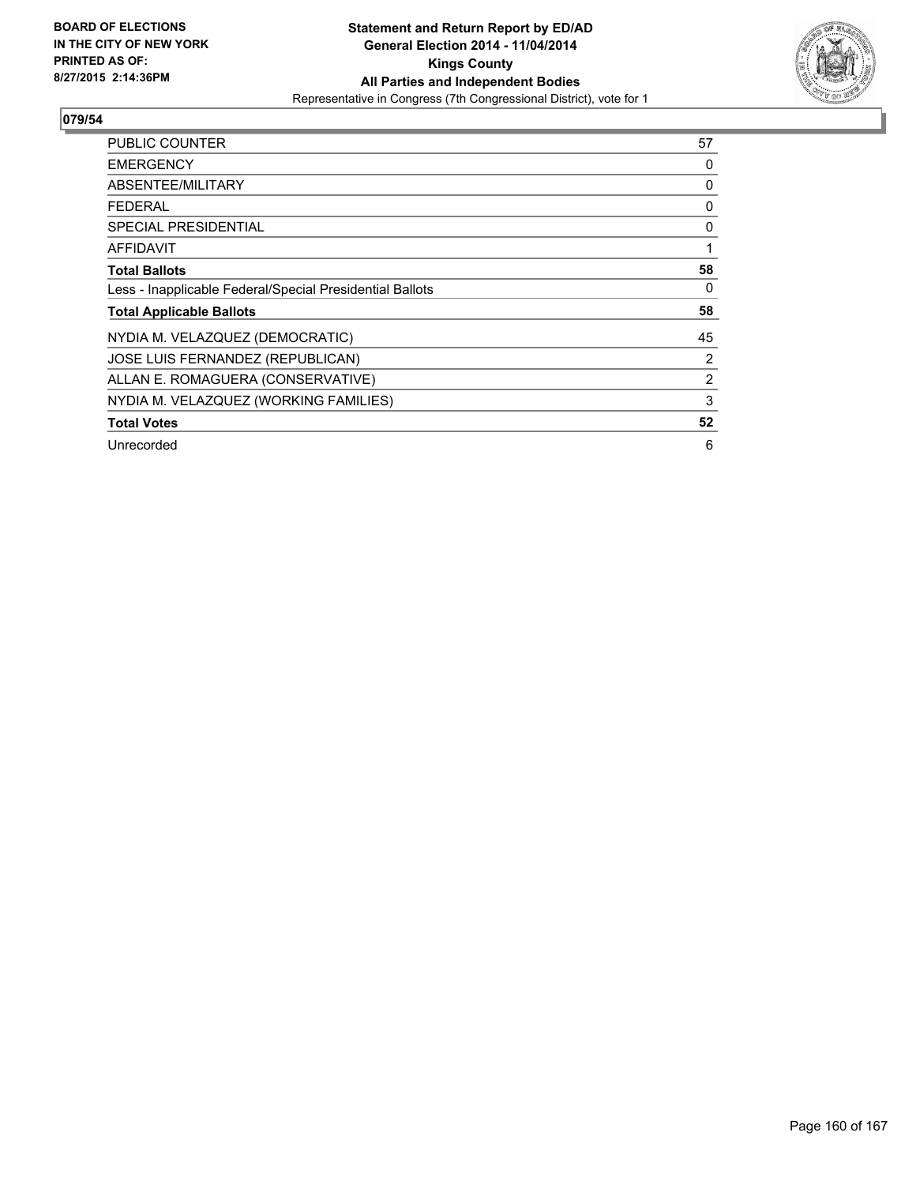**BOARD OF ELECTIONS IN THE CITY OF NEW YORK PRINTED AS OF: 8/27/2015 2:14:36PM**

**Statement and Return Report by ED/AD**
**General Election 2014 - 11/04/2014**
**Kings County**
**All Parties and Independent Bodies**
Representative in Congress (7th Congressional District), vote for 1

## 079/54

| | |
|---|---|
| PUBLIC COUNTER | 57 |
| EMERGENCY | 0 |
| ABSENTEE/MILITARY | 0 |
| FEDERAL | 0 |
| SPECIAL PRESIDENTIAL | 0 |
| AFFIDAVIT | 1 |
| **Total Ballots** | **58** |
| Less - Inapplicable Federal/Special Presidential Ballots | 0 |
| **Total Applicable Ballots** | **58** |
| NYDIA M. VELAZQUEZ (DEMOCRATIC) | 45 |
| JOSE LUIS FERNANDEZ (REPUBLICAN) | 2 |
| ALLAN E. ROMAGUERA (CONSERVATIVE) | 2 |
| NYDIA M. VELAZQUEZ (WORKING FAMILIES) | 3 |
| **Total Votes** | **52** |
| Unrecorded | 6 |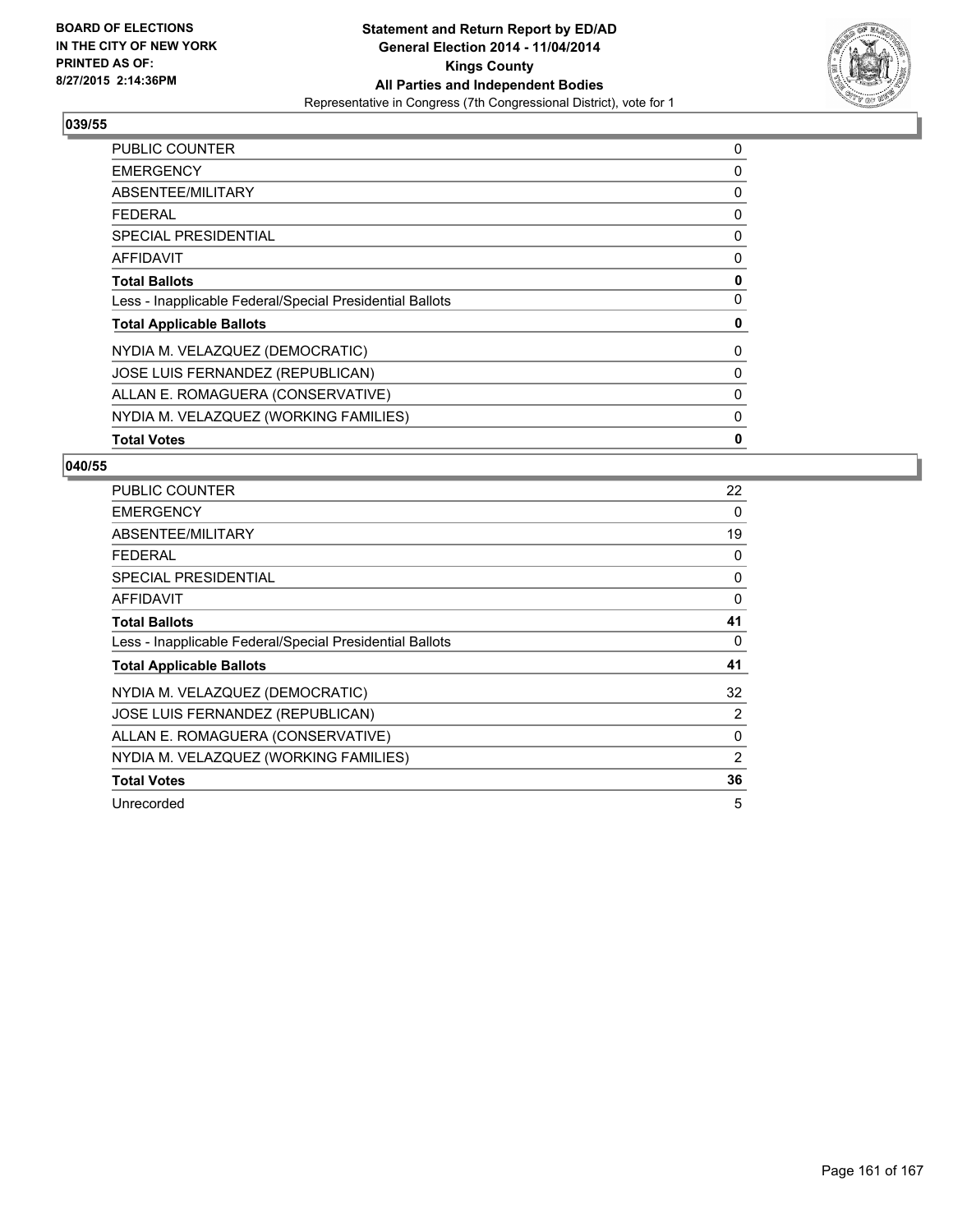BOARD OF ELECTIONS
IN THE CITY OF NEW YORK
PRINTED AS OF:
8/27/2015 2:14:36PM

**Statement and Return Report by ED/AD**
**General Election 2014 - 11/04/2014**
**Kings County**
**All Parties and Independent Bodies**
Representative in Congress (7th Congressional District), vote for 1

### 039/55

| | |
|---|---|
| PUBLIC COUNTER | 0 |
| EMERGENCY | 0 |
| ABSENTEE/MILITARY | 0 |
| FEDERAL | 0 |
| SPECIAL PRESIDENTIAL | 0 |
| AFFIDAVIT | 0 |
| **Total Ballots** | **0** |
| Less - Inapplicable Federal/Special Presidential Ballots | 0 |
| **Total Applicable Ballots** | **0** |
| NYDIA M. VELAZQUEZ (DEMOCRATIC) | 0 |
| JOSE LUIS FERNANDEZ (REPUBLICAN) | 0 |
| ALLAN E. ROMAGUERA (CONSERVATIVE) | 0 |
| NYDIA M. VELAZQUEZ (WORKING FAMILIES) | 0 |
| **Total Votes** | **0** |

### 040/55

| | |
|---|---|
| PUBLIC COUNTER | 22 |
| EMERGENCY | 0 |
| ABSENTEE/MILITARY | 19 |
| FEDERAL | 0 |
| SPECIAL PRESIDENTIAL | 0 |
| AFFIDAVIT | 0 |
| **Total Ballots** | **41** |
| Less - Inapplicable Federal/Special Presidential Ballots | 0 |
| **Total Applicable Ballots** | **41** |
| NYDIA M. VELAZQUEZ (DEMOCRATIC) | 32 |
| JOSE LUIS FERNANDEZ (REPUBLICAN) | 2 |
| ALLAN E. ROMAGUERA (CONSERVATIVE) | 0 |
| NYDIA M. VELAZQUEZ (WORKING FAMILIES) | 2 |
| **Total Votes** | **36** |
| Unrecorded | 5 |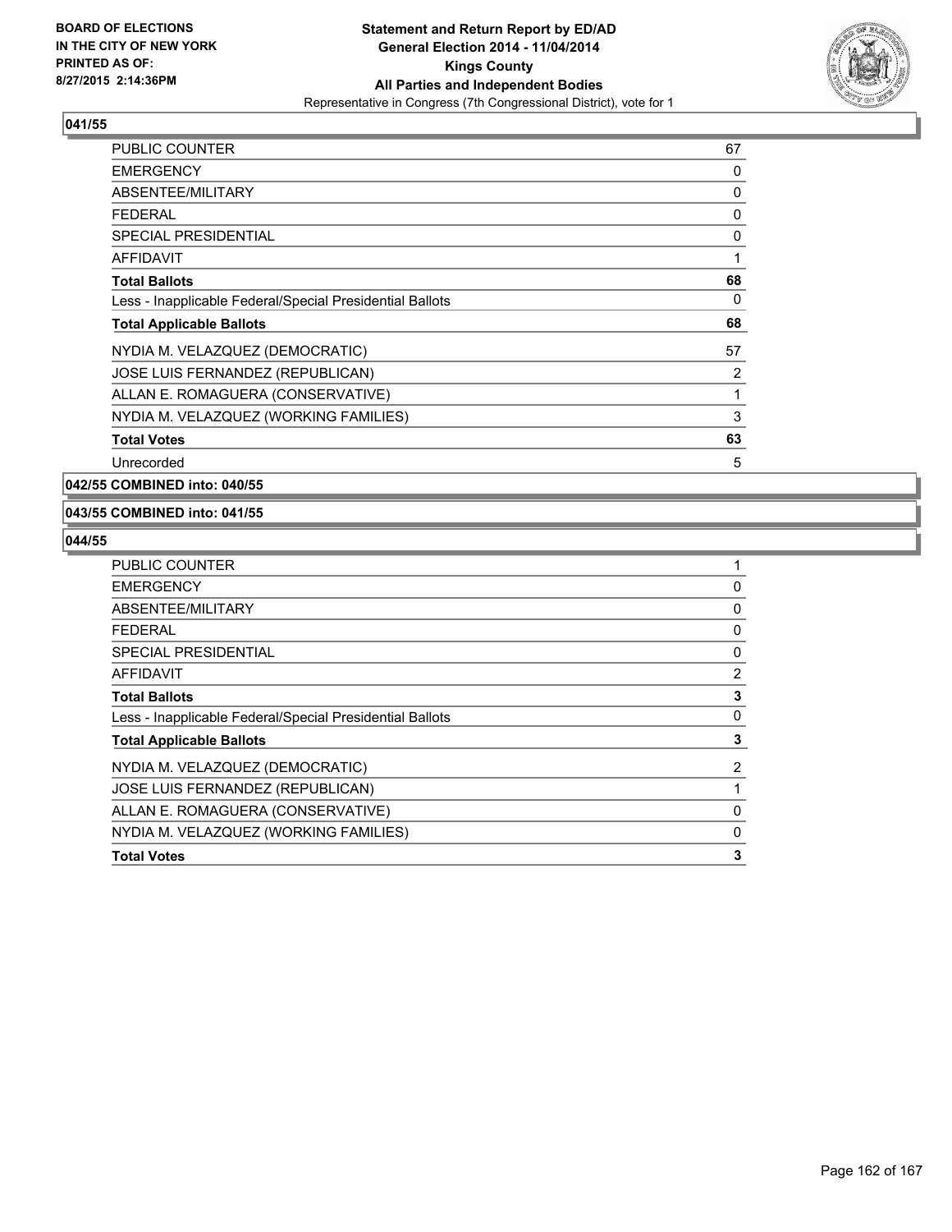## 041/55

| | |
|---|---|
| PUBLIC COUNTER | 67 |
| EMERGENCY | 0 |
| ABSENTEE/MILITARY | 0 |
| FEDERAL | 0 |
| SPECIAL PRESIDENTIAL | 0 |
| AFFIDAVIT | 1 |
| **Total Ballots** | **68** |
| Less - Inapplicable Federal/Special Presidential Ballots | 0 |
| **Total Applicable Ballots** | **68** |
| NYDIA M. VELAZQUEZ (DEMOCRATIC) | 57 |
| JOSE LUIS FERNANDEZ (REPUBLICAN) | 2 |
| ALLAN E. ROMAGUERA (CONSERVATIVE) | 1 |
| NYDIA M. VELAZQUEZ (WORKING FAMILIES) | 3 |
| **Total Votes** | **63** |
| Unrecorded | 5 |

## 042/55 COMBINED into: 040/55

## 043/55 COMBINED into: 041/55

## 044/55

| | |
|---|---|
| PUBLIC COUNTER | 1 |
| EMERGENCY | 0 |
| ABSENTEE/MILITARY | 0 |
| FEDERAL | 0 |
| SPECIAL PRESIDENTIAL | 0 |
| AFFIDAVIT | 2 |
| **Total Ballots** | **3** |
| Less - Inapplicable Federal/Special Presidential Ballots | 0 |
| **Total Applicable Ballots** | **3** |
| NYDIA M. VELAZQUEZ (DEMOCRATIC) | 2 |
| JOSE LUIS FERNANDEZ (REPUBLICAN) | 1 |
| ALLAN E. ROMAGUERA (CONSERVATIVE) | 0 |
| NYDIA M. VELAZQUEZ (WORKING FAMILIES) | 0 |
| **Total Votes** | **3** |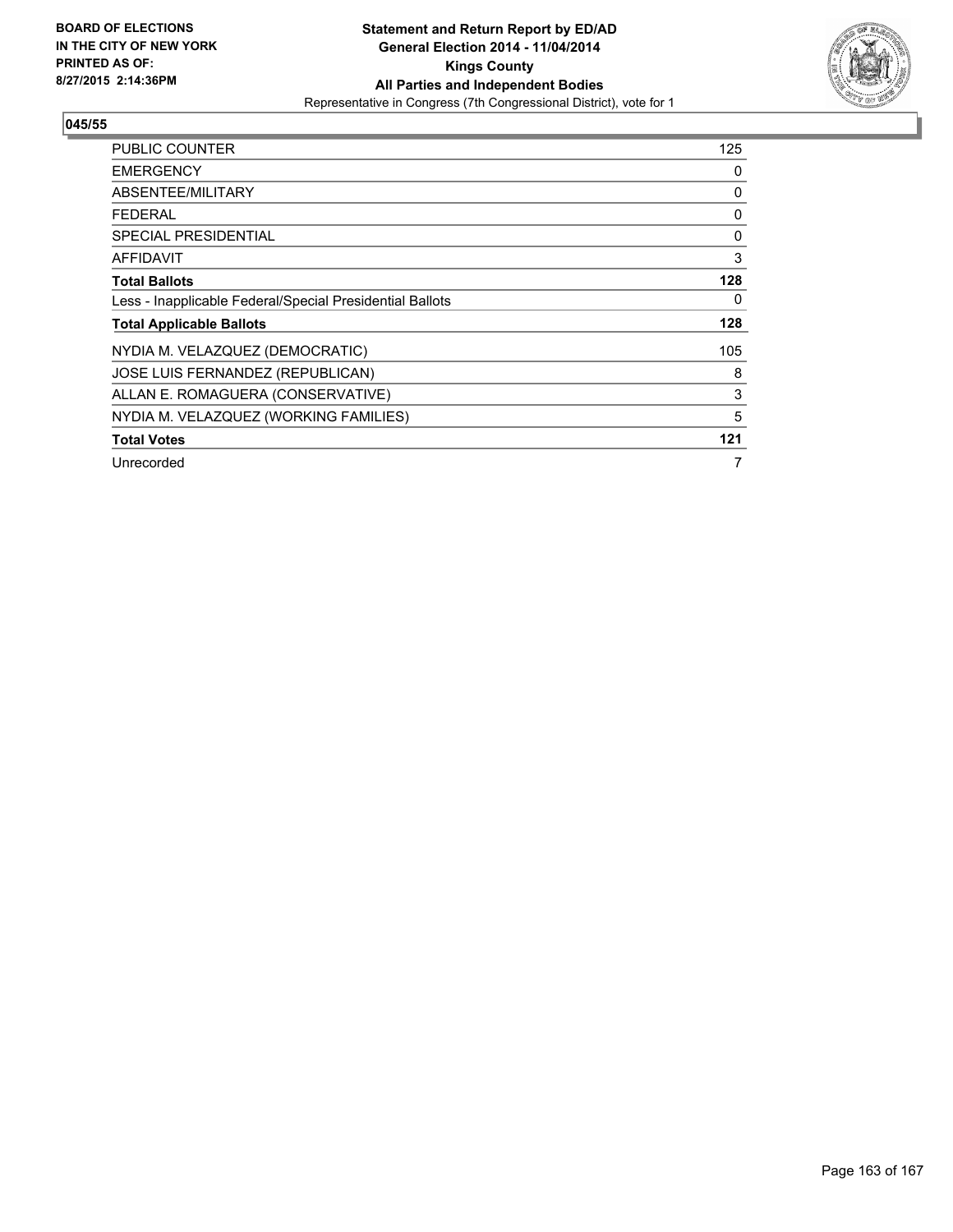**BOARD OF ELECTIONS IN THE CITY OF NEW YORK PRINTED AS OF: 8/27/2015 2:14:36PM**

**Statement and Return Report by ED/AD**
**General Election 2014 - 11/04/2014**
**Kings County**
**All Parties and Independent Bodies**
Representative in Congress (7th Congressional District), vote for 1

**045/55**

| | |
|---|---|
| PUBLIC COUNTER | 125 |
| EMERGENCY | 0 |
| ABSENTEE/MILITARY | 0 |
| FEDERAL | 0 |
| SPECIAL PRESIDENTIAL | 0 |
| AFFIDAVIT | 3 |
| **Total Ballots** | **128** |
| Less - Inapplicable Federal/Special Presidential Ballots | 0 |
| **Total Applicable Ballots** | **128** |
| NYDIA M. VELAZQUEZ (DEMOCRATIC) | 105 |
| JOSE LUIS FERNANDEZ (REPUBLICAN) | 8 |
| ALLAN E. ROMAGUERA (CONSERVATIVE) | 3 |
| NYDIA M. VELAZQUEZ (WORKING FAMILIES) | 5 |
| **Total Votes** | **121** |
| Unrecorded | 7 |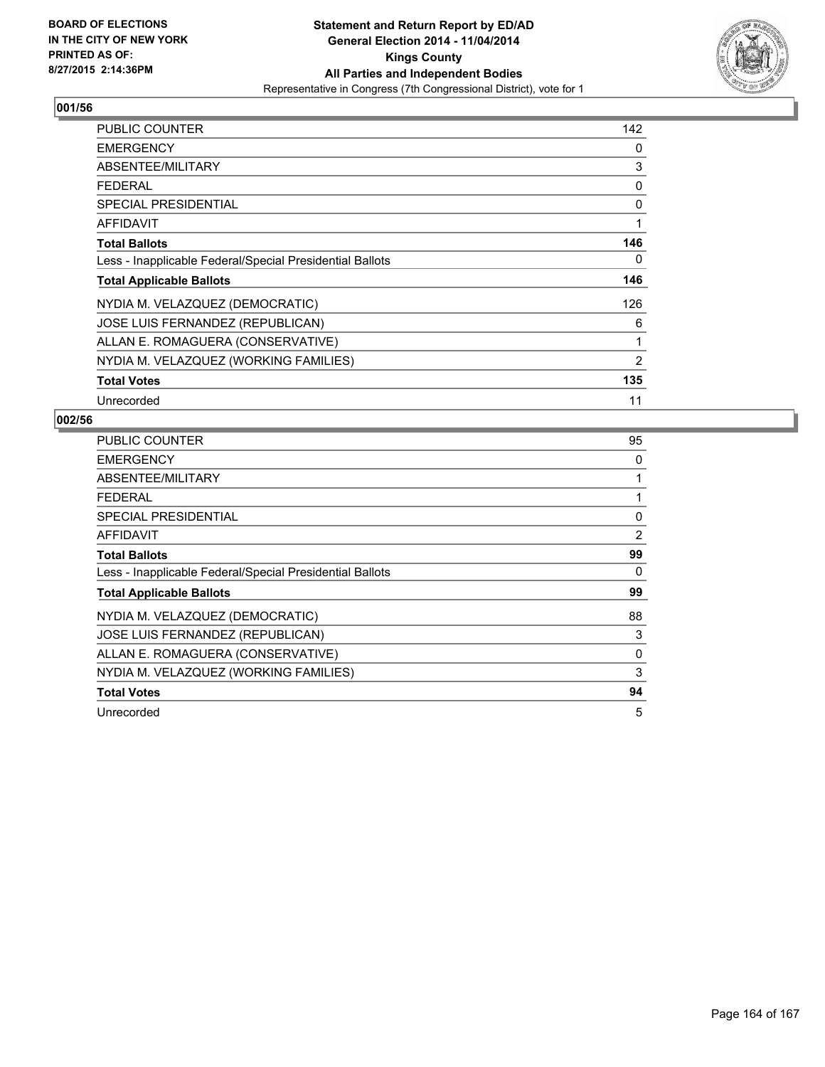BOARD OF ELECTIONS
IN THE CITY OF NEW YORK
PRINTED AS OF:
8/27/2015 2:14:36PM

**Statement and Return Report by ED/AD**
**General Election 2014 - 11/04/2014**
**Kings County**
**All Parties and Independent Bodies**
Representative in Congress (7th Congressional District), vote for 1

## 001/56

| | |
|---|---|
| PUBLIC COUNTER | 142 |
| EMERGENCY | 0 |
| ABSENTEE/MILITARY | 3 |
| FEDERAL | 0 |
| SPECIAL PRESIDENTIAL | 0 |
| AFFIDAVIT | 1 |
| **Total Ballots** | **146** |
| Less - Inapplicable Federal/Special Presidential Ballots | 0 |
| **Total Applicable Ballots** | **146** |
| NYDIA M. VELAZQUEZ (DEMOCRATIC) | 126 |
| JOSE LUIS FERNANDEZ (REPUBLICAN) | 6 |
| ALLAN E. ROMAGUERA (CONSERVATIVE) | 1 |
| NYDIA M. VELAZQUEZ (WORKING FAMILIES) | 2 |
| **Total Votes** | **135** |
| Unrecorded | 11 |

## 002/56

| | |
|---|---|
| PUBLIC COUNTER | 95 |
| EMERGENCY | 0 |
| ABSENTEE/MILITARY | 1 |
| FEDERAL | 1 |
| SPECIAL PRESIDENTIAL | 0 |
| AFFIDAVIT | 2 |
| **Total Ballots** | **99** |
| Less - Inapplicable Federal/Special Presidential Ballots | 0 |
| **Total Applicable Ballots** | **99** |
| NYDIA M. VELAZQUEZ (DEMOCRATIC) | 88 |
| JOSE LUIS FERNANDEZ (REPUBLICAN) | 3 |
| ALLAN E. ROMAGUERA (CONSERVATIVE) | 0 |
| NYDIA M. VELAZQUEZ (WORKING FAMILIES) | 3 |
| **Total Votes** | **94** |
| Unrecorded | 5 |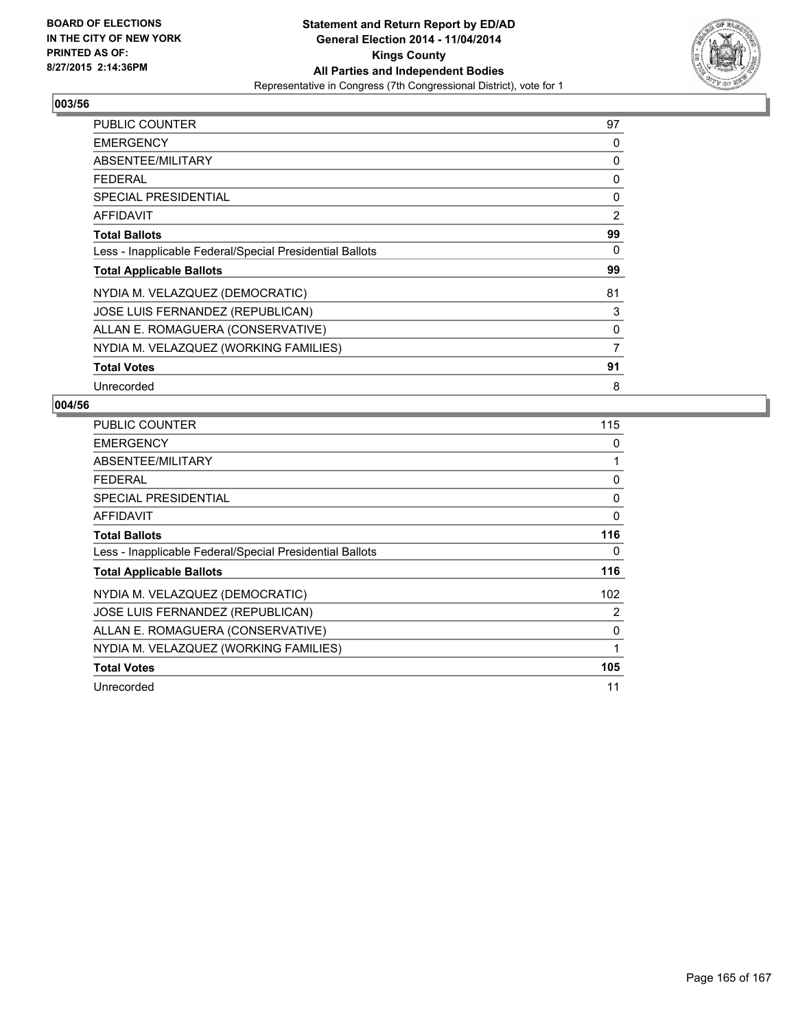BOARD OF ELECTIONS
IN THE CITY OF NEW YORK
PRINTED AS OF:
8/27/2015 2:14:36PM

**Statement and Return Report by ED/AD**
**General Election 2014 - 11/04/2014**
**Kings County**
**All Parties and Independent Bodies**
Representative in Congress (7th Congressional District), vote for 1

## 003/56

| | |
|---|---|
| PUBLIC COUNTER | 97 |
| EMERGENCY | 0 |
| ABSENTEE/MILITARY | 0 |
| FEDERAL | 0 |
| SPECIAL PRESIDENTIAL | 0 |
| AFFIDAVIT | 2 |
| **Total Ballots** | **99** |
| Less - Inapplicable Federal/Special Presidential Ballots | 0 |
| **Total Applicable Ballots** | **99** |
| NYDIA M. VELAZQUEZ (DEMOCRATIC) | 81 |
| JOSE LUIS FERNANDEZ (REPUBLICAN) | 3 |
| ALLAN E. ROMAGUERA (CONSERVATIVE) | 0 |
| NYDIA M. VELAZQUEZ (WORKING FAMILIES) | 7 |
| **Total Votes** | **91** |
| Unrecorded | 8 |

## 004/56

| | |
|---|---|
| PUBLIC COUNTER | 115 |
| EMERGENCY | 0 |
| ABSENTEE/MILITARY | 1 |
| FEDERAL | 0 |
| SPECIAL PRESIDENTIAL | 0 |
| AFFIDAVIT | 0 |
| **Total Ballots** | **116** |
| Less - Inapplicable Federal/Special Presidential Ballots | 0 |
| **Total Applicable Ballots** | **116** |
| NYDIA M. VELAZQUEZ (DEMOCRATIC) | 102 |
| JOSE LUIS FERNANDEZ (REPUBLICAN) | 2 |
| ALLAN E. ROMAGUERA (CONSERVATIVE) | 0 |
| NYDIA M. VELAZQUEZ (WORKING FAMILIES) | 1 |
| **Total Votes** | **105** |
| Unrecorded | 11 |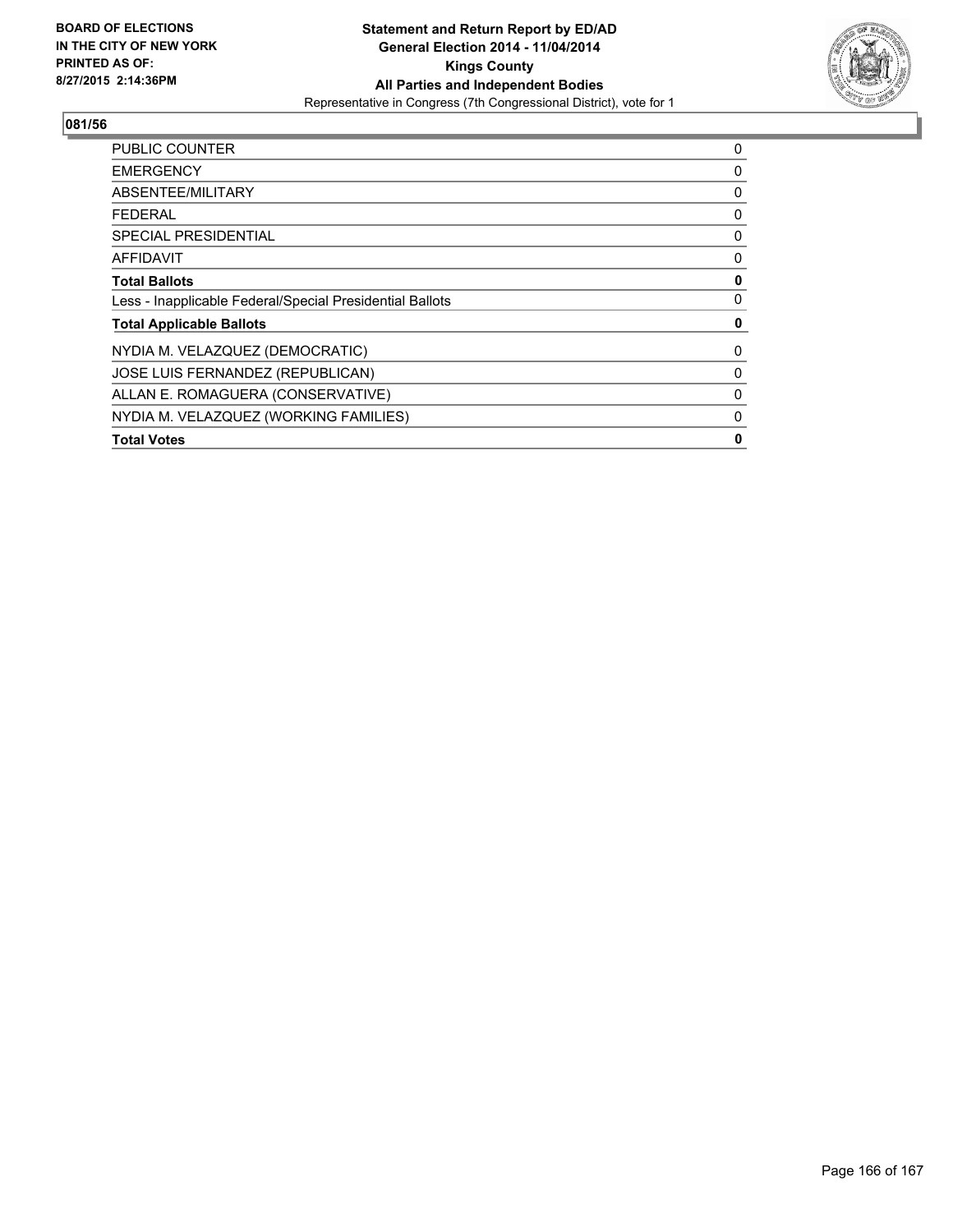BOARD OF ELECTIONS
IN THE CITY OF NEW YORK
PRINTED AS OF:
8/27/2015 2:14:36PM

**Statement and Return Report by ED/AD**
**General Election 2014 - 11/04/2014**
**Kings County**
**All Parties and Independent Bodies**
Representative in Congress (7th Congressional District), vote for 1

## 081/56

| | |
|---|---|
| PUBLIC COUNTER | 0 |
| EMERGENCY | 0 |
| ABSENTEE/MILITARY | 0 |
| FEDERAL | 0 |
| SPECIAL PRESIDENTIAL | 0 |
| AFFIDAVIT | 0 |
| **Total Ballots** | **0** |
| Less - Inapplicable Federal/Special Presidential Ballots | 0 |
| **Total Applicable Ballots** | **0** |
| NYDIA M. VELAZQUEZ (DEMOCRATIC) | 0 |
| JOSE LUIS FERNANDEZ (REPUBLICAN) | 0 |
| ALLAN E. ROMAGUERA (CONSERVATIVE) | 0 |
| NYDIA M. VELAZQUEZ (WORKING FAMILIES) | 0 |
| **Total Votes** | **0** |